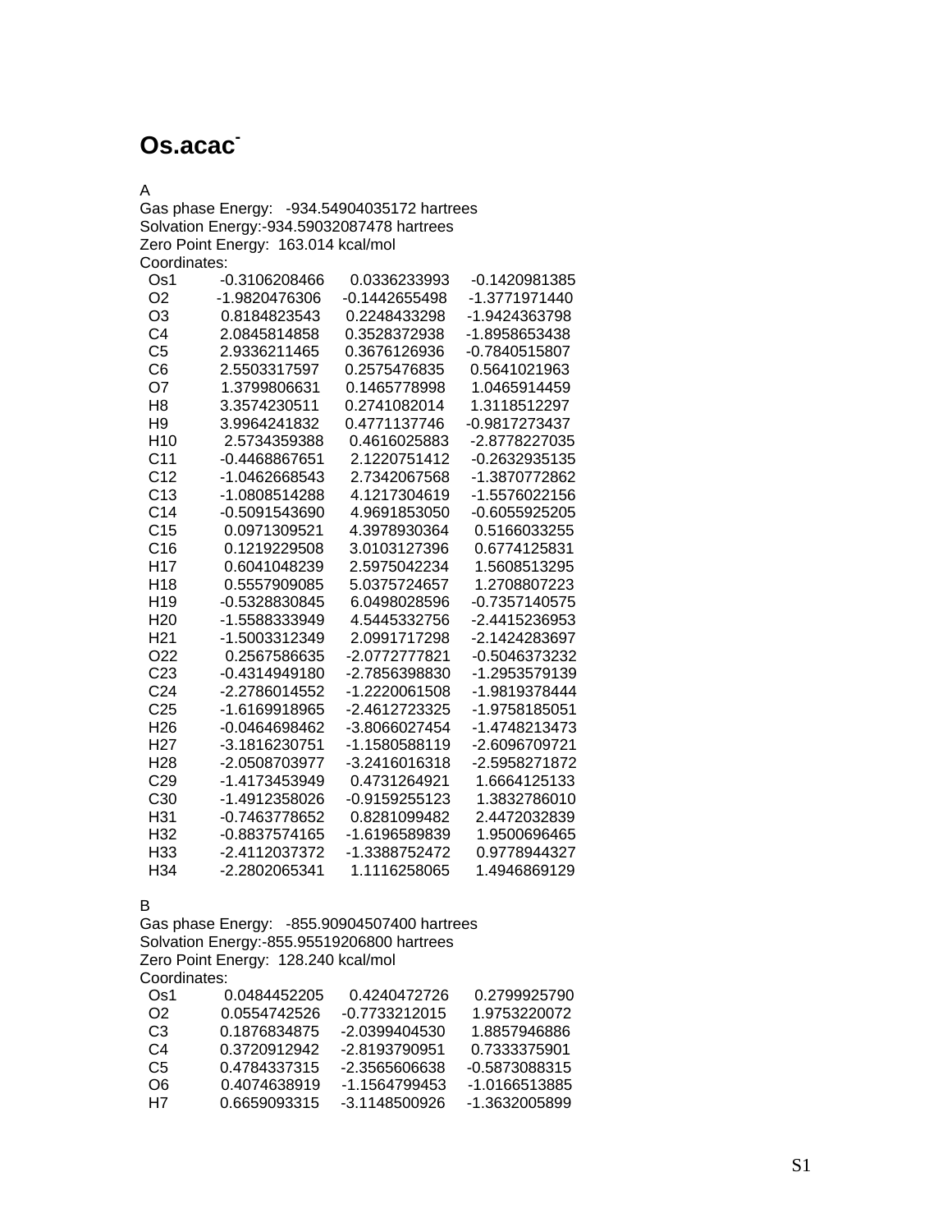# Os.acac$^-$

A
Gas phase Energy: -934.54904035172 hartrees
Solvation Energy:-934.59032087478 hartrees
Zero Point Energy: 163.014 kcal/mol
Coordinates:

| | | | |
|---|---|---|---|
| Os1 | -0.3106208466 | 0.0336233993 | -0.1420981385 |
| O2 | -1.9820476306 | -0.1442655498 | -1.3771971440 |
| O3 | 0.8184823543 | 0.2248433298 | -1.9424363798 |
| C4 | 2.0845814858 | 0.3528372938 | -1.8958653438 |
| C5 | 2.9336211465 | 0.3676126936 | -0.7840515807 |
| C6 | 2.5503317597 | 0.2575476835 | 0.5641021963 |
| O7 | 1.3799806631 | 0.1465778998 | 1.0465914459 |
| H8 | 3.3574230511 | 0.2741082014 | 1.3118512297 |
| H9 | 3.9964241832 | 0.4771137746 | -0.9817273437 |
| H10 | 2.5734359388 | 0.4616025883 | -2.8778227035 |
| C11 | -0.4468867651 | 2.1220751412 | -0.2632935135 |
| C12 | -1.0462668543 | 2.7342067568 | -1.3870772862 |
| C13 | -1.0808514288 | 4.1217304619 | -1.5576022156 |
| C14 | -0.5091543690 | 4.9691853050 | -0.6055925205 |
| C15 | 0.0971309521 | 4.3978930364 | 0.5166033255 |
| C16 | 0.1219229508 | 3.0103127396 | 0.6774125831 |
| H17 | 0.6041048239 | 2.5975042234 | 1.5608513295 |
| H18 | 0.5557909085 | 5.0375724657 | 1.2708807223 |
| H19 | -0.5328830845 | 6.0498028596 | -0.7357140575 |
| H20 | -1.5588333949 | 4.5445332756 | -2.4415236953 |
| H21 | -1.5003312349 | 2.0991717298 | -2.1424283697 |
| O22 | 0.2567586635 | -2.0772777821 | -0.5046373232 |
| C23 | -0.4314949180 | -2.7856398830 | -1.2953579139 |
| C24 | -2.2786014552 | -1.2220061508 | -1.9819378444 |
| C25 | -1.6169918965 | -2.4612723325 | -1.9758185051 |
| H26 | -0.0464698462 | -3.8066027454 | -1.4748213473 |
| H27 | -3.1816230751 | -1.1580588119 | -2.6096709721 |
| H28 | -2.0508703977 | -3.2416016318 | -2.5958271872 |
| C29 | -1.4173453949 | 0.4731264921 | 1.6664125133 |
| C30 | -1.4912358026 | -0.9159255123 | 1.3832786010 |
| H31 | -0.7463778652 | 0.8281099482 | 2.4472032839 |
| H32 | -0.8837574165 | -1.6196589839 | 1.9500696465 |
| H33 | -2.4112037372 | -1.3388752472 | 0.9778944327 |
| H34 | -2.2802065341 | 1.1116258065 | 1.4946869129 |

B
Gas phase Energy: -855.90904507400 hartrees
Solvation Energy:-855.95519206800 hartrees
Zero Point Energy: 128.240 kcal/mol
Coordinates:

| | | | |
|---|---|---|---|
| Os1 | 0.0484452205 | 0.4240472726 | 0.2799925790 |
| O2 | 0.0554742526 | -0.7733212015 | 1.9753220072 |
| C3 | 0.1876834875 | -2.0399404530 | 1.8857946886 |
| C4 | 0.3720912942 | -2.8193790951 | 0.7333375901 |
| C5 | 0.4784337315 | -2.3565606638 | -0.5873088315 |
| O6 | 0.4074638919 | -1.1564799453 | -1.0166513885 |
| H7 | 0.6659093315 | -3.1148500926 | -1.3632005899 |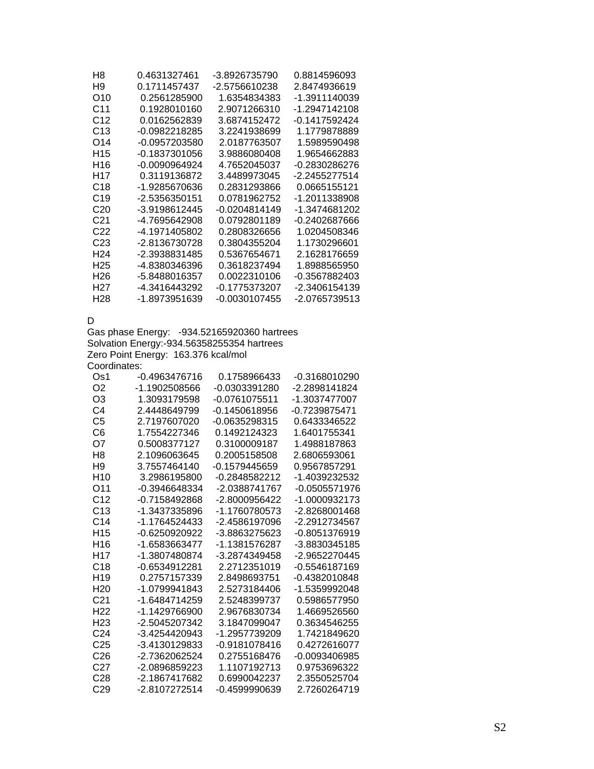| | | | |
|---|---|---|---|
| H8 | 0.4631327461 | -3.8926735790 | 0.8814596093 |
| H9 | 0.1711457437 | -2.5756610238 | 2.8474936619 |
| O10 | 0.2561285900 | 1.6354834383 | -1.3911140039 |
| C11 | 0.1928010160 | 2.9071266310 | -1.2947142108 |
| C12 | 0.0162562839 | 3.6874152472 | -0.1417592424 |
| C13 | -0.0982218285 | 3.2241938699 | 1.1779878889 |
| O14 | -0.0957203580 | 2.0187763507 | 1.5989590498 |
| H15 | -0.1837301056 | 3.9886080408 | 1.9654662883 |
| H16 | -0.0090964924 | 4.7652045037 | -0.2830286276 |
| H17 | 0.3119136872 | 3.4489973045 | -2.2455277514 |
| C18 | -1.9285670636 | 0.2831293866 | 0.0665155121 |
| C19 | -2.5356350151 | 0.0781962752 | -1.2011338908 |
| C20 | -3.9198612445 | -0.0204814149 | -1.3474681202 |
| C21 | -4.7695642908 | 0.0792801189 | -0.2402687666 |
| C22 | -4.1971405802 | 0.2808326656 | 1.0204508346 |
| C23 | -2.8136730728 | 0.3804355204 | 1.1730296601 |
| H24 | -2.3938831485 | 0.5367654671 | 2.1628176659 |
| H25 | -4.8380346396 | 0.3618237494 | 1.8988565950 |
| H26 | -5.8488016357 | 0.0022310106 | -0.3567882403 |
| H27 | -4.3416443292 | -0.1775373207 | -2.3406154139 |
| H28 | -1.8973951639 | -0.0030107455 | -2.0765739513 |

D

Gas phase Energy: -934.52165920360 hartrees

Solvation Energy:-934.56358255354 hartrees

Zero Point Energy: 163.376 kcal/mol

Coordinates:

| | | | |
|---|---|---|---|
| Os1 | -0.4963476716 | 0.1758966433 | -0.3168010290 |
| O2 | -1.1902508566 | -0.0303391280 | -2.2898141824 |
| O3 | 1.3093179598 | -0.0761075511 | -1.3037477007 |
| C4 | 2.4448649799 | -0.1450618956 | -0.7239875471 |
| C5 | 2.7197607020 | -0.0635298315 | 0.6433346522 |
| C6 | 1.7554227346 | 0.1492124323 | 1.6401755341 |
| O7 | 0.5008377127 | 0.3100009187 | 1.4988187863 |
| H8 | 2.1096063645 | 0.2005158508 | 2.6806593061 |
| H9 | 3.7557464140 | -0.1579445659 | 0.9567857291 |
| H10 | 3.2986195800 | -0.2848582212 | -1.4039232532 |
| O11 | -0.3946648334 | -2.0388741767 | -0.0505571976 |
| C12 | -0.7158492868 | -2.8000956422 | -1.0000932173 |
| C13 | -1.3437335896 | -1.1760780573 | -2.8268001468 |
| C14 | -1.1764524433 | -2.4586197096 | -2.2912734567 |
| H15 | -0.6250920922 | -3.8863275623 | -0.8051376919 |
| H16 | -1.6583663477 | -1.1381576287 | -3.8830345185 |
| H17 | -1.3807480874 | -3.2874349458 | -2.9652270445 |
| C18 | -0.6534912281 | 2.2712351019 | -0.5546187169 |
| H19 | 0.2757157339 | 2.8498693751 | -0.4382010848 |
| H20 | -1.0799941843 | 2.5273184406 | -1.5359992048 |
| C21 | -1.6484714259 | 2.5248399737 | 0.5986577950 |
| H22 | -1.1429766900 | 2.9676830734 | 1.4669526560 |
| H23 | -2.5045207342 | 3.1847099047 | 0.3634546255 |
| C24 | -3.4254420943 | -1.2957739209 | 1.7421849620 |
| C25 | -3.4130129833 | -0.9181078416 | 0.4272616077 |
| C26 | -2.7362062524 | 0.2755168476 | -0.0093406985 |
| C27 | -2.0896859223 | 1.1107192713 | 0.9753696322 |
| C28 | -2.1867417682 | 0.6990042237 | 2.3550525704 |
| C29 | -2.8107272514 | -0.4599990639 | 2.7260264719 |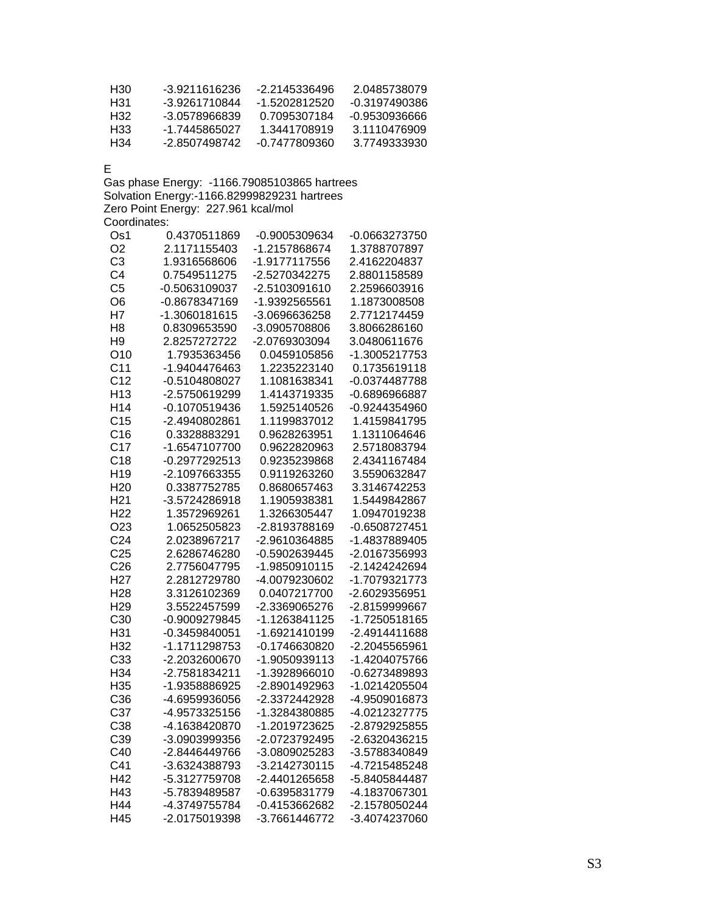| | | | |
|---|---|---|---|
| H30 | -3.9211616236 | -2.2145336496 | 2.0485738079 |
| H31 | -3.9261710844 | -1.5202812520 | -0.3197490386 |
| H32 | -3.0578966839 | 0.7095307184 | -0.9530936666 |
| H33 | -1.7445865027 | 1.3441708919 | 3.1110476909 |
| H34 | -2.8507498742 | -0.7477809360 | 3.7749333930 |

E

Gas phase Energy:  -1166.79085103865 hartrees

Solvation Energy:-1166.82999829231 hartrees

Zero Point Energy:  227.961 kcal/mol

Coordinates:

| | | | |
|---|---|---|---|
| Os1 | 0.4370511869 | -0.9005309634 | -0.0663273750 |
| O2 | 2.1171155403 | -1.2157868674 | 1.3788707897 |
| C3 | 1.9316568606 | -1.9177117556 | 2.4162204837 |
| C4 | 0.7549511275 | -2.5270342275 | 2.8801158589 |
| C5 | -0.5063109037 | -2.5103091610 | 2.2596603916 |
| O6 | -0.8678347169 | -1.9392565561 | 1.1873008508 |
| H7 | -1.3060181615 | -3.0696636258 | 2.7712174459 |
| H8 | 0.8309653590 | -3.0905708806 | 3.8066286160 |
| H9 | 2.8257272722 | -2.0769303094 | 3.0480611676 |
| O10 | 1.7935363456 | 0.0459105856 | -1.3005217753 |
| C11 | -1.9404476463 | 1.2235223140 | 0.1735619118 |
| C12 | -0.5104808027 | 1.1081638341 | -0.0374487788 |
| H13 | -2.5750619299 | 1.4143719335 | -0.6896966887 |
| H14 | -0.1070519436 | 1.5925140526 | -0.9244354960 |
| C15 | -2.4940802861 | 1.1199837012 | 1.4159841795 |
| C16 | 0.3328883291 | 0.9628263951 | 1.1311064646 |
| C17 | -1.6547107700 | 0.9622820963 | 2.5718083794 |
| C18 | -0.2977292513 | 0.9235239868 | 2.4341167484 |
| H19 | -2.1097663355 | 0.9119263260 | 3.5590632847 |
| H20 | 0.3387752785 | 0.8680657463 | 3.3146742253 |
| H21 | -3.5724286918 | 1.1905938381 | 1.5449842867 |
| H22 | 1.3572969261 | 1.3266305447 | 1.0947019238 |
| O23 | 1.0652505823 | -2.8193788169 | -0.6508727451 |
| C24 | 2.0238967217 | -2.9610364885 | -1.4837889405 |
| C25 | 2.6286746280 | -0.5902639445 | -2.0167356993 |
| C26 | 2.7756047795 | -1.9850910115 | -2.1424242694 |
| H27 | 2.2812729780 | -4.0079230602 | -1.7079321773 |
| H28 | 3.3126102369 | 0.0407217700 | -2.6029356951 |
| H29 | 3.5522457599 | -2.3369065276 | -2.8159999667 |
| C30 | -0.9009279845 | -1.1263841125 | -1.7250518165 |
| H31 | -0.3459840051 | -1.6921410199 | -2.4914411688 |
| H32 | -1.1711298753 | -0.1746630820 | -2.2045565961 |
| C33 | -2.2032600670 | -1.9050939113 | -1.4204075766 |
| H34 | -2.7581834211 | -1.3928966010 | -0.6273489893 |
| H35 | -1.9358886925 | -2.8901492963 | -1.0214205504 |
| C36 | -4.6959936056 | -2.3372442928 | -4.9509016873 |
| C37 | -4.9573325156 | -1.3284380885 | -4.0212327775 |
| C38 | -4.1638420870 | -1.2019723625 | -2.8792925855 |
| C39 | -3.0903999356 | -2.0723792495 | -2.6320436215 |
| C40 | -2.8446449766 | -3.0809025283 | -3.5788340849 |
| C41 | -3.6324388793 | -3.2142730115 | -4.7215485248 |
| H42 | -5.3127759708 | -2.4401265658 | -5.8405844487 |
| H43 | -5.7839489587 | -0.6395831779 | -4.1837067301 |
| H44 | -4.3749755784 | -0.4153662682 | -2.1578050244 |
| H45 | -2.0175019398 | -3.7661446772 | -3.4074237060 |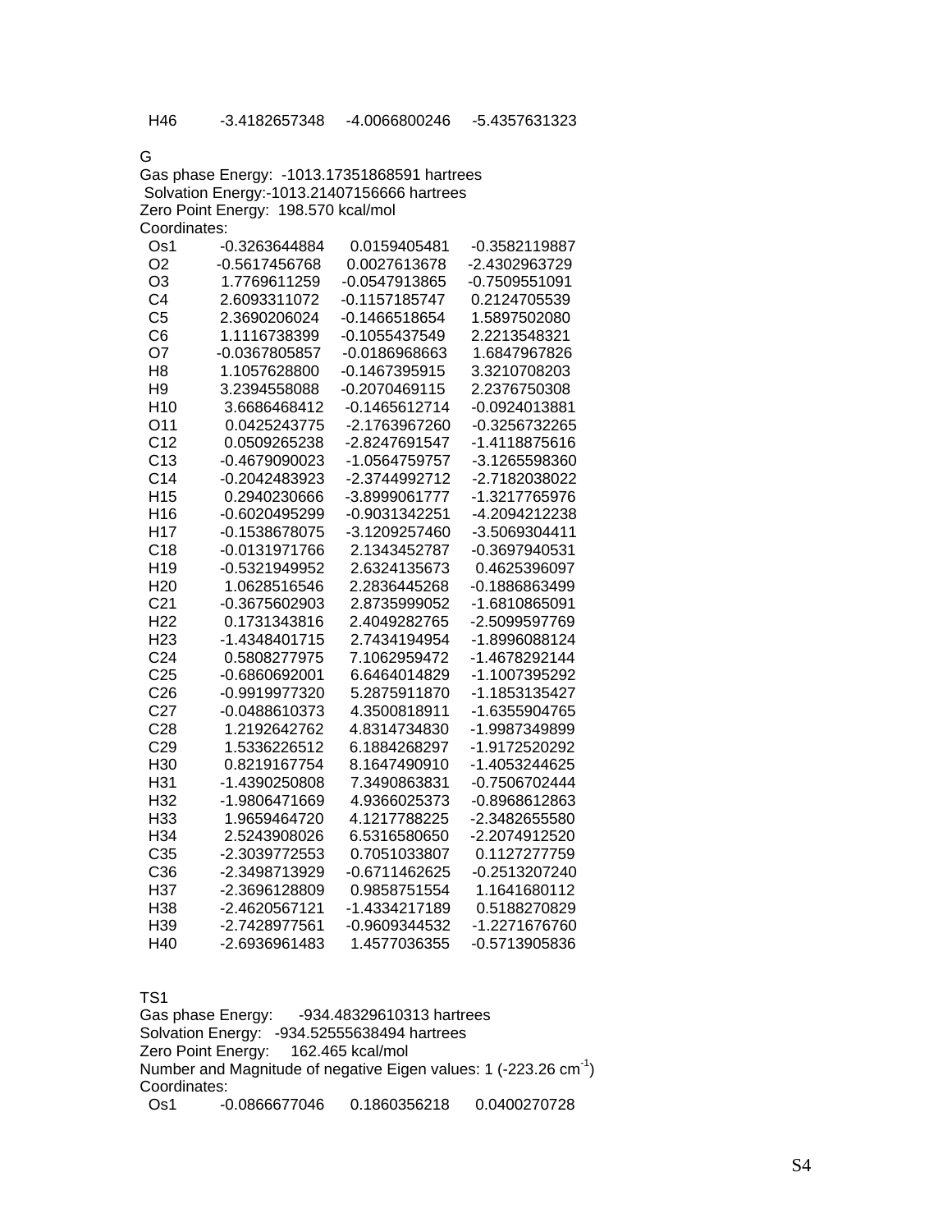H46 -3.4182657348 -4.0066800246 -5.4357631323

G

Gas phase Energy: -1013.17351868591 hartrees

Solvation Energy:-1013.21407156666 hartrees

Zero Point Energy: 198.570 kcal/mol

Coordinates:

| | | | |
|---|---|---|---|
| Os1 | -0.3263644884 | 0.0159405481 | -0.3582119887 |
| O2 | -0.5617456768 | 0.0027613678 | -2.4302963729 |
| O3 | 1.7769611259 | -0.0547913865 | -0.7509551091 |
| C4 | 2.6093311072 | -0.1157185747 | 0.2124705539 |
| C5 | 2.3690206024 | -0.1466518654 | 1.5897502080 |
| C6 | 1.1116738399 | -0.1055437549 | 2.2213548321 |
| O7 | -0.0367805857 | -0.0186968663 | 1.6847967826 |
| H8 | 1.1057628800 | -0.1467395915 | 3.3210708203 |
| H9 | 3.2394558088 | -0.2070469115 | 2.2376750308 |
| H10 | 3.6686468412 | -0.1465612714 | -0.0924013881 |
| O11 | 0.0425243775 | -2.1763967260 | -0.3256732265 |
| C12 | 0.0509265238 | -2.8247691547 | -1.4118875616 |
| C13 | -0.4679090023 | -1.0564759757 | -3.1265598360 |
| C14 | -0.2042483923 | -2.3744992712 | -2.7182038022 |
| H15 | 0.2940230666 | -3.8999061777 | -1.3217765976 |
| H16 | -0.6020495299 | -0.9031342251 | -4.2094212238 |
| H17 | -0.1538678075 | -3.1209257460 | -3.5069304411 |
| C18 | -0.0131971766 | 2.1343452787 | -0.3697940531 |
| H19 | -0.5321949952 | 2.6324135673 | 0.4625396097 |
| H20 | 1.0628516546 | 2.2836445268 | -0.1886863499 |
| C21 | -0.3675602903 | 2.8735999052 | -1.6810865091 |
| H22 | 0.1731343816 | 2.4049282765 | -2.5099597769 |
| H23 | -1.4348401715 | 2.7434194954 | -1.8996088124 |
| C24 | 0.5808277975 | 7.1062959472 | -1.4678292144 |
| C25 | -0.6860692001 | 6.6464014829 | -1.1007395292 |
| C26 | -0.9919977320 | 5.2875911870 | -1.1853135427 |
| C27 | -0.0488610373 | 4.3500818911 | -1.6355904765 |
| C28 | 1.2192642762 | 4.8314734830 | -1.9987349899 |
| C29 | 1.5336226512 | 6.1884268297 | -1.9172520292 |
| H30 | 0.8219167754 | 8.1647490910 | -1.4053244625 |
| H31 | -1.4390250808 | 7.3490863831 | -0.7506702444 |
| H32 | -1.9806471669 | 4.9366025373 | -0.8968612863 |
| H33 | 1.9659464720 | 4.1217788225 | -2.3482655580 |
| H34 | 2.5243908026 | 6.5316580650 | -2.2074912520 |
| C35 | -2.3039772553 | 0.7051033807 | 0.1127277759 |
| C36 | -2.3498713929 | -0.6711462625 | -0.2513207240 |
| H37 | -2.3696128809 | 0.9858751554 | 1.1641680112 |
| H38 | -2.4620567121 | -1.4334217189 | 0.5188270829 |
| H39 | -2.7428977561 | -0.9609344532 | -1.2271676760 |
| H40 | -2.6936961483 | 1.4577036355 | -0.5713905836 |

TS1

Gas phase Energy: -934.48329610313 hartrees

Solvation Energy: -934.52555638494 hartrees

Zero Point Energy: 162.465 kcal/mol

Number and Magnitude of negative Eigen values: 1 (-223.26 $cm^{-1}$)

Coordinates:

| | | | |
|---|---|---|---|
| Os1 | -0.0866677046 | 0.1860356218 | 0.0400270728 |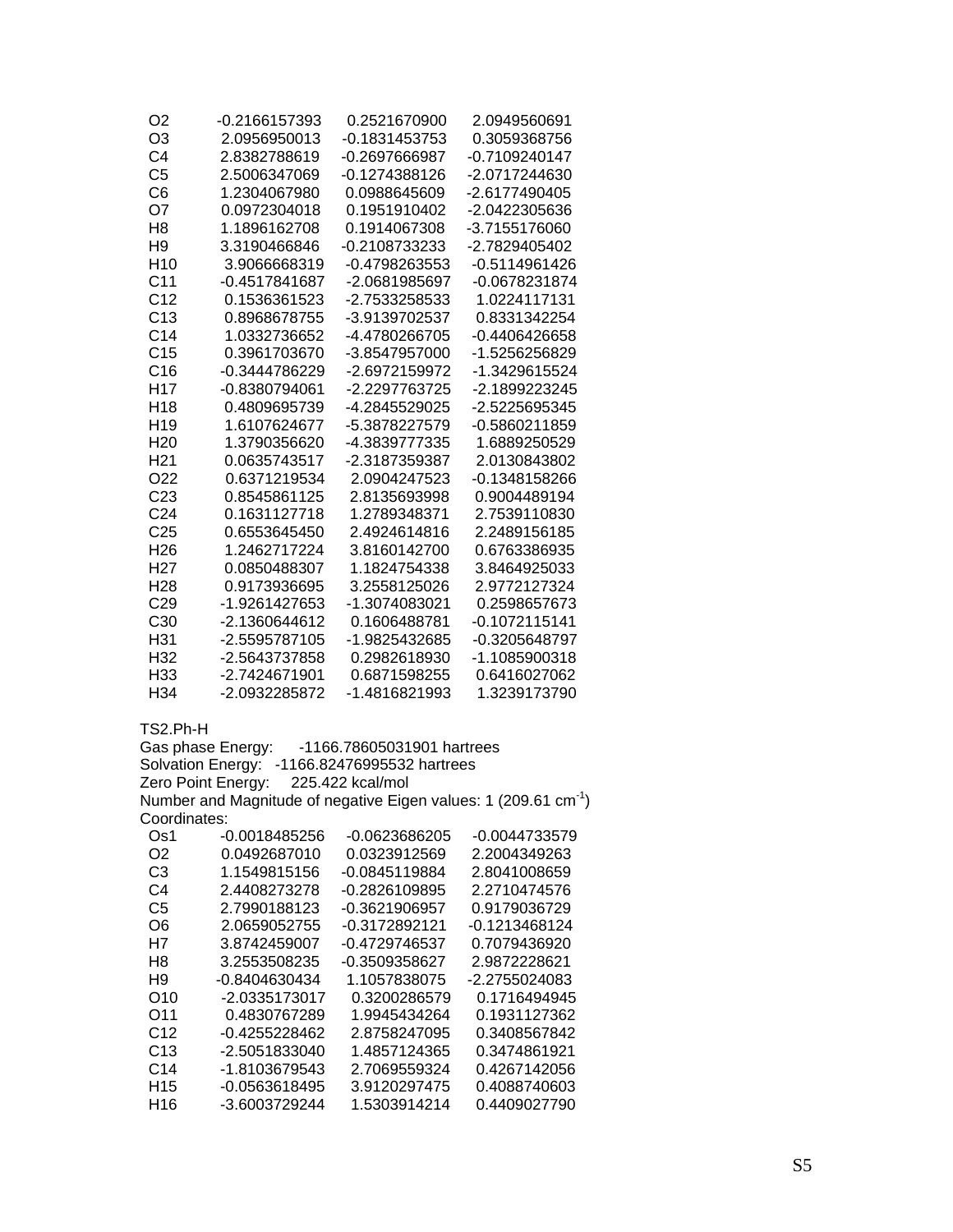| | | | |
|---|---|---|---|
| O2 | -0.2166157393 | 0.2521670900 | 2.0949560691 |
| O3 | 2.0956950013 | -0.1831453753 | 0.3059368756 |
| C4 | 2.8382788619 | -0.2697666987 | -0.7109240147 |
| C5 | 2.5006347069 | -0.1274388126 | -2.0717244630 |
| C6 | 1.2304067980 | 0.0988645609 | -2.6177490405 |
| O7 | 0.0972304018 | 0.1951910402 | -2.0422305636 |
| H8 | 1.1896162708 | 0.1914067308 | -3.7155176060 |
| H9 | 3.3190466846 | -0.2108733233 | -2.7829405402 |
| H10 | 3.9066668319 | -0.4798263553 | -0.5114961426 |
| C11 | -0.4517841687 | -2.0681985697 | -0.0678231874 |
| C12 | 0.1536361523 | -2.7533258533 | 1.0224117131 |
| C13 | 0.8968678755 | -3.9139702537 | 0.8331342254 |
| C14 | 1.0332736652 | -4.4780266705 | -0.4406426658 |
| C15 | 0.3961703670 | -3.8547957000 | -1.5256256829 |
| C16 | -0.3444786229 | -2.6972159972 | -1.3429615524 |
| H17 | -0.8380794061 | -2.2297763725 | -2.1899223245 |
| H18 | 0.4809695739 | -4.2845529025 | -2.5225695345 |
| H19 | 1.6107624677 | -5.3878227579 | -0.5860211859 |
| H20 | 1.3790356620 | -4.3839777335 | 1.6889250529 |
| H21 | 0.0635743517 | -2.3187359387 | 2.0130843802 |
| O22 | 0.6371219534 | 2.0904247523 | -0.1348158266 |
| C23 | 0.8545861125 | 2.8135693998 | 0.9004489194 |
| C24 | 0.1631127718 | 1.2789348371 | 2.7539110830 |
| C25 | 0.6553645450 | 2.4924614816 | 2.2489156185 |
| H26 | 1.2462717224 | 3.8160142700 | 0.6763386935 |
| H27 | 0.0850488307 | 1.1824754338 | 3.8464925033 |
| H28 | 0.9173936695 | 3.2558125026 | 2.9772127324 |
| C29 | -1.9261427653 | -1.3074083021 | 0.2598657673 |
| C30 | -2.1360644612 | 0.1606488781 | -0.1072115141 |
| H31 | -2.5595787105 | -1.9825432685 | -0.3205648797 |
| H32 | -2.5643737858 | 0.2982618930 | -1.1085900318 |
| H33 | -2.7424671901 | 0.6871598255 | 0.6416027062 |
| H34 | -2.0932285872 | -1.4816821993 | 1.3239173790 |

TS2.Ph-H

Gas phase Energy: -1166.78605031901 hartrees

Solvation Energy: -1166.82476995532 hartrees

Zero Point Energy: 225.422 kcal/mol

Number and Magnitude of negative Eigen values: 1 (209.61 $cm^{-1}$)

Coordinates:

| | | | |
|---|---|---|---|
| Os1 | -0.0018485256 | -0.0623686205 | -0.0044733579 |
| O2 | 0.0492687010 | 0.0323912569 | 2.2004349263 |
| C3 | 1.1549815156 | -0.0845119884 | 2.8041008659 |
| C4 | 2.4408273278 | -0.2826109895 | 2.2710474576 |
| C5 | 2.7990188123 | -0.3621906957 | 0.9179036729 |
| O6 | 2.0659052755 | -0.3172892121 | -0.1213468124 |
| H7 | 3.8742459007 | -0.4729746537 | 0.7079436920 |
| H8 | 3.2553508235 | -0.3509358627 | 2.9872228621 |
| H9 | -0.8404630434 | 1.1057838075 | -2.2755024083 |
| O10 | -2.0335173017 | 0.3200286579 | 0.1716494945 |
| O11 | 0.4830767289 | 1.9945434264 | 0.1931127362 |
| C12 | -0.4255228462 | 2.8758247095 | 0.3408567842 |
| C13 | -2.5051833040 | 1.4857124365 | 0.3474861921 |
| C14 | -1.8103679543 | 2.7069559324 | 0.4267142056 |
| H15 | -0.0563618495 | 3.9120297475 | 0.4088740603 |
| H16 | -3.6003729244 | 1.5303914214 | 0.4409027790 |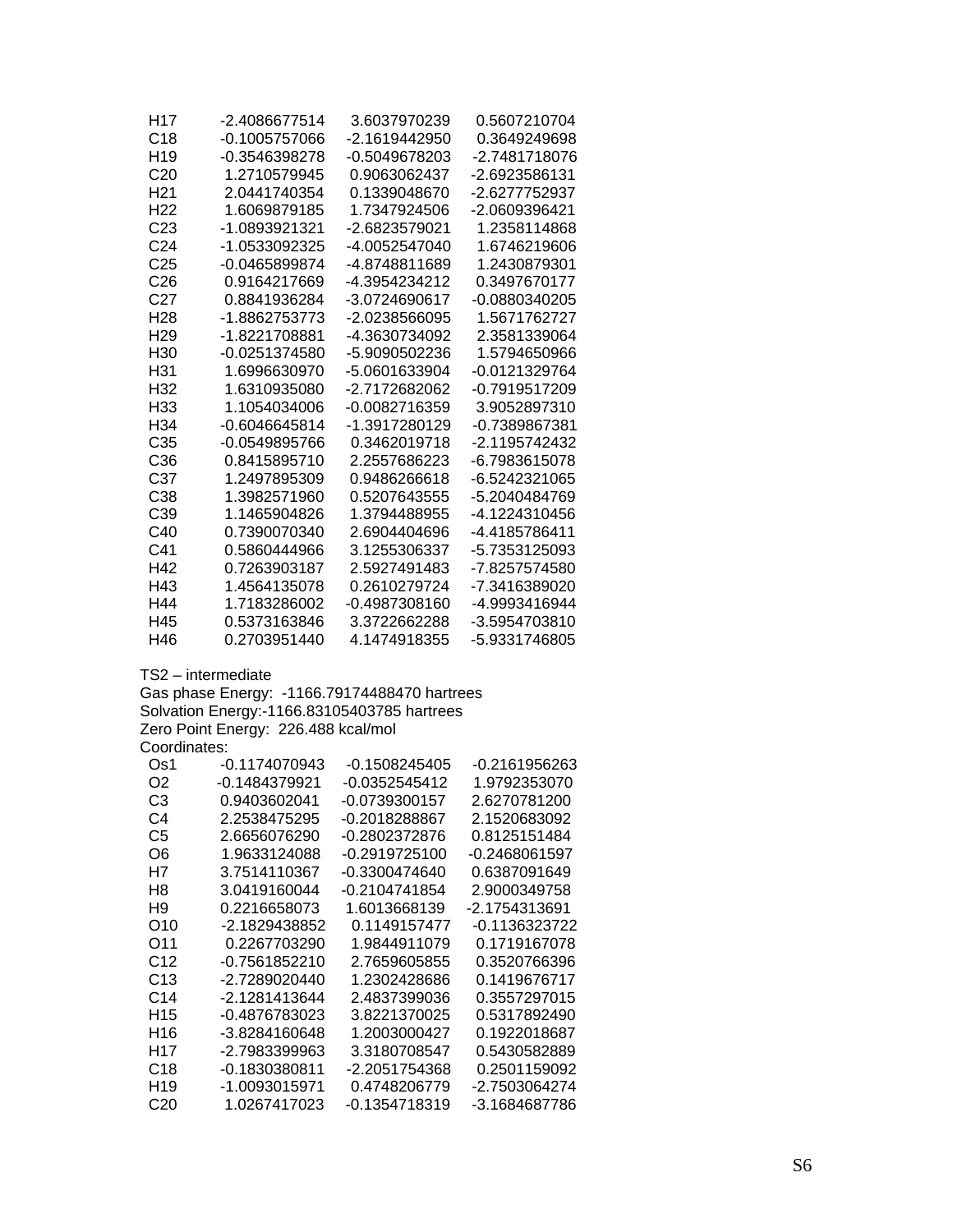| | | | |
|---|---|---|---|
| H17 | -2.4086677514 | 3.6037970239 | 0.5607210704 |
| C18 | -0.1005757066 | -2.1619442950 | 0.3649249698 |
| H19 | -0.3546398278 | -0.5049678203 | -2.7481718076 |
| C20 | 1.2710579945 | 0.9063062437 | -2.6923586131 |
| H21 | 2.0441740354 | 0.1339048670 | -2.6277752937 |
| H22 | 1.6069879185 | 1.7347924506 | -2.0609396421 |
| C23 | -1.0893921321 | -2.6823579021 | 1.2358114868 |
| C24 | -1.0533092325 | -4.0052547040 | 1.6746219606 |
| C25 | -0.0465899874 | -4.8748811689 | 1.2430879301 |
| C26 | 0.9164217669 | -4.3954234212 | 0.3497670177 |
| C27 | 0.8841936284 | -3.0724690617 | -0.0880340205 |
| H28 | -1.8862753773 | -2.0238566095 | 1.5671762727 |
| H29 | -1.8221708881 | -4.3630734092 | 2.3581339064 |
| H30 | -0.0251374580 | -5.9090502236 | 1.5794650966 |
| H31 | 1.6996630970 | -5.0601633904 | -0.0121329764 |
| H32 | 1.6310935080 | -2.7172682062 | -0.7919517209 |
| H33 | 1.1054034006 | -0.0082716359 | 3.9052897310 |
| H34 | -0.6046645814 | -1.3917280129 | -0.7389867381 |
| C35 | -0.0549895766 | 0.3462019718 | -2.1195742432 |
| C36 | 0.8415895710 | 2.2557686223 | -6.7983615078 |
| C37 | 1.2497895309 | 0.9486266618 | -6.5242321065 |
| C38 | 1.3982571960 | 0.5207643555 | -5.2040484769 |
| C39 | 1.1465904826 | 1.3794488955 | -4.1224310456 |
| C40 | 0.7390070340 | 2.6904404696 | -4.4185786411 |
| C41 | 0.5860444966 | 3.1255306337 | -5.7353125093 |
| H42 | 0.7263903187 | 2.5927491483 | -7.8257574580 |
| H43 | 1.4564135078 | 0.2610279724 | -7.3416389020 |
| H44 | 1.7183286002 | -0.4987308160 | -4.9993416944 |
| H45 | 0.5373163846 | 3.3722662288 | -3.5954703810 |
| H46 | 0.2703951440 | 4.1474918355 | -5.9331746805 |

TS2 – intermediate
Gas phase Energy: -1166.79174488470 hartrees
Solvation Energy:-1166.83105403785 hartrees
Zero Point Energy: 226.488 kcal/mol
Coordinates:

| | | | |
|---|---|---|---|
| Os1 | -0.1174070943 | -0.1508245405 | -0.2161956263 |
| O2 | -0.1484379921 | -0.0352545412 | 1.9792353070 |
| C3 | 0.9403602041 | -0.0739300157 | 2.6270781200 |
| C4 | 2.2538475295 | -0.2018288867 | 2.1520683092 |
| C5 | 2.6656076290 | -0.2802372876 | 0.8125151484 |
| O6 | 1.9633124088 | -0.2919725100 | -0.2468061597 |
| H7 | 3.7514110367 | -0.3300474640 | 0.6387091649 |
| H8 | 3.0419160044 | -0.2104741854 | 2.9000349758 |
| H9 | 0.2216658073 | 1.6013668139 | -2.1754313691 |
| O10 | -2.1829438852 | 0.1149157477 | -0.1136323722 |
| O11 | 0.2267703290 | 1.9844911079 | 0.1719167078 |
| C12 | -0.7561852210 | 2.7659605855 | 0.3520766396 |
| C13 | -2.7289020440 | 1.2302428686 | 0.1419676717 |
| C14 | -2.1281413644 | 2.4837399036 | 0.3557297015 |
| H15 | -0.4876783023 | 3.8221370025 | 0.5317892490 |
| H16 | -3.8284160648 | 1.2003000427 | 0.1922018687 |
| H17 | -2.7983399963 | 3.3180708547 | 0.5430582889 |
| C18 | -0.1830380811 | -2.2051754368 | 0.2501159092 |
| H19 | -1.0093015971 | 0.4748206779 | -2.7503064274 |
| C20 | 1.0267417023 | -0.1354718319 | -3.1684687786 |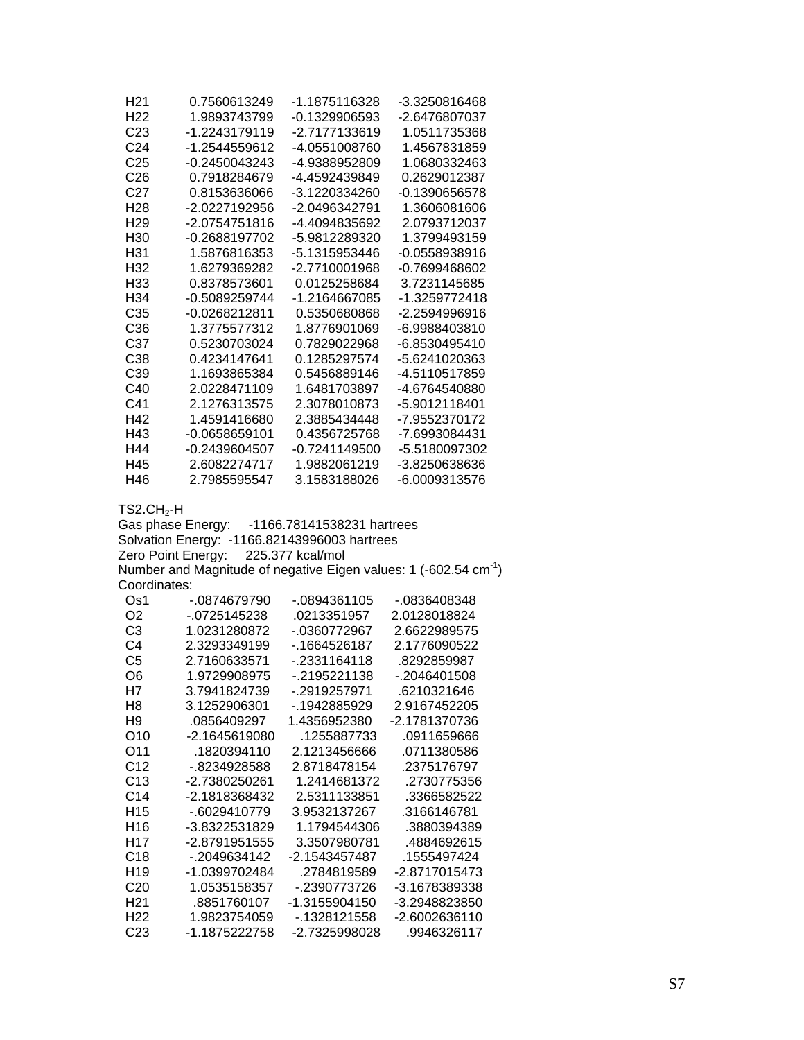| | | | |
|---|---|---|---|
| H21 | 0.7560613249 | -1.1875116328 | -3.3250816468 |
| H22 | 1.9893743799 | -0.1329906593 | -2.6476807037 |
| C23 | -1.2243179119 | -2.7177133619 | 1.0511735368 |
| C24 | -1.2544559612 | -4.0551008760 | 1.4567831859 |
| C25 | -0.2450043243 | -4.9388952809 | 1.0680332463 |
| C26 | 0.7918284679 | -4.4592439849 | 0.2629012387 |
| C27 | 0.8153636066 | -3.1220334260 | -0.1390656578 |
| H28 | -2.0227192956 | -2.0496342791 | 1.3606081606 |
| H29 | -2.0754751816 | -4.4094835692 | 2.0793712037 |
| H30 | -0.2688197702 | -5.9812289320 | 1.3799493159 |
| H31 | 1.5876816353 | -5.1315953446 | -0.0558938916 |
| H32 | 1.6279369282 | -2.7710001968 | -0.7699468602 |
| H33 | 0.8378573601 | 0.0125258684 | 3.7231145685 |
| H34 | -0.5089259744 | -1.2164667085 | -1.3259772418 |
| C35 | -0.0268212811 | 0.5350680868 | -2.2594996916 |
| C36 | 1.3775577312 | 1.8776901069 | -6.9988403810 |
| C37 | 0.5230703024 | 0.7829022968 | -6.8530495410 |
| C38 | 0.4234147641 | 0.1285297574 | -5.6241020363 |
| C39 | 1.1693865384 | 0.5456889146 | -4.5110517859 |
| C40 | 2.0228471109 | 1.6481703897 | -4.6764540880 |
| C41 | 2.1276313575 | 2.3078010873 | -5.9012118401 |
| H42 | 1.4591416680 | 2.3885434448 | -7.9552370172 |
| H43 | -0.0658659101 | 0.4356725768 | -7.6993084431 |
| H44 | -0.2439604507 | -0.7241149500 | -5.5180097302 |
| H45 | 2.6082274717 | 1.9882061219 | -3.8250638636 |
| H46 | 2.7985595547 | 3.1583188026 | -6.0009313576 |

TS2.$CH_2$-H
Gas phase Energy: -1166.78141538231 hartrees
Solvation Energy: -1166.82143996003 hartrees
Zero Point Energy: 225.377 kcal/mol
Number and Magnitude of negative Eigen values: 1 (-602.54 $cm^{-1}$)
Coordinates:

| | | | |
|---|---|---|---|
| Os1 | -.0874679790 | -.0894361105 | -.0836408348 |
| O2 | -.0725145238 | .0213351957 | 2.0128018824 |
| C3 | 1.0231280872 | -.0360772967 | 2.6622989575 |
| C4 | 2.3293349199 | -.1664526187 | 2.1776090522 |
| C5 | 2.7160633571 | -.2331164118 | .8292859987 |
| O6 | 1.9729908975 | -.2195221138 | -.2046401508 |
| H7 | 3.7941824739 | -.2919257971 | .6210321646 |
| H8 | 3.1252906301 | -.1942885929 | 2.9167452205 |
| H9 | .0856409297 | 1.4356952380 | -2.1781370736 |
| O10 | -2.1645619080 | .1255887733 | .0911659666 |
| O11 | .1820394110 | 2.1213456666 | .0711380586 |
| C12 | -.8234928588 | 2.8718478154 | .2375176797 |
| C13 | -2.7380250261 | 1.2414681372 | .2730775356 |
| C14 | -2.1818368432 | 2.5311133851 | .3366582522 |
| H15 | -.6029410779 | 3.9532137267 | .3166146781 |
| H16 | -3.8322531829 | 1.1794544306 | .3880394389 |
| H17 | -2.8791951555 | 3.3507980781 | .4884692615 |
| C18 | -.2049634142 | -2.1543457487 | .1555497424 |
| H19 | -1.0399702484 | .2784819589 | -2.8717015473 |
| C20 | 1.0535158357 | -.2390773726 | -3.1678389338 |
| H21 | .8851760107 | -1.3155904150 | -3.2948823850 |
| H22 | 1.9823754059 | -.1328121558 | -2.6002636110 |
| C23 | -1.1875222758 | -2.7325998028 | .9946326117 |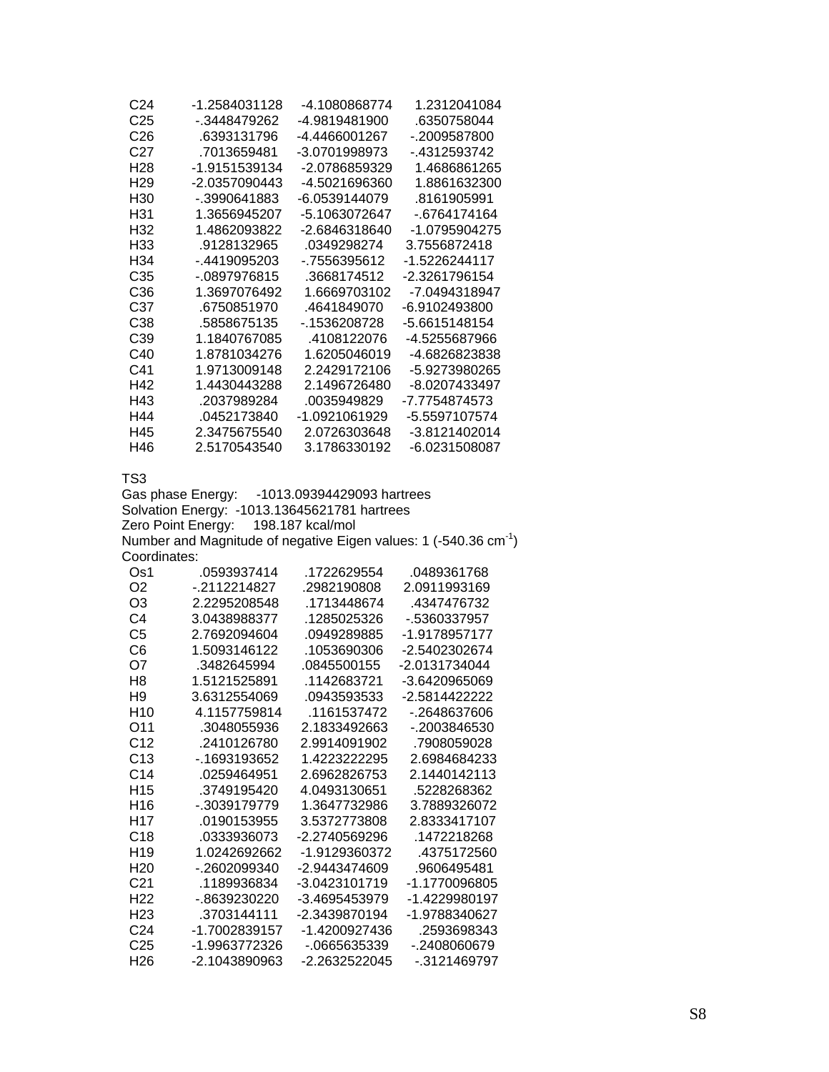| | | | |
|---|---|---|---|
| C24 | -1.2584031128 | -4.1080868774 | 1.2312041084 |
| C25 | -.3448479262 | -4.9819481900 | .6350758044 |
| C26 | .6393131796 | -4.4466001267 | -.2009587800 |
| C27 | .7013659481 | -3.0701998973 | -.4312593742 |
| H28 | -1.9151539134 | -2.0786859329 | 1.4686861265 |
| H29 | -2.0357090443 | -4.5021696360 | 1.8861632300 |
| H30 | -.3990641883 | -6.0539144079 | .8161905991 |
| H31 | 1.3656945207 | -5.1063072647 | -.6764174164 |
| H32 | 1.4862093822 | -2.6846318640 | -1.0795904275 |
| H33 | .9128132965 | .0349298274 | 3.7556872418 |
| H34 | -.4419095203 | -.7556395612 | -1.5226244117 |
| C35 | -.0897976815 | .3668174512 | -2.3261796154 |
| C36 | 1.3697076492 | 1.6669703102 | -7.0494318947 |
| C37 | .6750851970 | .4641849070 | -6.9102493800 |
| C38 | .5858675135 | -.1536208728 | -5.6615148154 |
| C39 | 1.1840767085 | .4108122076 | -4.5255687966 |
| C40 | 1.8781034276 | 1.6205046019 | -4.6826823838 |
| C41 | 1.9713009148 | 2.2429172106 | -5.9273980265 |
| H42 | 1.4430443288 | 2.1496726480 | -8.0207433497 |
| H43 | .2037989284 | .0035949829 | -7.7754874573 |
| H44 | .0452173840 | -1.0921061929 | -5.5597107574 |
| H45 | 2.3475675540 | 2.0726303648 | -3.8121402014 |
| H46 | 2.5170543540 | 3.1786330192 | -6.0231508087 |

TS3

Gas phase Energy: -1013.09394429093 hartrees

Solvation Energy: -1013.13645621781 hartrees

Zero Point Energy: 198.187 kcal/mol

Number and Magnitude of negative Eigen values: 1 (-540.36 $cm^{-1}$)

Coordinates:

| | | | |
|---|---|---|---|
| Os1 | .0593937414 | .1722629554 | .0489361768 |
| O2 | -.2112214827 | .2982190808 | 2.0911993169 |
| O3 | 2.2295208548 | .1713448674 | .4347476732 |
| C4 | 3.0438988377 | .1285025326 | -.5360337957 |
| C5 | 2.7692094604 | .0949289885 | -1.9178957177 |
| C6 | 1.5093146122 | .1053690306 | -2.5402302674 |
| O7 | .3482645994 | .0845500155 | -2.0131734044 |
| H8 | 1.5121525891 | .1142683721 | -3.6420965069 |
| H9 | 3.6312554069 | .0943593533 | -2.5814422222 |
| H10 | 4.1157759814 | .1161537472 | -.2648637606 |
| O11 | .3048055936 | 2.1833492663 | -.2003846530 |
| C12 | .2410126780 | 2.9914091902 | .7908059028 |
| C13 | -.1693193652 | 1.4223222295 | 2.6984684233 |
| C14 | .0259464951 | 2.6962826753 | 2.1440142113 |
| H15 | .3749195420 | 4.0493130651 | .5228268362 |
| H16 | -.3039179779 | 1.3647732986 | 3.7889326072 |
| H17 | .0190153955 | 3.5372773808 | 2.8333417107 |
| C18 | .0333936073 | -2.2740569296 | .1472218268 |
| H19 | 1.0242692662 | -1.9129360372 | .4375172560 |
| H20 | -.2602099340 | -2.9443474609 | .9606495481 |
| C21 | .1189936834 | -3.0423101719 | -1.1770096805 |
| H22 | -.8639230220 | -3.4695453979 | -1.4229980197 |
| H23 | .3703144111 | -2.3439870194 | -1.9788340627 |
| C24 | -1.7002839157 | -1.4200927436 | .2593698343 |
| C25 | -1.9963772326 | -.0665635339 | -.2408060679 |
| H26 | -2.1043890963 | -2.2632522045 | -.3121469797 |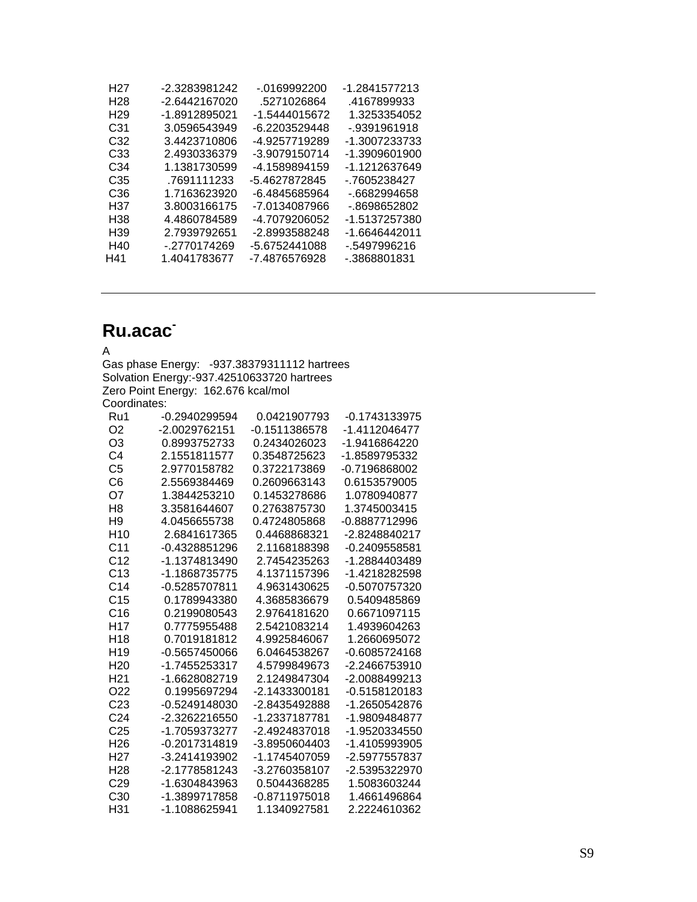```
 H27      -2.3283981242     -.0169992200    -1.2841577213
 H28      -2.6442167020      .5271026864      .4167899933
 H29      -1.8912895021    -1.5444015672     1.3253354052
 C31       3.0596543949    -6.2203529448     -.9391961918
 C32       3.4423710806    -4.9257719289    -1.3007233733
 C33       2.4930336379    -3.9079150714    -1.3909601900
 C34       1.1381730599    -4.1589894159    -1.1212637649
 C35        .7691111233    -5.4627872845     -.7605238427
 C36       1.7163623920    -6.4845685964     -.6682994658
 H37       3.8003166175    -7.0134087966     -.8698652802
 H38       4.4860784589    -4.7079206052    -1.5137257380
 H39       2.7939792651    -2.8993588248    -1.6646442011
 H40       -.2770174269    -5.6752441088     -.5497996216
 H41       1.4041783677    -7.4876576928     -.3868801831
```

---

## Ru.acac$^{-}$

A
Gas phase Energy: -937.38379311112 hartrees
Solvation Energy:-937.42510633720 hartrees
Zero Point Energy: 162.676 kcal/mol
Coordinates:

```
 Ru1      -0.2940299594     0.0421907793    -0.1743133975
 O2       -2.0029762151    -0.1511386578    -1.4112046477
 O3        0.8993752733     0.2434026023    -1.9416864220
 C4        2.1551811577     0.3548725623    -1.8589795332
 C5        2.9770158782     0.3722173869    -0.7196868002
 C6        2.5569384469     0.2609663143     0.6153579005
 O7        1.3844253210     0.1453278686     1.0780940877
 H8        3.3581644607     0.2763875730     1.3745003415
 H9        4.0456655738     0.4724805868    -0.8887712996
 H10       2.6841617365     0.4468868321    -2.8248840217
 C11      -0.4328851296     2.1168188398    -0.2409558581
 C12      -1.1374813490     2.7454235263    -1.2884403489
 C13      -1.1868735775     4.1371157396    -1.4218282598
 C14      -0.5285707811     4.9631430625    -0.5070757320
 C15       0.1789943380     4.3685836679     0.5409485869
 C16       0.2199080543     2.9764181620     0.6671097115
 H17       0.7775955488     2.5421083214     1.4939604263
 H18       0.7019181812     4.9925846067     1.2660695072
 H19      -0.5657450066     6.0464538267    -0.6085724168
 H20      -1.7455253317     4.5799849673    -2.2466753910
 H21      -1.6628082719     2.1249847304    -2.0088499213
 O22       0.1995697294    -2.1433300181    -0.5158120183
 C23      -0.5249148030    -2.8435492888    -1.2650542876
 C24      -2.3262216550    -1.2337187781    -1.9809484877
 C25      -1.7059373277    -2.4924837018    -1.9520334550
 H26      -0.2017314819    -3.8950604403    -1.4105993905
 H27      -3.2414193902    -1.1745407059    -2.5977557837
 H28      -2.1778581243    -3.2760358107    -2.5395322970
 C29      -1.6304843963     0.5044368285     1.5083603244
 C30      -1.3899717858    -0.8711975018     1.4661496864
 H31      -1.1088625941     1.1340927581     2.2224610362
```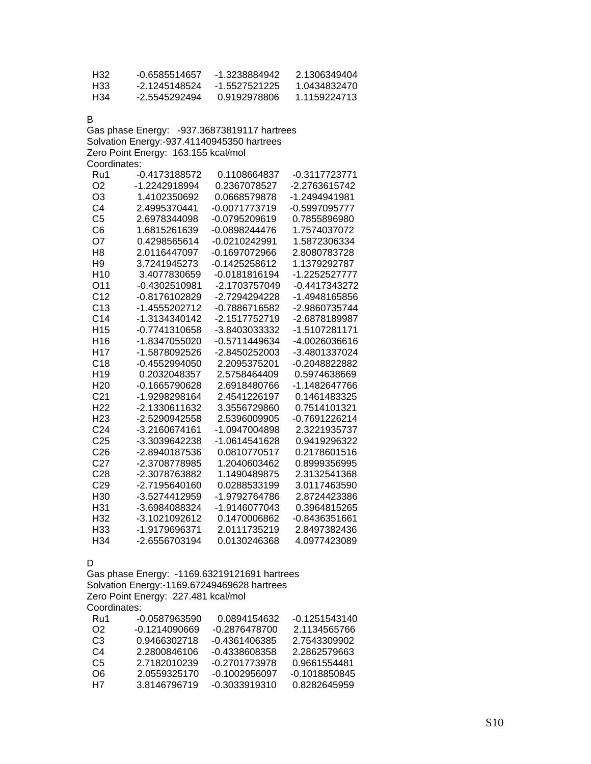| | | | |
|---|---|---|---|
| H32 | -0.6585514657 | -1.3238884942 | 2.1306349404 |
| H33 | -2.1245148524 | -1.5527521225 | 1.0434832470 |
| H34 | -2.5545292494 | 0.9192978806 | 1.1159224713 |

B

Gas phase Energy: -937.36873819117 hartrees

Solvation Energy:-937.41140945350 hartrees

Zero Point Energy: 163.155 kcal/mol

Coordinates:

| | | | |
|---|---|---|---|
| Ru1 | -0.4173188572 | 0.1108664837 | -0.3117723771 |
| O2 | -1.2242918994 | 0.2367078527 | -2.2763615742 |
| O3 | 1.4102350692 | 0.0668579878 | -1.2494941981 |
| C4 | 2.4995370441 | -0.0071773719 | -0.5997095777 |
| C5 | 2.6978344098 | -0.0795209619 | 0.7855896980 |
| C6 | 1.6815261639 | -0.0898244476 | 1.7574037072 |
| O7 | 0.4298565614 | -0.0210242991 | 1.5872306334 |
| H8 | 2.0116447097 | -0.1697072966 | 2.8080783728 |
| H9 | 3.7241945273 | -0.1425258612 | 1.1379292787 |
| H10 | 3.4077830659 | -0.0181816194 | -1.2252527777 |
| O11 | -0.4302510981 | -2.1703757049 | -0.4417343272 |
| C12 | -0.8176102829 | -2.7294294228 | -1.4948165856 |
| C13 | -1.4555202712 | -0.7886716582 | -2.9860735744 |
| C14 | -1.3134340142 | -2.1517752719 | -2.6878189987 |
| H15 | -0.7741310658 | -3.8403033332 | -1.5107281171 |
| H16 | -1.8347055020 | -0.5711449634 | -4.0026036616 |
| H17 | -1.5878092526 | -2.8450252003 | -3.4801337024 |
| C18 | -0.4552994050 | 2.2095375201 | -0.2048822882 |
| H19 | 0.2032048357 | 2.5758464409 | 0.5974638669 |
| H20 | -0.1665790628 | 2.6918480766 | -1.1482647766 |
| C21 | -1.9298298164 | 2.4541226197 | 0.1461483325 |
| H22 | -2.1330611632 | 3.3556729860 | 0.7514101321 |
| H23 | -2.5290942558 | 2.5396009905 | -0.7691226214 |
| C24 | -3.2160674161 | -1.0947004898 | 2.3221935737 |
| C25 | -3.3039642238 | -1.0614541628 | 0.9419296322 |
| C26 | -2.8940187536 | 0.0810770517 | 0.2178601516 |
| C27 | -2.3708778985 | 1.2040603462 | 0.8999356995 |
| C28 | -2.3078763882 | 1.1490489875 | 2.3132541368 |
| C29 | -2.7195640160 | 0.0288533199 | 3.0117463590 |
| H30 | -3.5274412959 | -1.9792764786 | 2.8724423386 |
| H31 | -3.6984088324 | -1.9146077043 | 0.3964815265 |
| H32 | -3.1021092612 | 0.1470006862 | -0.8436351661 |
| H33 | -1.9179696371 | 2.0111735219 | 2.8497382436 |
| H34 | -2.6556703194 | 0.0130246368 | 4.0977423089 |

D

Gas phase Energy: -1169.63219121691 hartrees

Solvation Energy:-1169.67249469628 hartrees

Zero Point Energy: 227.481 kcal/mol

Coordinates:

| | | | |
|---|---|---|---|
| Ru1 | -0.0587963590 | 0.0894154632 | -0.1251543140 |
| O2 | -0.1214090669 | -0.2876478700 | 2.1134565766 |
| C3 | 0.9466302718 | -0.4361406385 | 2.7543309902 |
| C4 | 2.2800846106 | -0.4338608358 | 2.2862579663 |
| C5 | 2.7182010239 | -0.2701773978 | 0.9661554481 |
| O6 | 2.0559325170 | -0.1002956097 | -0.1018850845 |
| H7 | 3.8146796719 | -0.3033919310 | 0.8282645959 |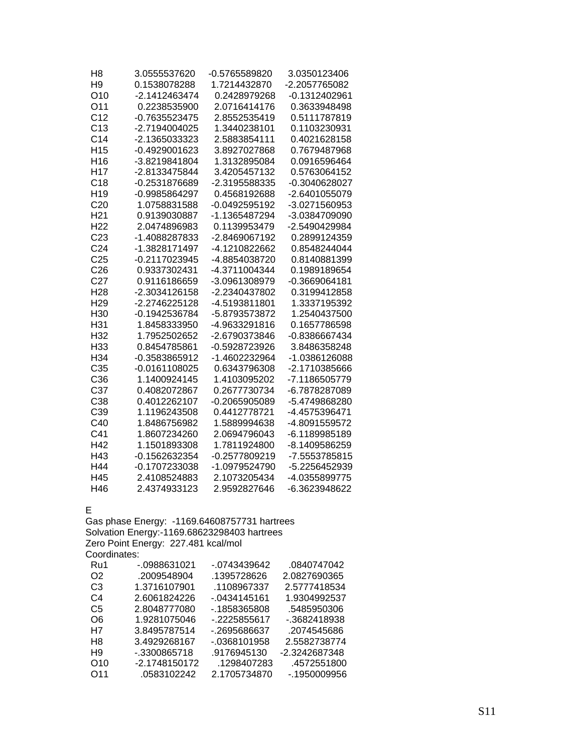| | | | |
|---|---|---|---|
| H8 | 3.0555537620 | -0.5765589820 | 3.0350123406 |
| H9 | 0.1538078288 | 1.7214432870 | -2.2057765082 |
| O10 | -2.1412463474 | 0.2428979268 | -0.1312402961 |
| O11 | 0.2238535900 | 2.0716414176 | 0.3633948498 |
| C12 | -0.7635523475 | 2.8552535419 | 0.5111787819 |
| C13 | -2.7194004025 | 1.3440238101 | 0.1103230931 |
| C14 | -2.1365033323 | 2.5883854111 | 0.4021628158 |
| H15 | -0.4929001623 | 3.8927027868 | 0.7679487968 |
| H16 | -3.8219841804 | 1.3132895084 | 0.0916596464 |
| H17 | -2.8133475844 | 3.4205457132 | 0.5763064152 |
| C18 | -0.2531876689 | -2.3195588335 | -0.3040628027 |
| H19 | -0.9985864297 | 0.4568192688 | -2.6401055079 |
| C20 | 1.0758831588 | -0.0492595192 | -3.0271560953 |
| H21 | 0.9139030887 | -1.1365487294 | -3.0384709090 |
| H22 | 2.0474896983 | 0.1139953479 | -2.5490429984 |
| C23 | -1.4088287833 | -2.8469067192 | 0.2899124359 |
| C24 | -1.3828171497 | -4.1210822662 | 0.8548244044 |
| C25 | -0.2117023945 | -4.8854038720 | 0.8140881399 |
| C26 | 0.9337302431 | -4.3711004344 | 0.1989189654 |
| C27 | 0.9116186659 | -3.0961308979 | -0.3669064181 |
| H28 | -2.3034126158 | -2.2340437802 | 0.3199412858 |
| H29 | -2.2746225128 | -4.5193811801 | 1.3337195392 |
| H30 | -0.1942536784 | -5.8793573872 | 1.2540437500 |
| H31 | 1.8458333950 | -4.9633291816 | 0.1657786598 |
| H32 | 1.7952502652 | -2.6790373846 | -0.8386667434 |
| H33 | 0.8454785861 | -0.5928723926 | 3.8486358248 |
| H34 | -0.3583865912 | -1.4602232964 | -1.0386126088 |
| C35 | -0.0161108025 | 0.6343796308 | -2.1710385666 |
| C36 | 1.1400924145 | 1.4103095202 | -7.1186505779 |
| C37 | 0.4082072867 | 0.2677730734 | -6.7878287089 |
| C38 | 0.4012262107 | -0.2065905089 | -5.4749868280 |
| C39 | 1.1196243508 | 0.4412778721 | -4.4575396471 |
| C40 | 1.8486756982 | 1.5889994638 | -4.8091559572 |
| C41 | 1.8607234260 | 2.0694796043 | -6.1189985189 |
| H42 | 1.1501893308 | 1.7811924800 | -8.1409586259 |
| H43 | -0.1562632354 | -0.2577809219 | -7.5553785815 |
| H44 | -0.1707233038 | -1.0979524790 | -5.2256452939 |
| H45 | 2.4108524883 | 2.1073205434 | -4.0355899775 |
| H46 | 2.4374933123 | 2.9592827646 | -6.3623948622 |

E

Gas phase Energy: -1169.64608757731 hartrees
Solvation Energy:-1169.68623298403 hartrees
Zero Point Energy: 227.481 kcal/mol
Coordinates:

| | | | |
|---|---|---|---|
| Ru1 | -.0988631021 | -.0743439642 | .0840747042 |
| O2 | .2009548904 | .1395728626 | 2.0827690365 |
| C3 | 1.3716107901 | .1108967337 | 2.5777418534 |
| C4 | 2.6061824226 | -.0434145161 | 1.9304992537 |
| C5 | 2.8048777080 | -.1858365808 | .5485950306 |
| O6 | 1.9281075046 | -.2225855617 | -.3682418938 |
| H7 | 3.8495787514 | -.2695686637 | .2074545686 |
| H8 | 3.4929268167 | -.0368101958 | 2.5582738774 |
| H9 | -.3300865718 | .9176945130 | -2.3242687348 |
| O10 | -2.1748150172 | .1298407283 | .4572551800 |
| O11 | .0583102242 | 2.1705734870 | -.1950009956 |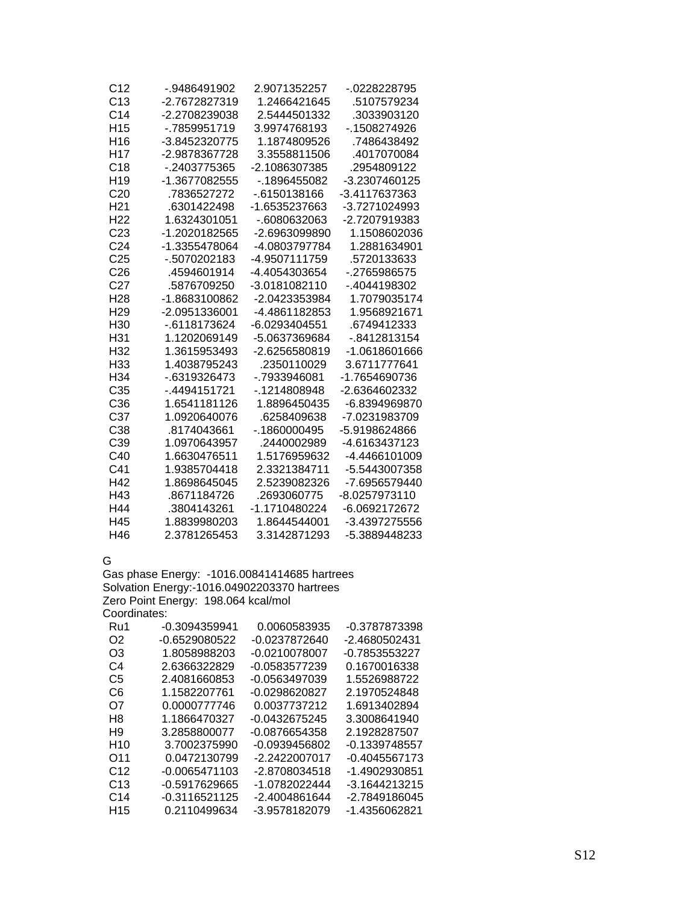| | | | |
|---|---|---|---|
| C12 | -.9486491902 | 2.9071352257 | -.0228228795 |
| C13 | -2.7672827319 | 1.2466421645 | .5107579234 |
| C14 | -2.2708239038 | 2.5444501332 | .3033903120 |
| H15 | -.7859951719 | 3.9974768193 | -.1508274926 |
| H16 | -3.8452320775 | 1.1874809526 | .7486438492 |
| H17 | -2.9878367728 | 3.3558811506 | .4017070084 |
| C18 | -.2403775365 | -2.1086307385 | .2954809122 |
| H19 | -1.3677082555 | -.1896455082 | -3.2307460125 |
| C20 | .7836527272 | -.6150138166 | -3.4117637363 |
| H21 | .6301422498 | -1.6535237663 | -3.7271024993 |
| H22 | 1.6324301051 | -.6080632063 | -2.7207919383 |
| C23 | -1.2020182565 | -2.6963099890 | 1.1508602036 |
| C24 | -1.3355478064 | -4.0803797784 | 1.2881634901 |
| C25 | -.5070202183 | -4.9507111759 | .5720133633 |
| C26 | .4594601914 | -4.4054303654 | -.2765986575 |
| C27 | .5876709250 | -3.0181082110 | -.4044198302 |
| H28 | -1.8683100862 | -2.0423353984 | 1.7079035174 |
| H29 | -2.0951336001 | -4.4861182853 | 1.9568921671 |
| H30 | -.6118173624 | -6.0293404551 | .6749412333 |
| H31 | 1.1202069149 | -5.0637369684 | -.8412813154 |
| H32 | 1.3615953493 | -2.6256580819 | -1.0618601666 |
| H33 | 1.4038795243 | .2350110029 | 3.6711777641 |
| H34 | -.6319326473 | -.7933946081 | -1.7654690736 |
| C35 | -.4494151721 | -.1214808948 | -2.6364602332 |
| C36 | 1.6541181126 | 1.8896450435 | -6.8394969870 |
| C37 | 1.0920640076 | .6258409638 | -7.0231983709 |
| C38 | .8174043661 | -.1860000495 | -5.9198624866 |
| C39 | 1.0970643957 | .2440002989 | -4.6163437123 |
| C40 | 1.6630476511 | 1.5176959632 | -4.4466101009 |
| C41 | 1.9385704418 | 2.3321384711 | -5.5443007358 |
| H42 | 1.8698645045 | 2.5239082326 | -7.6956579440 |
| H43 | .8671184726 | .2693060775 | -8.0257973110 |
| H44 | .3804143261 | -1.1710480224 | -6.0692172672 |
| H45 | 1.8839980203 | 1.8644544001 | -3.4397275556 |
| H46 | 2.3781265453 | 3.3142871293 | -5.3889448233 |

G

Gas phase Energy: -1016.00841414685 hartrees
Solvation Energy:-1016.04902203370 hartrees
Zero Point Energy: 198.064 kcal/mol
Coordinates:

| | | | |
|---|---|---|---|
| Ru1 | -0.3094359941 | 0.0060583935 | -0.3787873398 |
| O2 | -0.6529080522 | -0.0237872640 | -2.4680502431 |
| O3 | 1.8058988203 | -0.0210078007 | -0.7853553227 |
| C4 | 2.6366322829 | -0.0583577239 | 0.1670016338 |
| C5 | 2.4081660853 | -0.0563497039 | 1.5526988722 |
| C6 | 1.1582207761 | -0.0298620827 | 2.1970524848 |
| O7 | 0.0000777746 | 0.0037737212 | 1.6913402894 |
| H8 | 1.1866470327 | -0.0432675245 | 3.3008641940 |
| H9 | 3.2858800077 | -0.0876654358 | 2.1928287507 |
| H10 | 3.7002375990 | -0.0939456802 | -0.1339748557 |
| O11 | 0.0472130799 | -2.2422007017 | -0.4045567173 |
| C12 | -0.0065471103 | -2.8708034518 | -1.4902930851 |
| C13 | -0.5917629665 | -1.0782022444 | -3.1644213215 |
| C14 | -0.3116521125 | -2.4004861644 | -2.7849186045 |
| H15 | 0.2110499634 | -3.9578182079 | -1.4356062821 |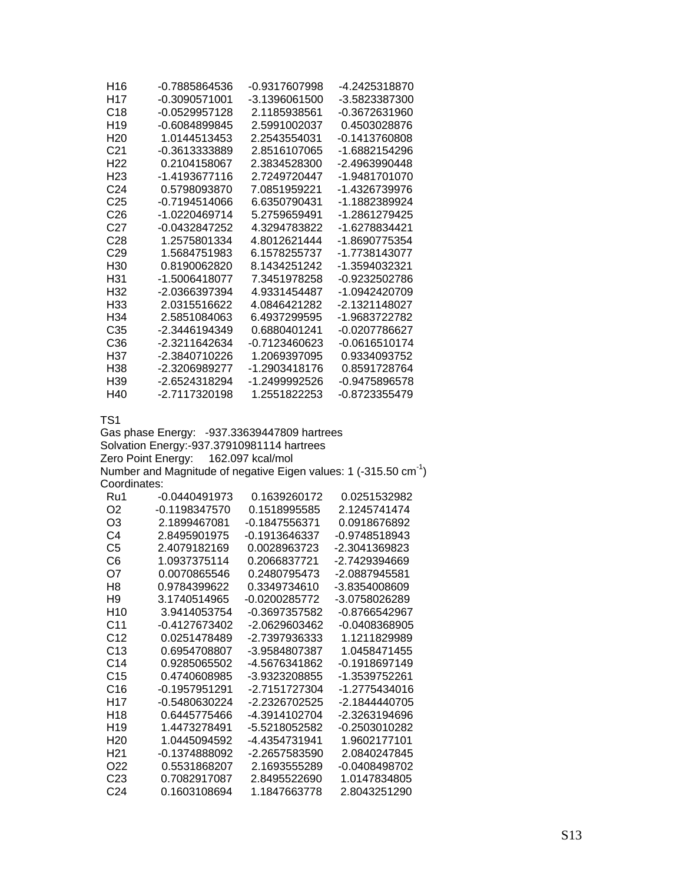| | | | |
|---|---|---|---|
| H16 | -0.7885864536 | -0.9317607998 | -4.2425318870 |
| H17 | -0.3090571001 | -3.1396061500 | -3.5823387300 |
| C18 | -0.0529957128 | 2.1185938561 | -0.3672631960 |
| H19 | -0.6084899845 | 2.5991002037 | 0.4503028876 |
| H20 | 1.0144513453 | 2.2543554031 | -0.1413760808 |
| C21 | -0.3613333889 | 2.8516107065 | -1.6882154296 |
| H22 | 0.2104158067 | 2.3834528300 | -2.4963990448 |
| H23 | -1.4193677116 | 2.7249720447 | -1.9481701070 |
| C24 | 0.5798093870 | 7.0851959221 | -1.4326739976 |
| C25 | -0.7194514066 | 6.6350790431 | -1.1882389924 |
| C26 | -1.0220469714 | 5.2759659491 | -1.2861279425 |
| C27 | -0.0432847252 | 4.3294783822 | -1.6278834421 |
| C28 | 1.2575801334 | 4.8012621444 | -1.8690775354 |
| C29 | 1.5684751983 | 6.1578255737 | -1.7738143077 |
| H30 | 0.8190062820 | 8.1434251242 | -1.3594032321 |
| H31 | -1.5006418077 | 7.3451978258 | -0.9232502786 |
| H32 | -2.0366397394 | 4.9331454487 | -1.0942420709 |
| H33 | 2.0315516622 | 4.0846421282 | -2.1321148027 |
| H34 | 2.5851084063 | 6.4937299595 | -1.9683722782 |
| C35 | -2.3446194349 | 0.6880401241 | -0.0207786627 |
| C36 | -2.3211642634 | -0.7123460623 | -0.0616510174 |
| H37 | -2.3840710226 | 1.2069397095 | 0.9334093752 |
| H38 | -2.3206989277 | -1.2903418176 | 0.8591728764 |
| H39 | -2.6524318294 | -1.2499992526 | -0.9475896578 |
| H40 | -2.7117320198 | 1.2551822253 | -0.8723355479 |

TS1

Gas phase Energy: -937.33639447809 hartrees

Solvation Energy:-937.37910981114 hartrees

Zero Point Energy: 162.097 kcal/mol

Number and Magnitude of negative Eigen values: 1 (-315.50 cm$^{-1}$)

Coordinates:

| | | | |
|---|---|---|---|
| Ru1 | -0.0440491973 | 0.1639260172 | 0.0251532982 |
| O2 | -0.1198347570 | 0.1518995585 | 2.1245741474 |
| O3 | 2.1899467081 | -0.1847556371 | 0.0918676892 |
| C4 | 2.8495901975 | -0.1913646337 | -0.9748518943 |
| C5 | 2.4079182169 | 0.0028963723 | -2.3041369823 |
| C6 | 1.0937375114 | 0.2066837721 | -2.7429394669 |
| O7 | 0.0070865546 | 0.2480795473 | -2.0887945581 |
| H8 | 0.9784399622 | 0.3349734610 | -3.8354008609 |
| H9 | 3.1740514965 | -0.0200285772 | -3.0758026289 |
| H10 | 3.9414053754 | -0.3697357582 | -0.8766542967 |
| C11 | -0.4127673402 | -2.0629603462 | -0.0408368905 |
| C12 | 0.0251478489 | -2.7397936333 | 1.1211829989 |
| C13 | 0.6954708807 | -3.9584807387 | 1.0458471455 |
| C14 | 0.9285065502 | -4.5676341862 | -0.1918697149 |
| C15 | 0.4740608985 | -3.9323208855 | -1.3539752261 |
| C16 | -0.1957951291 | -2.7151727304 | -1.2775434016 |
| H17 | -0.5480630224 | -2.2326702525 | -2.1844440705 |
| H18 | 0.6445775466 | -4.3914102704 | -2.3263194696 |
| H19 | 1.4473278491 | -5.5218052582 | -0.2503010282 |
| H20 | 1.0445094592 | -4.4354731941 | 1.9602177101 |
| H21 | -0.1374888092 | -2.2657583590 | 2.0840247845 |
| O22 | 0.5531868207 | 2.1693555289 | -0.0408498702 |
| C23 | 0.7082917087 | 2.8495522690 | 1.0147834805 |
| C24 | 0.1603108694 | 1.1847663778 | 2.8043251290 |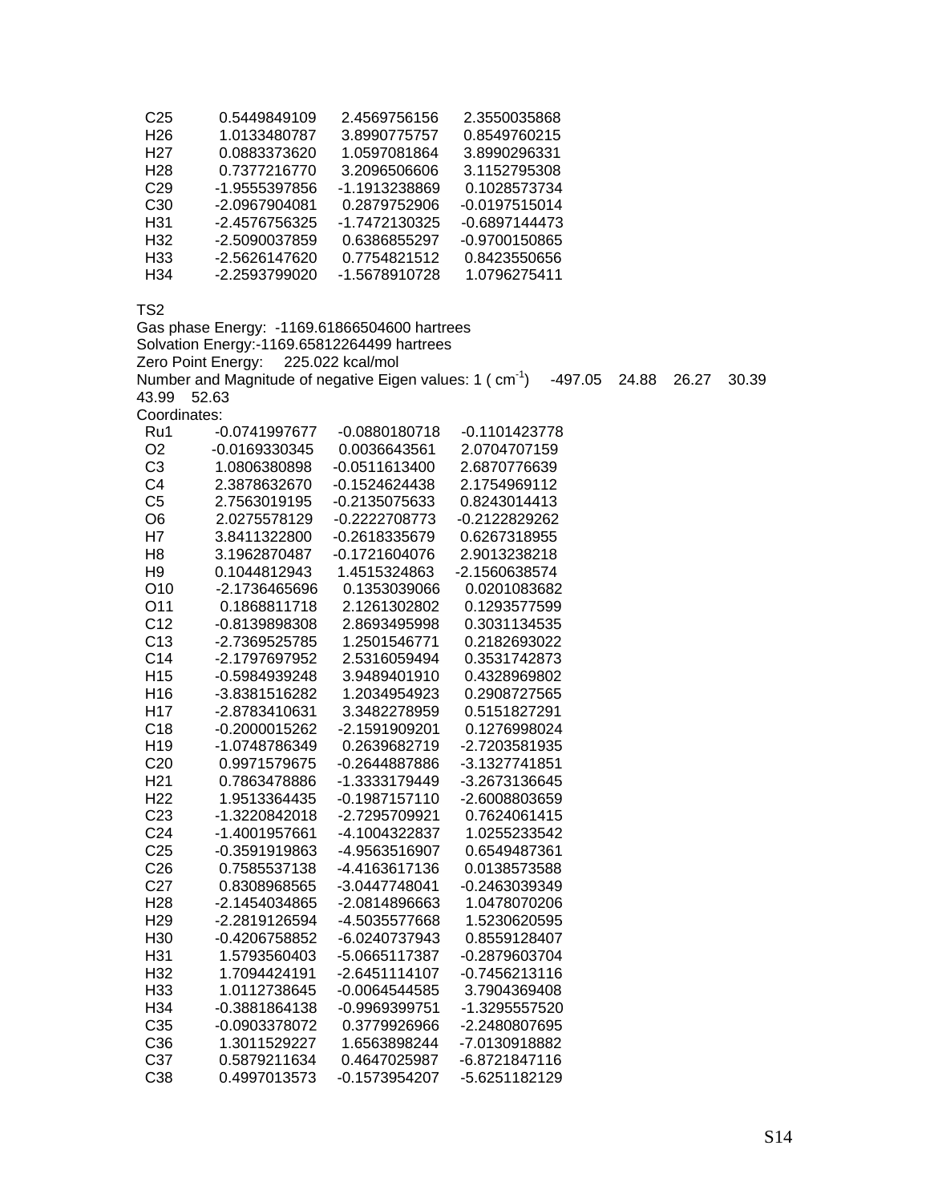| | | | |
|---|---|---|---|
| C25 | 0.5449849109 | 2.4569756156 | 2.3550035868 |
| H26 | 1.0133480787 | 3.8990775757 | 0.8549760215 |
| H27 | 0.0883373620 | 1.0597081864 | 3.8990296331 |
| H28 | 0.7377216770 | 3.2096506606 | 3.1152795308 |
| C29 | -1.9555397856 | -1.1913238869 | 0.1028573734 |
| C30 | -2.0967904081 | 0.2879752906 | -0.0197515014 |
| H31 | -2.4576756325 | -1.7472130325 | -0.6897144473 |
| H32 | -2.5090037859 | 0.6386855297 | -0.9700150865 |
| H33 | -2.5626147620 | 0.7754821512 | 0.8423550656 |
| H34 | -2.2593799020 | -1.5678910728 | 1.0796275411 |

TS2

Gas phase Energy: -1169.61866504600 hartrees

Solvation Energy:-1169.65812264499 hartrees

Zero Point Energy: 225.022 kcal/mol

Number and Magnitude of negative Eigen values: 1 ( $cm^{-1}$) -497.05 24.88 26.27 30.39 43.99 52.63

Coordinates:

| | | | |
|---|---|---|---|
| Ru1 | -0.0741997677 | -0.0880180718 | -0.1101423778 |
| O2 | -0.0169330345 | 0.0036643561 | 2.0704707159 |
| C3 | 1.0806380898 | -0.0511613400 | 2.6870776639 |
| C4 | 2.3878632670 | -0.1524624438 | 2.1754969112 |
| C5 | 2.7563019195 | -0.2135075633 | 0.8243014413 |
| O6 | 2.0275578129 | -0.2222708773 | -0.2122829262 |
| H7 | 3.8411322800 | -0.2618335679 | 0.6267318955 |
| H8 | 3.1962870487 | -0.1721604076 | 2.9013238218 |
| H9 | 0.1044812943 | 1.4515324863 | -2.1560638574 |
| O10 | -2.1736465696 | 0.1353039066 | 0.0201083682 |
| O11 | 0.1868811718 | 2.1261302802 | 0.1293577599 |
| C12 | -0.8139898308 | 2.8693495998 | 0.3031134535 |
| C13 | -2.7369525785 | 1.2501546771 | 0.2182693022 |
| C14 | -2.1797697952 | 2.5316059494 | 0.3531742873 |
| H15 | -0.5984939248 | 3.9489401910 | 0.4328969802 |
| H16 | -3.8381516282 | 1.2034954923 | 0.2908727565 |
| H17 | -2.8783410631 | 3.3482278959 | 0.5151827291 |
| C18 | -0.2000015262 | -2.1591909201 | 0.1276998024 |
| H19 | -1.0748786349 | 0.2639682719 | -2.7203581935 |
| C20 | 0.9971579675 | -0.2644887886 | -3.1327741851 |
| H21 | 0.7863478886 | -1.3333179449 | -3.2673136645 |
| H22 | 1.9513364435 | -0.1987157110 | -2.6008803659 |
| C23 | -1.3220842018 | -2.7295709921 | 0.7624061415 |
| C24 | -1.4001957661 | -4.1004322837 | 1.0255233542 |
| C25 | -0.3591919863 | -4.9563516907 | 0.6549487361 |
| C26 | 0.7585537138 | -4.4163617136 | 0.0138573588 |
| C27 | 0.8308968565 | -3.0447748041 | -0.2463039349 |
| H28 | -2.1454034865 | -2.0814896663 | 1.0478070206 |
| H29 | -2.2819126594 | -4.5035577668 | 1.5230620595 |
| H30 | -0.4206758852 | -6.0240737943 | 0.8559128407 |
| H31 | 1.5793560403 | -5.0665117387 | -0.2879603704 |
| H32 | 1.7094424191 | -2.6451114107 | -0.7456213116 |
| H33 | 1.0112738645 | -0.0064544585 | 3.7904369408 |
| H34 | -0.3881864138 | -0.9969399751 | -1.3295557520 |
| C35 | -0.0903378072 | 0.3779926966 | -2.2480807695 |
| C36 | 1.3011529227 | 1.6563898244 | -7.0130918882 |
| C37 | 0.5879211634 | 0.4647025987 | -6.8721847116 |
| C38 | 0.4997013573 | -0.1573954207 | -5.6251182129 |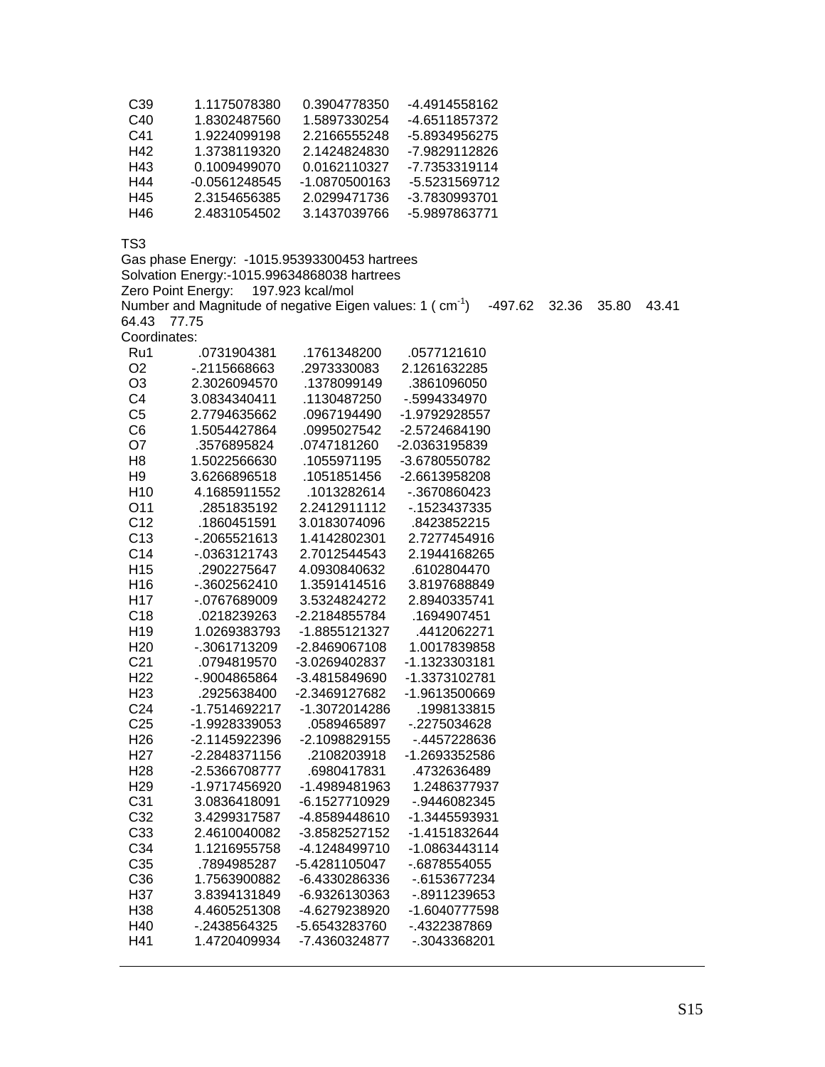| | | | |
|---|---|---|---|
| C39 | 1.1175078380 | 0.3904778350 | -4.4914558162 |
| C40 | 1.8302487560 | 1.5897330254 | -4.6511857372 |
| C41 | 1.9224099198 | 2.2166555248 | -5.8934956275 |
| H42 | 1.3738119320 | 2.1424824830 | -7.9829112826 |
| H43 | 0.1009499070 | 0.0162110327 | -7.7353319114 |
| H44 | -0.0561248545 | -1.0870500163 | -5.5231569712 |
| H45 | 2.3154656385 | 2.0299471736 | -3.7830993701 |
| H46 | 2.4831054502 | 3.1437039766 | -5.9897863771 |

TS3

Gas phase Energy: -1015.95393300453 hartrees

Solvation Energy:-1015.99634868038 hartrees

Zero Point Energy: 197.923 kcal/mol

Number and Magnitude of negative Eigen values: 1 ( $cm^{-1}$) -497.62 32.36 35.80 43.41 64.43 77.75

Coordinates:

| | | | |
|---|---|---|---|
| Ru1 | .0731904381 | .1761348200 | .0577121610 |
| O2 | -.2115668663 | .2973330083 | 2.1261632285 |
| O3 | 2.3026094570 | .1378099149 | .3861096050 |
| C4 | 3.0834340411 | .1130487250 | -.5994334970 |
| C5 | 2.7794635662 | .0967194490 | -1.9792928557 |
| C6 | 1.5054427864 | .0995027542 | -2.5724684190 |
| O7 | .3576895824 | .0747181260 | -2.0363195839 |
| H8 | 1.5022566630 | .1055971195 | -3.6780550782 |
| H9 | 3.6266896518 | .1051851456 | -2.6613958208 |
| H10 | 4.1685911552 | .1013282614 | -.3670860423 |
| O11 | .2851835192 | 2.2412911112 | -.1523437335 |
| C12 | .1860451591 | 3.0183074096 | .8423852215 |
| C13 | -.2065521613 | 1.4142802301 | 2.7277454916 |
| C14 | -.0363121743 | 2.7012544543 | 2.1944168265 |
| H15 | .2902275647 | 4.0930840632 | .6102804470 |
| H16 | -.3602562410 | 1.3591414516 | 3.8197688849 |
| H17 | -.0767689009 | 3.5324824272 | 2.8940335741 |
| C18 | .0218239263 | -2.2184855784 | .1694907451 |
| H19 | 1.0269383793 | -1.8855121327 | .4412062271 |
| H20 | -.3061713209 | -2.8469067108 | 1.0017839858 |
| C21 | .0794819570 | -3.0269402837 | -1.1323303181 |
| H22 | -.9004865864 | -3.4815849690 | -1.3373102781 |
| H23 | .2925638400 | -2.3469127682 | -1.9613500669 |
| C24 | -1.7514692217 | -1.3072014286 | .1998133815 |
| C25 | -1.9928339053 | .0589465897 | -.2275034628 |
| H26 | -2.1145922396 | -2.1098829155 | -.4457228636 |
| H27 | -2.2848371156 | .2108203918 | -1.2693352586 |
| H28 | -2.5366708777 | .6980417831 | .4732636489 |
| H29 | -1.9717456920 | -1.4989481963 | 1.2486377937 |
| C31 | 3.0836418091 | -6.1527710929 | -.9446082345 |
| C32 | 3.4299317587 | -4.8589448610 | -1.3445593931 |
| C33 | 2.4610040082 | -3.8582527152 | -1.4151832644 |
| C34 | 1.1216955758 | -4.1248499710 | -1.0863443114 |
| C35 | .7894985287 | -5.4281105047 | -.6878554055 |
| C36 | 1.7563900882 | -6.4330286336 | -.6153677234 |
| H37 | 3.8394131849 | -6.9326130363 | -.8911239653 |
| H38 | 4.4605251308 | -4.6279238920 | -1.6040777598 |
| H40 | -.2438564325 | -5.6543283760 | -.4322387869 |
| H41 | 1.4720409934 | -7.4360324877 | -.3043368201 |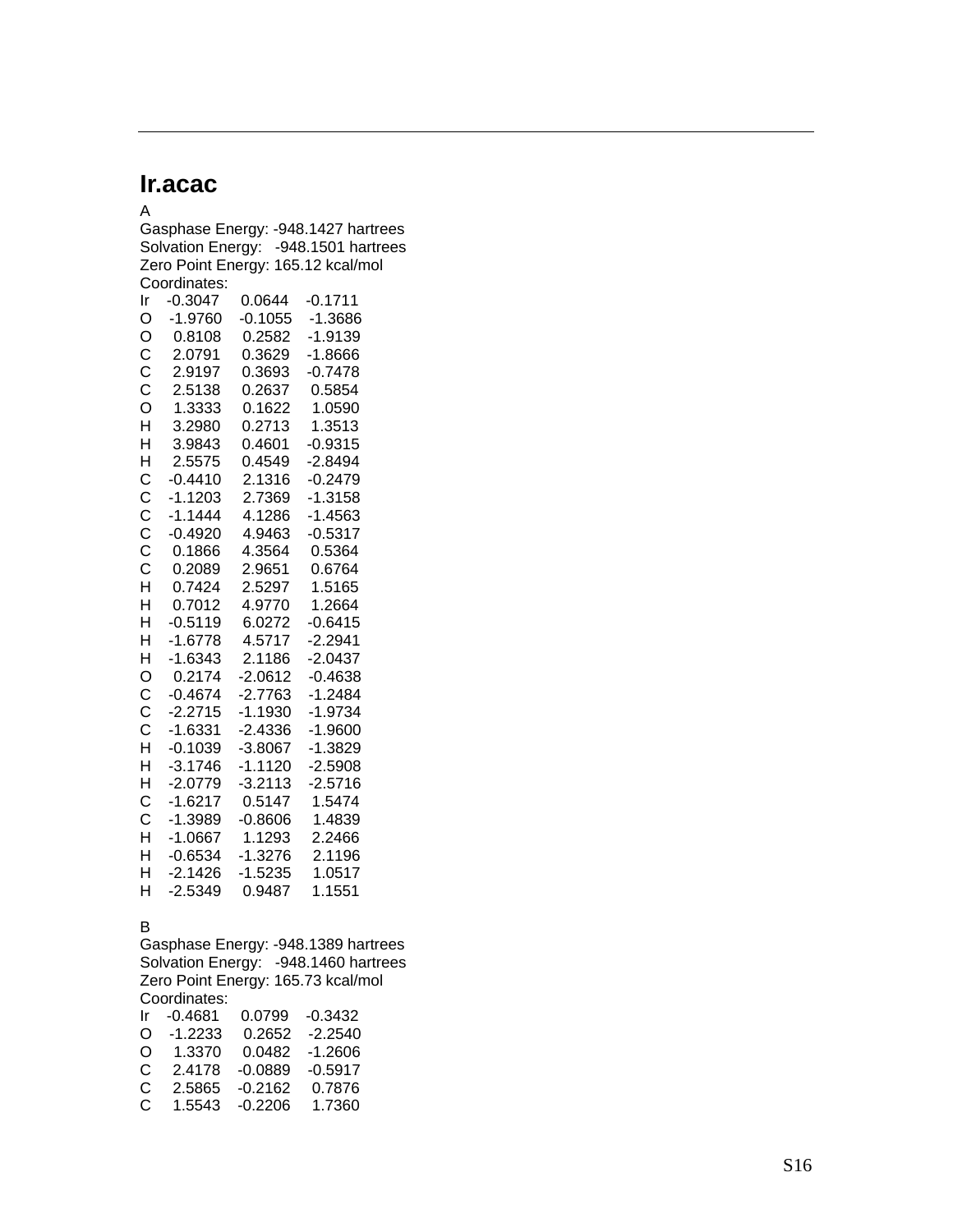## Ir.acac

A
Gasphase Energy: -948.1427 hartrees
Solvation Energy: -948.1501 hartrees
Zero Point Energy: 165.12 kcal/mol
Coordinates:

```
Ir    -0.3047     0.0644    -0.1711
O     -1.9760    -0.1055    -1.3686
O      0.8108     0.2582    -1.9139
C      2.0791     0.3629    -1.8666
C      2.9197     0.3693    -0.7478
C      2.5138     0.2637     0.5854
O      1.3333     0.1622     1.0590
H      3.2980     0.2713     1.3513
H      3.9843     0.4601    -0.9315
H      2.5575     0.4549    -2.8494
C     -0.4410     2.1316    -0.2479
C     -1.1203     2.7369    -1.3158
C     -1.1444     4.1286    -1.4563
C     -0.4920     4.9463    -0.5317
C      0.1866     4.3564     0.5364
C      0.2089     2.9651     0.6764
H      0.7424     2.5297     1.5165
H      0.7012     4.9770     1.2664
H     -0.5119     6.0272    -0.6415
H     -1.6778     4.5717    -2.2941
H     -1.6343     2.1186    -2.0437
O      0.2174    -2.0612    -0.4638
C     -0.4674    -2.7763    -1.2484
C     -2.2715    -1.1930    -1.9734
C     -1.6331    -2.4336    -1.9600
H     -0.1039    -3.8067    -1.3829
H     -3.1746    -1.1120    -2.5908
H     -2.0779    -3.2113    -2.5716
C     -1.6217     0.5147     1.5474
C     -1.3989    -0.8606     1.4839
H     -1.0667     1.1293     2.2466
H     -0.6534    -1.3276     2.1196
H     -2.1426    -1.5235     1.0517
H     -2.5349     0.9487     1.1551
```

B
Gasphase Energy: -948.1389 hartrees
Solvation Energy: -948.1460 hartrees
Zero Point Energy: 165.73 kcal/mol
Coordinates:

```
Ir    -0.4681     0.0799    -0.3432
O     -1.2233     0.2652    -2.2540
O      1.3370     0.0482    -1.2606
C      2.4178    -0.0889    -0.5917
C      2.5865    -0.2162     0.7876
C      1.5543    -0.2206     1.7360
```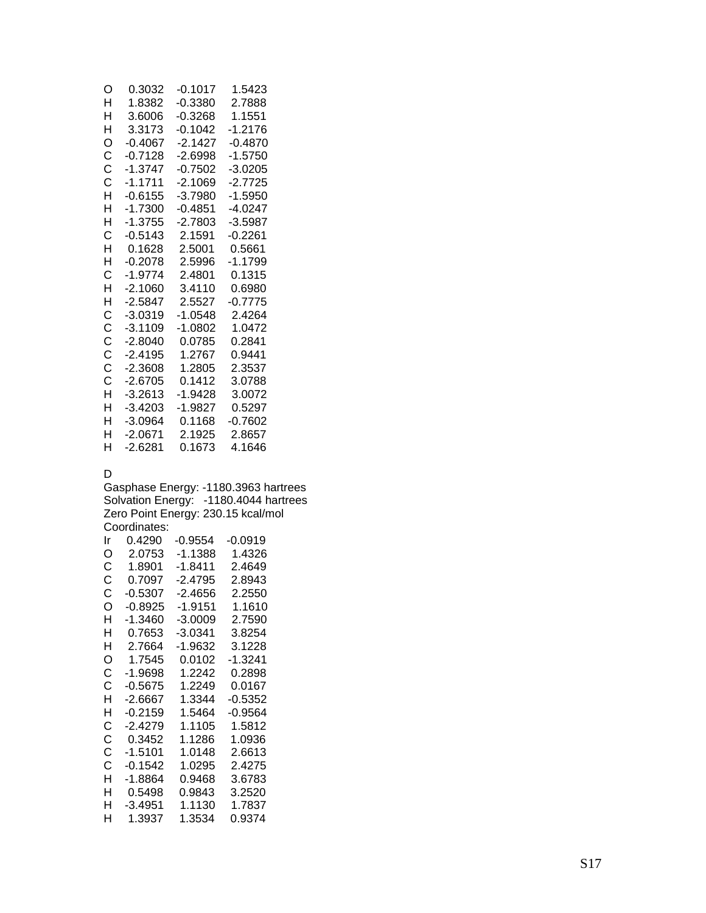```
O    0.3032   -0.1017    1.5423
H    1.8382   -0.3380    2.7888
H    3.6006   -0.3268    1.1551
H    3.3173   -0.1042   -1.2176
O   -0.4067   -2.1427   -0.4870
C   -0.7128   -2.6998   -1.5750
C   -1.3747   -0.7502   -3.0205
C   -1.1711   -2.1069   -2.7725
H   -0.6155   -3.7980   -1.5950
H   -1.7300   -0.4851   -4.0247
H   -1.3755   -2.7803   -3.5987
C   -0.5143    2.1591   -0.2261
H    0.1628    2.5001    0.5661
H   -0.2078    2.5996   -1.1799
C   -1.9774    2.4801    0.1315
H   -2.1060    3.4110    0.6980
H   -2.5847    2.5527   -0.7775
C   -3.0319   -1.0548    2.4264
C   -3.1109   -1.0802    1.0472
C   -2.8040    0.0785    0.2841
C   -2.4195    1.2767    0.9441
C   -2.3608    1.2805    2.3537
C   -2.6705    0.1412    3.0788
H   -3.2613   -1.9428    3.0072
H   -3.4203   -1.9827    0.5297
H   -3.0964    0.1168   -0.7602
H   -2.0671    2.1925    2.8657
H   -2.6281    0.1673    4.1646
```

D

Gasphase Energy: -1180.3963 hartrees
Solvation Energy: -1180.4044 hartrees
Zero Point Energy: 230.15 kcal/mol
Coordinates:

```
Ir   0.4290   -0.9554   -0.0919
O    2.0753   -1.1388    1.4326
C    1.8901   -1.8411    2.4649
C    0.7097   -2.4795    2.8943
C   -0.5307   -2.4656    2.2550
O   -0.8925   -1.9151    1.1610
H   -1.3460   -3.0009    2.7590
H    0.7653   -3.0341    3.8254
H    2.7664   -1.9632    3.1228
O    1.7545    0.0102   -1.3241
C   -1.9698    1.2242    0.2898
C   -0.5675    1.2249    0.0167
H   -2.6667    1.3344   -0.5352
H   -0.2159    1.5464   -0.9564
C   -2.4279    1.1105    1.5812
C    0.3452    1.1286    1.0936
C   -1.5101    1.0148    2.6613
C   -0.1542    1.0295    2.4275
H   -1.8864    0.9468    3.6783
H    0.5498    0.9843    3.2520
H   -3.4951    1.1130    1.7837
H    1.3937    1.3534    0.9374
```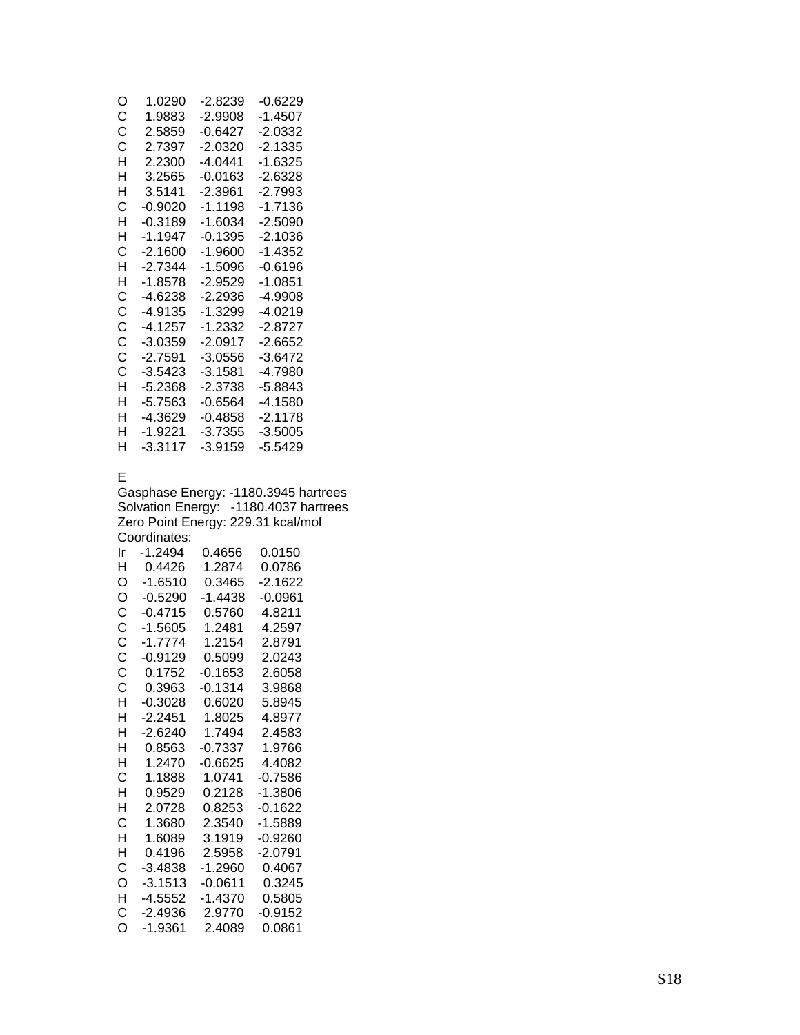```
O    1.0290   -2.8239   -0.6229
C    1.9883   -2.9908   -1.4507
C    2.5859   -0.6427   -2.0332
C    2.7397   -2.0320   -2.1335
H    2.2300   -4.0441   -1.6325
H    3.2565   -0.0163   -2.6328
H    3.5141   -2.3961   -2.7993
C   -0.9020   -1.1198   -1.7136
H   -0.3189   -1.6034   -2.5090
H   -1.1947   -0.1395   -2.1036
C   -2.1600   -1.9600   -1.4352
H   -2.7344   -1.5096   -0.6196
H   -1.8578   -2.9529   -1.0851
C   -4.6238   -2.2936   -4.9908
C   -4.9135   -1.3299   -4.0219
C   -4.1257   -1.2332   -2.8727
C   -3.0359   -2.0917   -2.6652
C   -2.7591   -3.0556   -3.6472
C   -3.5423   -3.1581   -4.7980
H   -5.2368   -2.3738   -5.8843
H   -5.7563   -0.6564   -4.1580
H   -4.3629   -0.4858   -2.1178
H   -1.9221   -3.7355   -3.5005
H   -3.3117   -3.9159   -5.5429
```

E

Gasphase Energy: -1180.3945 hartrees
Solvation Energy: -1180.4037 hartrees
Zero Point Energy: 229.31 kcal/mol
Coordinates:

```
Ir  -1.2494    0.4656    0.0150
H    0.4426    1.2874    0.0786
O   -1.6510    0.3465   -2.1622
O   -0.5290   -1.4438   -0.0961
C   -0.4715    0.5760    4.8211
C   -1.5605    1.2481    4.2597
C   -1.7774    1.2154    2.8791
C   -0.9129    0.5099    2.0243
C    0.1752   -0.1653    2.6058
C    0.3963   -0.1314    3.9868
H   -0.3028    0.6020    5.8945
H   -2.2451    1.8025    4.8977
H   -2.6240    1.7494    2.4583
H    0.8563   -0.7337    1.9766
H    1.2470   -0.6625    4.4082
C    1.1888    1.0741   -0.7586
H    0.9529    0.2128   -1.3806
H    2.0728    0.8253   -0.1622
C    1.3680    2.3540   -1.5889
H    1.6089    3.1919   -0.9260
H    0.4196    2.5958   -2.0791
C   -3.4838   -1.2960    0.4067
O   -3.1513   -0.0611    0.3245
H   -4.5552   -1.4370    0.5805
C   -2.4936    2.9770   -0.9152
O   -1.9361    2.4089    0.0861
```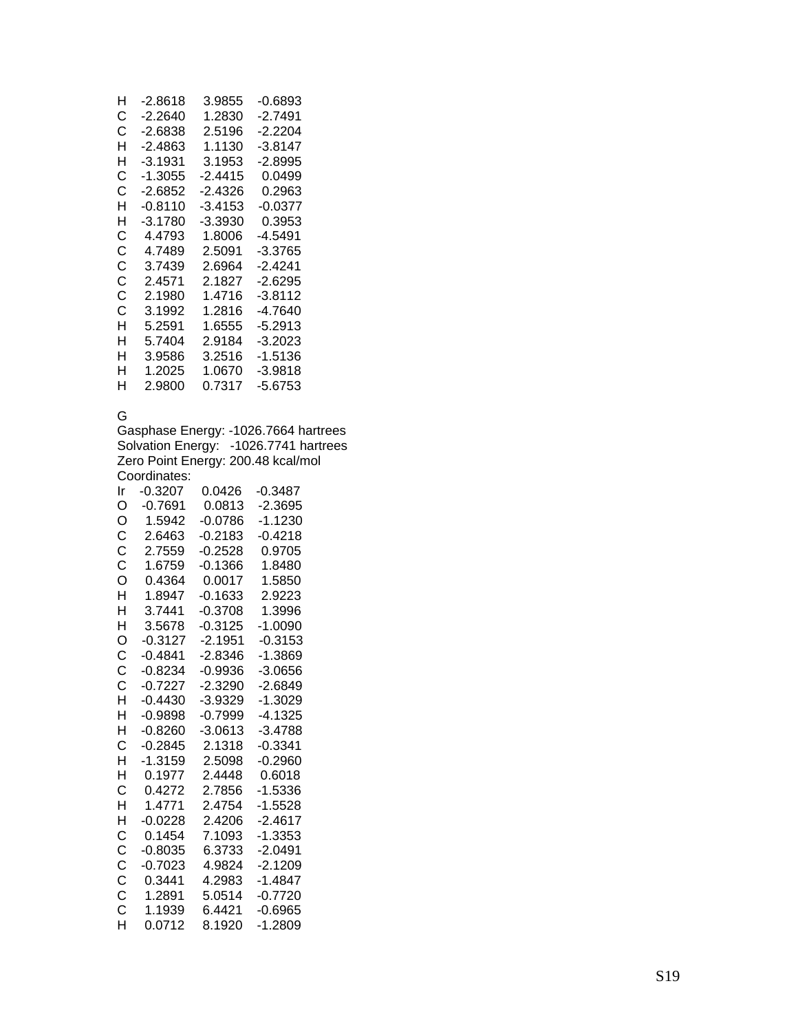```
H    -2.8618    3.9855   -0.6893
C    -2.2640    1.2830   -2.7491
C    -2.6838    2.5196   -2.2204
H    -2.4863    1.1130   -3.8147
H    -3.1931    3.1953   -2.8995
C    -1.3055   -2.4415    0.0499
C    -2.6852   -2.4326    0.2963
H    -0.8110   -3.4153   -0.0377
H    -3.1780   -3.3930    0.3953
C     4.4793    1.8006   -4.5491
C     4.7489    2.5091   -3.3765
C     3.7439    2.6964   -2.4241
C     2.4571    2.1827   -2.6295
C     2.1980    1.4716   -3.8112
C     3.1992    1.2816   -4.7640
H     5.2591    1.6555   -5.2913
H     5.7404    2.9184   -3.2023
H     3.9586    3.2516   -1.5136
H     1.2025    1.0670   -3.9818
H     2.9800    0.7317   -5.6753
```

G

Gasphase Energy: -1026.7664 hartrees
Solvation Energy: -1026.7741 hartrees
Zero Point Energy: 200.48 kcal/mol
Coordinates:

```
Ir   -0.3207    0.0426   -0.3487
O    -0.7691    0.0813   -2.3695
O     1.5942   -0.0786   -1.1230
C     2.6463   -0.2183   -0.4218
C     2.7559   -0.2528    0.9705
C     1.6759   -0.1366    1.8480
O     0.4364    0.0017    1.5850
H     1.8947   -0.1633    2.9223
H     3.7441   -0.3708    1.3996
H     3.5678   -0.3125   -1.0090
O    -0.3127   -2.1951   -0.3153
C    -0.4841   -2.8346   -1.3869
C    -0.8234   -0.9936   -3.0656
C    -0.7227   -2.3290   -2.6849
H    -0.4430   -3.9329   -1.3029
H    -0.9898   -0.7999   -4.1325
H    -0.8260   -3.0613   -3.4788
C    -0.2845    2.1318   -0.3341
H    -1.3159    2.5098   -0.2960
H     0.1977    2.4448    0.6018
C     0.4272    2.7856   -1.5336
H     1.4771    2.4754   -1.5528
H    -0.0228    2.4206   -2.4617
C     0.1454    7.1093   -1.3353
C    -0.8035    6.3733   -2.0491
C    -0.7023    4.9824   -2.1209
C     0.3441    4.2983   -1.4847
C     1.2891    5.0514   -0.7720
C     1.1939    6.4421   -0.6965
H     0.0712    8.1920   -1.2809
```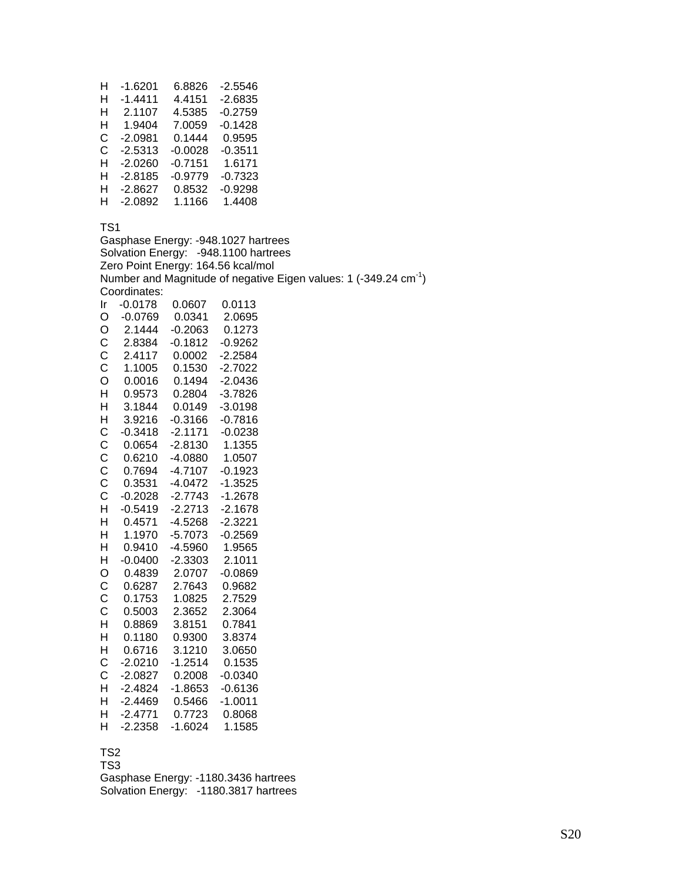H -1.6201 6.8826 -2.5546
H -1.4411 4.4151 -2.6835
H 2.1107 4.5385 -0.2759
H 1.9404 7.0059 -0.1428
C -2.0981 0.1444 0.9595
C -2.5313 -0.0028 -0.3511
H -2.0260 -0.7151 1.6171
H -2.8185 -0.9779 -0.7323
H -2.8627 0.8532 -0.9298
H -2.0892 1.1166 1.4408

TS1
Gasphase Energy: -948.1027 hartrees
Solvation Energy: -948.1100 hartrees
Zero Point Energy: 164.56 kcal/mol
Number and Magnitude of negative Eigen values: 1 (-349.24 $cm^{-1}$)
Coordinates:

```
Ir   -0.0178    0.0607    0.0113
O    -0.0769    0.0341    2.0695
O     2.1444   -0.2063    0.1273
C     2.8384   -0.1812   -0.9262
C     2.4117    0.0002   -2.2584
C     1.1005    0.1530   -2.7022
O     0.0016    0.1494   -2.0436
H     0.9573    0.2804   -3.7826
H     3.1844    0.0149   -3.0198
H     3.9216   -0.3166   -0.7816
C    -0.3418   -2.1171   -0.0238
C     0.0654   -2.8130    1.1355
C     0.6210   -4.0880    1.0507
C     0.7694   -4.7107   -0.1923
C     0.3531   -4.0472   -1.3525
C    -0.2028   -2.7743   -1.2678
H    -0.5419   -2.2713   -2.1678
H     0.4571   -4.5268   -2.3221
H     1.1970   -5.7073   -0.2569
H     0.9410   -4.5960    1.9565
H    -0.0400   -2.3303    2.1011
O     0.4839    2.0707   -0.0869
C     0.6287    2.7643    0.9682
C     0.1753    1.0825    2.7529
C     0.5003    2.3652    2.3064
H     0.8869    3.8151    0.7841
H     0.1180    0.9300    3.8374
H     0.6716    3.1210    3.0650
C    -2.0210   -1.2514    0.1535
C    -2.0827    0.2008   -0.0340
H    -2.4824   -1.8653   -0.6136
H    -2.4469    0.5466   -1.0011
H    -2.4771    0.7723    0.8068
H    -2.2358   -1.6024    1.1585
```

TS2

TS3
Gasphase Energy: -1180.3436 hartrees
Solvation Energy: -1180.3817 hartrees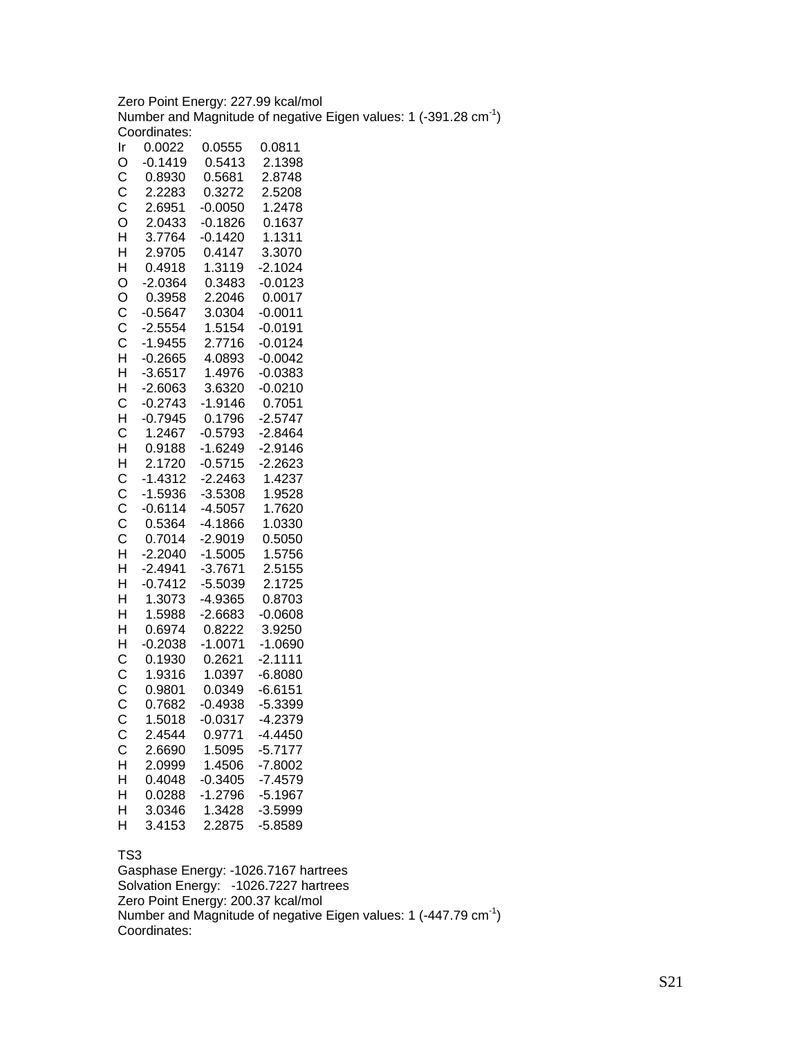Zero Point Energy: 227.99 kcal/mol
Number and Magnitude of negative Eigen values: 1 (-391.28 cm$^{-1}$)
Coordinates:

```
Ir    0.0022    0.0555    0.0811
O    -0.1419    0.5413    2.1398
C     0.8930    0.5681    2.8748
C     2.2283    0.3272    2.5208
C     2.6951   -0.0050    1.2478
O     2.0433   -0.1826    0.1637
H     3.7764   -0.1420    1.1311
H     2.9705    0.4147    3.3070
H     0.4918    1.3119   -2.1024
O    -2.0364    0.3483   -0.0123
O     0.3958    2.2046    0.0017
C    -0.5647    3.0304   -0.0011
C    -2.5554    1.5154   -0.0191
C    -1.9455    2.7716   -0.0124
H    -0.2665    4.0893   -0.0042
H    -3.6517    1.4976   -0.0383
H    -2.6063    3.6320   -0.0210
C    -0.2743   -1.9146    0.7051
H    -0.7945    0.1796   -2.5747
C     1.2467   -0.5793   -2.8464
H     0.9188   -1.6249   -2.9146
H     2.1720   -0.5715   -2.2623
C    -1.4312   -2.2463    1.4237
C    -1.5936   -3.5308    1.9528
C    -0.6114   -4.5057    1.7620
C     0.5364   -4.1866    1.0330
C     0.7014   -2.9019    0.5050
H    -2.2040   -1.5005    1.5756
H    -2.4941   -3.7671    2.5155
H    -0.7412   -5.5039    2.1725
H     1.3073   -4.9365    0.8703
H     1.5988   -2.6683   -0.0608
H     0.6974    0.8222    3.9250
H    -0.2038   -1.0071   -1.0690
C     0.1930    0.2621   -2.1111
C     1.9316    1.0397   -6.8080
C     0.9801    0.0349   -6.6151
C     0.7682   -0.4938   -5.3399
C     1.5018   -0.0317   -4.2379
C     2.4544    0.9771   -4.4450
C     2.6690    1.5095   -5.7177
H     2.0999    1.4506   -7.8002
H     0.4048   -0.3405   -7.4579
H     0.0288   -1.2796   -5.1967
H     3.0346    1.3428   -3.5999
H     3.4153    2.2875   -5.8589
```

TS3
Gasphase Energy: -1026.7167 hartrees
Solvation Energy: -1026.7227 hartrees
Zero Point Energy: 200.37 kcal/mol
Number and Magnitude of negative Eigen values: 1 (-447.79 cm$^{-1}$)
Coordinates: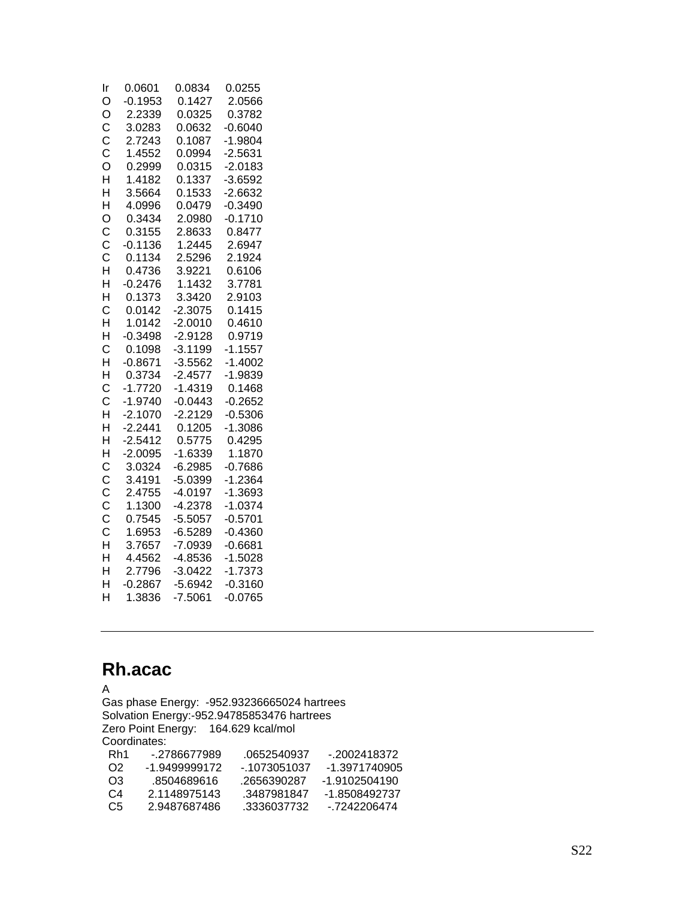```
Ir    0.0601    0.0834    0.0255
O    -0.1953    0.1427    2.0566
O     2.2339    0.0325    0.3782
C     3.0283    0.0632   -0.6040
C     2.7243    0.1087   -1.9804
C     1.4552    0.0994   -2.5631
O     0.2999    0.0315   -2.0183
H     1.4182    0.1337   -3.6592
H     3.5664    0.1533   -2.6632
H     4.0996    0.0479   -0.3490
O     0.3434    2.0980   -0.1710
C     0.3155    2.8633    0.8477
C    -0.1136    1.2445    2.6947
C     0.1134    2.5296    2.1924
H     0.4736    3.9221    0.6106
H    -0.2476    1.1432    3.7781
H     0.1373    3.3420    2.9103
C     0.0142   -2.3075    0.1415
H     1.0142   -2.0010    0.4610
H    -0.3498   -2.9128    0.9719
C     0.1098   -3.1199   -1.1557
H    -0.8671   -3.5562   -1.4002
H     0.3734   -2.4577   -1.9839
C    -1.7720   -1.4319    0.1468
C    -1.9740   -0.0443   -0.2652
H    -2.1070   -2.2129   -0.5306
H    -2.2441    0.1205   -1.3086
H    -2.5412    0.5775    0.4295
H    -2.0095   -1.6339    1.1870
C     3.0324   -6.2985   -0.7686
C     3.4191   -5.0399   -1.2364
C     2.4755   -4.0197   -1.3693
C     1.1300   -4.2378   -1.0374
C     0.7545   -5.5057   -0.5701
C     1.6953   -6.5289   -0.4360
H     3.7657   -7.0939   -0.6681
H     4.4562   -4.8536   -1.5028
H     2.7796   -3.0422   -1.7373
H    -0.2867   -5.6942   -0.3160
H     1.3836   -7.5061   -0.0765
```

---

## Rh.acac

A

Gas phase Energy: -952.93236665024 hartrees

Solvation Energy:-952.94785853476 hartrees

Zero Point Energy: 164.629 kcal/mol

Coordinates:

```
Rh1     -.2786677989     .0652540937    -.2002418372
O2     -1.9499999172    -.1073051037   -1.3971740905
O3       .8504689616     .2656390287   -1.9102504190
C4      2.1148975143     .3487981847   -1.8508492737
C5      2.9487687486     .3336037732    -.7242206474
```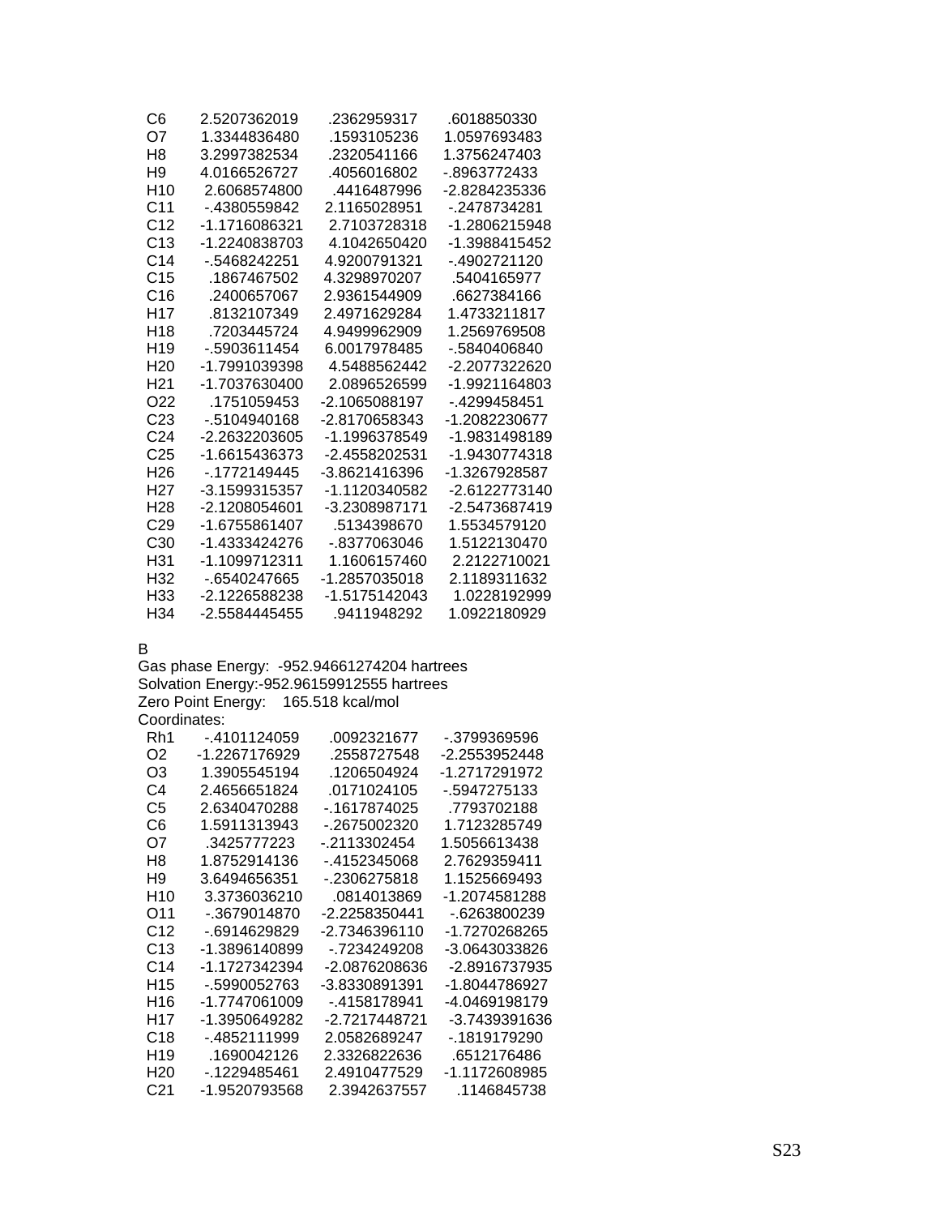| | | | |
|---|---|---|---|
| C6 | 2.5207362019 | .2362959317 | .6018850330 |
| O7 | 1.3344836480 | .1593105236 | 1.0597693483 |
| H8 | 3.2997382534 | .2320541166 | 1.3756247403 |
| H9 | 4.0166526727 | .4056016802 | -.8963772433 |
| H10 | 2.6068574800 | .4416487996 | -2.8284235336 |
| C11 | -.4380559842 | 2.1165028951 | -.2478734281 |
| C12 | -1.1716086321 | 2.7103728318 | -1.2806215948 |
| C13 | -1.2240838703 | 4.1042650420 | -1.3988415452 |
| C14 | -.5468242251 | 4.9200791321 | -.4902721120 |
| C15 | .1867467502 | 4.3298970207 | .5404165977 |
| C16 | .2400657067 | 2.9361544909 | .6627384166 |
| H17 | .8132107349 | 2.4971629284 | 1.4733211817 |
| H18 | .7203445724 | 4.9499962909 | 1.2569769508 |
| H19 | -.5903611454 | 6.0017978485 | -.5840406840 |
| H20 | -1.7991039398 | 4.5488562442 | -2.2077322620 |
| H21 | -1.7037630400 | 2.0896526599 | -1.9921164803 |
| O22 | .1751059453 | -2.1065088197 | -.4299458451 |
| C23 | -.5104940168 | -2.8170658343 | -1.2082230677 |
| C24 | -2.2632203605 | -1.1996378549 | -1.9831498189 |
| C25 | -1.6615436373 | -2.4558202531 | -1.9430774318 |
| H26 | -.1772149445 | -3.8621416396 | -1.3267928587 |
| H27 | -3.1599315357 | -1.1120340582 | -2.6122773140 |
| H28 | -2.1208054601 | -3.2308987171 | -2.5473687419 |
| C29 | -1.6755861407 | .5134398670 | 1.5534579120 |
| C30 | -1.4333424276 | -.8377063046 | 1.5122130470 |
| H31 | -1.1099712311 | 1.1606157460 | 2.2122710021 |
| H32 | -.6540247665 | -1.2857035018 | 2.1189311632 |
| H33 | -2.1226588238 | -1.5175142043 | 1.0228192999 |
| H34 | -2.5584445455 | .9411948292 | 1.0922180929 |

B

Gas phase Energy: -952.94661274204 hartrees

Solvation Energy:-952.96159912555 hartrees

Zero Point Energy: 165.518 kcal/mol

Coordinates:

| | | | |
|---|---|---|---|
| Rh1 | -.4101124059 | .0092321677 | -.3799369596 |
| O2 | -1.2267176929 | .2558727548 | -2.2553952448 |
| O3 | 1.3905545194 | .1206504924 | -1.2717291972 |
| C4 | 2.4656651824 | .0171024105 | -.5947275133 |
| C5 | 2.6340470288 | -.1617874025 | .7793702188 |
| C6 | 1.5911313943 | -.2675002320 | 1.7123285749 |
| O7 | .3425777223 | -.2113302454 | 1.5056613438 |
| H8 | 1.8752914136 | -.4152345068 | 2.7629359411 |
| H9 | 3.6494656351 | -.2306275818 | 1.1525669493 |
| H10 | 3.3736036210 | .0814013869 | -1.2074581288 |
| O11 | -.3679014870 | -2.2258350441 | -.6263800239 |
| C12 | -.6914629829 | -2.7346396110 | -1.7270268265 |
| C13 | -1.3896140899 | -.7234249208 | -3.0643033826 |
| C14 | -1.1727342394 | -2.0876208636 | -2.8916737935 |
| H15 | -.5990052763 | -3.8330891391 | -1.8044786927 |
| H16 | -1.7747061009 | -.4158178941 | -4.0469198179 |
| H17 | -1.3950649282 | -2.7217448721 | -3.7439391636 |
| C18 | -.4852111999 | 2.0582689247 | -.1819179290 |
| H19 | .1690042126 | 2.3326822636 | .6512176486 |
| H20 | -.1229485461 | 2.4910477529 | -1.1172608985 |
| C21 | -1.9520793568 | 2.3942637557 | .1146845738 |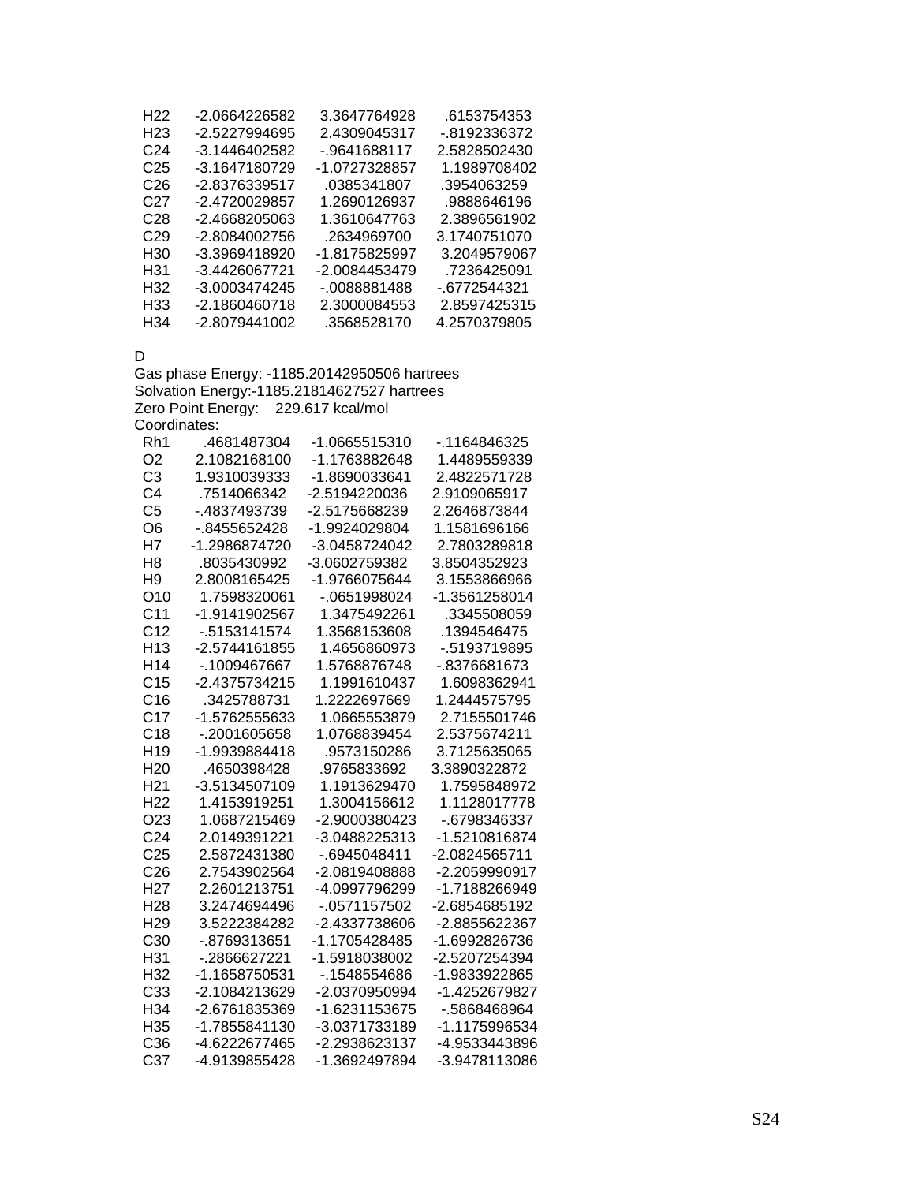```
H22     -2.0664226582     3.3647764928      .6153754353
H23     -2.5227994695     2.4309045317     -.8192336372
C24     -3.1446402582     -.9641688117     2.5828502430
C25     -3.1647180729    -1.0727328857     1.1989708402
C26     -2.8376339517      .0385341807      .3954063259
C27     -2.4720029857     1.2690126937      .9888646196
C28     -2.4668205063     1.3610647763     2.3896561902
C29     -2.8084002756      .2634969700     3.1740751070
H30     -3.3969418920    -1.8175825997     3.2049579067
H31     -3.4426067721    -2.0084453479      .7236425091
H32     -3.0003474245     -.0088881488     -.6772544321
H33     -2.1860460718     2.3000084553     2.8597425315
H34     -2.8079441002      .3568528170     4.2570379805
```

D
Gas phase Energy: -1185.20142950506 hartrees
Solvation Energy:-1185.21814627527 hartrees
Zero Point Energy:    229.617 kcal/mol
Coordinates:

```
Rh1       .4681487304    -1.0665515310     -.1164846325
O2       2.1082168100    -1.1763882648     1.4489559339
C3       1.9310039333    -1.8690033641     2.4822571728
C4        .7514066342    -2.5194220036     2.9109065917
C5       -.4837493739    -2.5175668239     2.2646873844
O6       -.8455652428    -1.9924029804     1.1581696166
H7      -1.2986874720    -3.0458724042     2.7803289818
H8        .8035430992    -3.0602759382     3.8504352923
H9       2.8008165425    -1.9766075644     3.1553866966
O10      1.7598320061     -.0651998024    -1.3561258014
C11     -1.9141902567     1.3475492261      .3345508059
C12      -.5153141574     1.3568153608      .1394546475
H13     -2.5744161855     1.4656860973     -.5193719895
H14      -.1009467667     1.5768876748     -.8376681673
C15     -2.4375734215     1.1991610437     1.6098362941
C16       .3425788731     1.2222697669     1.2444575795
C17     -1.5762555633     1.0665553879     2.7155501746
C18      -.2001605658     1.0768839454     2.5375674211
H19     -1.9939884418      .9573150286     3.7125635065
H20       .4650398428      .9765833692     3.3890322872
H21     -3.5134507109     1.1913629470     1.7595848972
H22      1.4153919251     1.3004156612     1.1128017778
O23      1.0687215469    -2.9000380423     -.6798346337
C24      2.0149391221    -3.0488225313    -1.5210816874
C25      2.5872431380     -.6945048411    -2.0824565711
C26      2.7543902564    -2.0819408888    -2.2059990917
H27      2.2601213751    -4.0997796299    -1.7188266949
H28      3.2474694496     -.0571157502    -2.6854685192
H29      3.5222384282    -2.4337738606    -2.8855622367
C30      -.8769313651    -1.1705428485    -1.6992826736
H31      -.2866627221    -1.5918038002    -2.5207254394
H32     -1.1658750531     -.1548554686    -1.9833922865
C33     -2.1084213629    -2.0370950994    -1.4252679827
H34     -2.6761835369    -1.6231153675     -.5868468964
H35     -1.7855841130    -3.0371733189    -1.1175996534
C36     -4.6222677465    -2.2938623137    -4.9533443896
C37     -4.9139855428    -1.3692497894    -3.9478113086
```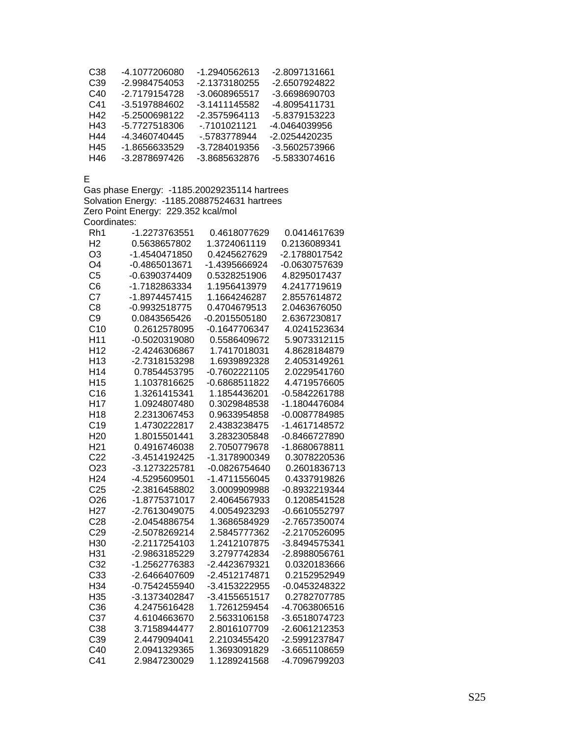| | | | |
|---|---|---|---|
| C38 | -4.1077206080 | -1.2940562613 | -2.8097131661 |
| C39 | -2.9984754053 | -2.1373180255 | -2.6507924822 |
| C40 | -2.7179154728 | -3.0608965517 | -3.6698690703 |
| C41 | -3.5197884602 | -3.1411145582 | -4.8095411731 |
| H42 | -5.2500698122 | -2.3575964113 | -5.8379153223 |
| H43 | -5.7727518306 | -.7101021121 | -4.0464039956 |
| H44 | -4.3460740445 | -.5783778944 | -2.0254420235 |
| H45 | -1.8656633529 | -3.7284019356 | -3.5602573966 |
| H46 | -3.2878697426 | -3.8685632876 | -5.5833074616 |

E

Gas phase Energy: -1185.20029235114 hartrees

Solvation Energy: -1185.20887524631 hartrees

Zero Point Energy: 229.352 kcal/mol

Coordinates:

| | | | |
|---|---|---|---|
| Rh1 | -1.2273763551 | 0.4618077629 | 0.0414617639 |
| H2 | 0.5638657802 | 1.3724061119 | 0.2136089341 |
| O3 | -1.4540471850 | 0.4245627629 | -2.1788017542 |
| O4 | -0.4865013671 | -1.4395666924 | -0.0630757639 |
| C5 | -0.6390374409 | 0.5328251906 | 4.8295017437 |
| C6 | -1.7182863334 | 1.1956413979 | 4.2417719619 |
| C7 | -1.8974457415 | 1.1664246287 | 2.8557614872 |
| C8 | -0.9932518775 | 0.4704679513 | 2.0463676050 |
| C9 | 0.0843565426 | -0.2015505180 | 2.6367230817 |
| C10 | 0.2612578095 | -0.1647706347 | 4.0241523634 |
| H11 | -0.5020319080 | 0.5586409672 | 5.9073312115 |
| H12 | -2.4246306867 | 1.7417018031 | 4.8628184879 |
| H13 | -2.7318153298 | 1.6939892328 | 2.4053149261 |
| H14 | 0.7854453795 | -0.7602221105 | 2.0229541760 |
| H15 | 1.1037816625 | -0.6868511822 | 4.4719576605 |
| C16 | 1.3261415341 | 1.1854436201 | -0.5842261788 |
| H17 | 1.0924807480 | 0.3029848538 | -1.1804476084 |
| H18 | 2.2313067453 | 0.9633954858 | -0.0087784985 |
| C19 | 1.4730222817 | 2.4383238475 | -1.4617148572 |
| H20 | 1.8015501441 | 3.2832305848 | -0.8466727890 |
| H21 | 0.4916746038 | 2.7050779678 | -1.8680678811 |
| C22 | -3.4514192425 | -1.3178900349 | 0.3078220536 |
| O23 | -3.1273225781 | -0.0826754640 | 0.2601836713 |
| H24 | -4.5295609501 | -1.4711556045 | 0.4337919826 |
| C25 | -2.3816458802 | 3.0009909988 | -0.8932219344 |
| O26 | -1.8775371017 | 2.4064567933 | 0.1208541528 |
| H27 | -2.7613049075 | 4.0054923293 | -0.6610552797 |
| C28 | -2.0454886754 | 1.3686584929 | -2.7657350074 |
| C29 | -2.5078269214 | 2.5845777362 | -2.2170526095 |
| H30 | -2.2117254103 | 1.2412107875 | -3.8494575341 |
| H31 | -2.9863185229 | 3.2797742834 | -2.8988056761 |
| C32 | -1.2562776383 | -2.4423679321 | 0.0320183666 |
| C33 | -2.6466407609 | -2.4512174871 | 0.2152952949 |
| H34 | -0.7542455940 | -3.4153222955 | -0.0453248322 |
| H35 | -3.1373402847 | -3.4155651517 | 0.2782707785 |
| C36 | 4.2475616428 | 1.7261259454 | -4.7063806516 |
| C37 | 4.6104663670 | 2.5633106158 | -3.6518074723 |
| C38 | 3.7158944477 | 2.8016107709 | -2.6061212353 |
| C39 | 2.4479094041 | 2.2103455420 | -2.5991237847 |
| C40 | 2.0941329365 | 1.3693091829 | -3.6651108659 |
| C41 | 2.9847230029 | 1.1289241568 | -4.7096799203 |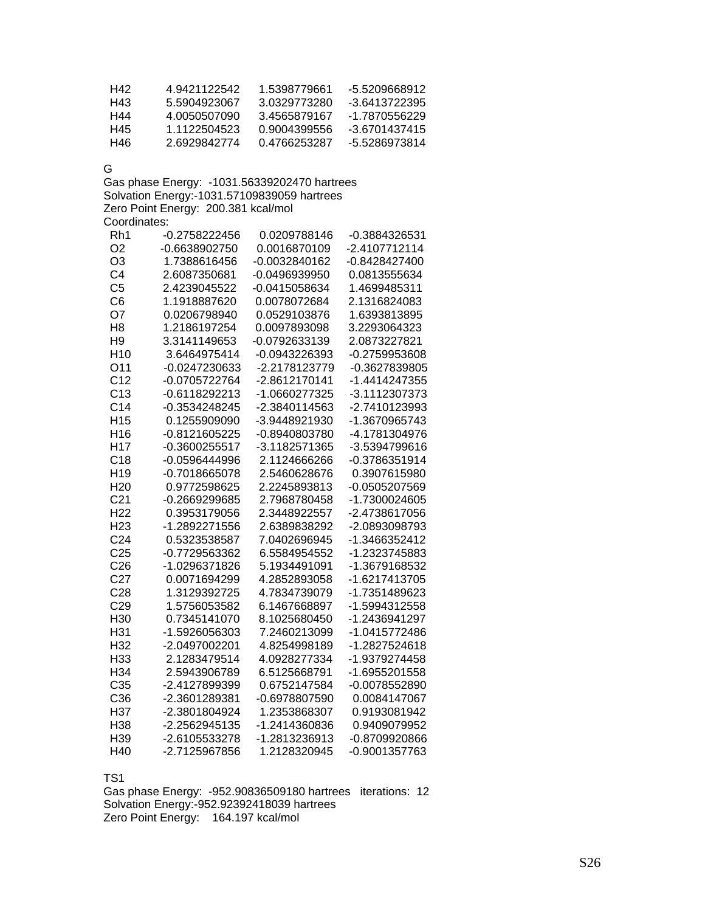| | | | |
|---|---|---|---|
| H42 | 4.9421122542 | 1.5398779661 | -5.5209668912 |
| H43 | 5.5904923067 | 3.0329773280 | -3.6413722395 |
| H44 | 4.0050507090 | 3.4565879167 | -1.7870556229 |
| H45 | 1.1122504523 | 0.9004399556 | -3.6701437415 |
| H46 | 2.6929842774 | 0.4766253287 | -5.5286973814 |

G

Gas phase Energy: -1031.56339202470 hartrees
Solvation Energy:-1031.57109839059 hartrees
Zero Point Energy: 200.381 kcal/mol
Coordinates:

| | | | |
|---|---|---|---|
| Rh1 | -0.2758222456 | 0.0209788146 | -0.3884326531 |
| O2 | -0.6638902750 | 0.0016870109 | -2.4107712114 |
| O3 | 1.7388616456 | -0.0032840162 | -0.8428427400 |
| C4 | 2.6087350681 | -0.0496939950 | 0.0813555634 |
| C5 | 2.4239045522 | -0.0415058634 | 1.4699485311 |
| C6 | 1.1918887620 | 0.0078072684 | 2.1316824083 |
| O7 | 0.0206798940 | 0.0529103876 | 1.6393813895 |
| H8 | 1.2186197254 | 0.0097893098 | 3.2293064323 |
| H9 | 3.3141149653 | -0.0792633139 | 2.0873227821 |
| H10 | 3.6464975414 | -0.0943226393 | -0.2759953608 |
| O11 | -0.0247230633 | -2.2178123779 | -0.3627839805 |
| C12 | -0.0705722764 | -2.8612170141 | -1.4414247355 |
| C13 | -0.6118292213 | -1.0660277325 | -3.1112307373 |
| C14 | -0.3534248245 | -2.3840114563 | -2.7410123993 |
| H15 | 0.1255909090 | -3.9448921930 | -1.3670965743 |
| H16 | -0.8121605225 | -0.8940803780 | -4.1781304976 |
| H17 | -0.3600255517 | -3.1182571365 | -3.5394799616 |
| C18 | -0.0596444996 | 2.1124666266 | -0.3786351914 |
| H19 | -0.7018665078 | 2.5460628676 | 0.3907615980 |
| H20 | 0.9772598625 | 2.2245893813 | -0.0505207569 |
| C21 | -0.2669299685 | 2.7968780458 | -1.7300024605 |
| H22 | 0.3953179056 | 2.3448922557 | -2.4738617056 |
| H23 | -1.2892271556 | 2.6389838292 | -2.0893098793 |
| C24 | 0.5323538587 | 7.0402696945 | -1.3466352412 |
| C25 | -0.7729563362 | 6.5584954552 | -1.2323745883 |
| C26 | -1.0296371826 | 5.1934491091 | -1.3679168532 |
| C27 | 0.0071694299 | 4.2852893058 | -1.6217413705 |
| C28 | 1.3129392725 | 4.7834739079 | -1.7351489623 |
| C29 | 1.5756053582 | 6.1467668897 | -1.5994312558 |
| H30 | 0.7345141070 | 8.1025680450 | -1.2436941297 |
| H31 | -1.5926056303 | 7.2460213099 | -1.0415772486 |
| H32 | -2.0497002201 | 4.8254998189 | -1.2827524618 |
| H33 | 2.1283479514 | 4.0928277334 | -1.9379274458 |
| H34 | 2.5943906789 | 6.5125668791 | -1.6955201558 |
| C35 | -2.4127899399 | 0.6752147584 | -0.0078552890 |
| C36 | -2.3601289381 | -0.6978807590 | 0.0084147067 |
| H37 | -2.3801804924 | 1.2353868307 | 0.9193081942 |
| H38 | -2.2562945135 | -1.2414360836 | 0.9409079952 |
| H39 | -2.6105533278 | -1.2813236913 | -0.8709920866 |
| H40 | -2.7125967856 | 1.2128320945 | -0.9001357763 |

TS1

Gas phase Energy: -952.90836509180 hartrees iterations: 12
Solvation Energy:-952.92392418039 hartrees
Zero Point Energy: 164.197 kcal/mol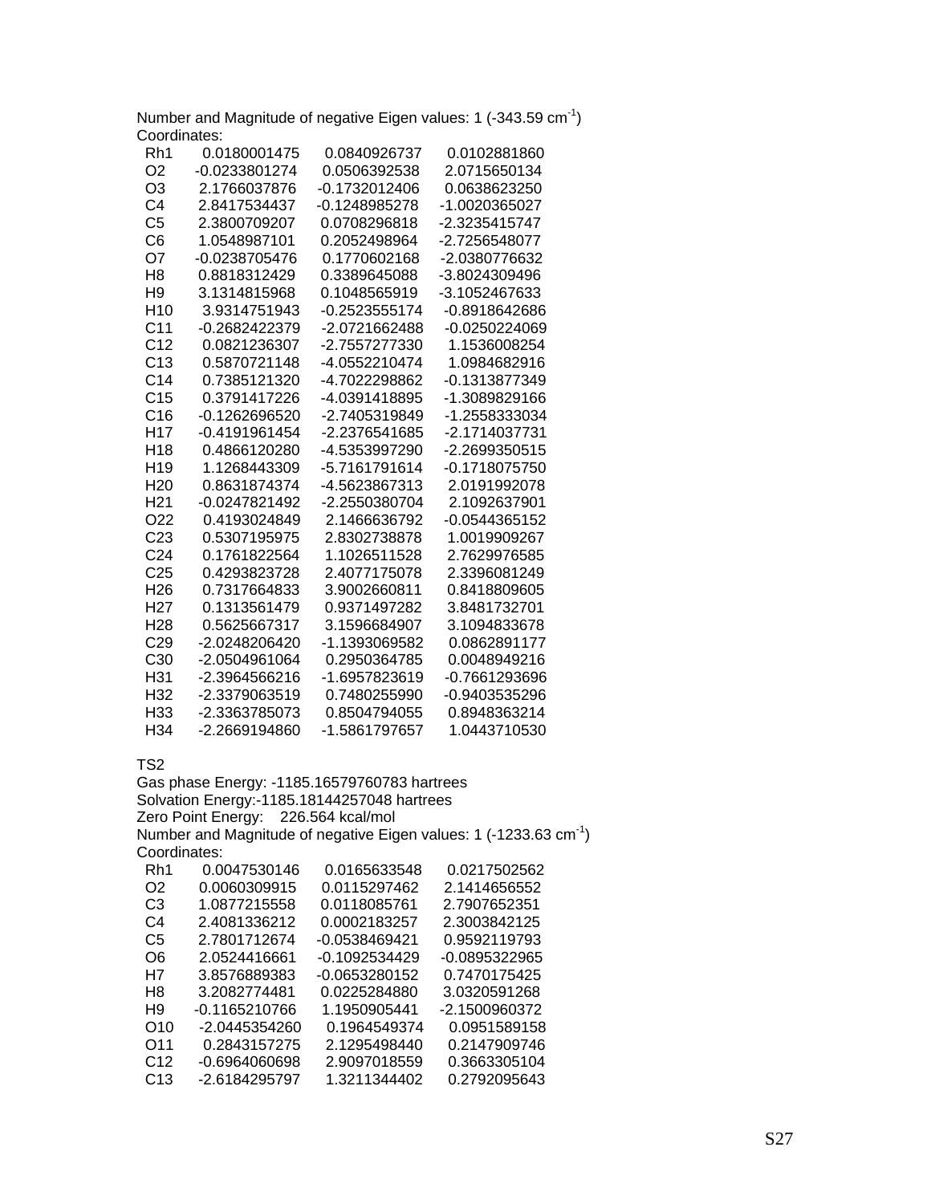Number and Magnitude of negative Eigen values: 1 (-343.59 $cm^{-1}$)

Coordinates:

| | | | |
|---|---|---|---|
| Rh1 | 0.0180001475 | 0.0840926737 | 0.0102881860 |
| O2 | -0.0233801274 | 0.0506392538 | 2.0715650134 |
| O3 | 2.1766037876 | -0.1732012406 | 0.0638623250 |
| C4 | 2.8417534437 | -0.1248985278 | -1.0020365027 |
| C5 | 2.3800709207 | 0.0708296818 | -2.3235415747 |
| C6 | 1.0548987101 | 0.2052498964 | -2.7256548077 |
| O7 | -0.0238705476 | 0.1770602168 | -2.0380776632 |
| H8 | 0.8818312429 | 0.3389645088 | -3.8024309496 |
| H9 | 3.1314815968 | 0.1048565919 | -3.1052467633 |
| H10 | 3.9314751943 | -0.2523555174 | -0.8918642686 |
| C11 | -0.2682422379 | -2.0721662488 | -0.0250224069 |
| C12 | 0.0821236307 | -2.7557277330 | 1.1536008254 |
| C13 | 0.5870721148 | -4.0552210474 | 1.0984682916 |
| C14 | 0.7385121320 | -4.7022298862 | -0.1313877349 |
| C15 | 0.3791417226 | -4.0391418895 | -1.3089829166 |
| C16 | -0.1262696520 | -2.7405319849 | -1.2558333034 |
| H17 | -0.4191961454 | -2.2376541685 | -2.1714037731 |
| H18 | 0.4866120280 | -4.5353997290 | -2.2699350515 |
| H19 | 1.1268443309 | -5.7161791614 | -0.1718075750 |
| H20 | 0.8631874374 | -4.5623867313 | 2.0191992078 |
| H21 | -0.0247821492 | -2.2550380704 | 2.1092637901 |
| O22 | 0.4193024849 | 2.1466636792 | -0.0544365152 |
| C23 | 0.5307195975 | 2.8302738878 | 1.0019909267 |
| C24 | 0.1761822564 | 1.1026511528 | 2.7629976585 |
| C25 | 0.4293823728 | 2.4077175078 | 2.3396081249 |
| H26 | 0.7317664833 | 3.9002660811 | 0.8418809605 |
| H27 | 0.1313561479 | 0.9371497282 | 3.8481732701 |
| H28 | 0.5625667317 | 3.1596684907 | 3.1094833678 |
| C29 | -2.0248206420 | -1.1393069582 | 0.0862891177 |
| C30 | -2.0504961064 | 0.2950364785 | 0.0048949216 |
| H31 | -2.3964566216 | -1.6957823619 | -0.7661293696 |
| H32 | -2.3379063519 | 0.7480255990 | -0.9403535296 |
| H33 | -2.3363785073 | 0.8504794055 | 0.8948363214 |
| H34 | -2.2669194860 | -1.5861797657 | 1.0443710530 |

TS2

Gas phase Energy: -1185.16579760783 hartrees

Solvation Energy:-1185.18144257048 hartrees

Zero Point Energy: 226.564 kcal/mol

Number and Magnitude of negative Eigen values: 1 (-1233.63 $cm^{-1}$)

Coordinates:

| | | | |
|---|---|---|---|
| Rh1 | 0.0047530146 | 0.0165633548 | 0.0217502562 |
| O2 | 0.0060309915 | 0.0115297462 | 2.1414656552 |
| C3 | 1.0877215558 | 0.0118085761 | 2.7907652351 |
| C4 | 2.4081336212 | 0.0002183257 | 2.3003842125 |
| C5 | 2.7801712674 | -0.0538469421 | 0.9592119793 |
| O6 | 2.0524416661 | -0.1092534429 | -0.0895322965 |
| H7 | 3.8576889383 | -0.0653280152 | 0.7470175425 |
| H8 | 3.2082774481 | 0.0225284880 | 3.0320591268 |
| H9 | -0.1165210766 | 1.1950905441 | -2.1500960372 |
| O10 | -2.0445354260 | 0.1964549374 | 0.0951589158 |
| O11 | 0.2843157275 | 2.1295498440 | 0.2147909746 |
| C12 | -0.6964060698 | 2.9097018559 | 0.3663305104 |
| C13 | -2.6184295797 | 1.3211344402 | 0.2792095643 |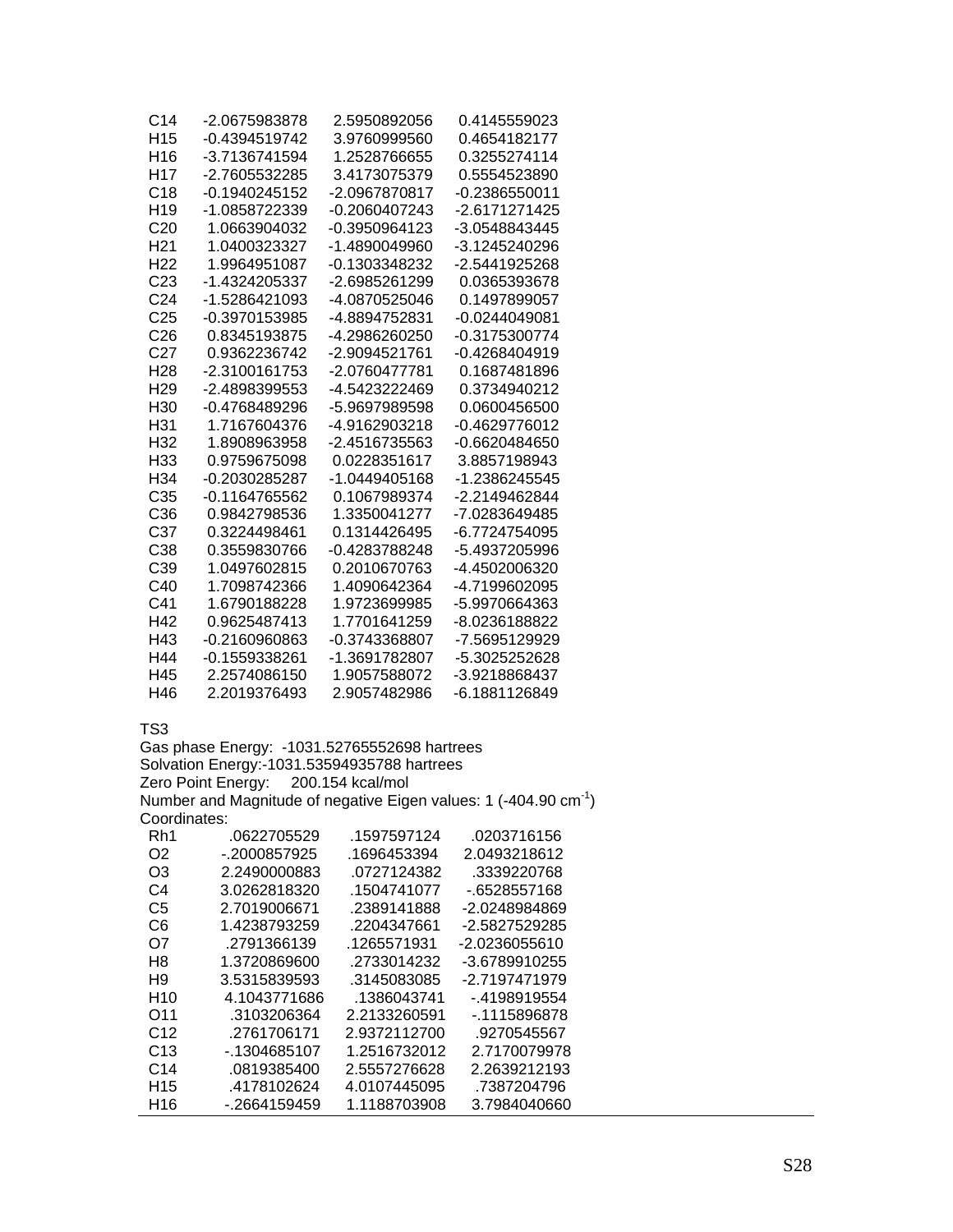| | | | |
|---|---|---|---|
| C14 | -2.0675983878 | 2.5950892056 | 0.4145559023 |
| H15 | -0.4394519742 | 3.9760999560 | 0.4654182177 |
| H16 | -3.7136741594 | 1.2528766655 | 0.3255274114 |
| H17 | -2.7605532285 | 3.4173075379 | 0.5554523890 |
| C18 | -0.1940245152 | -2.0967870817 | -0.2386550011 |
| H19 | -1.0858722339 | -0.2060407243 | -2.6171271425 |
| C20 | 1.0663904032 | -0.3950964123 | -3.0548843445 |
| H21 | 1.0400323327 | -1.4890049960 | -3.1245240296 |
| H22 | 1.9964951087 | -0.1303348232 | -2.5441925268 |
| C23 | -1.4324205337 | -2.6985261299 | 0.0365393678 |
| C24 | -1.5286421093 | -4.0870525046 | 0.1497899057 |
| C25 | -0.3970153985 | -4.8894752831 | -0.0244049081 |
| C26 | 0.8345193875 | -4.2986260250 | -0.3175300774 |
| C27 | 0.9362236742 | -2.9094521761 | -0.4268404919 |
| H28 | -2.3100161753 | -2.0760477781 | 0.1687481896 |
| H29 | -2.4898399553 | -4.5423222469 | 0.3734940212 |
| H30 | -0.4768489296 | -5.9697989598 | 0.0600456500 |
| H31 | 1.7167604376 | -4.9162903218 | -0.4629776012 |
| H32 | 1.8908963958 | -2.4516735563 | -0.6620484650 |
| H33 | 0.9759675098 | 0.0228351617 | 3.8857198943 |
| H34 | -0.2030285287 | -1.0449405168 | -1.2386245545 |
| C35 | -0.1164765562 | 0.1067989374 | -2.2149462844 |
| C36 | 0.9842798536 | 1.3350041277 | -7.0283649485 |
| C37 | 0.3224498461 | 0.1314426495 | -6.7724754095 |
| C38 | 0.3559830766 | -0.4283788248 | -5.4937205996 |
| C39 | 1.0497602815 | 0.2010670763 | -4.4502006320 |
| C40 | 1.7098742366 | 1.4090642364 | -4.7199602095 |
| C41 | 1.6790188228 | 1.9723699985 | -5.9970664363 |
| H42 | 0.9625487413 | 1.7701641259 | -8.0236188822 |
| H43 | -0.2160960863 | -0.3743368807 | -7.5695129929 |
| H44 | -0.1559338261 | -1.3691782807 | -5.3025252628 |
| H45 | 2.2574086150 | 1.9057588072 | -3.9218868437 |
| H46 | 2.2019376493 | 2.9057482986 | -6.1881126849 |

TS3
Gas phase Energy: -1031.52765552698 hartrees
Solvation Energy:-1031.53594935788 hartrees
Zero Point Energy: 200.154 kcal/mol
Number and Magnitude of negative Eigen values: 1 (-404.90 $cm^{-1}$)
Coordinates:

| | | | |
|---|---|---|---|
| Rh1 | .0622705529 | .1597597124 | .0203716156 |
| O2 | -.2000857925 | .1696453394 | 2.0493218612 |
| O3 | 2.2490000883 | .0727124382 | .3339220768 |
| C4 | 3.0262818320 | .1504741077 | -.6528557168 |
| C5 | 2.7019006671 | .2389141888 | -2.0248984869 |
| C6 | 1.4238793259 | .2204347661 | -2.5827529285 |
| O7 | .2791366139 | .1265571931 | -2.0236055610 |
| H8 | 1.3720869600 | .2733014232 | -3.6789910255 |
| H9 | 3.5315839593 | .3145083085 | -2.7197471979 |
| H10 | 4.1043771686 | .1386043741 | -.4198919554 |
| O11 | .3103206364 | 2.2133260591 | -.1115896878 |
| C12 | .2761706171 | 2.9372112700 | .9270545567 |
| C13 | -.1304685107 | 1.2516732012 | 2.7170079978 |
| C14 | .0819385400 | 2.5557276628 | 2.2639212193 |
| H15 | .4178102624 | 4.0107445095 | .7387204796 |
| H16 | -.2664159459 | 1.1188703908 | 3.7984040660 |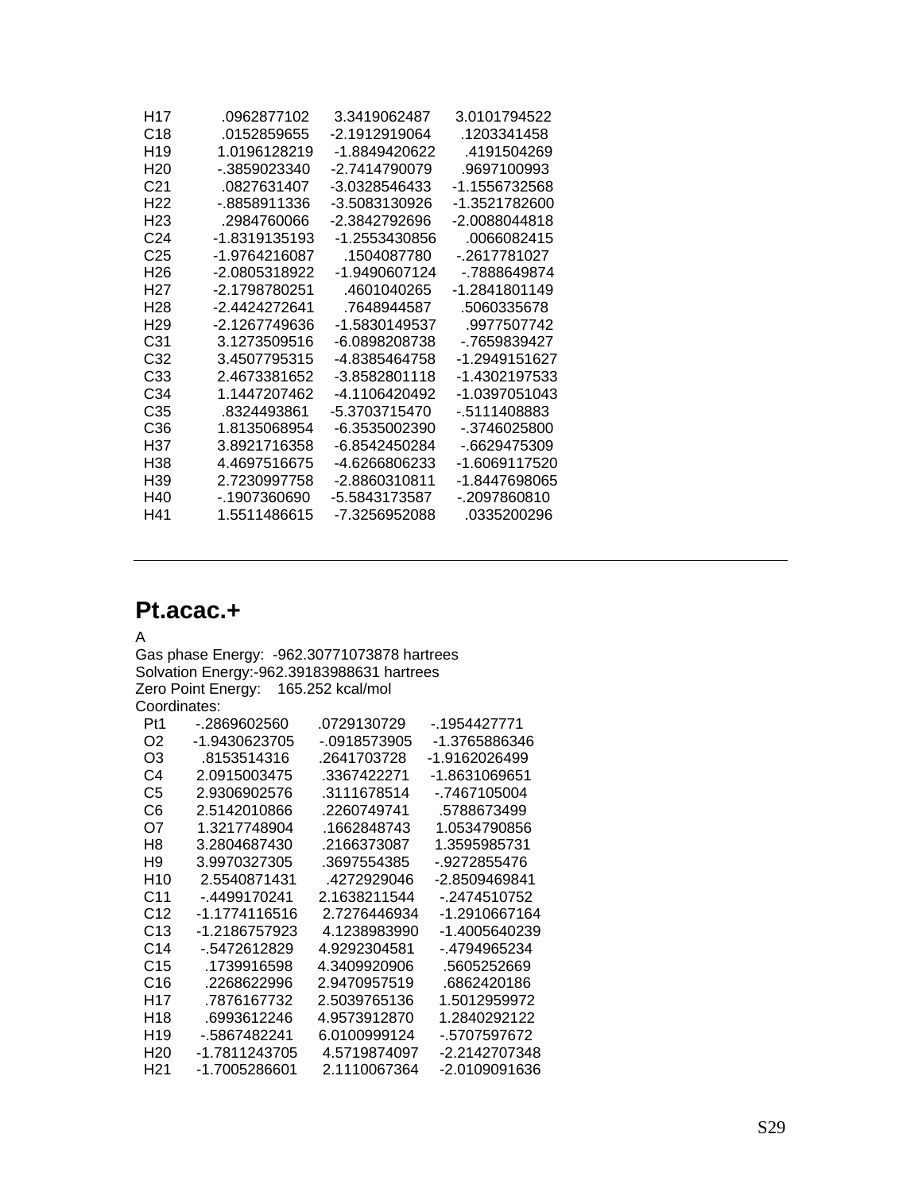| | | | |
|---|---|---|---|
| H17 | .0962877102 | 3.3419062487 | 3.0101794522 |
| C18 | .0152859655 | -2.1912919064 | .1203341458 |
| H19 | 1.0196128219 | -1.8849420622 | .4191504269 |
| H20 | -.3859023340 | -2.7414790079 | .9697100993 |
| C21 | .0827631407 | -3.0328546433 | -1.1556732568 |
| H22 | -.8858911336 | -3.5083130926 | -1.3521782600 |
| H23 | .2984760066 | -2.3842792696 | -2.0088044818 |
| C24 | -1.8319135193 | -1.2553430856 | .0066082415 |
| C25 | -1.9764216087 | .1504087780 | -.2617781027 |
| H26 | -2.0805318922 | -1.9490607124 | -.7888649874 |
| H27 | -2.1798780251 | .4601040265 | -1.2841801149 |
| H28 | -2.4424272641 | .7648944587 | .5060335678 |
| H29 | -2.1267749636 | -1.5830149537 | .9977507742 |
| C31 | 3.1273509516 | -6.0898208738 | -.7659839427 |
| C32 | 3.4507795315 | -4.8385464758 | -1.2949151627 |
| C33 | 2.4673381652 | -3.8582801118 | -1.4302197533 |
| C34 | 1.1447207462 | -4.1106420492 | -1.0397051043 |
| C35 | .8324493861 | -5.3703715470 | -.5111408883 |
| C36 | 1.8135068954 | -6.3535002390 | -.3746025800 |
| H37 | 3.8921716358 | -6.8542450284 | -.6629475309 |
| H38 | 4.4697516675 | -4.6266806233 | -1.6069117520 |
| H39 | 2.7230997758 | -2.8860310811 | -1.8447698065 |
| H40 | -.1907360690 | -5.5843173587 | -.2097860810 |
| H41 | 1.5511486615 | -7.3256952088 | .0335200296 |

---

## Pt.acac.+

A
Gas phase Energy: -962.30771073878 hartrees
Solvation Energy:-962.39183988631 hartrees
Zero Point Energy: 165.252 kcal/mol
Coordinates:

| | | | |
|---|---|---|---|
| Pt1 | -.2869602560 | .0729130729 | -.1954427771 |
| O2 | -1.9430623705 | -.0918573905 | -1.3765886346 |
| O3 | .8153514316 | .2641703728 | -1.9162026499 |
| C4 | 2.0915003475 | .3367422271 | -1.8631069651 |
| C5 | 2.9306902576 | .3111678514 | -.7467105004 |
| C6 | 2.5142010866 | .2260749741 | .5788673499 |
| O7 | 1.3217748904 | .1662848743 | 1.0534790856 |
| H8 | 3.2804687430 | .2166373087 | 1.3595985731 |
| H9 | 3.9970327305 | .3697554385 | -.9272855476 |
| H10 | 2.5540871431 | .4272929046 | -2.8509469841 |
| C11 | -.4499170241 | 2.1638211544 | -.2474510752 |
| C12 | -1.1774116516 | 2.7276446934 | -1.2910667164 |
| C13 | -1.2186757923 | 4.1238983990 | -1.4005640239 |
| C14 | -.5472612829 | 4.9292304581 | -.4794965234 |
| C15 | .1739916598 | 4.3409920906 | .5605252669 |
| C16 | .2268622996 | 2.9470957519 | .6862420186 |
| H17 | .7876167732 | 2.5039765136 | 1.5012959972 |
| H18 | .6993612246 | 4.9573912870 | 1.2840292122 |
| H19 | -.5867482241 | 6.0100999124 | -.5707597672 |
| H20 | -1.7811243705 | 4.5719874097 | -2.2142707348 |
| H21 | -1.7005286601 | 2.1110067364 | -2.0109091636 |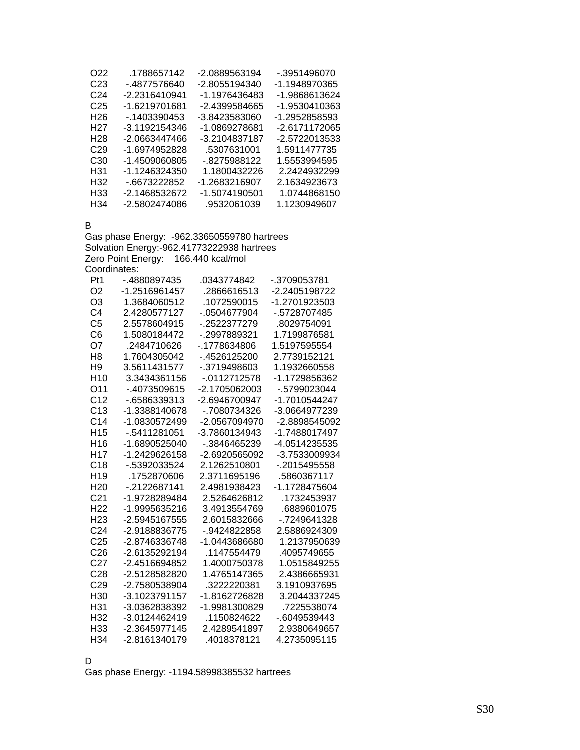```
  O22       .1788657142    -2.0889563194     -.3951496070
  C23      -.4877576640    -2.8055194340    -1.1948970365
  C24     -2.2316410941    -1.1976436483    -1.9868613624
  C25     -1.6219701681    -2.4399584665    -1.9530410363
  H26      -.1403390453    -3.8423583060    -1.2952858593
  H27     -3.1192154346    -1.0869278681    -2.6171172065
  H28     -2.0663447466    -3.2104837187    -2.5722013533
  C29     -1.6974952828      .5307631001     1.5911477735
  C30     -1.4509060805     -.8275988122     1.5553994595
  H31     -1.1246324350     1.1800432226     2.2424932299
  H32      -.6673222852    -1.2683216907     2.1634923673
  H33     -2.1468532672    -1.5074190501     1.0744868150
  H34     -2.5802474086      .9532061039     1.1230949607
```

B
Gas phase Energy: -962.33650559780 hartrees
Solvation Energy:-962.41773222938 hartrees
Zero Point Energy: 166.440 kcal/mol
Coordinates:

```
  Pt1      -.4880897435      .0343774842     -.3709053781
  O2      -1.2516961457      .2866616513    -2.2405198722
  O3       1.3684060512      .1072590015    -1.2701923503
  C4       2.4280577127     -.0504677904     -.5728707485
  C5       2.5578604915     -.2522377279      .8029754091
  C6       1.5080184472     -.2997889321     1.7199876581
  O7        .2484710626     -.1778634806     1.5197595554
  H8       1.7604305042     -.4526125200     2.7739152121
  H9       3.5611431577     -.3719498603     1.1932660558
  H10      3.3434361156     -.0112712578    -1.1729856362
  O11      -.4073509615    -2.1705062003     -.5799023044
  C12      -.6586339313    -2.6946700947    -1.7010544247
  C13     -1.3388140678     -.7080734326    -3.0664977239
  C14     -1.0830572499    -2.0567094970    -2.8898545092
  H15      -.5411281051    -3.7860134943    -1.7488017497
  H16     -1.6890525040     -.3846465239    -4.0514235535
  H17     -1.2429626158    -2.6920565092    -3.7533009934
  C18      -.5392033524     2.1262510801     -.2015495558
  H19       .1752870606     2.3711695196      .5860367117
  H20      -.2122687141     2.4981938423    -1.1728475604
  C21     -1.9728289484     2.5264626812      .1732453937
  H22     -1.9995635216     3.4913554769      .6889601075
  H23     -2.5945167555     2.6015832666     -.7249641328
  C24     -2.9188836775     -.9424822858     2.5886924309
  C25     -2.8746336748    -1.0443686680     1.2137950639
  C26     -2.6135292194      .1147554479      .4095749655
  C27     -2.4516694852     1.4000750378     1.0515849255
  C28     -2.5128582820     1.4765147365     2.4386665931
  C29     -2.7580538904      .3222220381     3.1910937695
  H30     -3.1023791157    -1.8162726828     3.2044337245
  H31     -3.0362838392    -1.9981300829      .7225538074
  H32     -3.0124462419      .1150824622     -.6049539443
  H33     -2.3645977145     2.4289541897     2.9380649657
  H34     -2.8161340179      .4018378121     4.2735095115
```

D
Gas phase Energy: -1194.58998385532 hartrees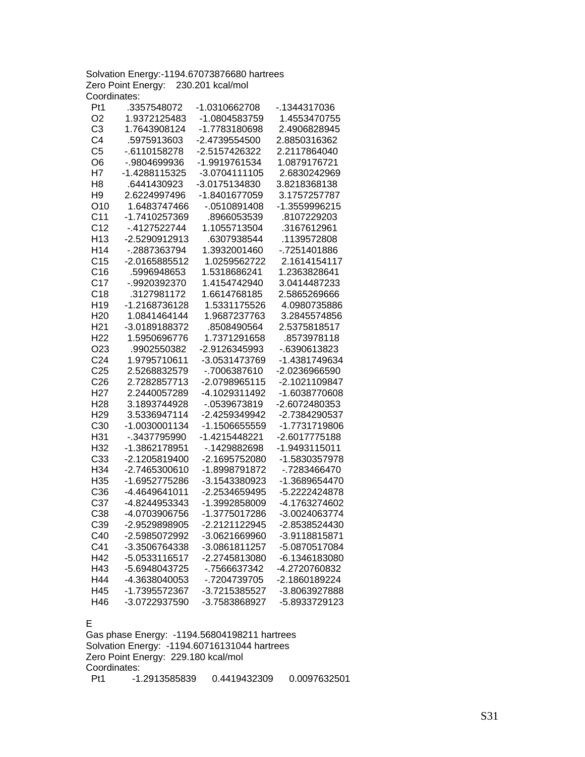Solvation Energy:-1194.67073876680 hartrees
Zero Point Energy:    230.201 kcal/mol
Coordinates:

| | | | |
|---|---|---|---|
| Pt1 | .3357548072 | -1.0310662708 | -.1344317036 |
| O2 | 1.9372125483 | -1.0804583759 | 1.4553470755 |
| C3 | 1.7643908124 | -1.7783180698 | 2.4906828945 |
| C4 | .5975913603 | -2.4739554500 | 2.8850316362 |
| C5 | -.6110158278 | -2.5157426322 | 2.2117864040 |
| O6 | -.9804699936 | -1.9919761534 | 1.0879176721 |
| H7 | -1.4288115325 | -3.0704111105 | 2.6830242969 |
| H8 | .6441430923 | -3.0175134830 | 3.8218368138 |
| H9 | 2.6224997496 | -1.8401677059 | 3.1757257787 |
| O10 | 1.6483747466 | -.0510891408 | -1.3559996215 |
| C11 | -1.7410257369 | .8966053539 | .8107229203 |
| C12 | -.4127522744 | 1.1055713504 | .3167612961 |
| H13 | -2.5290912913 | .6307938544 | .1139572808 |
| H14 | -.2887363794 | 1.3932001460 | -.7251401886 |
| C15 | -2.0165885512 | 1.0259562722 | 2.1614154117 |
| C16 | .5996948653 | 1.5318686241 | 1.2363828641 |
| C17 | -.9920392370 | 1.4154742940 | 3.0414487233 |
| C18 | .3127981172 | 1.6614768185 | 2.5865269666 |
| H19 | -1.2168736128 | 1.5331175526 | 4.0980735886 |
| H20 | 1.0841464144 | 1.9687237763 | 3.2845574856 |
| H21 | -3.0189188372 | .8508490564 | 2.5375818517 |
| H22 | 1.5950696776 | 1.7371291658 | .8573978118 |
| O23 | .9902550382 | -2.9126345993 | -.6390613823 |
| C24 | 1.9795710611 | -3.0531473769 | -1.4381749634 |
| C25 | 2.5268832579 | -.7006387610 | -2.0236966590 |
| C26 | 2.7282857713 | -2.0798965115 | -2.1021109847 |
| H27 | 2.2440057289 | -4.1029311492 | -1.6038770608 |
| H28 | 3.1893744928 | -.0539673819 | -2.6072480353 |
| H29 | 3.5336947114 | -2.4259349942 | -2.7384290537 |
| C30 | -1.0030001134 | -1.1506655559 | -1.7731719806 |
| H31 | -.3437795990 | -1.4215448221 | -2.6017775188 |
| H32 | -1.3862178951 | -.1429882698 | -1.9493115011 |
| C33 | -2.1205819400 | -2.1695752080 | -1.5830357978 |
| H34 | -2.7465300610 | -1.8998791872 | -.7283466470 |
| H35 | -1.6952775286 | -3.1543380923 | -1.3689654470 |
| C36 | -4.4649641011 | -2.2534659495 | -5.2222424878 |
| C37 | -4.8244953343 | -1.3992858009 | -4.1763274602 |
| C38 | -4.0703906756 | -1.3775017286 | -3.0024063774 |
| C39 | -2.9529898905 | -2.2121122945 | -2.8538524430 |
| C40 | -2.5985072992 | -3.0621669960 | -3.9118815871 |
| C41 | -3.3506764338 | -3.0861811257 | -5.0870517084 |
| H42 | -5.0533116517 | -2.2745813080 | -6.1346183080 |
| H43 | -5.6948043725 | -.7566637342 | -4.2720760832 |
| H44 | -4.3638040053 | -.7204739705 | -2.1860189224 |
| H45 | -1.7395572367 | -3.7215385527 | -3.8063927888 |
| H46 | -3.0722937590 | -3.7583868927 | -5.8933729123 |

E

Gas phase Energy:  -1194.56804198211 hartrees
Solvation Energy:  -1194.60716131044 hartrees
Zero Point Energy:  229.180 kcal/mol
Coordinates:

| | | | |
|---|---|---|---|
| Pt1 | -1.2913585839 | 0.4419432309 | 0.0097632501 |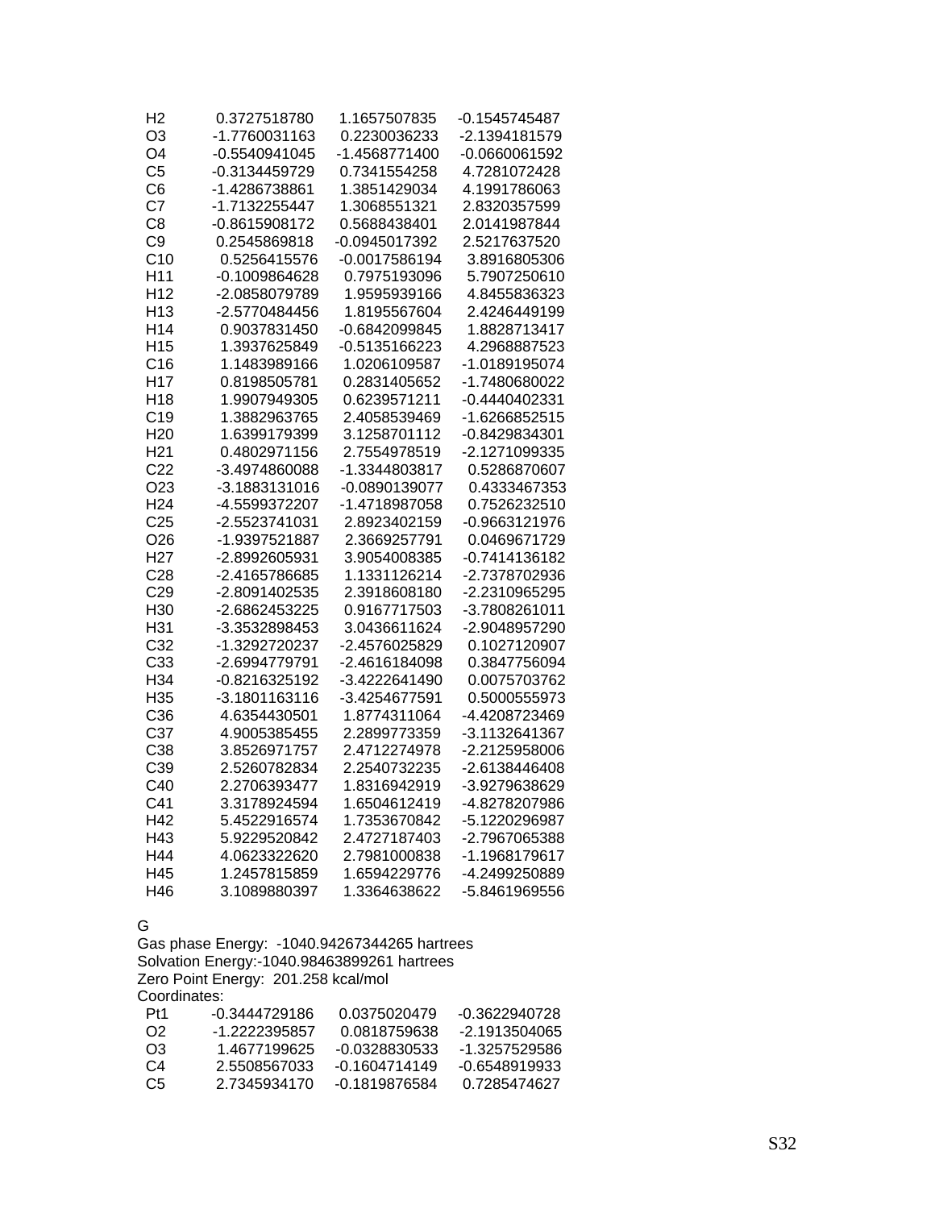| | | | |
|---|---|---|---|
| H2 | 0.3727518780 | 1.1657507835 | -0.1545745487 |
| O3 | -1.7760031163 | 0.2230036233 | -2.1394181579 |
| O4 | -0.5540941045 | -1.4568771400 | -0.0660061592 |
| C5 | -0.3134459729 | 0.7341554258 | 4.7281072428 |
| C6 | -1.4286738861 | 1.3851429034 | 4.1991786063 |
| C7 | -1.7132255447 | 1.3068551321 | 2.8320357599 |
| C8 | -0.8615908172 | 0.5688438401 | 2.0141987844 |
| C9 | 0.2545869818 | -0.0945017392 | 2.5217637520 |
| C10 | 0.5256415576 | -0.0017586194 | 3.8916805306 |
| H11 | -0.1009864628 | 0.7975193096 | 5.7907250610 |
| H12 | -2.0858079789 | 1.9595939166 | 4.8455836323 |
| H13 | -2.5770484456 | 1.8195567604 | 2.4246449199 |
| H14 | 0.9037831450 | -0.6842099845 | 1.8828713417 |
| H15 | 1.3937625849 | -0.5135166223 | 4.2968887523 |
| C16 | 1.1483989166 | 1.0206109587 | -1.0189195074 |
| H17 | 0.8198505781 | 0.2831405652 | -1.7480680022 |
| H18 | 1.9907949305 | 0.6239571211 | -0.4440402331 |
| C19 | 1.3882963765 | 2.4058539469 | -1.6266852515 |
| H20 | 1.6399179399 | 3.1258701112 | -0.8429834301 |
| H21 | 0.4802971156 | 2.7554978519 | -2.1271099335 |
| C22 | -3.4974860088 | -1.3344803817 | 0.5286870607 |
| O23 | -3.1883131016 | -0.0890139077 | 0.4333467353 |
| H24 | -4.5599372207 | -1.4718987058 | 0.7526232510 |
| C25 | -2.5523741031 | 2.8923402159 | -0.9663121976 |
| O26 | -1.9397521887 | 2.3669257791 | 0.0469671729 |
| H27 | -2.8992605931 | 3.9054008385 | -0.7414136182 |
| C28 | -2.4165786685 | 1.1331126214 | -2.7378702936 |
| C29 | -2.8091402535 | 2.3918608180 | -2.2310965295 |
| H30 | -2.6862453225 | 0.9167717503 | -3.7808261011 |
| H31 | -3.3532898453 | 3.0436611624 | -2.9048957290 |
| C32 | -1.3292720237 | -2.4576025829 | 0.1027120907 |
| C33 | -2.6994779791 | -2.4616184098 | 0.3847756094 |
| H34 | -0.8216325192 | -3.4222641490 | 0.0075703762 |
| H35 | -3.1801163116 | -3.4254677591 | 0.5000555973 |
| C36 | 4.6354430501 | 1.8774311064 | -4.4208723469 |
| C37 | 4.9005385455 | 2.2899773359 | -3.1132641367 |
| C38 | 3.8526971757 | 2.4712274978 | -2.2125958006 |
| C39 | 2.5260782834 | 2.2540732235 | -2.6138446408 |
| C40 | 2.2706393477 | 1.8316942919 | -3.9279638629 |
| C41 | 3.3178924594 | 1.6504612419 | -4.8278207986 |
| H42 | 5.4522916574 | 1.7353670842 | -5.1220296987 |
| H43 | 5.9229520842 | 2.4727187403 | -2.7967065388 |
| H44 | 4.0623322620 | 2.7981000838 | -1.1968179617 |
| H45 | 1.2457815859 | 1.6594229776 | -4.2499250889 |
| H46 | 3.1089880397 | 1.3364638622 | -5.8461969556 |

G

Gas phase Energy: -1040.94267344265 hartrees
Solvation Energy:-1040.98463899261 hartrees
Zero Point Energy: 201.258 kcal/mol
Coordinates:

| | | | |
|---|---|---|---|
| Pt1 | -0.3444729186 | 0.0375020479 | -0.3622940728 |
| O2 | -1.2222395857 | 0.0818759638 | -2.1913504065 |
| O3 | 1.4677199625 | -0.0328830533 | -1.3257529586 |
| C4 | 2.5508567033 | -0.1604714149 | -0.6548919933 |
| C5 | 2.7345934170 | -0.1819876584 | 0.7285474627 |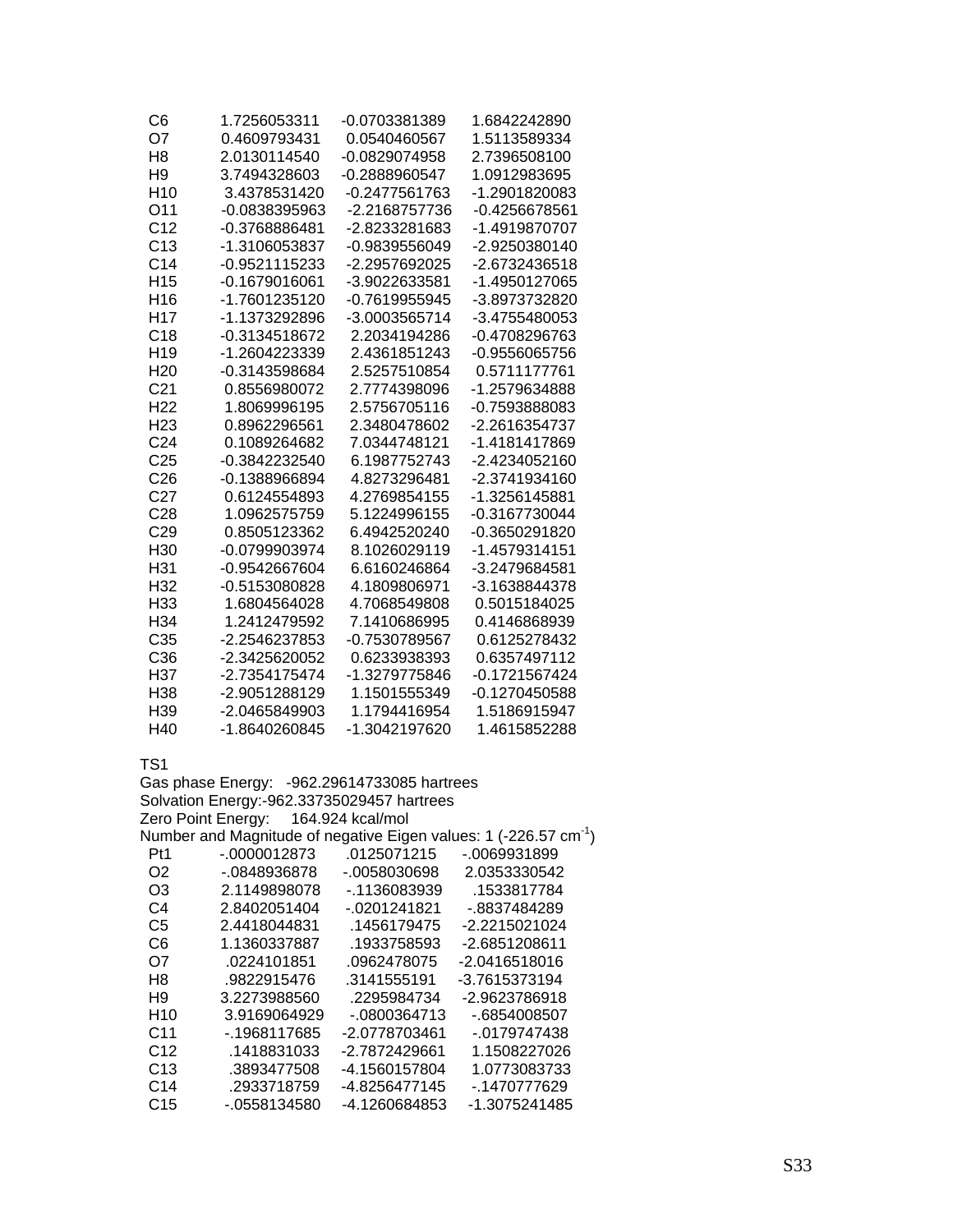| | | | |
|---|---|---|---|
| C6 | 1.7256053311 | -0.0703381389 | 1.6842242890 |
| O7 | 0.4609793431 | 0.0540460567 | 1.5113589334 |
| H8 | 2.0130114540 | -0.0829074958 | 2.7396508100 |
| H9 | 3.7494328603 | -0.2888960547 | 1.0912983695 |
| H10 | 3.4378531420 | -0.2477561763 | -1.2901820083 |
| O11 | -0.0838395963 | -2.2168757736 | -0.4256678561 |
| C12 | -0.3768886481 | -2.8233281683 | -1.4919870707 |
| C13 | -1.3106053837 | -0.9839556049 | -2.9250380140 |
| C14 | -0.9521115233 | -2.2957692025 | -2.6732436518 |
| H15 | -0.1679016061 | -3.9022633581 | -1.4950127065 |
| H16 | -1.7601235120 | -0.7619955945 | -3.8973732820 |
| H17 | -1.1373292896 | -3.0003565714 | -3.4755480053 |
| C18 | -0.3134518672 | 2.2034194286 | -0.4708296763 |
| H19 | -1.2604223339 | 2.4361851243 | -0.9556065756 |
| H20 | -0.3143598684 | 2.5257510854 | 0.5711177761 |
| C21 | 0.8556980072 | 2.7774398096 | -1.2579634888 |
| H22 | 1.8069996195 | 2.5756705116 | -0.7593888083 |
| H23 | 0.8962296561 | 2.3480478602 | -2.2616354737 |
| C24 | 0.1089264682 | 7.0344748121 | -1.4181417869 |
| C25 | -0.3842232540 | 6.1987752743 | -2.4234052160 |
| C26 | -0.1388966894 | 4.8273296481 | -2.3741934160 |
| C27 | 0.6124554893 | 4.2769854155 | -1.3256145881 |
| C28 | 1.0962575759 | 5.1224996155 | -0.3167730044 |
| C29 | 0.8505123362 | 6.4942520240 | -0.3650291820 |
| H30 | -0.0799903974 | 8.1026029119 | -1.4579314151 |
| H31 | -0.9542667604 | 6.6160246864 | -3.2479684581 |
| H32 | -0.5153080828 | 4.1809806971 | -3.1638844378 |
| H33 | 1.6804564028 | 4.7068549808 | 0.5015184025 |
| H34 | 1.2412479592 | 7.1410686995 | 0.4146868939 |
| C35 | -2.2546237853 | -0.7530789567 | 0.6125278432 |
| C36 | -2.3425620052 | 0.6233938393 | 0.6357497112 |
| H37 | -2.7354175474 | -1.3279775846 | -0.1721567424 |
| H38 | -2.9051288129 | 1.1501555349 | -0.1270450588 |
| H39 | -2.0465849903 | 1.1794416954 | 1.5186915947 |
| H40 | -1.8640260845 | -1.3042197620 | 1.4615852288 |

TS1

Gas phase Energy: -962.29614733085 hartrees

Solvation Energy:-962.33735029457 hartrees

Zero Point Energy: 164.924 kcal/mol

Number and Magnitude of negative Eigen values: 1 (-226.57 $cm^{-1}$)

| | | | |
|---|---|---|---|
| Pt1 | -.0000012873 | .0125071215 | -.0069931899 |
| O2 | -.0848936878 | -.0058030698 | 2.0353330542 |
| O3 | 2.1149898078 | -.1136083939 | .1533817784 |
| C4 | 2.8402051404 | -.0201241821 | -.8837484289 |
| C5 | 2.4418044831 | .1456179475 | -2.2215021024 |
| C6 | 1.1360337887 | .1933758593 | -2.6851208611 |
| O7 | .0224101851 | .0962478075 | -2.0416518016 |
| H8 | .9822915476 | .3141555191 | -3.7615373194 |
| H9 | 3.2273988560 | .2295984734 | -2.9623786918 |
| H10 | 3.9169064929 | -.0800364713 | -.6854008507 |
| C11 | -.1968117685 | -2.0778703461 | -.0179747438 |
| C12 | .1418831033 | -2.7872429661 | 1.1508227026 |
| C13 | .3893477508 | -4.1560157804 | 1.0773083733 |
| C14 | .2933718759 | -4.8256477145 | -.1470777629 |
| C15 | -.0558134580 | -4.1260684853 | -1.3075241485 |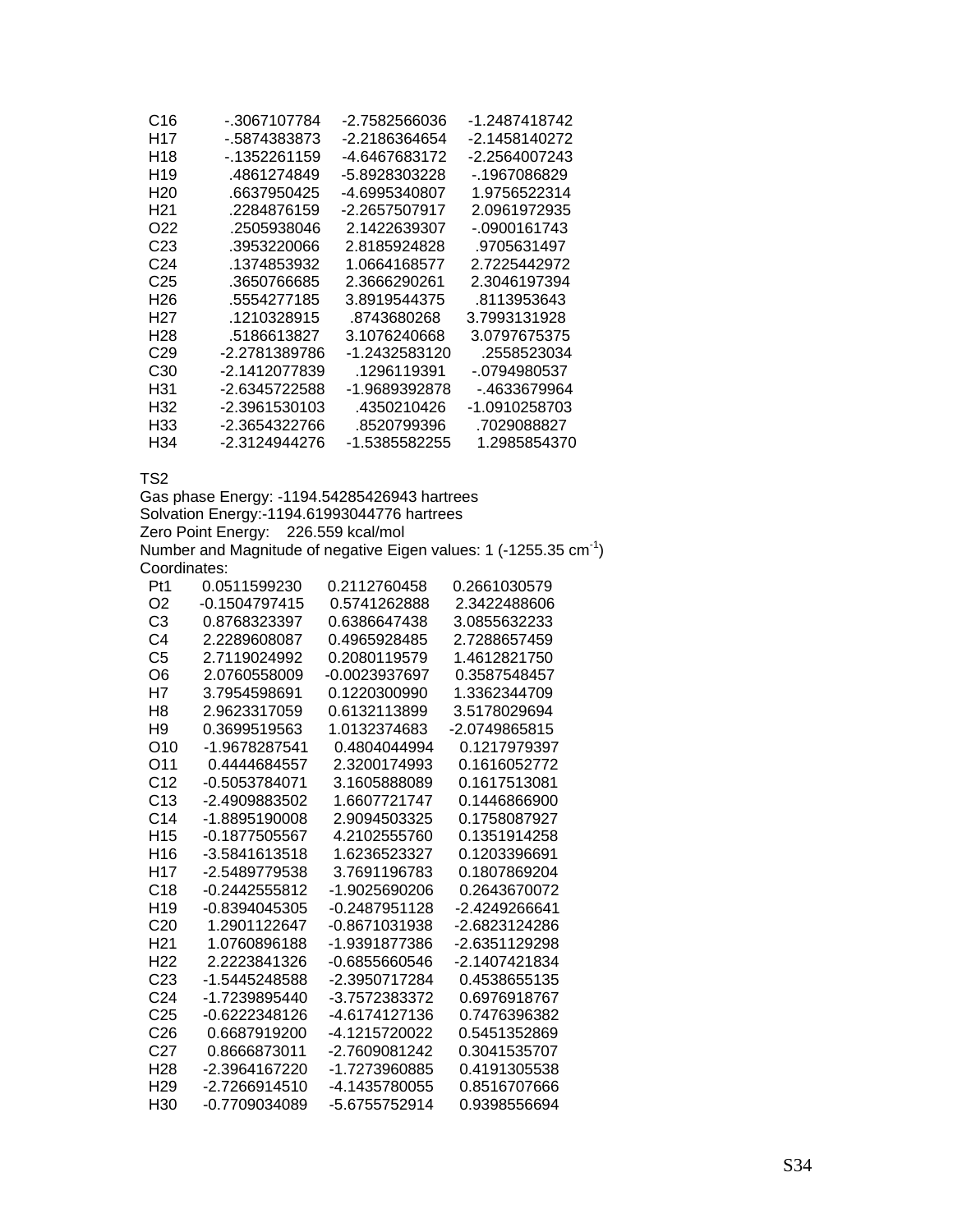| | | | |
|---|---|---|---|
| C16 | -.3067107784 | -2.7582566036 | -1.2487418742 |
| H17 | -.5874383873 | -2.2186364654 | -2.1458140272 |
| H18 | -.1352261159 | -4.6467683172 | -2.2564007243 |
| H19 | .4861274849 | -5.8928303228 | -.1967086829 |
| H20 | .6637950425 | -4.6995340807 | 1.9756522314 |
| H21 | .2284876159 | -2.2657507917 | 2.0961972935 |
| O22 | .2505938046 | 2.1422639307 | -.0900161743 |
| C23 | .3953220066 | 2.8185924828 | .9705631497 |
| C24 | .1374853932 | 1.0664168577 | 2.7225442972 |
| C25 | .3650766685 | 2.3666290261 | 2.3046197394 |
| H26 | .5554277185 | 3.8919544375 | .8113953643 |
| H27 | .1210328915 | .8743680268 | 3.7993131928 |
| H28 | .5186613827 | 3.1076240668 | 3.0797675375 |
| C29 | -2.2781389786 | -1.2432583120 | .2558523034 |
| C30 | -2.1412077839 | .1296119391 | -.0794980537 |
| H31 | -2.6345722588 | -1.9689392878 | -.4633679964 |
| H32 | -2.3961530103 | .4350210426 | -1.0910258703 |
| H33 | -2.3654322766 | .8520799396 | .7029088827 |
| H34 | -2.3124944276 | -1.5385582255 | 1.2985854370 |

TS2
Gas phase Energy: -1194.54285426943 hartrees
Solvation Energy:-1194.61993044776 hartrees
Zero Point Energy: 226.559 kcal/mol
Number and Magnitude of negative Eigen values: 1 (-1255.35 $cm^{-1}$)
Coordinates:

| | | | |
|---|---|---|---|
| Pt1 | 0.0511599230 | 0.2112760458 | 0.2661030579 |
| O2 | -0.1504797415 | 0.5741262888 | 2.3422488606 |
| C3 | 0.8768323397 | 0.6386647438 | 3.0855632233 |
| C4 | 2.2289608087 | 0.4965928485 | 2.7288657459 |
| C5 | 2.7119024992 | 0.2080119579 | 1.4612821750 |
| O6 | 2.0760558009 | -0.0023937697 | 0.3587548457 |
| H7 | 3.7954598691 | 0.1220300990 | 1.3362344709 |
| H8 | 2.9623317059 | 0.6132113899 | 3.5178029694 |
| H9 | 0.3699519563 | 1.0132374683 | -2.0749865815 |
| O10 | -1.9678287541 | 0.4804044994 | 0.1217979397 |
| O11 | 0.4444684557 | 2.3200174993 | 0.1616052772 |
| C12 | -0.5053784071 | 3.1605888089 | 0.1617513081 |
| C13 | -2.4909883502 | 1.6607721747 | 0.1446866900 |
| C14 | -1.8895190008 | 2.9094503325 | 0.1758087927 |
| H15 | -0.1877505567 | 4.2102555760 | 0.1351914258 |
| H16 | -3.5841613518 | 1.6236523327 | 0.1203396691 |
| H17 | -2.5489779538 | 3.7691196783 | 0.1807869204 |
| C18 | -0.2442555812 | -1.9025690206 | 0.2643670072 |
| H19 | -0.8394045305 | -0.2487951128 | -2.4249266641 |
| C20 | 1.2901122647 | -0.8671031938 | -2.6823124286 |
| H21 | 1.0760896188 | -1.9391877386 | -2.6351129298 |
| H22 | 2.2223841326 | -0.6855660546 | -2.1407421834 |
| C23 | -1.5445248588 | -2.3950717284 | 0.4538655135 |
| C24 | -1.7239895440 | -3.7572383372 | 0.6976918767 |
| C25 | -0.6222348126 | -4.6174127136 | 0.7476396382 |
| C26 | 0.6687919200 | -4.1215720022 | 0.5451352869 |
| C27 | 0.8666873011 | -2.7609081242 | 0.3041535707 |
| H28 | -2.3964167220 | -1.7273960885 | 0.4191305538 |
| H29 | -2.7266914510 | -4.1435780055 | 0.8516707666 |
| H30 | -0.7709034089 | -5.6755752914 | 0.9398556694 |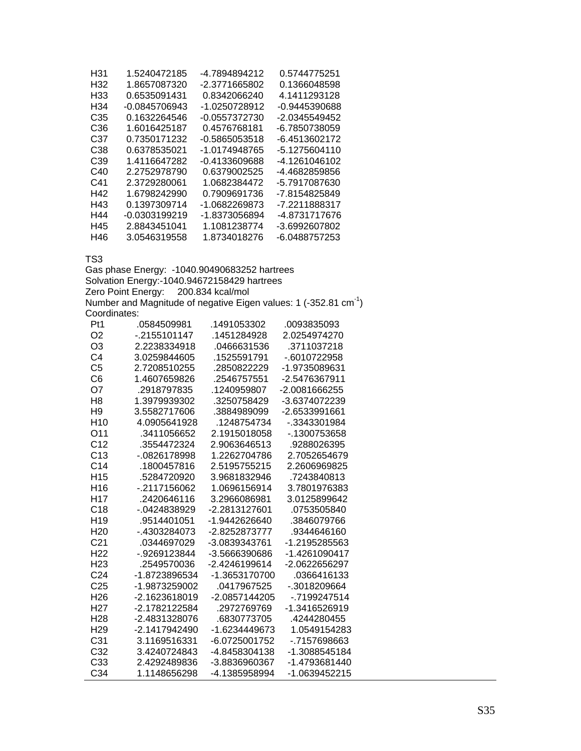| | | | |
|---|---|---|---|
| H31 | 1.5240472185 | -4.7894894212 | 0.5744775251 |
| H32 | 1.8657087320 | -2.3771665802 | 0.1366048598 |
| H33 | 0.6535091431 | 0.8342066240 | 4.1411293128 |
| H34 | -0.0845706943 | -1.0250728912 | -0.9445390688 |
| C35 | 0.1632264546 | -0.0557372730 | -2.0345549452 |
| C36 | 1.6016425187 | 0.4576768181 | -6.7850738059 |
| C37 | 0.7350171232 | -0.5865053518 | -6.4513602172 |
| C38 | 0.6378535021 | -1.0174948765 | -5.1275604110 |
| C39 | 1.4116647282 | -0.4133609688 | -4.1261046102 |
| C40 | 2.2752978790 | 0.6379002525 | -4.4682859856 |
| C41 | 2.3729280061 | 1.0682384472 | -5.7917087630 |
| H42 | 1.6798242990 | 0.7909691736 | -7.8154825849 |
| H43 | 0.1397309714 | -1.0682269873 | -7.2211888317 |
| H44 | -0.0303199219 | -1.8373056894 | -4.8731717676 |
| H45 | 2.8843451041 | 1.1081238774 | -3.6992607802 |
| H46 | 3.0546319558 | 1.8734018276 | -6.0488757253 |

TS3

Gas phase Energy: -1040.90490683252 hartrees

Solvation Energy:-1040.94672158429 hartrees

Zero Point Energy: 200.834 kcal/mol

Number and Magnitude of negative Eigen values: 1 (-352.81 $cm^{-1}$)

Coordinates:

| | | | |
|---|---|---|---|
| Pt1 | .0584509981 | .1491053302 | .0093835093 |
| O2 | -.2155101147 | .1451284928 | 2.0254974270 |
| O3 | 2.2238334918 | .0466631536 | .3711037218 |
| C4 | 3.0259844605 | .1525591791 | -.6010722958 |
| C5 | 2.7208510255 | .2850822229 | -1.9735089631 |
| C6 | 1.4607659826 | .2546757551 | -2.5476367911 |
| O7 | .2918797835 | .1240959807 | -2.0081666255 |
| H8 | 1.3979939302 | .3250758429 | -3.6374072239 |
| H9 | 3.5582717606 | .3884989099 | -2.6533991661 |
| H10 | 4.0905641928 | .1248754734 | -.3343301984 |
| O11 | .3411056652 | 2.1915018058 | -.1300753658 |
| C12 | .3554472324 | 2.9063646513 | .9288026395 |
| C13 | -.0826178998 | 1.2262704786 | 2.7052654679 |
| C14 | .1800457816 | 2.5195755215 | 2.2606969825 |
| H15 | .5284720920 | 3.9681832946 | .7243840813 |
| H16 | -.2117156062 | 1.0696156914 | 3.7801976383 |
| H17 | .2420646116 | 3.2966086981 | 3.0125899642 |
| C18 | -.0424838929 | -2.2813127601 | .0753505840 |
| H19 | .9514401051 | -1.9442626640 | .3846079766 |
| H20 | -.4303284073 | -2.8252873777 | .9344646160 |
| C21 | .0344697029 | -3.0839343761 | -1.2195285563 |
| H22 | -.9269123844 | -3.5666390686 | -1.4261090417 |
| H23 | .2549570036 | -2.4246199614 | -2.0622656297 |
| C24 | -1.8723896534 | -1.3653170700 | .0366416133 |
| C25 | -1.9873259002 | .0417967525 | -.3018209664 |
| H26 | -2.1623618019 | -2.0857144205 | -.7199247514 |
| H27 | -2.1782122584 | .2972769769 | -1.3416526919 |
| H28 | -2.4831328076 | .6830773705 | .4244280455 |
| H29 | -2.1417942490 | -1.6234449673 | 1.0549154283 |
| C31 | 3.1169516331 | -6.0725001752 | -.7157698663 |
| C32 | 3.4240724843 | -4.8458304138 | -1.3088545184 |
| C33 | 2.4292489836 | -3.8836960367 | -1.4793681440 |
| C34 | 1.1148656298 | -4.1385958994 | -1.0639452215 |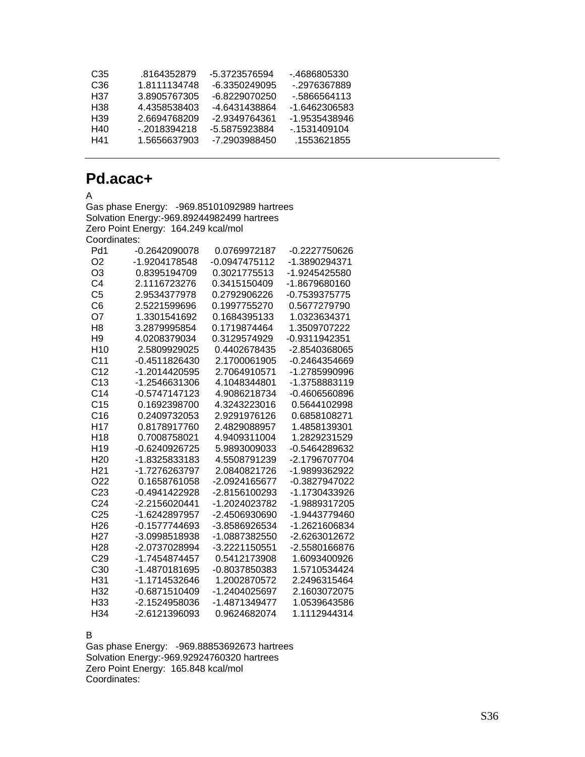| | | | |
|---|---|---|---|
| C35 | .8164352879 | -5.3723576594 | -.4686805330 |
| C36 | 1.8111134748 | -6.3350249095 | -.2976367889 |
| H37 | 3.8905767305 | -6.8229070250 | -.5866564113 |
| H38 | 4.4358538403 | -4.6431438864 | -1.6462306583 |
| H39 | 2.6694768209 | -2.9349764361 | -1.9535438946 |
| H40 | -.2018394218 | -5.5875923884 | -.1531409104 |
| H41 | 1.5656637903 | -7.2903988450 | .1553621855 |

---

## Pd.acac+

A

Gas phase Energy: -969.85101092989 hartrees

Solvation Energy:-969.89244982499 hartrees

Zero Point Energy: 164.249 kcal/mol

Coordinates:

| | | | |
|---|---|---|---|
| Pd1 | -0.2642090078 | 0.0769972187 | -0.2227750626 |
| O2 | -1.9204178548 | -0.0947475112 | -1.3890294371 |
| O3 | 0.8395194709 | 0.3021775513 | -1.9245425580 |
| C4 | 2.1116723276 | 0.3415150409 | -1.8679680160 |
| C5 | 2.9534377978 | 0.2792906226 | -0.7539375775 |
| C6 | 2.5221599696 | 0.1997755270 | 0.5677279790 |
| O7 | 1.3301541692 | 0.1684395133 | 1.0323634371 |
| H8 | 3.2879995854 | 0.1719874464 | 1.3509707222 |
| H9 | 4.0208379034 | 0.3129574929 | -0.9311942351 |
| H10 | 2.5809929025 | 0.4402678435 | -2.8540368065 |
| C11 | -0.4511826430 | 2.1700061905 | -0.2464354669 |
| C12 | -1.2014420595 | 2.7064910571 | -1.2785990996 |
| C13 | -1.2546631306 | 4.1048344801 | -1.3758883119 |
| C14 | -0.5747147123 | 4.9086218734 | -0.4606560896 |
| C15 | 0.1692398700 | 4.3243223016 | 0.5644102998 |
| C16 | 0.2409732053 | 2.9291976126 | 0.6858108271 |
| H17 | 0.8178917760 | 2.4829088957 | 1.4858139301 |
| H18 | 0.7008758021 | 4.9409311004 | 1.2829231529 |
| H19 | -0.6240926725 | 5.9893009033 | -0.5464289632 |
| H20 | -1.8325833183 | 4.5508791239 | -2.1796707704 |
| H21 | -1.7276263797 | 2.0840821726 | -1.9899362922 |
| O22 | 0.1658761058 | -2.0924165677 | -0.3827947022 |
| C23 | -0.4941422928 | -2.8156100293 | -1.1730433926 |
| C24 | -2.2156020441 | -1.2024023782 | -1.9889317205 |
| C25 | -1.6242897957 | -2.4506930690 | -1.9443779460 |
| H26 | -0.1577744693 | -3.8586926534 | -1.2621606834 |
| H27 | -3.0998518938 | -1.0887382550 | -2.6263012672 |
| H28 | -2.0737028994 | -3.2221150551 | -2.5580166876 |
| C29 | -1.7454874457 | 0.5412173908 | 1.6093400926 |
| C30 | -1.4870181695 | -0.8037850383 | 1.5710534424 |
| H31 | -1.1714532646 | 1.2002870572 | 2.2496315464 |
| H32 | -0.6871510409 | -1.2404025697 | 2.1603072075 |
| H33 | -2.1524958036 | -1.4871349477 | 1.0539643586 |
| H34 | -2.6121396093 | 0.9624682074 | 1.1112944314 |

B

Gas phase Energy: -969.88853692673 hartrees

Solvation Energy:-969.92924760320 hartrees

Zero Point Energy: 165.848 kcal/mol

Coordinates: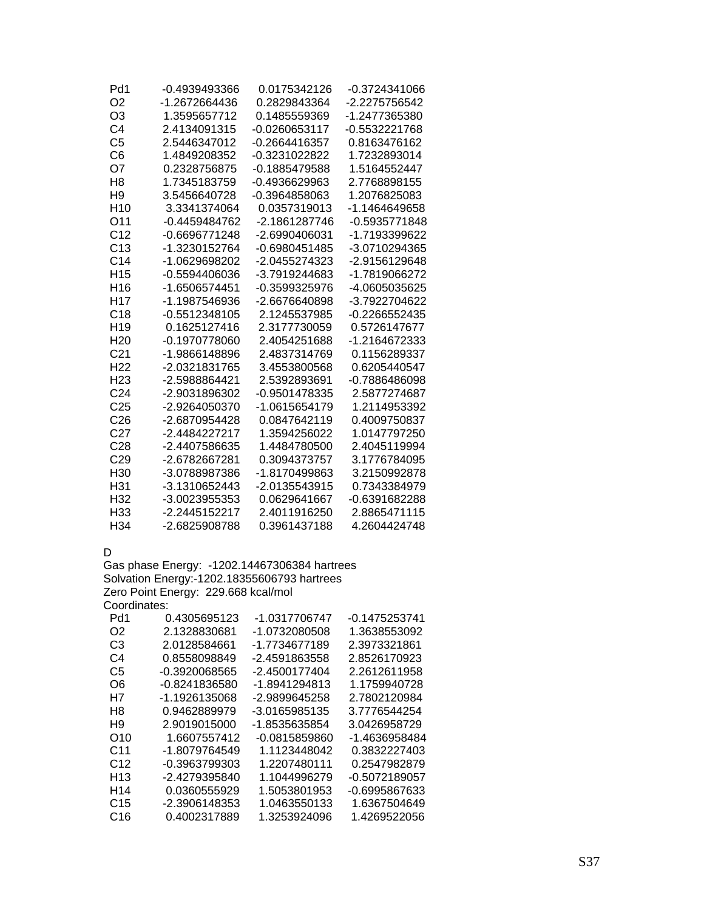| | | | |
|---|---|---|---|
| Pd1 | -0.4939493366 | 0.0175342126 | -0.3724341066 |
| O2 | -1.2672664436 | 0.2829843364 | -2.2275756542 |
| O3 | 1.3595657712 | 0.1485559369 | -1.2477365380 |
| C4 | 2.4134091315 | -0.0260653117 | -0.5532221768 |
| C5 | 2.5446347012 | -0.2664416357 | 0.8163476162 |
| C6 | 1.4849208352 | -0.3231022822 | 1.7232893014 |
| O7 | 0.2328756875 | -0.1885479588 | 1.5164552447 |
| H8 | 1.7345183759 | -0.4936629963 | 2.7768898155 |
| H9 | 3.5456640728 | -0.3964858063 | 1.2076825083 |
| H10 | 3.3341374064 | 0.0357319013 | -1.1464649658 |
| O11 | -0.4459484762 | -2.1861287746 | -0.5935771848 |
| C12 | -0.6696771248 | -2.6990406031 | -1.7193399622 |
| C13 | -1.3230152764 | -0.6980451485 | -3.0710294365 |
| C14 | -1.0629698202 | -2.0455274323 | -2.9156129648 |
| H15 | -0.5594406036 | -3.7919244683 | -1.7819066272 |
| H16 | -1.6506574451 | -0.3599325976 | -4.0605035625 |
| H17 | -1.1987546936 | -2.6676640898 | -3.7922704622 |
| C18 | -0.5512348105 | 2.1245537985 | -0.2266552435 |
| H19 | 0.1625127416 | 2.3177730059 | 0.5726147677 |
| H20 | -0.1970778060 | 2.4054251688 | -1.2164672333 |
| C21 | -1.9866148896 | 2.4837314769 | 0.1156289337 |
| H22 | -2.0321831765 | 3.4553800568 | 0.6205440547 |
| H23 | -2.5988864421 | 2.5392893691 | -0.7886486098 |
| C24 | -2.9031896302 | -0.9501478335 | 2.5877274687 |
| C25 | -2.9264050370 | -1.0615654179 | 1.2114953392 |
| C26 | -2.6870954428 | 0.0847642119 | 0.4009750837 |
| C27 | -2.4484227217 | 1.3594256022 | 1.0147797250 |
| C28 | -2.4407586635 | 1.4484780500 | 2.4045119994 |
| C29 | -2.6782667281 | 0.3094373757 | 3.1776784095 |
| H30 | -3.0788987386 | -1.8170499863 | 3.2150992878 |
| H31 | -3.1310652443 | -2.0135543915 | 0.7343384979 |
| H32 | -3.0023955353 | 0.0629641667 | -0.6391682288 |
| H33 | -2.2445152217 | 2.4011916250 | 2.8865471115 |
| H34 | -2.6825908788 | 0.3961437188 | 4.2604424748 |

D

Gas phase Energy: -1202.14467306384 hartrees
Solvation Energy:-1202.18355606793 hartrees
Zero Point Energy: 229.668 kcal/mol
Coordinates:

| | | | |
|---|---|---|---|
| Pd1 | 0.4305695123 | -1.0317706747 | -0.1475253741 |
| O2 | 2.1328830681 | -1.0732080508 | 1.3638553092 |
| C3 | 2.0128584661 | -1.7734677189 | 2.3973321861 |
| C4 | 0.8558098849 | -2.4591863558 | 2.8526170923 |
| C5 | -0.3920068565 | -2.4500177404 | 2.2612611958 |
| O6 | -0.8241836580 | -1.8941294813 | 1.1759940728 |
| H7 | -1.1926135068 | -2.9899645258 | 2.7802120984 |
| H8 | 0.9462889979 | -3.0165985135 | 3.7776544254 |
| H9 | 2.9019015000 | -1.8535635854 | 3.0426958729 |
| O10 | 1.6607557412 | -0.0815859860 | -1.4636958484 |
| C11 | -1.8079764549 | 1.1123448042 | 0.3832227403 |
| C12 | -0.3963799303 | 1.2207480111 | 0.2547982879 |
| H13 | -2.4279395840 | 1.1044996279 | -0.5072189057 |
| H14 | 0.0360555929 | 1.5053801953 | -0.6995867633 |
| C15 | -2.3906148353 | 1.0463550133 | 1.6367504649 |
| C16 | 0.4002317889 | 1.3253924096 | 1.4269522056 |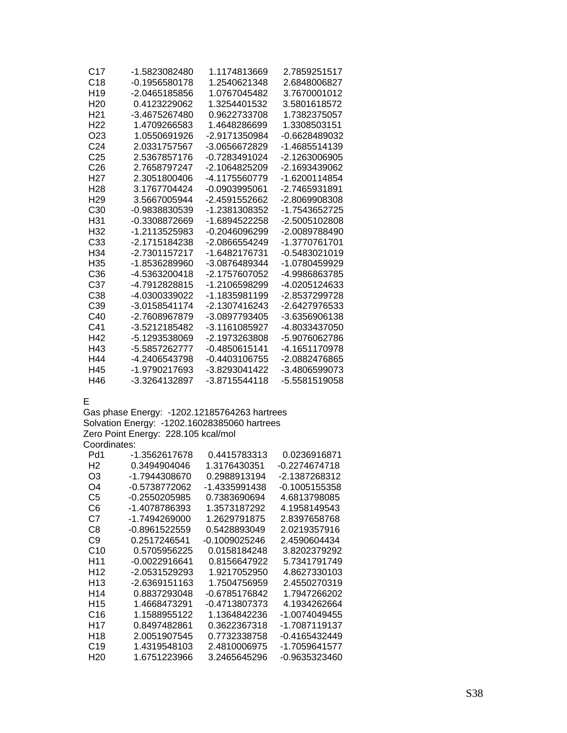| | | | |
|---|---|---|---|
| C17 | -1.5823082480 | 1.1174813669 | 2.7859251517 |
| C18 | -0.1956580178 | 1.2540621348 | 2.6848006827 |
| H19 | -2.0465185856 | 1.0767045482 | 3.7670001012 |
| H20 | 0.4123229062 | 1.3254401532 | 3.5801618572 |
| H21 | -3.4675267480 | 0.9622733708 | 1.7382375057 |
| H22 | 1.4709266583 | 1.4648286699 | 1.3308503151 |
| O23 | 1.0550691926 | -2.9171350984 | -0.6628489032 |
| C24 | 2.0331757567 | -3.0656672829 | -1.4685514139 |
| C25 | 2.5367857176 | -0.7283491024 | -2.1263006905 |
| C26 | 2.7658797247 | -2.1064825209 | -2.1693439062 |
| H27 | 2.3051800406 | -4.1175560779 | -1.6200114854 |
| H28 | 3.1767704424 | -0.0903995061 | -2.7465931891 |
| H29 | 3.5667005944 | -2.4591552662 | -2.8069908308 |
| C30 | -0.9838830539 | -1.2381308352 | -1.7543652725 |
| H31 | -0.3308872669 | -1.6894522258 | -2.5005102808 |
| H32 | -1.2113525983 | -0.2046096299 | -2.0089788490 |
| C33 | -2.1715184238 | -2.0866554249 | -1.3770761701 |
| H34 | -2.7301157217 | -1.6482176731 | -0.5483021019 |
| H35 | -1.8536289960 | -3.0876489344 | -1.0780459929 |
| C36 | -4.5363200418 | -2.1757607052 | -4.9986863785 |
| C37 | -4.7912828815 | -1.2106598299 | -4.0205124633 |
| C38 | -4.0300339022 | -1.1835981199 | -2.8537299728 |
| C39 | -3.0158541174 | -2.1307416243 | -2.6427976533 |
| C40 | -2.7608967879 | -3.0897793405 | -3.6356906138 |
| C41 | -3.5212185482 | -3.1161085927 | -4.8033437050 |
| H42 | -5.1293538069 | -2.1973263808 | -5.9076062786 |
| H43 | -5.5857262777 | -0.4850615141 | -4.1651170978 |
| H44 | -4.2406543798 | -0.4403106755 | -2.0882476865 |
| H45 | -1.9790217693 | -3.8293041422 | -3.4806599073 |
| H46 | -3.3264132897 | -3.8715544118 | -5.5581519058 |

E

Gas phase Energy: -1202.12185764263 hartrees
Solvation Energy: -1202.16028385060 hartrees
Zero Point Energy: 228.105 kcal/mol
Coordinates:

| | | | |
|---|---|---|---|
| Pd1 | -1.3562617678 | 0.4415783313 | 0.0236916871 |
| H2 | 0.3494904046 | 1.3176430351 | -0.2274674718 |
| O3 | -1.7944308670 | 0.2988913194 | -2.1387268312 |
| O4 | -0.5738772062 | -1.4335991438 | -0.1005155358 |
| C5 | -0.2550205985 | 0.7383690694 | 4.6813798085 |
| C6 | -1.4078786393 | 1.3573187292 | 4.1958149543 |
| C7 | -1.7494269000 | 1.2629791875 | 2.8397658768 |
| C8 | -0.8961522559 | 0.5428893049 | 2.0219357916 |
| C9 | 0.2517246541 | -0.1009025246 | 2.4590604434 |
| C10 | 0.5705956225 | 0.0158184248 | 3.8202379292 |
| H11 | -0.0022916641 | 0.8156647922 | 5.7341791749 |
| H12 | -2.0531529293 | 1.9217052950 | 4.8627330103 |
| H13 | -2.6369151163 | 1.7504756959 | 2.4550270319 |
| H14 | 0.8837293048 | -0.6785176842 | 1.7947266202 |
| H15 | 1.4668473291 | -0.4713807373 | 4.1934262664 |
| C16 | 1.1588955122 | 1.1364842236 | -1.0074049455 |
| H17 | 0.8497482861 | 0.3622367318 | -1.7087119137 |
| H18 | 2.0051907545 | 0.7732338758 | -0.4165432449 |
| C19 | 1.4319548103 | 2.4810006975 | -1.7059641577 |
| H20 | 1.6751223966 | 3.2465645296 | -0.9635323460 |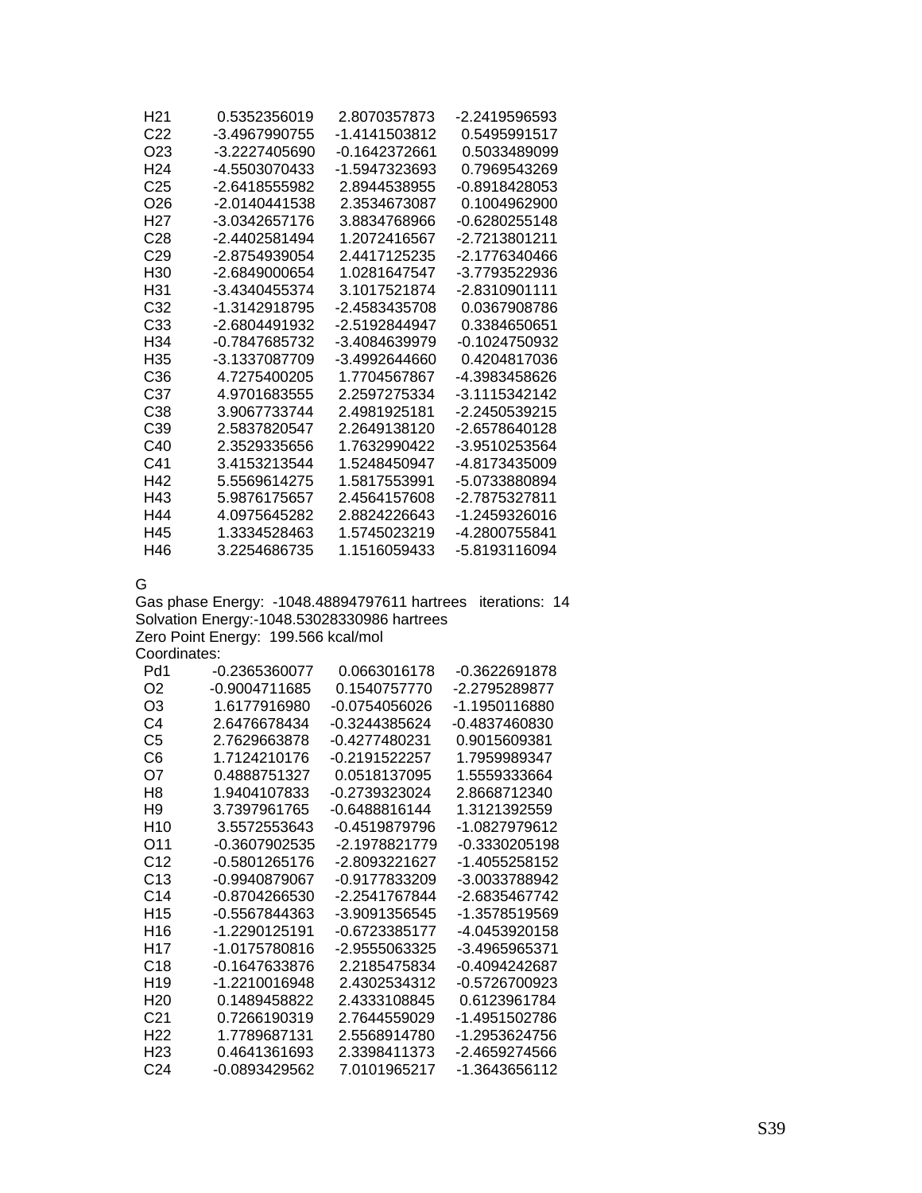| | | | |
|---|---|---|---|
| H21 | 0.5352356019 | 2.8070357873 | -2.2419596593 |
| C22 | -3.4967990755 | -1.4141503812 | 0.5495991517 |
| O23 | -3.2227405690 | -0.1642372661 | 0.5033489099 |
| H24 | -4.5503070433 | -1.5947323693 | 0.7969543269 |
| C25 | -2.6418555982 | 2.8944538955 | -0.8918428053 |
| O26 | -2.0140441538 | 2.3534673087 | 0.1004962900 |
| H27 | -3.0342657176 | 3.8834768966 | -0.6280255148 |
| C28 | -2.4402581494 | 1.2072416567 | -2.7213801211 |
| C29 | -2.8754939054 | 2.4417125235 | -2.1776340466 |
| H30 | -2.6849000654 | 1.0281647547 | -3.7793522936 |
| H31 | -3.4340455374 | 3.1017521874 | -2.8310901111 |
| C32 | -1.3142918795 | -2.4583435708 | 0.0367908786 |
| C33 | -2.6804491932 | -2.5192844947 | 0.3384650651 |
| H34 | -0.7847685732 | -3.4084639979 | -0.1024750932 |
| H35 | -3.1337087709 | -3.4992644660 | 0.4204817036 |
| C36 | 4.7275400205 | 1.7704567867 | -4.3983458626 |
| C37 | 4.9701683555 | 2.2597275334 | -3.1115342142 |
| C38 | 3.9067733744 | 2.4981925181 | -2.2450539215 |
| C39 | 2.5837820547 | 2.2649138120 | -2.6578640128 |
| C40 | 2.3529335656 | 1.7632990422 | -3.9510253564 |
| C41 | 3.4153213544 | 1.5248450947 | -4.8173435009 |
| H42 | 5.5569614275 | 1.5817553991 | -5.0733880894 |
| H43 | 5.9876175657 | 2.4564157608 | -2.7875327811 |
| H44 | 4.0975645282 | 2.8824226643 | -1.2459326016 |
| H45 | 1.3334528463 | 1.5745023219 | -4.2800755841 |
| H46 | 3.2254686735 | 1.1516059433 | -5.8193116094 |

G

Gas phase Energy: -1048.48894797611 hartrees iterations: 14
Solvation Energy:-1048.53028330986 hartrees
Zero Point Energy: 199.566 kcal/mol
Coordinates:

| | | | |
|---|---|---|---|
| Pd1 | -0.2365360077 | 0.0663016178 | -0.3622691878 |
| O2 | -0.9004711685 | 0.1540757770 | -2.2795289877 |
| O3 | 1.6177916980 | -0.0754056026 | -1.1950116880 |
| C4 | 2.6476678434 | -0.3244385624 | -0.4837460830 |
| C5 | 2.7629663878 | -0.4277480231 | 0.9015609381 |
| C6 | 1.7124210176 | -0.2191522257 | 1.7959989347 |
| O7 | 0.4888751327 | 0.0518137095 | 1.5559333664 |
| H8 | 1.9404107833 | -0.2739323024 | 2.8668712340 |
| H9 | 3.7397961765 | -0.6488816144 | 1.3121392559 |
| H10 | 3.5572553643 | -0.4519879796 | -1.0827979612 |
| O11 | -0.3607902535 | -2.1978821779 | -0.3330205198 |
| C12 | -0.5801265176 | -2.8093221627 | -1.4055258152 |
| C13 | -0.9940879067 | -0.9177833209 | -3.0033788942 |
| C14 | -0.8704266530 | -2.2541767844 | -2.6835467742 |
| H15 | -0.5567844363 | -3.9091356545 | -1.3578519569 |
| H16 | -1.2290125191 | -0.6723385177 | -4.0453920158 |
| H17 | -1.0175780816 | -2.9555063325 | -3.4965965371 |
| C18 | -0.1647633876 | 2.2185475834 | -0.4094242687 |
| H19 | -1.2210016948 | 2.4302534312 | -0.5726700923 |
| H20 | 0.1489458822 | 2.4333108845 | 0.6123961784 |
| C21 | 0.7266190319 | 2.7644559029 | -1.4951502786 |
| H22 | 1.7789687131 | 2.5568914780 | -1.2953624756 |
| H23 | 0.4641361693 | 2.3398411373 | -2.4659274566 |
| C24 | -0.0893429562 | 7.0101965217 | -1.3643656112 |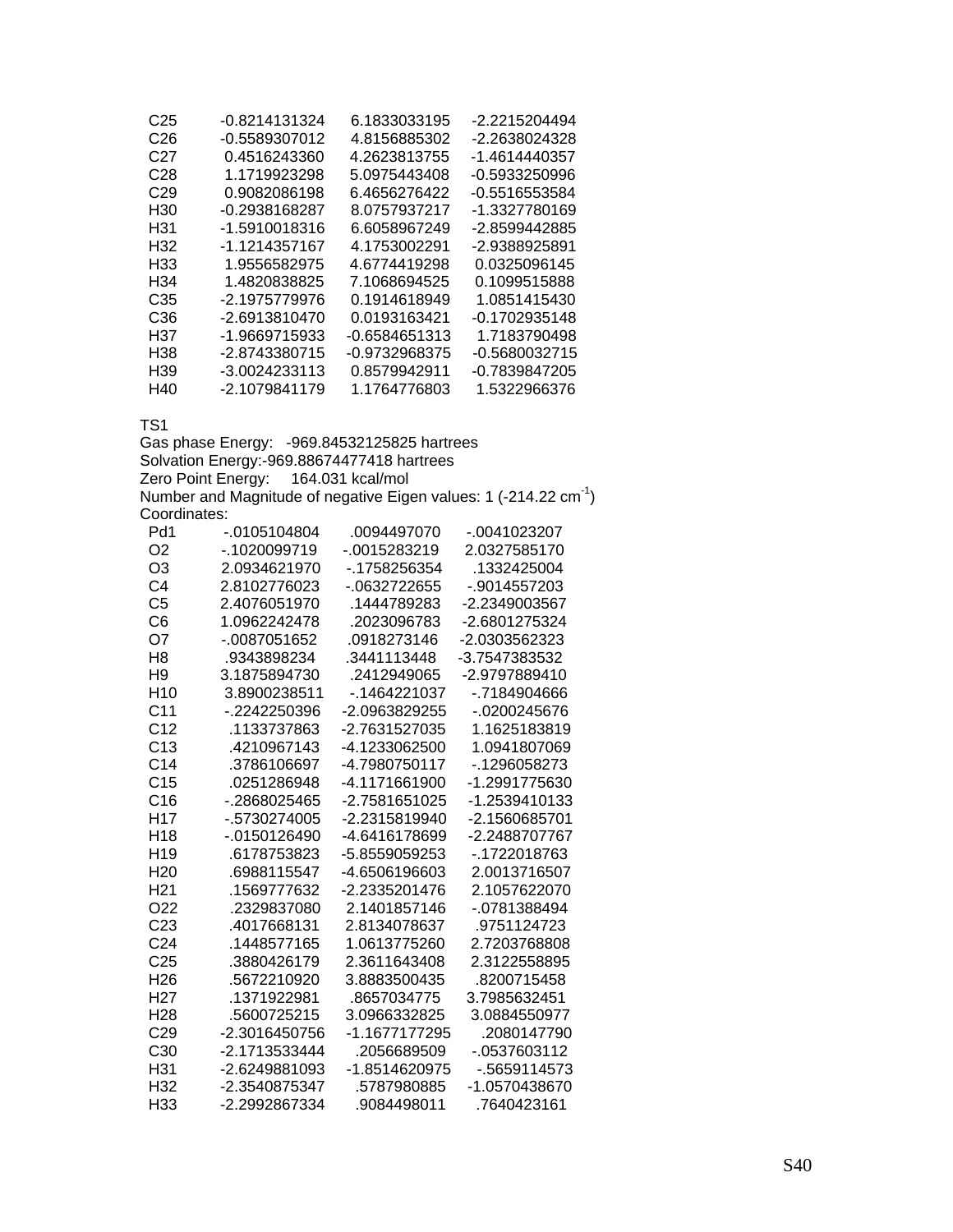| | | | |
|---|---|---|---|
| C25 | -0.8214131324 | 6.1833033195 | -2.2215204494 |
| C26 | -0.5589307012 | 4.8156885302 | -2.2638024328 |
| C27 | 0.4516243360 | 4.2623813755 | -1.4614440357 |
| C28 | 1.1719923298 | 5.0975443408 | -0.5933250996 |
| C29 | 0.9082086198 | 6.4656276422 | -0.5516553584 |
| H30 | -0.2938168287 | 8.0757937217 | -1.3327780169 |
| H31 | -1.5910018316 | 6.6058967249 | -2.8599442885 |
| H32 | -1.1214357167 | 4.1753002291 | -2.9388925891 |
| H33 | 1.9556582975 | 4.6774419298 | 0.0325096145 |
| H34 | 1.4820838825 | 7.1068694525 | 0.1099515888 |
| C35 | -2.1975779976 | 0.1914618949 | 1.0851415430 |
| C36 | -2.6913810470 | 0.0193163421 | -0.1702935148 |
| H37 | -1.9669715933 | -0.6584651313 | 1.7183790498 |
| H38 | -2.8743380715 | -0.9732968375 | -0.5680032715 |
| H39 | -3.0024233113 | 0.8579942911 | -0.7839847205 |
| H40 | -2.1079841179 | 1.1764776803 | 1.5322966376 |

TS1
Gas phase Energy: -969.84532125825 hartrees
Solvation Energy:-969.88674477418 hartrees
Zero Point Energy: 164.031 kcal/mol
Number and Magnitude of negative Eigen values: 1 (-214.22 $cm^{-1}$)
Coordinates:

| | | | |
|---|---|---|---|
| Pd1 | -.0105104804 | .0094497070 | -.0041023207 |
| O2 | -.1020099719 | -.0015283219 | 2.0327585170 |
| O3 | 2.0934621970 | -.1758256354 | .1332425004 |
| C4 | 2.8102776023 | -.0632722655 | -.9014557203 |
| C5 | 2.4076051970 | .1444789283 | -2.2349003567 |
| C6 | 1.0962242478 | .2023096783 | -2.6801275324 |
| O7 | -.0087051652 | .0918273146 | -2.0303562323 |
| H8 | .9343898234 | .3441113448 | -3.7547383532 |
| H9 | 3.1875894730 | .2412949065 | -2.9797889410 |
| H10 | 3.8900238511 | -.1464221037 | -.7184904666 |
| C11 | -.2242250396 | -2.0963829255 | -.0200245676 |
| C12 | .1133737863 | -2.7631527035 | 1.1625183819 |
| C13 | .4210967143 | -4.1233062500 | 1.0941807069 |
| C14 | .3786106697 | -4.7980750117 | -.1296058273 |
| C15 | .0251286948 | -4.1171661900 | -1.2991775630 |
| C16 | -.2868025465 | -2.7581651025 | -1.2539410133 |
| H17 | -.5730274005 | -2.2315819940 | -2.1560685701 |
| H18 | -.0150126490 | -4.6416178699 | -2.2488707767 |
| H19 | .6178753823 | -5.8559059253 | -.1722018763 |
| H20 | .6988115547 | -4.6506196603 | 2.0013716507 |
| H21 | .1569777632 | -2.2335201476 | 2.1057622070 |
| O22 | .2329837080 | 2.1401857146 | -.0781388494 |
| C23 | .4017668131 | 2.8134078637 | .9751124723 |
| C24 | .1448577165 | 1.0613775260 | 2.7203768808 |
| C25 | .3880426179 | 2.3611643408 | 2.3122558895 |
| H26 | .5672210920 | 3.8883500435 | .8200715458 |
| H27 | .1371922981 | .8657034775 | 3.7985632451 |
| H28 | .5600725215 | 3.0966332825 | 3.0884550977 |
| C29 | -2.3016450756 | -1.1677177295 | .2080147790 |
| C30 | -2.1713533444 | .2056689509 | -.0537603112 |
| H31 | -2.6249881093 | -1.8514620975 | -.5659114573 |
| H32 | -2.3540875347 | .5787980885 | -1.0570438670 |
| H33 | -2.2992867334 | .9084498011 | .7640423161 |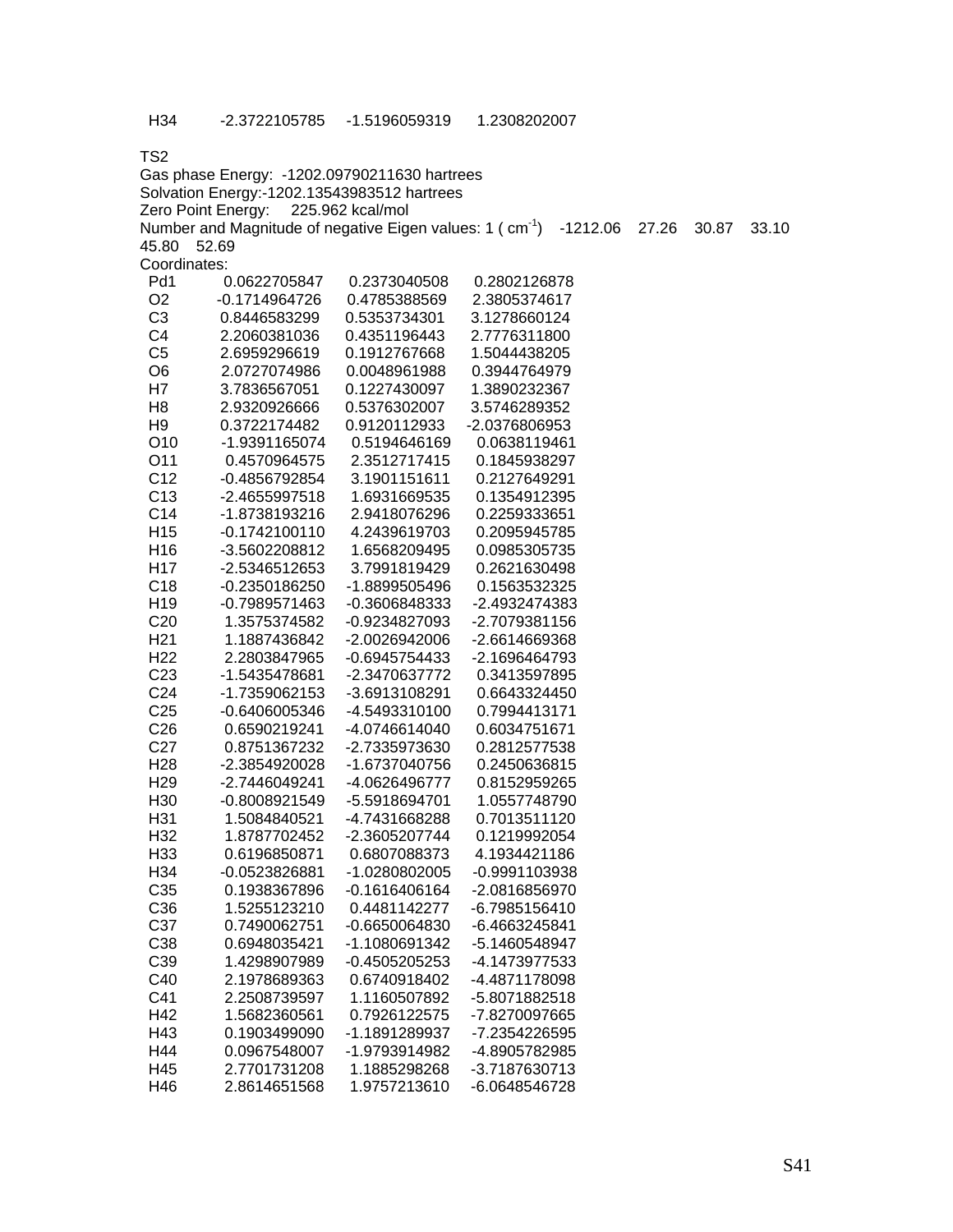H34 -2.3722105785 -1.5196059319 1.2308202007

TS2

Gas phase Energy: -1202.09790211630 hartrees

Solvation Energy:-1202.13543983512 hartrees

Zero Point Energy: 225.962 kcal/mol

Number and Magnitude of negative Eigen values: 1 ( $cm^{-1}$) -1212.06 27.26 30.87 33.10 45.80 52.69

Coordinates:

| Atom | X | Y | Z |
|---|---|---|---|
| Pd1 | 0.0622705847 | 0.2373040508 | 0.2802126878 |
| O2 | -0.1714964726 | 0.4785388569 | 2.3805374617 |
| C3 | 0.8446583299 | 0.5353734301 | 3.1278660124 |
| C4 | 2.2060381036 | 0.4351196443 | 2.7776311800 |
| C5 | 2.6959296619 | 0.1912767668 | 1.5044438205 |
| O6 | 2.0727074986 | 0.0048961988 | 0.3944764979 |
| H7 | 3.7836567051 | 0.1227430097 | 1.3890232367 |
| H8 | 2.9320926666 | 0.5376302007 | 3.5746289352 |
| H9 | 0.3722174482 | 0.9120112933 | -2.0376806953 |
| O10 | -1.9391165074 | 0.5194646169 | 0.0638119461 |
| O11 | 0.4570964575 | 2.3512717415 | 0.1845938297 |
| C12 | -0.4856792854 | 3.1901151611 | 0.2127649291 |
| C13 | -2.4655997518 | 1.6931669535 | 0.1354912395 |
| C14 | -1.8738193216 | 2.9418076296 | 0.2259333651 |
| H15 | -0.1742100110 | 4.2439619703 | 0.2095945785 |
| H16 | -3.5602208812 | 1.6568209495 | 0.0985305735 |
| H17 | -2.5346512653 | 3.7991819429 | 0.2621630498 |
| C18 | -0.2350186250 | -1.8899505496 | 0.1563532325 |
| H19 | -0.7989571463 | -0.3606848333 | -2.4932474383 |
| C20 | 1.3575374582 | -0.9234827093 | -2.7079381156 |
| H21 | 1.1887436842 | -2.0026942006 | -2.6614669368 |
| H22 | 2.2803847965 | -0.6945754433 | -2.1696464793 |
| C23 | -1.5435478681 | -2.3470637772 | 0.3413597895 |
| C24 | -1.7359062153 | -3.6913108291 | 0.6643324450 |
| C25 | -0.6406005346 | -4.5493310100 | 0.7994413171 |
| C26 | 0.6590219241 | -4.0746614040 | 0.6034751671 |
| C27 | 0.8751367232 | -2.7335973630 | 0.2812577538 |
| H28 | -2.3854920028 | -1.6737040756 | 0.2450636815 |
| H29 | -2.7446049241 | -4.0626496777 | 0.8152959265 |
| H30 | -0.8008921549 | -5.5918694701 | 1.0557748790 |
| H31 | 1.5084840521 | -4.7431668288 | 0.7013511120 |
| H32 | 1.8787702452 | -2.3605207744 | 0.1219992054 |
| H33 | 0.6196850871 | 0.6807088373 | 4.1934421186 |
| H34 | -0.0523826881 | -1.0280802005 | -0.9991103938 |
| C35 | 0.1938367896 | -0.1616406164 | -2.0816856970 |
| C36 | 1.5255123210 | 0.4481142277 | -6.7985156410 |
| C37 | 0.7490062751 | -0.6650064830 | -6.4663245841 |
| C38 | 0.6948035421 | -1.1080691342 | -5.1460548947 |
| C39 | 1.4298907989 | -0.4505205253 | -4.1473977533 |
| C40 | 2.1978689363 | 0.6740918402 | -4.4871178098 |
| C41 | 2.2508739597 | 1.1160507892 | -5.8071882518 |
| H42 | 1.5682360561 | 0.7926122575 | -7.8270097665 |
| H43 | 0.1903499090 | -1.1891289937 | -7.2354226595 |
| H44 | 0.0967548007 | -1.9793914982 | -4.8905782985 |
| H45 | 2.7701731208 | 1.1885298268 | -3.7187630713 |
| H46 | 2.8614651568 | 1.9757213610 | -6.0648546728 |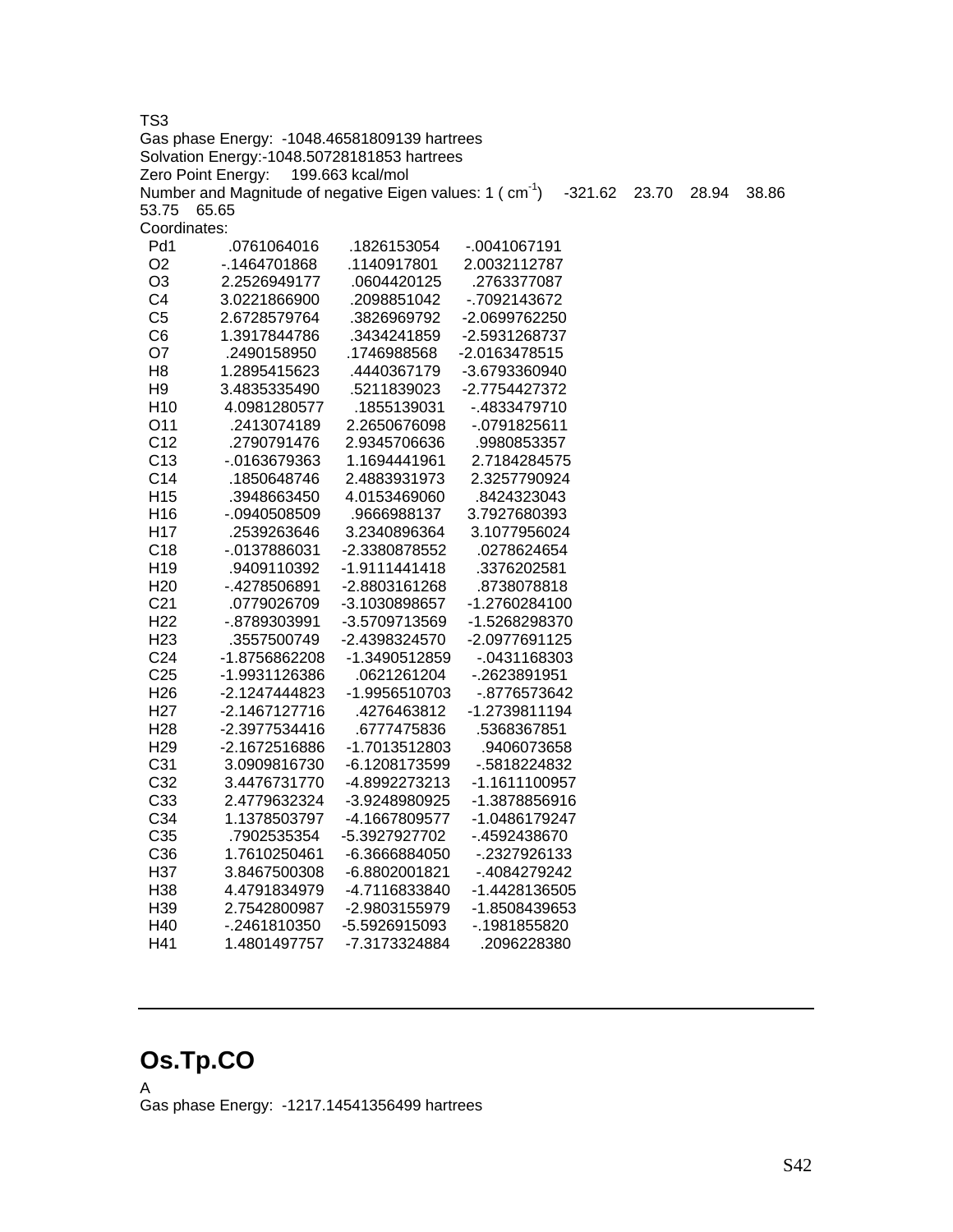TS3

Gas phase Energy: -1048.46581809139 hartrees

Solvation Energy:-1048.50728181853 hartrees

Zero Point Energy: 199.663 kcal/mol

Number and Magnitude of negative Eigen values: 1 ( $cm^{-1}$) -321.62 23.70 28.94 38.86 53.75 65.65

Coordinates:

| | | | |
|---|---|---|---|
| Pd1 | .0761064016 | .1826153054 | -.0041067191 |
| O2 | -.1464701868 | .1140917801 | 2.0032112787 |
| O3 | 2.2526949177 | .0604420125 | .2763377087 |
| C4 | 3.0221866900 | .2098851042 | -.7092143672 |
| C5 | 2.6728579764 | .3826969792 | -2.0699762250 |
| C6 | 1.3917844786 | .3434241859 | -2.5931268737 |
| O7 | .2490158950 | .1746988568 | -2.0163478515 |
| H8 | 1.2895415623 | .4440367179 | -3.6793360940 |
| H9 | 3.4835335490 | .5211839023 | -2.7754427372 |
| H10 | 4.0981280577 | .1855139031 | -.4833479710 |
| O11 | .2413074189 | 2.2650676098 | -.0791825611 |
| C12 | .2790791476 | 2.9345706636 | .9980853357 |
| C13 | -.0163679363 | 1.1694441961 | 2.7184284575 |
| C14 | .1850648746 | 2.4883931973 | 2.3257790924 |
| H15 | .3948663450 | 4.0153469060 | .8424323043 |
| H16 | -.0940508509 | .9666988137 | 3.7927680393 |
| H17 | .2539263646 | 3.2340896364 | 3.1077956024 |
| C18 | -.0137886031 | -2.3380878552 | .0278624654 |
| H19 | .9409110392 | -1.9111441418 | .3376202581 |
| H20 | -.4278506891 | -2.8803161268 | .8738078818 |
| C21 | .0779026709 | -3.1030898657 | -1.2760284100 |
| H22 | -.8789303991 | -3.5709713569 | -1.5268298370 |
| H23 | .3557500749 | -2.4398324570 | -2.0977691125 |
| C24 | -1.8756862208 | -1.3490512859 | -.0431168303 |
| C25 | -1.9931126386 | .0621261204 | -.2623891951 |
| H26 | -2.1247444823 | -1.9956510703 | -.8776573642 |
| H27 | -2.1467127716 | .4276463812 | -1.2739811194 |
| H28 | -2.3977534416 | .6777475836 | .5368367851 |
| H29 | -2.1672516886 | -1.7013512803 | .9406073658 |
| C31 | 3.0909816730 | -6.1208173599 | -.5818224832 |
| C32 | 3.4476731770 | -4.8992273213 | -1.1611100957 |
| C33 | 2.4779632324 | -3.9248980925 | -1.3878856916 |
| C34 | 1.1378503797 | -4.1667809577 | -1.0486179247 |
| C35 | .7902535354 | -5.3927927702 | -.4592438670 |
| C36 | 1.7610250461 | -6.3666884050 | -.2327926133 |
| H37 | 3.8467500308 | -6.8802001821 | -.4084279242 |
| H38 | 4.4791834979 | -4.7116833840 | -1.4428136505 |
| H39 | 2.7542800987 | -2.9803155979 | -1.8508439653 |
| H40 | -.2461810350 | -5.5926915093 | -.1981855820 |
| H41 | 1.4801497757 | -7.3173324884 | .2096228380 |

---

# Os.Tp.CO

A

Gas phase Energy: -1217.14541356499 hartrees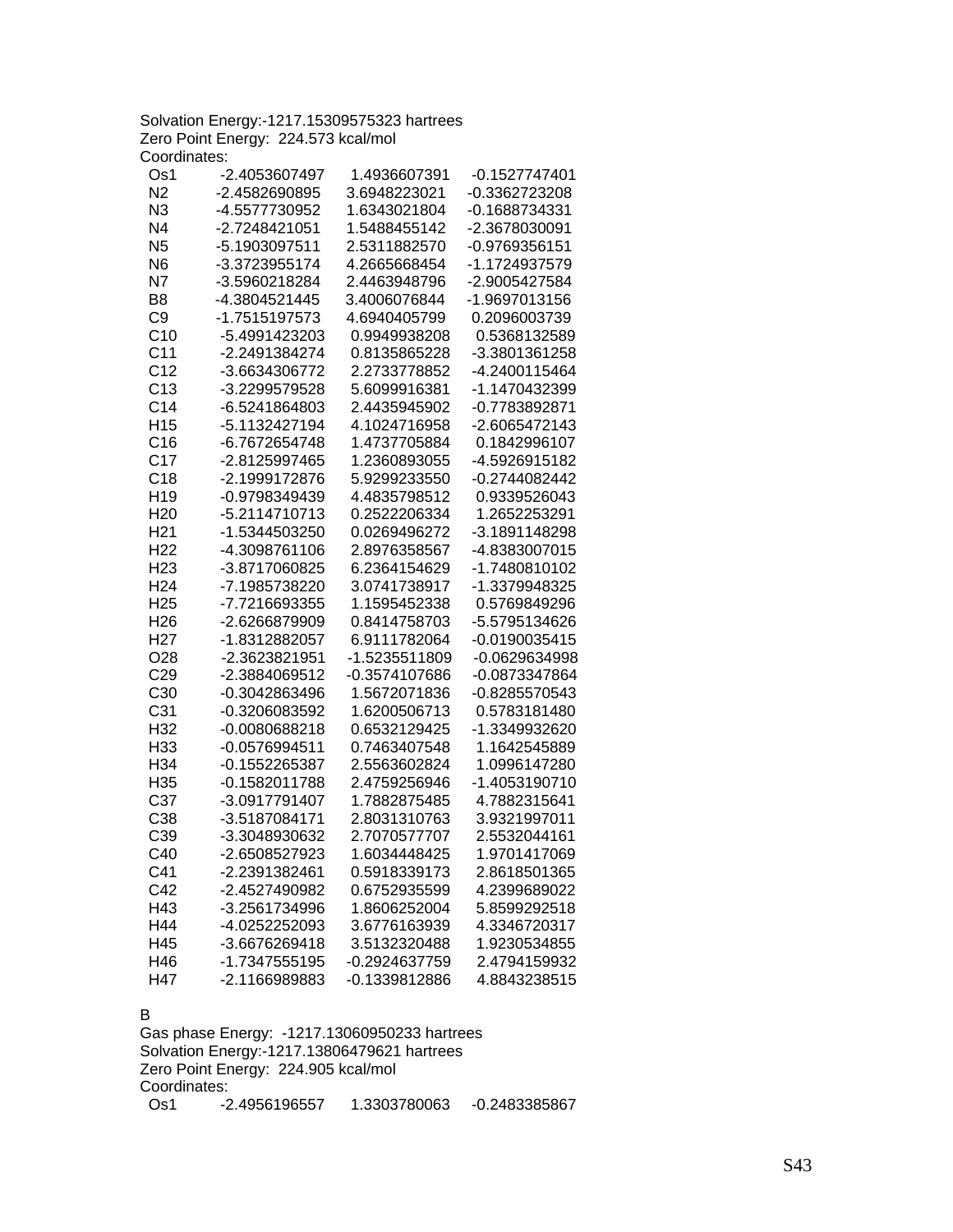Solvation Energy:-1217.15309575323 hartrees
Zero Point Energy: 224.573 kcal/mol
Coordinates:

| | | | |
|---|---|---|---|
| Os1 | -2.4053607497 | 1.4936607391 | -0.1527747401 |
| N2 | -2.4582690895 | 3.6948223021 | -0.3362723208 |
| N3 | -4.5577730952 | 1.6343021804 | -0.1688734331 |
| N4 | -2.7248421051 | 1.5488455142 | -2.3678030091 |
| N5 | -5.1903097511 | 2.5311882570 | -0.9769356151 |
| N6 | -3.3723955174 | 4.2665668454 | -1.1724937579 |
| N7 | -3.5960218284 | 2.4463948796 | -2.9005427584 |
| B8 | -4.3804521445 | 3.4006076844 | -1.9697013156 |
| C9 | -1.7515197573 | 4.6940405799 | 0.2096003739 |
| C10 | -5.4991423203 | 0.9949938208 | 0.5368132589 |
| C11 | -2.2491384274 | 0.8135865228 | -3.3801361258 |
| C12 | -3.6634306772 | 2.2733778852 | -4.2400115464 |
| C13 | -3.2299579528 | 5.6099916381 | -1.1470432399 |
| C14 | -6.5241864803 | 2.4435945902 | -0.7783892871 |
| H15 | -5.1132427194 | 4.1024716958 | -2.6065472143 |
| C16 | -6.7672654748 | 1.4737705884 | 0.1842996107 |
| C17 | -2.8125997465 | 1.2360893055 | -4.5926915182 |
| C18 | -2.1999172876 | 5.9299233550 | -0.2744082442 |
| H19 | -0.9798349439 | 4.4835798512 | 0.9339526043 |
| H20 | -5.2114710713 | 0.2522206334 | 1.2652253291 |
| H21 | -1.5344503250 | 0.0269496272 | -3.1891148298 |
| H22 | -4.3098761106 | 2.8976358567 | -4.8383007015 |
| H23 | -3.8717060825 | 6.2364154629 | -1.7480810102 |
| H24 | -7.1985738220 | 3.0741738917 | -1.3379948325 |
| H25 | -7.7216693355 | 1.1595452338 | 0.5769849296 |
| H26 | -2.6266879909 | 0.8414758703 | -5.5795134626 |
| H27 | -1.8312882057 | 6.9111782064 | -0.0190035415 |
| O28 | -2.3623821951 | -1.5235511809 | -0.0629634998 |
| C29 | -2.3884069512 | -0.3574107686 | -0.0873347864 |
| C30 | -0.3042863496 | 1.5672071836 | -0.8285570543 |
| C31 | -0.3206083592 | 1.6200506713 | 0.5783181480 |
| H32 | -0.0080688218 | 0.6532129425 | -1.3349932620 |
| H33 | -0.0576994511 | 0.7463407548 | 1.1642545889 |
| H34 | -0.1552265387 | 2.5563602824 | 1.0996147280 |
| H35 | -0.1582011788 | 2.4759256946 | -1.4053190710 |
| C37 | -3.0917791407 | 1.7882875485 | 4.7882315641 |
| C38 | -3.5187084171 | 2.8031310763 | 3.9321997011 |
| C39 | -3.3048930632 | 2.7070577707 | 2.5532044161 |
| C40 | -2.6508527923 | 1.6034448425 | 1.9701417069 |
| C41 | -2.2391382461 | 0.5918339173 | 2.8618501365 |
| C42 | -2.4527490982 | 0.6752935599 | 4.2399689022 |
| H43 | -3.2561734996 | 1.8606252004 | 5.8599292518 |
| H44 | -4.0252252093 | 3.6776163939 | 4.3346720317 |
| H45 | -3.6676269418 | 3.5132320488 | 1.9230534855 |
| H46 | -1.7347555195 | -0.2924637759 | 2.4794159932 |
| H47 | -2.1166989883 | -0.1339812886 | 4.8843238515 |

B

Gas phase Energy: -1217.13060950233 hartrees
Solvation Energy:-1217.13806479621 hartrees
Zero Point Energy: 224.905 kcal/mol
Coordinates:

| | | | |
|---|---|---|---|
| Os1 | -2.4956196557 | 1.3303780063 | -0.2483385867 |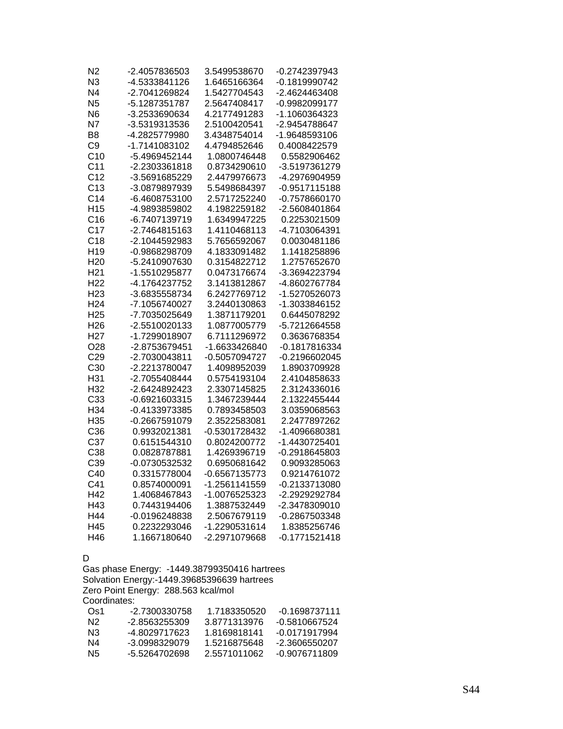| | | | |
|---|---|---|---|
| N2 | -2.4057836503 | 3.5499538670 | -0.2742397943 |
| N3 | -4.5333841126 | 1.6465166364 | -0.1819990742 |
| N4 | -2.7041269824 | 1.5427704543 | -2.4624463408 |
| N5 | -5.1287351787 | 2.5647408417 | -0.9982099177 |
| N6 | -3.2533690634 | 4.2177491283 | -1.1060364323 |
| N7 | -3.5319313536 | 2.5100420541 | -2.9454788647 |
| B8 | -4.2825779980 | 3.4348754014 | -1.9648593106 |
| C9 | -1.7141083102 | 4.4794852646 | 0.4008422579 |
| C10 | -5.4969452144 | 1.0800746448 | 0.5582906462 |
| C11 | -2.2303361818 | 0.8734290610 | -3.5197361279 |
| C12 | -3.5691685229 | 2.4479976673 | -4.2976904959 |
| C13 | -3.0879897939 | 5.5498684397 | -0.9517115188 |
| C14 | -6.4608753100 | 2.5717252240 | -0.7578660170 |
| H15 | -4.9893859802 | 4.1982259182 | -2.5608401864 |
| C16 | -6.7407139719 | 1.6349947225 | 0.2253021509 |
| C17 | -2.7464815163 | 1.4110468113 | -4.7103064391 |
| C18 | -2.1044592983 | 5.7656592067 | 0.0030481186 |
| H19 | -0.9868298709 | 4.1833091482 | 1.1418258896 |
| H20 | -5.2410907630 | 0.3154822712 | 1.2757652670 |
| H21 | -1.5510295877 | 0.0473176674 | -3.3694223794 |
| H22 | -4.1764237752 | 3.1413812867 | -4.8602767784 |
| H23 | -3.6835558734 | 6.2427769712 | -1.5270526073 |
| H24 | -7.1056740027 | 3.2440130863 | -1.3033846152 |
| H25 | -7.7035025649 | 1.3871179201 | 0.6445078292 |
| H26 | -2.5510020133 | 1.0877005779 | -5.7212664558 |
| H27 | -1.7299018907 | 6.7111296972 | 0.3636768354 |
| O28 | -2.8753679451 | -1.6633426840 | -0.1817816334 |
| C29 | -2.7030043811 | -0.5057094727 | -0.2196602045 |
| C30 | -2.2213780047 | 1.4098952039 | 1.8903709928 |
| H31 | -2.7055408444 | 0.5754193104 | 2.4104858633 |
| H32 | -2.6424892423 | 2.3307145825 | 2.3124336016 |
| C33 | -0.6921603315 | 1.3467239444 | 2.1322455444 |
| H34 | -0.4133973385 | 0.7893458503 | 3.0359068563 |
| H35 | -0.2667591079 | 2.3522583081 | 2.2477897262 |
| C36 | 0.9932021381 | -0.5301728432 | -1.4096680381 |
| C37 | 0.6151544310 | 0.8024200772 | -1.4430725401 |
| C38 | 0.0828787881 | 1.4269396719 | -0.2918645803 |
| C39 | -0.0730532532 | 0.6950681642 | 0.9093285063 |
| C40 | 0.3315778004 | -0.6567135773 | 0.9214761072 |
| C41 | 0.8574000091 | -1.2561141559 | -0.2133713080 |
| H42 | 1.4068467843 | -1.0076525323 | -2.2929292784 |
| H43 | 0.7443194406 | 1.3887532449 | -2.3478309010 |
| H44 | -0.0196248838 | 2.5067679119 | -0.2867503348 |
| H45 | 0.2232293046 | -1.2290531614 | 1.8385256746 |
| H46 | 1.1667180640 | -2.2971079668 | -0.1771521418 |

D

Gas phase Energy: -1449.38799350416 hartrees
Solvation Energy:-1449.39685396639 hartrees
Zero Point Energy: 288.563 kcal/mol
Coordinates:

| | | | |
|---|---|---|---|
| Os1 | -2.7300330758 | 1.7183350520 | -0.1698737111 |
| N2 | -2.8563255309 | 3.8771313976 | -0.5810667524 |
| N3 | -4.8029717623 | 1.8169818141 | -0.0171917994 |
| N4 | -3.0998329079 | 1.5216875648 | -2.3606550207 |
| N5 | -5.5264702698 | 2.5571011062 | -0.9076711809 |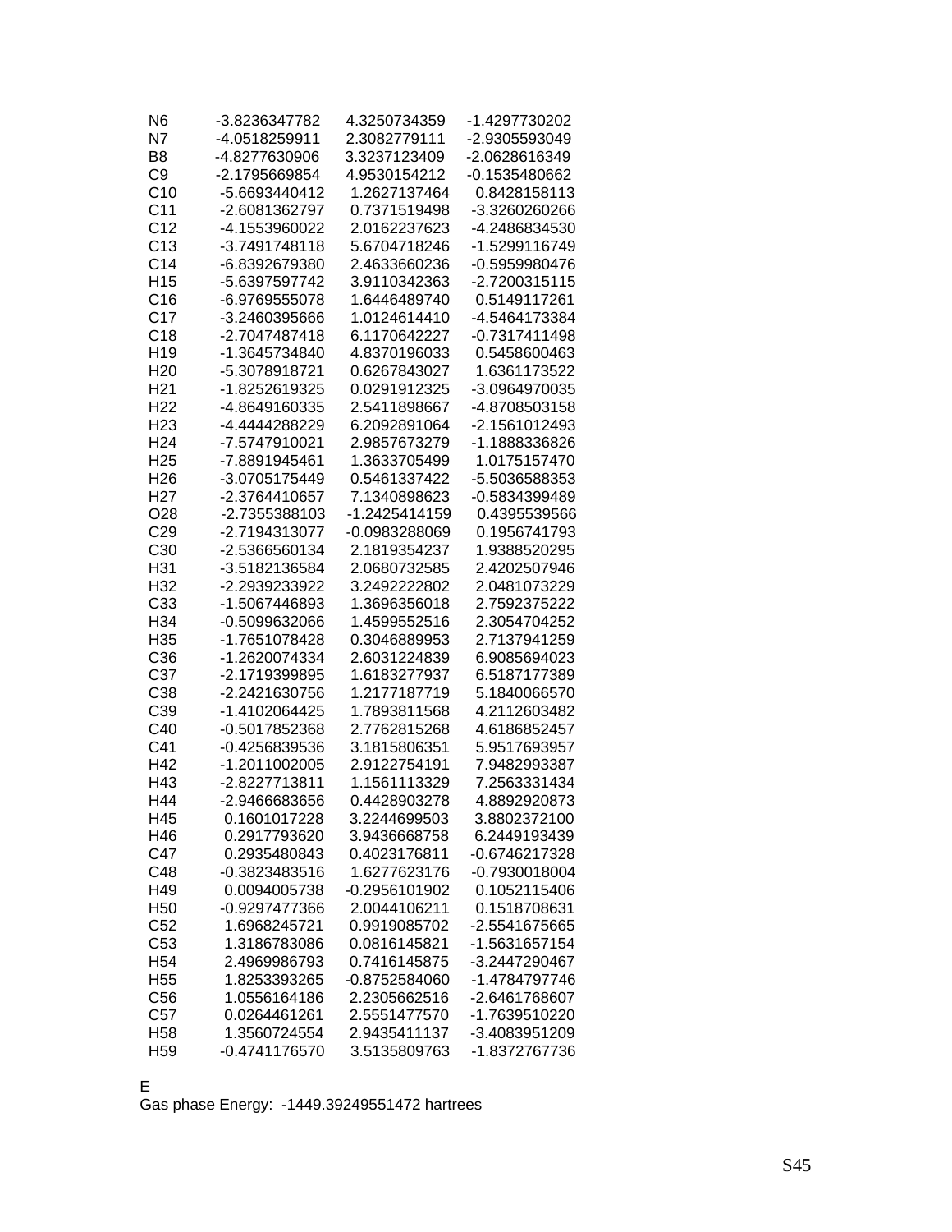| | | | |
|---|---|---|---|
| N6 | -3.8236347782 | 4.3250734359 | -1.4297730202 |
| N7 | -4.0518259911 | 2.3082779111 | -2.9305593049 |
| B8 | -4.8277630906 | 3.3237123409 | -2.0628616349 |
| C9 | -2.1795669854 | 4.9530154212 | -0.1535480662 |
| C10 | -5.6693440412 | 1.2627137464 | 0.8428158113 |
| C11 | -2.6081362797 | 0.7371519498 | -3.3260260266 |
| C12 | -4.1553960022 | 2.0162237623 | -4.2486834530 |
| C13 | -3.7491748118 | 5.6704718246 | -1.5299116749 |
| C14 | -6.8392679380 | 2.4633660236 | -0.5959980476 |
| H15 | -5.6397597742 | 3.9110342363 | -2.7200315115 |
| C16 | -6.9769555078 | 1.6446489740 | 0.5149117261 |
| C17 | -3.2460395666 | 1.0124614410 | -4.5464173384 |
| C18 | -2.7047487418 | 6.1170642227 | -0.7317411498 |
| H19 | -1.3645734840 | 4.8370196033 | 0.5458600463 |
| H20 | -5.3078918721 | 0.6267843027 | 1.6361173522 |
| H21 | -1.8252619325 | 0.0291912325 | -3.0964970035 |
| H22 | -4.8649160335 | 2.5411898667 | -4.8708503158 |
| H23 | -4.4444288229 | 6.2092891064 | -2.1561012493 |
| H24 | -7.5747910021 | 2.9857673279 | -1.1888336826 |
| H25 | -7.8891945461 | 1.3633705499 | 1.0175157470 |
| H26 | -3.0705175449 | 0.5461337422 | -5.5036588353 |
| H27 | -2.3764410657 | 7.1340898623 | -0.5834399489 |
| O28 | -2.7355388103 | -1.2425414159 | 0.4395539566 |
| C29 | -2.7194313077 | -0.0983288069 | 0.1956741793 |
| C30 | -2.5366560134 | 2.1819354237 | 1.9388520295 |
| H31 | -3.5182136584 | 2.0680732585 | 2.4202507946 |
| H32 | -2.2939233922 | 3.2492222802 | 2.0481073229 |
| C33 | -1.5067446893 | 1.3696356018 | 2.7592375222 |
| H34 | -0.5099632066 | 1.4599552516 | 2.3054704252 |
| H35 | -1.7651078428 | 0.3046889953 | 2.7137941259 |
| C36 | -1.2620074334 | 2.6031224839 | 6.9085694023 |
| C37 | -2.1719399895 | 1.6183277937 | 6.5187177389 |
| C38 | -2.2421630756 | 1.2177187719 | 5.1840066570 |
| C39 | -1.4102064425 | 1.7893811568 | 4.2112603482 |
| C40 | -0.5017852368 | 2.7762815268 | 4.6186852457 |
| C41 | -0.4256839536 | 3.1815806351 | 5.9517693957 |
| H42 | -1.2011002005 | 2.9122754191 | 7.9482993387 |
| H43 | -2.8227713811 | 1.1561113329 | 7.2563331434 |
| H44 | -2.9466683656 | 0.4428903278 | 4.8892920873 |
| H45 | 0.1601017228 | 3.2244699503 | 3.8802372100 |
| H46 | 0.2917793620 | 3.9436668758 | 6.2449193439 |
| C47 | 0.2935480843 | 0.4023176811 | -0.6746217328 |
| C48 | -0.3823483516 | 1.6277623176 | -0.7930018004 |
| H49 | 0.0094005738 | -0.2956101902 | 0.1052115406 |
| H50 | -0.9297477366 | 2.0044106211 | 0.1518708631 |
| C52 | 1.6968245721 | 0.9919085702 | -2.5541675665 |
| C53 | 1.3186783086 | 0.0816145821 | -1.5631657154 |
| H54 | 2.4969986793 | 0.7416145875 | -3.2447290467 |
| H55 | 1.8253393265 | -0.8752584060 | -1.4784797746 |
| C56 | 1.0556164186 | 2.2305662516 | -2.6461768607 |
| C57 | 0.0264461261 | 2.5551477570 | -1.7639510220 |
| H58 | 1.3560724554 | 2.9435411137 | -3.4083951209 |
| H59 | -0.4741176570 | 3.5135809763 | -1.8372767736 |

E

Gas phase Energy: -1449.39249551472 hartrees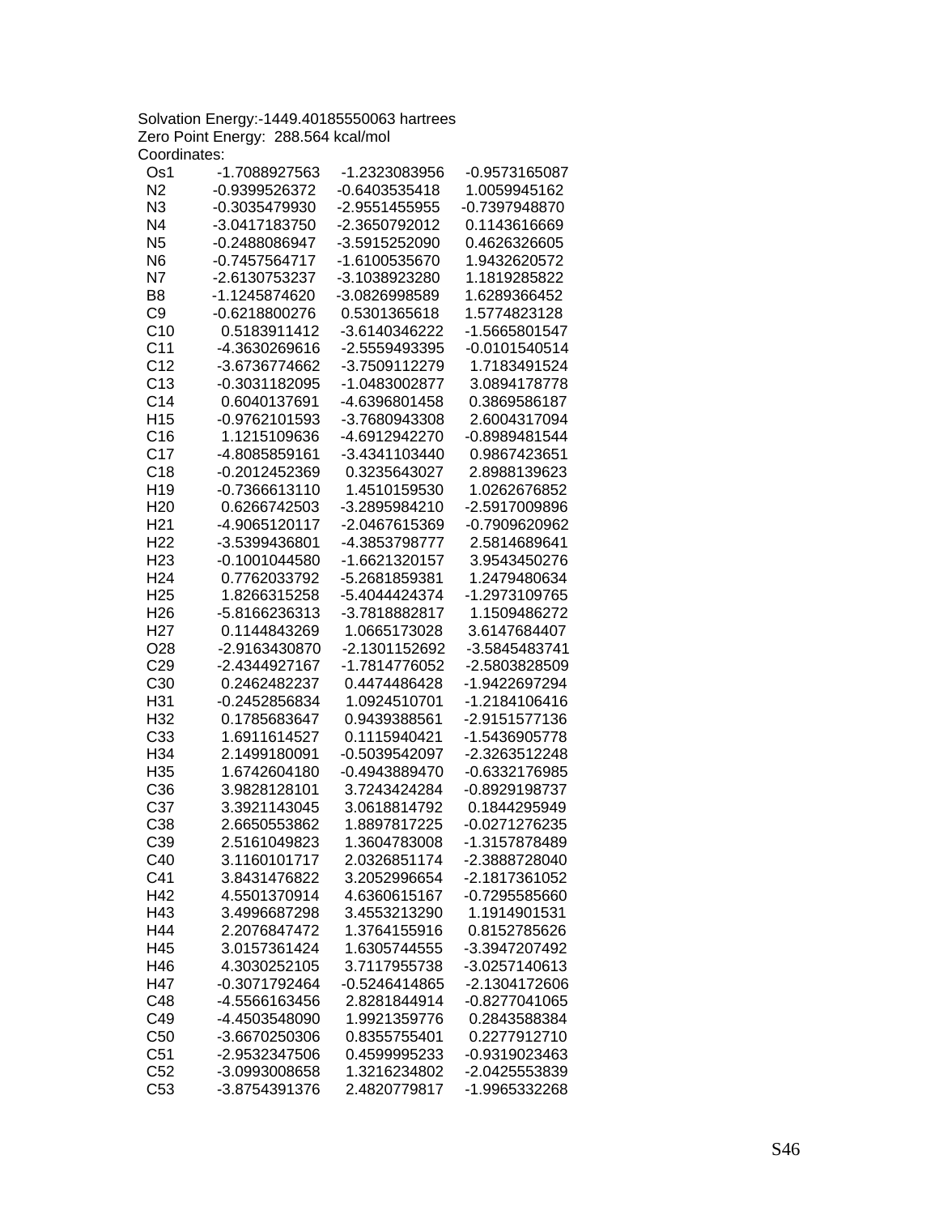Solvation Energy:-1449.40185550063 hartrees
Zero Point Energy: 288.564 kcal/mol
Coordinates:

| | | | |
|---|---|---|---|
| Os1 | -1.7088927563 | -1.2323083956 | -0.9573165087 |
| N2 | -0.9399526372 | -0.6403535418 | 1.0059945162 |
| N3 | -0.3035479930 | -2.9551455955 | -0.7397948870 |
| N4 | -3.0417183750 | -2.3650792012 | 0.1143616669 |
| N5 | -0.2488086947 | -3.5915252090 | 0.4626326605 |
| N6 | -0.7457564717 | -1.6100535670 | 1.9432620572 |
| N7 | -2.6130753237 | -3.1038923280 | 1.1819285822 |
| B8 | -1.1245874620 | -3.0826998589 | 1.6289366452 |
| C9 | -0.6218800276 | 0.5301365618 | 1.5774823128 |
| C10 | 0.5183911412 | -3.6140346222 | -1.5665801547 |
| C11 | -4.3630269616 | -2.5559493395 | -0.0101540514 |
| C12 | -3.6736774662 | -3.7509112279 | 1.7183491524 |
| C13 | -0.3031182095 | -1.0483002877 | 3.0894178778 |
| C14 | 0.6040137691 | -4.6396801458 | 0.3869586187 |
| H15 | -0.9762101593 | -3.7680943308 | 2.6004317094 |
| C16 | 1.1215109636 | -4.6912942270 | -0.8989481544 |
| C17 | -4.8085859161 | -3.4341103440 | 0.9867423651 |
| C18 | -0.2012452369 | 0.3235643027 | 2.8988139623 |
| H19 | -0.7366613110 | 1.4510159530 | 1.0262676852 |
| H20 | 0.6266742503 | -3.2895984210 | -2.5917009896 |
| H21 | -4.9065120117 | -2.0467615369 | -0.7909620962 |
| H22 | -3.5399436801 | -4.3853798777 | 2.5814689641 |
| H23 | -0.1001044580 | -1.6621320157 | 3.9543450276 |
| H24 | 0.7762033792 | -5.2681859381 | 1.2479480634 |
| H25 | 1.8266315258 | -5.4044424374 | -1.2973109765 |
| H26 | -5.8166236313 | -3.7818882817 | 1.1509486272 |
| H27 | 0.1144843269 | 1.0665173028 | 3.6147684407 |
| O28 | -2.9163430870 | -2.1301152692 | -3.5845483741 |
| C29 | -2.4344927167 | -1.7814776052 | -2.5803828509 |
| C30 | 0.2462482237 | 0.4474486428 | -1.9422697294 |
| H31 | -0.2452856834 | 1.0924510701 | -1.2184106416 |
| H32 | 0.1785683647 | 0.9439388561 | -2.9151577136 |
| C33 | 1.6911614527 | 0.1115940421 | -1.5436905778 |
| H34 | 2.1499180091 | -0.5039542097 | -2.3263512248 |
| H35 | 1.6742604180 | -0.4943889470 | -0.6332176985 |
| C36 | 3.9828128101 | 3.7243424284 | -0.8929198737 |
| C37 | 3.3921143045 | 3.0618814792 | 0.1844295949 |
| C38 | 2.6650553862 | 1.8897817225 | -0.0271276235 |
| C39 | 2.5161049823 | 1.3604783008 | -1.3157878489 |
| C40 | 3.1160101717 | 2.0326851174 | -2.3888728040 |
| C41 | 3.8431476822 | 3.2052996654 | -2.1817361052 |
| H42 | 4.5501370914 | 4.6360615167 | -0.7295585660 |
| H43 | 3.4996687298 | 3.4553213290 | 1.1914901531 |
| H44 | 2.2076847472 | 1.3764155916 | 0.8152785626 |
| H45 | 3.0157361424 | 1.6305744555 | -3.3947207492 |
| H46 | 4.3030252105 | 3.7117955738 | -3.0257140613 |
| H47 | -0.3071792464 | -0.5246414865 | -2.1304172606 |
| C48 | -4.5566163456 | 2.8281844914 | -0.8277041065 |
| C49 | -4.4503548090 | 1.9921359776 | 0.2843588384 |
| C50 | -3.6670250306 | 0.8355755401 | 0.2277912710 |
| C51 | -2.9532347506 | 0.4599995233 | -0.9319023463 |
| C52 | -3.0993008658 | 1.3216234802 | -2.0425553839 |
| C53 | -3.8754391376 | 2.4820779817 | -1.9965332268 |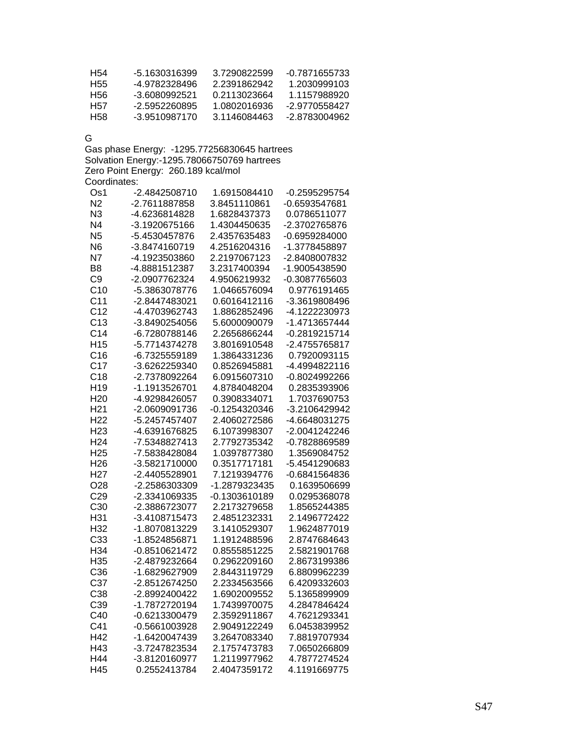| | | | |
|---|---|---|---|
| H54 | -5.1630316399 | 3.7290822599 | -0.7871655733 |
| H55 | -4.9782328496 | 2.2391862942 | 1.2030999103 |
| H56 | -3.6080992521 | 0.2113023664 | 1.1157988920 |
| H57 | -2.5952260895 | 1.0802016936 | -2.9770558427 |
| H58 | -3.9510987170 | 3.1146084463 | -2.8783004962 |

G
Gas phase Energy: -1295.77256830645 hartrees
Solvation Energy:-1295.78066750769 hartrees
Zero Point Energy: 260.189 kcal/mol
Coordinates:

| | | | |
|---|---|---|---|
| Os1 | -2.4842508710 | 1.6915084410 | -0.2595295754 |
| N2 | -2.7611887858 | 3.8451110861 | -0.6593547681 |
| N3 | -4.6236814828 | 1.6828437373 | 0.0786511077 |
| N4 | -3.1920675166 | 1.4304450635 | -2.3702765876 |
| N5 | -5.4530457876 | 2.4357635483 | -0.6959284000 |
| N6 | -3.8474160719 | 4.2516204316 | -1.3778458897 |
| N7 | -4.1923503860 | 2.2197067123 | -2.8408007832 |
| B8 | -4.8881512387 | 3.2317400394 | -1.9005438590 |
| C9 | -2.0907762324 | 4.9506219932 | -0.3087765603 |
| C10 | -5.3863078776 | 1.0466576094 | 0.9776191465 |
| C11 | -2.8447483021 | 0.6016412116 | -3.3619808496 |
| C12 | -4.4703962743 | 1.8862852496 | -4.1222230973 |
| C13 | -3.8490254056 | 5.6000090079 | -1.4713657444 |
| C14 | -6.7280788146 | 2.2656866244 | -0.2819215714 |
| H15 | -5.7714374278 | 3.8016910548 | -2.4755765817 |
| C16 | -6.7325559189 | 1.3864331236 | 0.7920093115 |
| C17 | -3.6262259340 | 0.8526945881 | -4.4994822116 |
| C18 | -2.7378092264 | 6.0915607310 | -0.8024992266 |
| H19 | -1.1913526701 | 4.8784048204 | 0.2835393906 |
| H20 | -4.9298426057 | 0.3908334071 | 1.7037690753 |
| H21 | -2.0609091736 | -0.1254320346 | -3.2106429942 |
| H22 | -5.2457457407 | 2.4060272586 | -4.6648031275 |
| H23 | -4.6391676825 | 6.1073998307 | -2.0041242246 |
| H24 | -7.5348827413 | 2.7792735342 | -0.7828869589 |
| H25 | -7.5838428084 | 1.0397877380 | 1.3569084752 |
| H26 | -3.5821710000 | 0.3517717181 | -5.4541290683 |
| H27 | -2.4405528901 | 7.1219394776 | -0.6841564836 |
| O28 | -2.2586303309 | -1.2879323435 | 0.1639506699 |
| C29 | -2.3341069335 | -0.1303610189 | 0.0295368078 |
| C30 | -2.3886723077 | 2.2173279658 | 1.8565244385 |
| H31 | -3.4108715473 | 2.4851232331 | 2.1496772422 |
| H32 | -1.8070813229 | 3.1410529307 | 1.9624877019 |
| C33 | -1.8524856871 | 1.1912488596 | 2.8747684643 |
| H34 | -0.8510621472 | 0.8555851225 | 2.5821901768 |
| H35 | -2.4879232664 | 0.2962209160 | 2.8673199386 |
| C36 | -1.6829627909 | 2.8443119729 | 6.8809962239 |
| C37 | -2.8512674250 | 2.2334563566 | 6.4209332603 |
| C38 | -2.8992400422 | 1.6902009552 | 5.1365899909 |
| C39 | -1.7872720194 | 1.7439970075 | 4.2847846424 |
| C40 | -0.6213300479 | 2.3592911867 | 4.7621293341 |
| C41 | -0.5661003928 | 2.9049122249 | 6.0453839952 |
| H42 | -1.6420047439 | 3.2647083340 | 7.8819707934 |
| H43 | -3.7247823534 | 2.1757473783 | 7.0650266809 |
| H44 | -3.8120160977 | 1.2119977962 | 4.7877274524 |
| H45 | 0.2552413784 | 2.4047359172 | 4.1191669775 |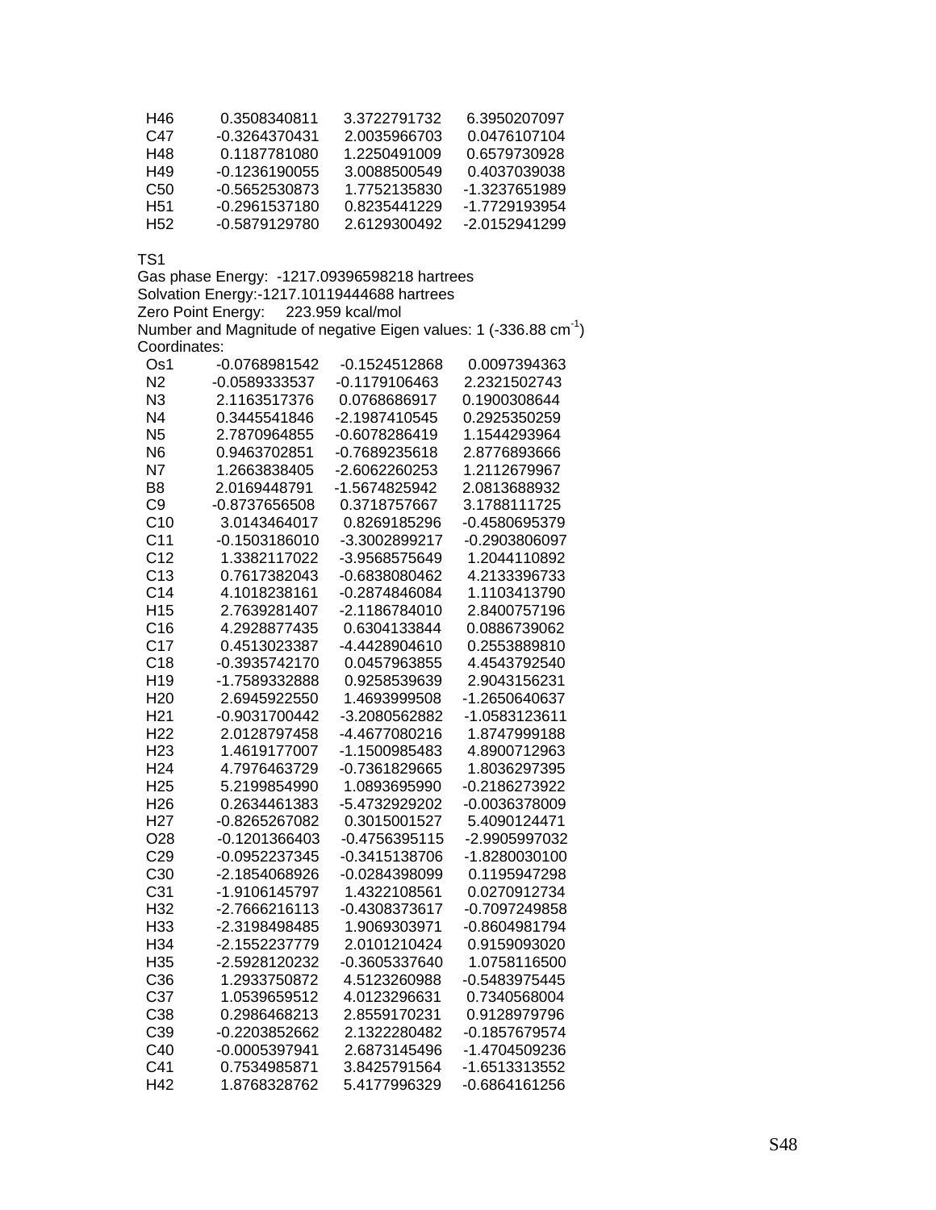| | | | |
|---|---|---|---|
| H46 | 0.3508340811 | 3.3722791732 | 6.3950207097 |
| C47 | -0.3264370431 | 2.0035966703 | 0.0476107104 |
| H48 | 0.1187781080 | 1.2250491009 | 0.6579730928 |
| H49 | -0.1236190055 | 3.0088500549 | 0.4037039038 |
| C50 | -0.5652530873 | 1.7752135830 | -1.3237651989 |
| H51 | -0.2961537180 | 0.8235441229 | -1.7729193954 |
| H52 | -0.5879129780 | 2.6129300492 | -2.0152941299 |

TS1

Gas phase Energy: -1217.09396598218 hartrees

Solvation Energy:-1217.10119444688 hartrees

Zero Point Energy: 223.959 kcal/mol

Number and Magnitude of negative Eigen values: 1 (-336.88 $cm^{-1}$)

Coordinates:

| | | | |
|---|---|---|---|
| Os1 | -0.0768981542 | -0.1524512868 | 0.0097394363 |
| N2 | -0.0589333537 | -0.1179106463 | 2.2321502743 |
| N3 | 2.1163517376 | 0.0768686917 | 0.1900308644 |
| N4 | 0.3445541846 | -2.1987410545 | 0.2925350259 |
| N5 | 2.7870964855 | -0.6078286419 | 1.1544293964 |
| N6 | 0.9463702851 | -0.7689235618 | 2.8776893666 |
| N7 | 1.2663838405 | -2.6062260253 | 1.2112679967 |
| B8 | 2.0169448791 | -1.5674825942 | 2.0813688932 |
| C9 | -0.8737656508 | 0.3718757667 | 3.1788111725 |
| C10 | 3.0143464017 | 0.8269185296 | -0.4580695379 |
| C11 | -0.1503186010 | -3.3002899217 | -0.2903806097 |
| C12 | 1.3382117022 | -3.9568575649 | 1.2044110892 |
| C13 | 0.7617382043 | -0.6838080462 | 4.2133396733 |
| C14 | 4.1018238161 | -0.2874846084 | 1.1103413790 |
| H15 | 2.7639281407 | -2.1186784010 | 2.8400757196 |
| C16 | 4.2928877435 | 0.6304133844 | 0.0886739062 |
| C17 | 0.4513023387 | -4.4428904610 | 0.2553889810 |
| C18 | -0.3935742170 | 0.0457963855 | 4.4543792540 |
| H19 | -1.7589332888 | 0.9258539639 | 2.9043156231 |
| H20 | 2.6945922550 | 1.4693999508 | -1.2650640637 |
| H21 | -0.9031700442 | -3.2080562882 | -1.0583123611 |
| H22 | 2.0128797458 | -4.4677080216 | 1.8747999188 |
| H23 | 1.4619177007 | -1.1500985483 | 4.8900712963 |
| H24 | 4.7976463729 | -0.7361829665 | 1.8036297395 |
| H25 | 5.2199854990 | 1.0893695990 | -0.2186273922 |
| H26 | 0.2634461383 | -5.4732929202 | -0.0036378009 |
| H27 | -0.8265267082 | 0.3015001527 | 5.4090124471 |
| O28 | -0.1201366403 | -0.4756395115 | -2.9905997032 |
| C29 | -0.0952237345 | -0.3415138706 | -1.8280030100 |
| C30 | -2.1854068926 | -0.0284398099 | 0.1195947298 |
| C31 | -1.9106145797 | 1.4322108561 | 0.0270912734 |
| H32 | -2.7666216113 | -0.4308373617 | -0.7097249858 |
| H33 | -2.3198498485 | 1.9069303971 | -0.8604981794 |
| H34 | -2.1552237779 | 2.0101210424 | 0.9159093020 |
| H35 | -2.5928120232 | -0.3605337640 | 1.0758116500 |
| C36 | 1.2933750872 | 4.5123260988 | -0.5483975445 |
| C37 | 1.0539659512 | 4.0123296631 | 0.7340568004 |
| C38 | 0.2986468213 | 2.8559170231 | 0.9128979796 |
| C39 | -0.2203852662 | 2.1322280482 | -0.1857679574 |
| C40 | -0.0005397941 | 2.6873145496 | -1.4704509236 |
| C41 | 0.7534985871 | 3.8425791564 | -1.6513313552 |
| H42 | 1.8768328762 | 5.4177996329 | -0.6864161256 |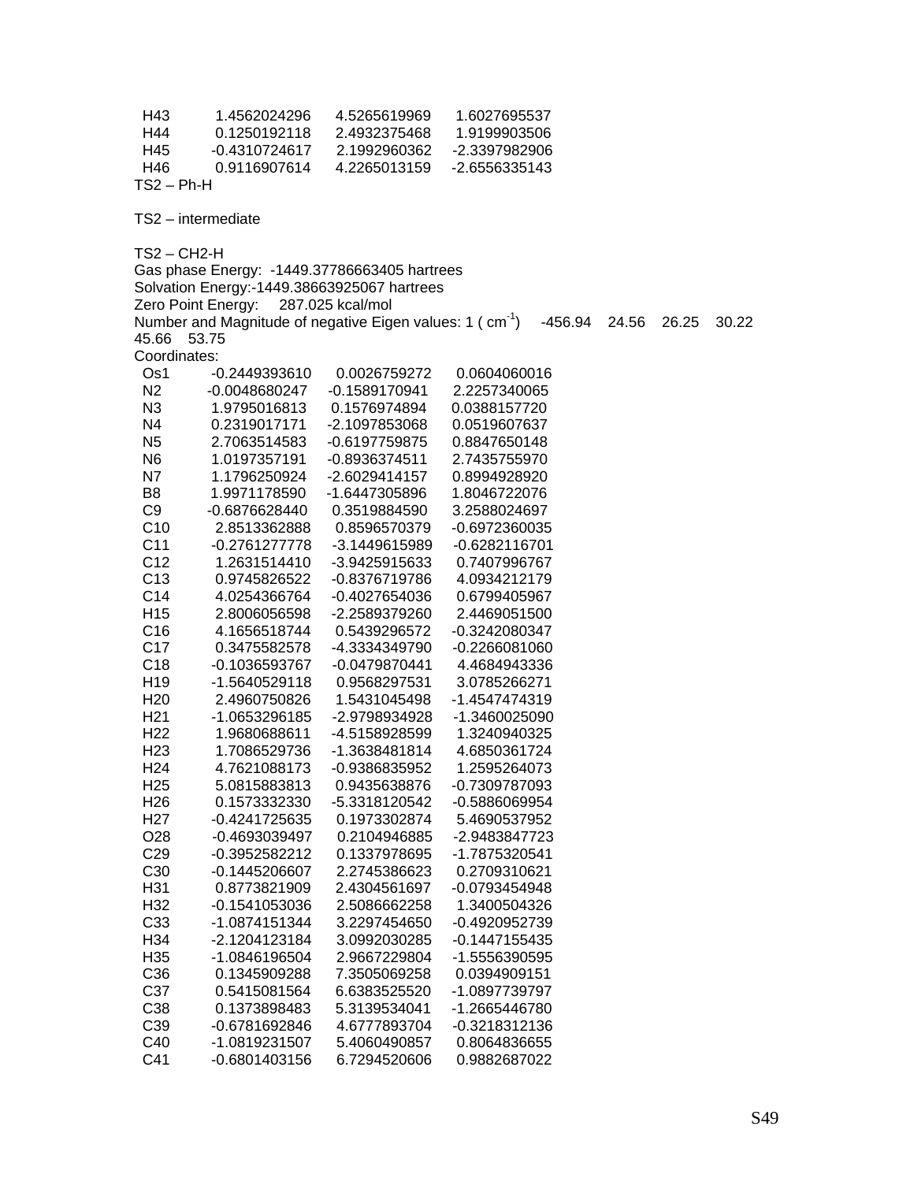| | | | |
|---|---|---|---|
| H43 | 1.4562024296 | 4.5265619969 | 1.6027695537 |
| H44 | 0.1250192118 | 2.4932375468 | 1.9199903506 |
| H45 | -0.4310724617 | 2.1992960362 | -2.3397982906 |
| H46 | 0.9116907614 | 4.2265013159 | -2.6556335143 |

TS2 – Ph-H

TS2 – intermediate

TS2 – CH2-H

Gas phase Energy: -1449.37786663405 hartrees

Solvation Energy:-1449.38663925067 hartrees

Zero Point Energy: 287.025 kcal/mol

Number and Magnitude of negative Eigen values: 1 ( $cm^{-1}$) -456.94 24.56 26.25 30.22 45.66 53.75

Coordinates:

| | | | |
|---|---|---|---|
| Os1 | -0.2449393610 | 0.0026759272 | 0.0604060016 |
| N2 | -0.0048680247 | -0.1589170941 | 2.2257340065 |
| N3 | 1.9795016813 | 0.1576974894 | 0.0388157720 |
| N4 | 0.2319017171 | -2.1097853068 | 0.0519607637 |
| N5 | 2.7063514583 | -0.6197759875 | 0.8847650148 |
| N6 | 1.0197357191 | -0.8936374511 | 2.7435755970 |
| N7 | 1.1796250924 | -2.6029414157 | 0.8994928920 |
| B8 | 1.9971178590 | -1.6447305896 | 1.8046722076 |
| C9 | -0.6876628440 | 0.3519884590 | 3.2588024697 |
| C10 | 2.8513362888 | 0.8596570379 | -0.6972360035 |
| C11 | -0.2761277778 | -3.1449615989 | -0.6282116701 |
| C12 | 1.2631514410 | -3.9425915633 | 0.7407996767 |
| C13 | 0.9745826522 | -0.8376719786 | 4.0934212179 |
| C14 | 4.0254366764 | -0.4027654036 | 0.6799405967 |
| H15 | 2.8006056598 | -2.2589379260 | 2.4469051500 |
| C16 | 4.1656518744 | 0.5439296572 | -0.3242080347 |
| C17 | 0.3475582578 | -4.3334349790 | -0.2266081060 |
| C18 | -0.1036593767 | -0.0479870441 | 4.4684943336 |
| H19 | -1.5640529118 | 0.9568297531 | 3.0785266271 |
| H20 | 2.4960750826 | 1.5431045498 | -1.4547474319 |
| H21 | -1.0653296185 | -2.9798934928 | -1.3460025090 |
| H22 | 1.9680688611 | -4.5158928599 | 1.3240940325 |
| H23 | 1.7086529736 | -1.3638481814 | 4.6850361724 |
| H24 | 4.7621088173 | -0.9386835952 | 1.2595264073 |
| H25 | 5.0815883813 | 0.9435638876 | -0.7309787093 |
| H26 | 0.1573332330 | -5.3318120542 | -0.5886069954 |
| H27 | -0.4241725635 | 0.1973302874 | 5.4690537952 |
| O28 | -0.4693039497 | 0.2104946885 | -2.9483847723 |
| C29 | -0.3952582212 | 0.1337978695 | -1.7875320541 |
| C30 | -0.1445206607 | 2.2745386623 | 0.2709310621 |
| H31 | 0.8773821909 | 2.4304561697 | -0.0793454948 |
| H32 | -0.1541053036 | 2.5086662258 | 1.3400504326 |
| C33 | -1.0874151344 | 3.2297454650 | -0.4920952739 |
| H34 | -2.1204123184 | 3.0992030285 | -0.1447155435 |
| H35 | -1.0846196504 | 2.9667229804 | -1.5556390595 |
| C36 | 0.1345909288 | 7.3505069258 | 0.0394909151 |
| C37 | 0.5415081564 | 6.6383525520 | -1.0897739797 |
| C38 | 0.1373898483 | 5.3139534041 | -1.2665446780 |
| C39 | -0.6781692846 | 4.6777893704 | -0.3218312136 |
| C40 | -1.0819231507 | 5.4060490857 | 0.8064836655 |
| C41 | -0.6801403156 | 6.7294520606 | 0.9882687022 |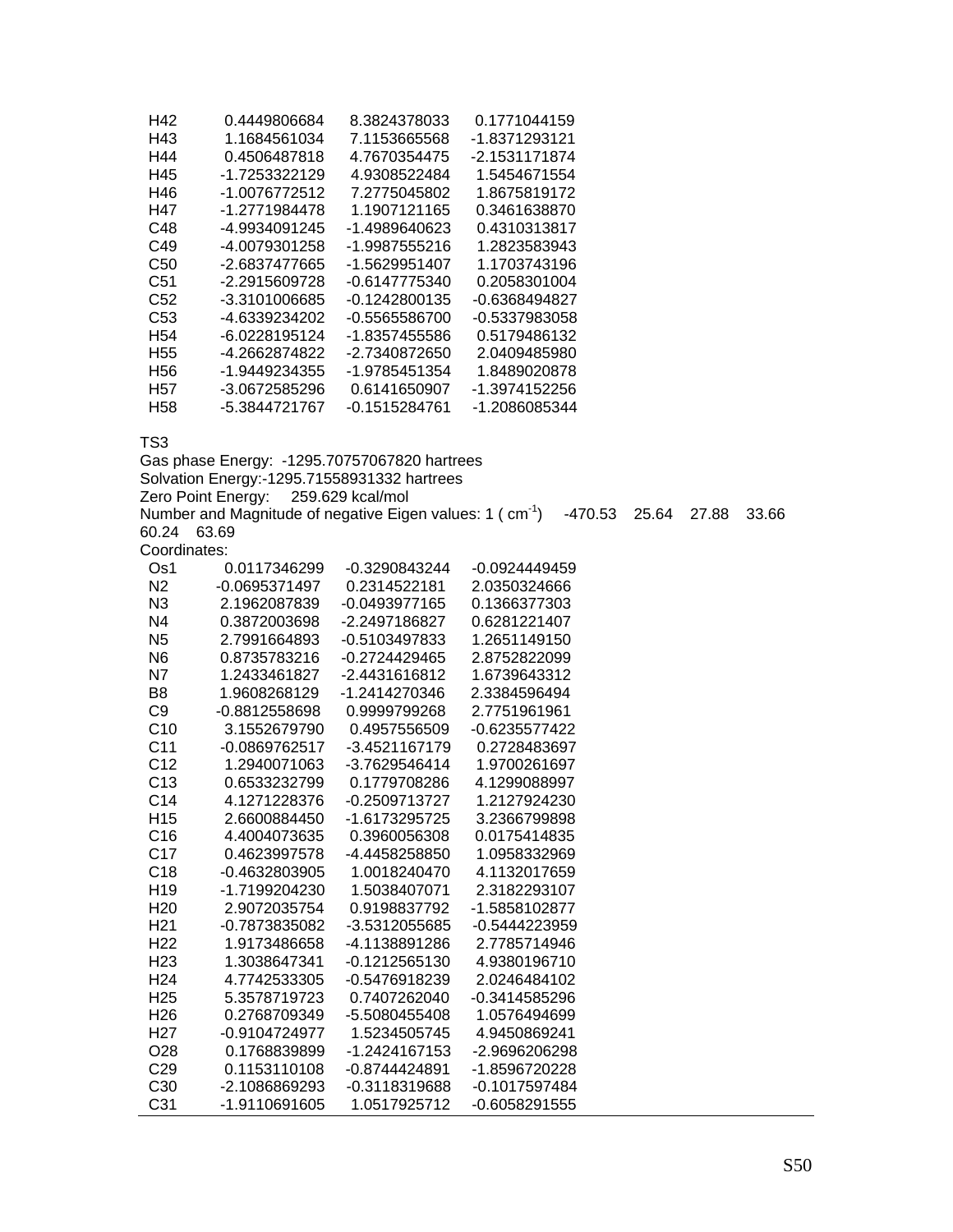| | | | |
|---|---|---|---|
| H42 | 0.4449806684 | 8.3824378033 | 0.1771044159 |
| H43 | 1.1684561034 | 7.1153665568 | -1.8371293121 |
| H44 | 0.4506487818 | 4.7670354475 | -2.1531171874 |
| H45 | -1.7253322129 | 4.9308522484 | 1.5454671554 |
| H46 | -1.0076772512 | 7.2775045802 | 1.8675819172 |
| H47 | -1.2771984478 | 1.1907121165 | 0.3461638870 |
| C48 | -4.9934091245 | -1.4989640623 | 0.4310313817 |
| C49 | -4.0079301258 | -1.9987555216 | 1.2823583943 |
| C50 | -2.6837477665 | -1.5629951407 | 1.1703743196 |
| C51 | -2.2915609728 | -0.6147775340 | 0.2058301004 |
| C52 | -3.3101006685 | -0.1242800135 | -0.6368494827 |
| C53 | -4.6339234202 | -0.5565586700 | -0.5337983058 |
| H54 | -6.0228195124 | -1.8357455586 | 0.5179486132 |
| H55 | -4.2662874822 | -2.7340872650 | 2.0409485980 |
| H56 | -1.9449234355 | -1.9785451354 | 1.8489020878 |
| H57 | -3.0672585296 | 0.6141650907 | -1.3974152256 |
| H58 | -5.3844721767 | -0.1515284761 | -1.2086085344 |

TS3
Gas phase Energy: -1295.70757067820 hartrees
Solvation Energy:-1295.71558931332 hartrees
Zero Point Energy: 259.629 kcal/mol
Number and Magnitude of negative Eigen values: 1 ( $cm^{-1}$) -470.53 25.64 27.88 33.66 60.24 63.69
Coordinates:

| | | | |
|---|---|---|---|
| Os1 | 0.0117346299 | -0.3290843244 | -0.0924449459 |
| N2 | -0.0695371497 | 0.2314522181 | 2.0350324666 |
| N3 | 2.1962087839 | -0.0493977165 | 0.1366377303 |
| N4 | 0.3872003698 | -2.2497186827 | 0.6281221407 |
| N5 | 2.7991664893 | -0.5103497833 | 1.2651149150 |
| N6 | 0.8735783216 | -0.2724429465 | 2.8752822099 |
| N7 | 1.2433461827 | -2.4431616812 | 1.6739643312 |
| B8 | 1.9608268129 | -1.2414270346 | 2.3384596494 |
| C9 | -0.8812558698 | 0.9999799268 | 2.7751961961 |
| C10 | 3.1552679790 | 0.4957556509 | -0.6235577422 |
| C11 | -0.0869762517 | -3.4521167179 | 0.2728483697 |
| C12 | 1.2940071063 | -3.7629546414 | 1.9700261697 |
| C13 | 0.6533232799 | 0.1779708286 | 4.1299088997 |
| C14 | 4.1271228376 | -0.2509713727 | 1.2127924230 |
| H15 | 2.6600884450 | -1.6173295725 | 3.2366799898 |
| C16 | 4.4004073635 | 0.3960056308 | 0.0175414835 |
| C17 | 0.4623997578 | -4.4458258850 | 1.0958332969 |
| C18 | -0.4632803905 | 1.0018240470 | 4.1132017659 |
| H19 | -1.7199204230 | 1.5038407071 | 2.3182293107 |
| H20 | 2.9072035754 | 0.9198837792 | -1.5858102877 |
| H21 | -0.7873835082 | -3.5312055685 | -0.5444223959 |
| H22 | 1.9173486658 | -4.1138891286 | 2.7785714946 |
| H23 | 1.3038647341 | -0.1212565130 | 4.9380196710 |
| H24 | 4.7742533305 | -0.5476918239 | 2.0246484102 |
| H25 | 5.3578719723 | 0.7407262040 | -0.3414585296 |
| H26 | 0.2768709349 | -5.5080455408 | 1.0576494699 |
| H27 | -0.9104724977 | 1.5234505745 | 4.9450869241 |
| O28 | 0.1768839899 | -1.2424167153 | -2.9696206298 |
| C29 | 0.1153110108 | -0.8744424891 | -1.8596720228 |
| C30 | -2.1086869293 | -0.3118319688 | -0.1017597484 |
| C31 | -1.9110691605 | 1.0517925712 | -0.6058291555 |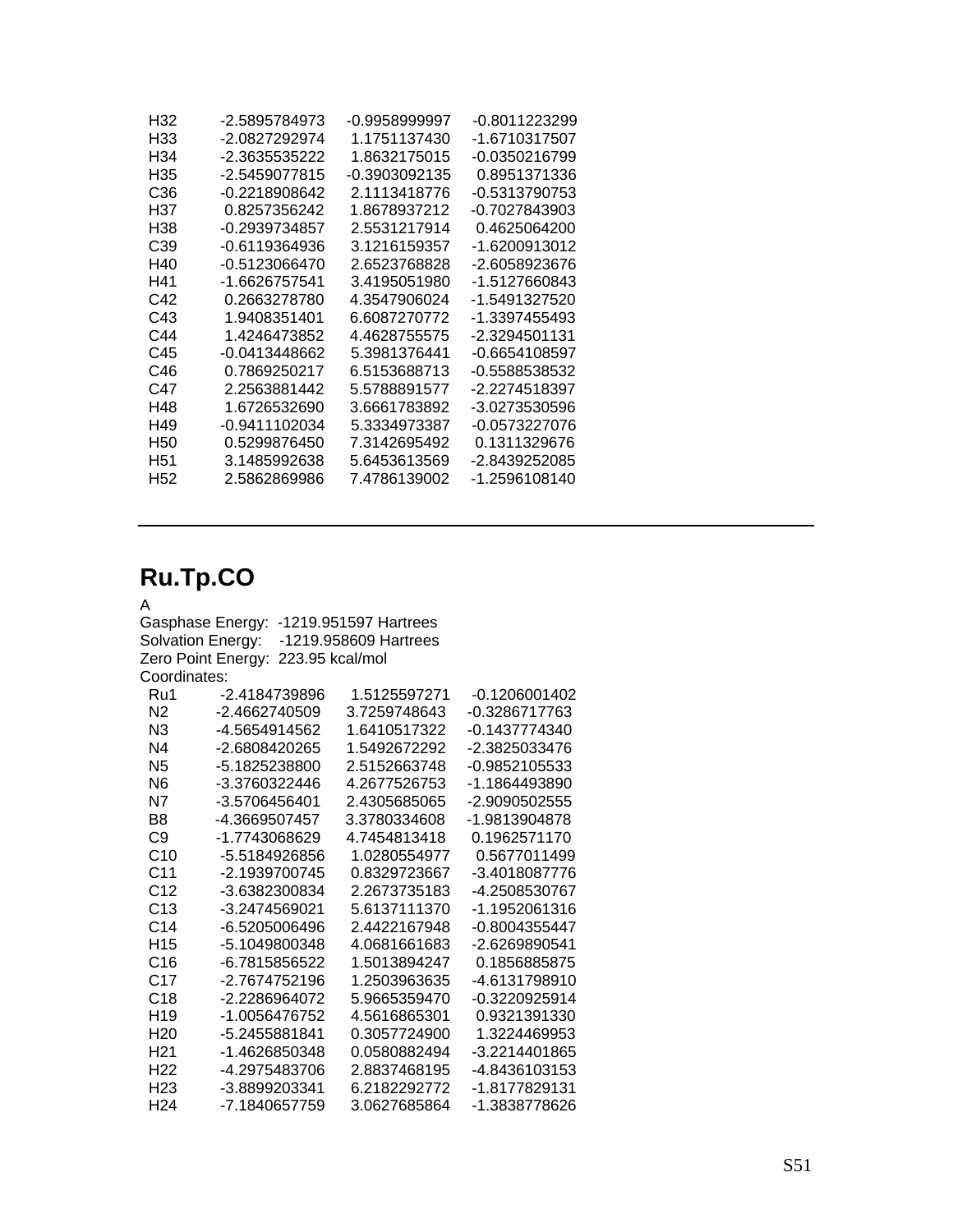| | | | |
|---|---|---|---|
| H32 | -2.5895784973 | -0.9958999997 | -0.8011223299 |
| H33 | -2.0827292974 | 1.1751137430 | -1.6710317507 |
| H34 | -2.3635535222 | 1.8632175015 | -0.0350216799 |
| H35 | -2.5459077815 | -0.3903092135 | 0.8951371336 |
| C36 | -0.2218908642 | 2.1113418776 | -0.5313790753 |
| H37 | 0.8257356242 | 1.8678937212 | -0.7027843903 |
| H38 | -0.2939734857 | 2.5531217914 | 0.4625064200 |
| C39 | -0.6119364936 | 3.1216159357 | -1.6200913012 |
| H40 | -0.5123066470 | 2.6523768828 | -2.6058923676 |
| H41 | -1.6626757541 | 3.4195051980 | -1.5127660843 |
| C42 | 0.2663278780 | 4.3547906024 | -1.5491327520 |
| C43 | 1.9408351401 | 6.6087270772 | -1.3397455493 |
| C44 | 1.4246473852 | 4.4628755575 | -2.3294501131 |
| C45 | -0.0413448662 | 5.3981376441 | -0.6654108597 |
| C46 | 0.7869250217 | 6.5153688713 | -0.5588538532 |
| C47 | 2.2563881442 | 5.5788891577 | -2.2274518397 |
| H48 | 1.6726532690 | 3.6661783892 | -3.0273530596 |
| H49 | -0.9411102034 | 5.3334973387 | -0.0573227076 |
| H50 | 0.5299876450 | 7.3142695492 | 0.1311329676 |
| H51 | 3.1485992638 | 5.6453613569 | -2.8439252085 |
| H52 | 2.5862869986 | 7.4786139002 | -1.2596108140 |

---

## Ru.Tp.CO

A

Gasphase Energy: -1219.951597 Hartrees

Solvation Energy: -1219.958609 Hartrees

Zero Point Energy: 223.95 kcal/mol

Coordinates:

| | | | |
|---|---|---|---|
| Ru1 | -2.4184739896 | 1.5125597271 | -0.1206001402 |
| N2 | -2.4662740509 | 3.7259748643 | -0.3286717763 |
| N3 | -4.5654914562 | 1.6410517322 | -0.1437774340 |
| N4 | -2.6808420265 | 1.5492672292 | -2.3825033476 |
| N5 | -5.1825238800 | 2.5152663748 | -0.9852105533 |
| N6 | -3.3760322446 | 4.2677526753 | -1.1864493890 |
| N7 | -3.5706456401 | 2.4305685065 | -2.9090502555 |
| B8 | -4.3669507457 | 3.3780334608 | -1.9813904878 |
| C9 | -1.7743068629 | 4.7454813418 | 0.1962571170 |
| C10 | -5.5184926856 | 1.0280554977 | 0.5677011499 |
| C11 | -2.1939700745 | 0.8329723667 | -3.4018087776 |
| C12 | -3.6382300834 | 2.2673735183 | -4.2508530767 |
| C13 | -3.2474569021 | 5.6137111370 | -1.1952061316 |
| C14 | -6.5205006496 | 2.4422167948 | -0.8004355447 |
| H15 | -5.1049800348 | 4.0681661683 | -2.6269890541 |
| C16 | -6.7815856522 | 1.5013894247 | 0.1856885875 |
| C17 | -2.7674752196 | 1.2503963635 | -4.6131798910 |
| C18 | -2.2286964072 | 5.9665359470 | -0.3220925914 |
| H19 | -1.0056476752 | 4.5616865301 | 0.9321391330 |
| H20 | -5.2455881841 | 0.3057724900 | 1.3224469953 |
| H21 | -1.4626850348 | 0.0580882494 | -3.2214401865 |
| H22 | -4.2975483706 | 2.8837468195 | -4.8436103153 |
| H23 | -3.8899203341 | 6.2182292772 | -1.8177829131 |
| H24 | -7.1840657759 | 3.0627685864 | -1.3838778626 |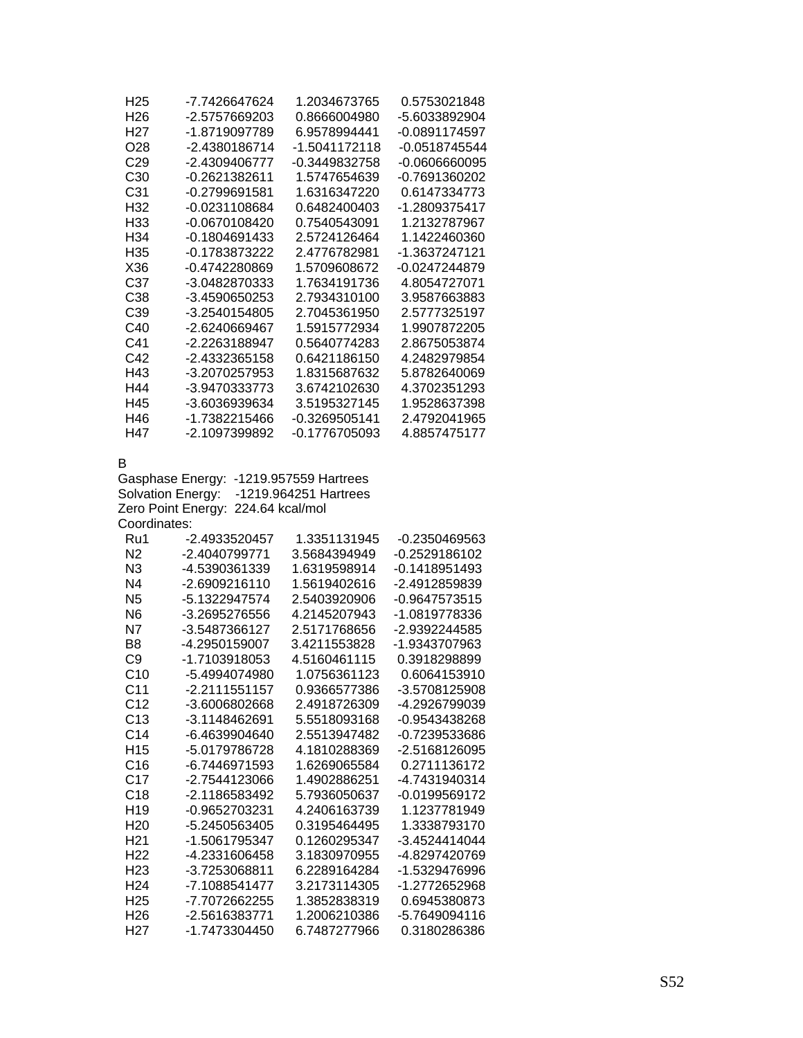| | | | |
|---|---|---|---|
| H25 | -7.7426647624 | 1.2034673765 | 0.5753021848 |
| H26 | -2.5757669203 | 0.8666004980 | -5.6033892904 |
| H27 | -1.8719097789 | 6.9578994441 | -0.0891174597 |
| O28 | -2.4380186714 | -1.5041172118 | -0.0518745544 |
| C29 | -2.4309406777 | -0.3449832758 | -0.0606660095 |
| C30 | -0.2621382611 | 1.5747654639 | -0.7691360202 |
| C31 | -0.2799691581 | 1.6316347220 | 0.6147334773 |
| H32 | -0.0231108684 | 0.6482400403 | -1.2809375417 |
| H33 | -0.0670108420 | 0.7540543091 | 1.2132787967 |
| H34 | -0.1804691433 | 2.5724126464 | 1.1422460360 |
| H35 | -0.1783873222 | 2.4776782981 | -1.3637247121 |
| X36 | -0.4742280869 | 1.5709608672 | -0.0247244879 |
| C37 | -3.0482870333 | 1.7634191736 | 4.8054727071 |
| C38 | -3.4590650253 | 2.7934310100 | 3.9587663883 |
| C39 | -3.2540154805 | 2.7045361950 | 2.5777325197 |
| C40 | -2.6240669467 | 1.5915772934 | 1.9907872205 |
| C41 | -2.2263188947 | 0.5640774283 | 2.8675053874 |
| C42 | -2.4332365158 | 0.6421186150 | 4.2482979854 |
| H43 | -3.2070257953 | 1.8315687632 | 5.8782640069 |
| H44 | -3.9470333773 | 3.6742102630 | 4.3702351293 |
| H45 | -3.6036939634 | 3.5195327145 | 1.9528637398 |
| H46 | -1.7382215466 | -0.3269505141 | 2.4792041965 |
| H47 | -2.1097399892 | -0.1776705093 | 4.8857475177 |

B

Gasphase Energy: -1219.957559 Hartrees

Solvation Energy: -1219.964251 Hartrees

Zero Point Energy: 224.64 kcal/mol

Coordinates:

| | | | |
|---|---|---|---|
| Ru1 | -2.4933520457 | 1.3351131945 | -0.2350469563 |
| N2 | -2.4040799771 | 3.5684394949 | -0.2529186102 |
| N3 | -4.5390361339 | 1.6319598914 | -0.1418951493 |
| N4 | -2.6909216110 | 1.5619402616 | -2.4912859839 |
| N5 | -5.1322947574 | 2.5403920906 | -0.9647573515 |
| N6 | -3.2695276556 | 4.2145207943 | -1.0819778336 |
| N7 | -3.5487366127 | 2.5171768656 | -2.9392244585 |
| B8 | -4.2950159007 | 3.4211553828 | -1.9343707963 |
| C9 | -1.7103918053 | 4.5160461115 | 0.3918298899 |
| C10 | -5.4994074980 | 1.0756361123 | 0.6064153910 |
| C11 | -2.2111551157 | 0.9366577386 | -3.5708125908 |
| C12 | -3.6006802668 | 2.4918726309 | -4.2926799039 |
| C13 | -3.1148462691 | 5.5518093168 | -0.9543438268 |
| C14 | -6.4639904640 | 2.5513947482 | -0.7239533686 |
| H15 | -5.0179786728 | 4.1810288369 | -2.5168126095 |
| C16 | -6.7446971593 | 1.6269065584 | 0.2711136172 |
| C17 | -2.7544123066 | 1.4902886251 | -4.7431940314 |
| C18 | -2.1186583492 | 5.7936050637 | -0.0199569172 |
| H19 | -0.9652703231 | 4.2406163739 | 1.1237781949 |
| H20 | -5.2450563405 | 0.3195464495 | 1.3338793170 |
| H21 | -1.5061795347 | 0.1260295347 | -3.4524414044 |
| H22 | -4.2331606458 | 3.1830970955 | -4.8297420769 |
| H23 | -3.7253068811 | 6.2289164284 | -1.5329476996 |
| H24 | -7.1088541477 | 3.2173114305 | -1.2772652968 |
| H25 | -7.7072662255 | 1.3852838319 | 0.6945380873 |
| H26 | -2.5616383771 | 1.2006210386 | -5.7649094116 |
| H27 | -1.7473304450 | 6.7487277966 | 0.3180286386 |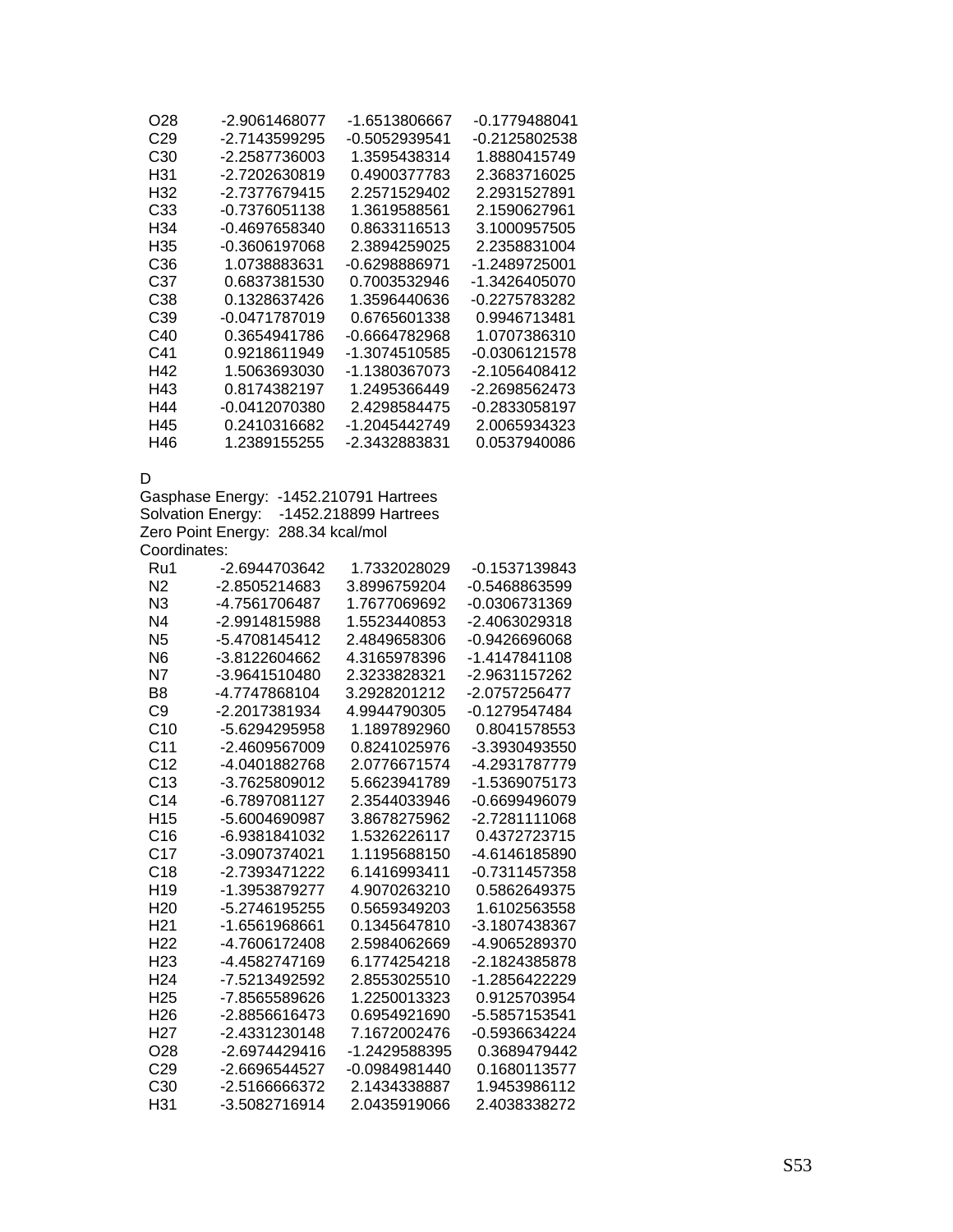| | | | |
|---|---|---|---|
| O28 | -2.9061468077 | -1.6513806667 | -0.1779488041 |
| C29 | -2.7143599295 | -0.5052939541 | -0.2125802538 |
| C30 | -2.2587736003 | 1.3595438314 | 1.8880415749 |
| H31 | -2.7202630819 | 0.4900377783 | 2.3683716025 |
| H32 | -2.7377679415 | 2.2571529402 | 2.2931527891 |
| C33 | -0.7376051138 | 1.3619588561 | 2.1590627961 |
| H34 | -0.4697658340 | 0.8633116513 | 3.1000957505 |
| H35 | -0.3606197068 | 2.3894259025 | 2.2358831004 |
| C36 | 1.0738883631 | -0.6298886971 | -1.2489725001 |
| C37 | 0.6837381530 | 0.7003532946 | -1.3426405070 |
| C38 | 0.1328637426 | 1.3596440636 | -0.2275783282 |
| C39 | -0.0471787019 | 0.6765601338 | 0.9946713481 |
| C40 | 0.3654941786 | -0.6664782968 | 1.0707386310 |
| C41 | 0.9218611949 | -1.3074510585 | -0.0306121578 |
| H42 | 1.5063693030 | -1.1380367073 | -2.1056408412 |
| H43 | 0.8174382197 | 1.2495366449 | -2.2698562473 |
| H44 | -0.0412070380 | 2.4298584475 | -0.2833058197 |
| H45 | 0.2410316682 | -1.2045442749 | 2.0065934323 |
| H46 | 1.2389155255 | -2.3432883831 | 0.0537940086 |

D

Gasphase Energy: -1452.210791 Hartrees
Solvation Energy: -1452.218899 Hartrees
Zero Point Energy: 288.34 kcal/mol
Coordinates:

| | | | |
|---|---|---|---|
| Ru1 | -2.6944703642 | 1.7332028029 | -0.1537139843 |
| N2 | -2.8505214683 | 3.8996759204 | -0.5468863599 |
| N3 | -4.7561706487 | 1.7677069692 | -0.0306731369 |
| N4 | -2.9914815988 | 1.5523440853 | -2.4063029318 |
| N5 | -5.4708145412 | 2.4849658306 | -0.9426696068 |
| N6 | -3.8122604662 | 4.3165978396 | -1.4147841108 |
| N7 | -3.9641510480 | 2.3233828321 | -2.9631157262 |
| B8 | -4.7747868104 | 3.2928201212 | -2.0757256477 |
| C9 | -2.2017381934 | 4.9944790305 | -0.1279547484 |
| C10 | -5.6294295958 | 1.1897892960 | 0.8041578553 |
| C11 | -2.4609567009 | 0.8241025976 | -3.3930493550 |
| C12 | -4.0401882768 | 2.0776671574 | -4.2931787779 |
| C13 | -3.7625809012 | 5.6623941789 | -1.5369075173 |
| C14 | -6.7897081127 | 2.3544033946 | -0.6699496079 |
| H15 | -5.6004690987 | 3.8678275962 | -2.7281111068 |
| C16 | -6.9381841032 | 1.5326226117 | 0.4372723715 |
| C17 | -3.0907374021 | 1.1195688150 | -4.6146185890 |
| C18 | -2.7393471222 | 6.1416993411 | -0.7311457358 |
| H19 | -1.3953879277 | 4.9070263210 | 0.5862649375 |
| H20 | -5.2746195255 | 0.5659349203 | 1.6102563558 |
| H21 | -1.6561968661 | 0.1345647810 | -3.1807438367 |
| H22 | -4.7606172408 | 2.5984062669 | -4.9065289370 |
| H23 | -4.4582747169 | 6.1774254218 | -2.1824385878 |
| H24 | -7.5213492592 | 2.8553025510 | -1.2856422229 |
| H25 | -7.8565589626 | 1.2250013323 | 0.9125703954 |
| H26 | -2.8856616473 | 0.6954921690 | -5.5857153541 |
| H27 | -2.4331230148 | 7.1672002476 | -0.5936634224 |
| O28 | -2.6974429416 | -1.2429588395 | 0.3689479442 |
| C29 | -2.6696544527 | -0.0984981440 | 0.1680113577 |
| C30 | -2.5166666372 | 2.1434338887 | 1.9453986112 |
| H31 | -3.5082716914 | 2.0435919066 | 2.4038338272 |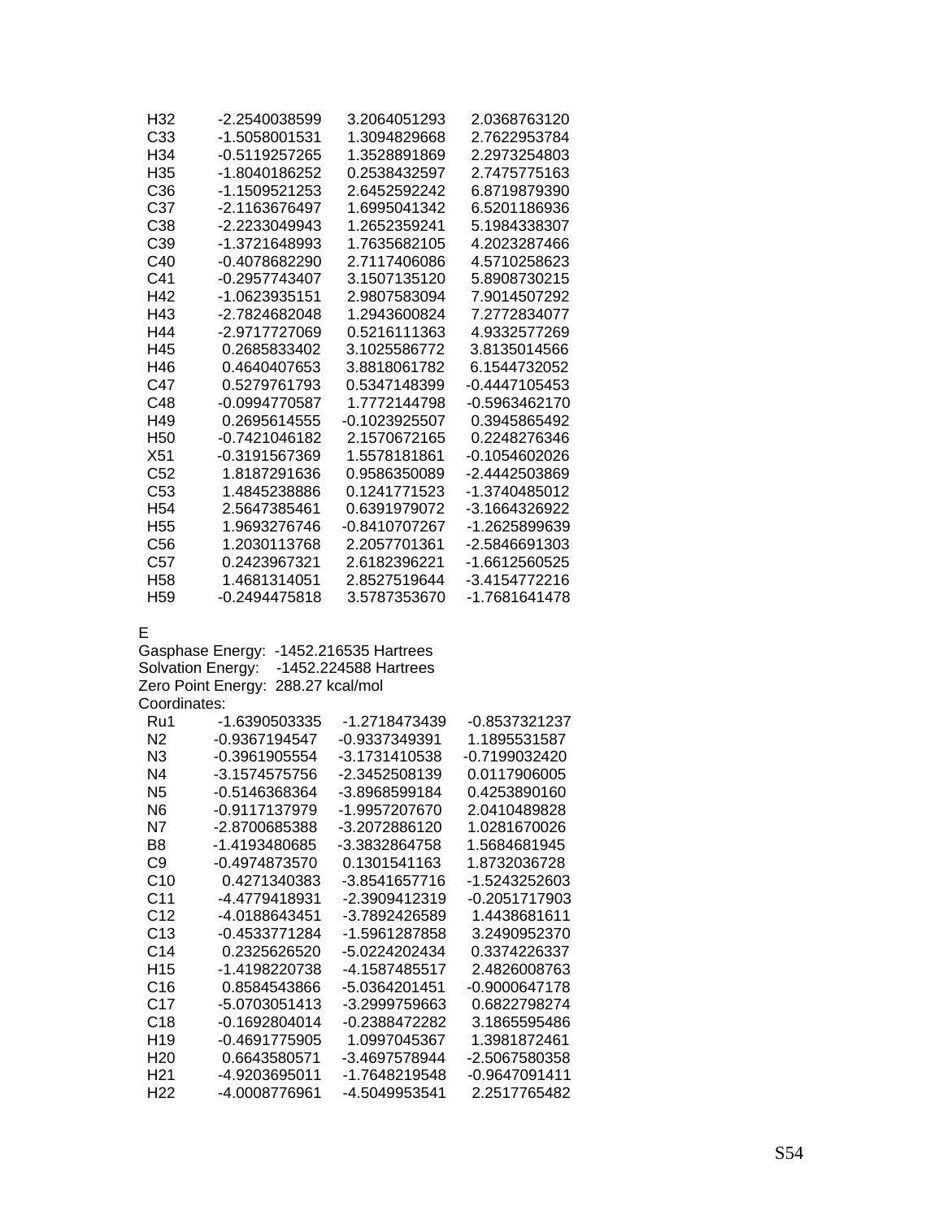| | | | |
|---|---|---|---|
| H32 | -2.2540038599 | 3.2064051293 | 2.0368763120 |
| C33 | -1.5058001531 | 1.3094829668 | 2.7622953784 |
| H34 | -0.5119257265 | 1.3528891869 | 2.2973254803 |
| H35 | -1.8040186252 | 0.2538432597 | 2.7475775163 |
| C36 | -1.1509521253 | 2.6452592242 | 6.8719879390 |
| C37 | -2.1163676497 | 1.6995041342 | 6.5201186936 |
| C38 | -2.2233049943 | 1.2652359241 | 5.1984338307 |
| C39 | -1.3721648993 | 1.7635682105 | 4.2023287466 |
| C40 | -0.4078682290 | 2.7117406086 | 4.5710258623 |
| C41 | -0.2957743407 | 3.1507135120 | 5.8908730215 |
| H42 | -1.0623935151 | 2.9807583094 | 7.9014507292 |
| H43 | -2.7824682048 | 1.2943600824 | 7.2772834077 |
| H44 | -2.9717727069 | 0.5216111363 | 4.9332577269 |
| H45 | 0.2685833402 | 3.1025586772 | 3.8135014566 |
| H46 | 0.4640407653 | 3.8818061782 | 6.1544732052 |
| C47 | 0.5279761793 | 0.5347148399 | -0.4447105453 |
| C48 | -0.0994770587 | 1.7772144798 | -0.5963462170 |
| H49 | 0.2695614555 | -0.1023925507 | 0.3945865492 |
| H50 | -0.7421046182 | 2.1570672165 | 0.2248276346 |
| X51 | -0.3191567369 | 1.5578181861 | -0.1054602026 |
| C52 | 1.8187291636 | 0.9586350089 | -2.4442503869 |
| C53 | 1.4845238886 | 0.1241771523 | -1.3740485012 |
| H54 | 2.5647385461 | 0.6391979072 | -3.1664326922 |
| H55 | 1.9693276746 | -0.8410707267 | -1.2625899639 |
| C56 | 1.2030113768 | 2.2057701361 | -2.5846691303 |
| C57 | 0.2423967321 | 2.6182396221 | -1.6612560525 |
| H58 | 1.4681314051 | 2.8527519644 | -3.4154772216 |
| H59 | -0.2494475818 | 3.5787353670 | -1.7681641478 |

E

Gasphase Energy: -1452.216535 Hartrees
Solvation Energy: -1452.224588 Hartrees
Zero Point Energy: 288.27 kcal/mol
Coordinates:

| | | | |
|---|---|---|---|
| Ru1 | -1.6390503335 | -1.2718473439 | -0.8537321237 |
| N2 | -0.9367194547 | -0.9337349391 | 1.1895531587 |
| N3 | -0.3961905554 | -3.1731410538 | -0.7199032420 |
| N4 | -3.1574575756 | -2.3452508139 | 0.0117906005 |
| N5 | -0.5146368364 | -3.8968599184 | 0.4253890160 |
| N6 | -0.9117137979 | -1.9957207670 | 2.0410489828 |
| N7 | -2.8700685388 | -3.2072886120 | 1.0281670026 |
| B8 | -1.4193480685 | -3.3832864758 | 1.5684681945 |
| C9 | -0.4974873570 | 0.1301541163 | 1.8732036728 |
| C10 | 0.4271340383 | -3.8541657716 | -1.5243252603 |
| C11 | -4.4779418931 | -2.3909412319 | -0.2051717903 |
| C12 | -4.0188643451 | -3.7892426589 | 1.4438681611 |
| C13 | -0.4533771284 | -1.5961287858 | 3.2490952370 |
| C14 | 0.2325626520 | -5.0224202434 | 0.3374226337 |
| H15 | -1.4198220738 | -4.1587485517 | 2.4826008763 |
| C16 | 0.8584543866 | -5.0364201451 | -0.9000647178 |
| C17 | -5.0703051413 | -3.2999759663 | 0.6822798274 |
| C18 | -0.1692804014 | -0.2388472282 | 3.1865595486 |
| H19 | -0.4691775905 | 1.0997045367 | 1.3981872461 |
| H20 | 0.6643580571 | -3.4697578944 | -2.5067580358 |
| H21 | -4.9203695011 | -1.7648219548 | -0.9647091411 |
| H22 | -4.0008776961 | -4.5049953541 | 2.2517765482 |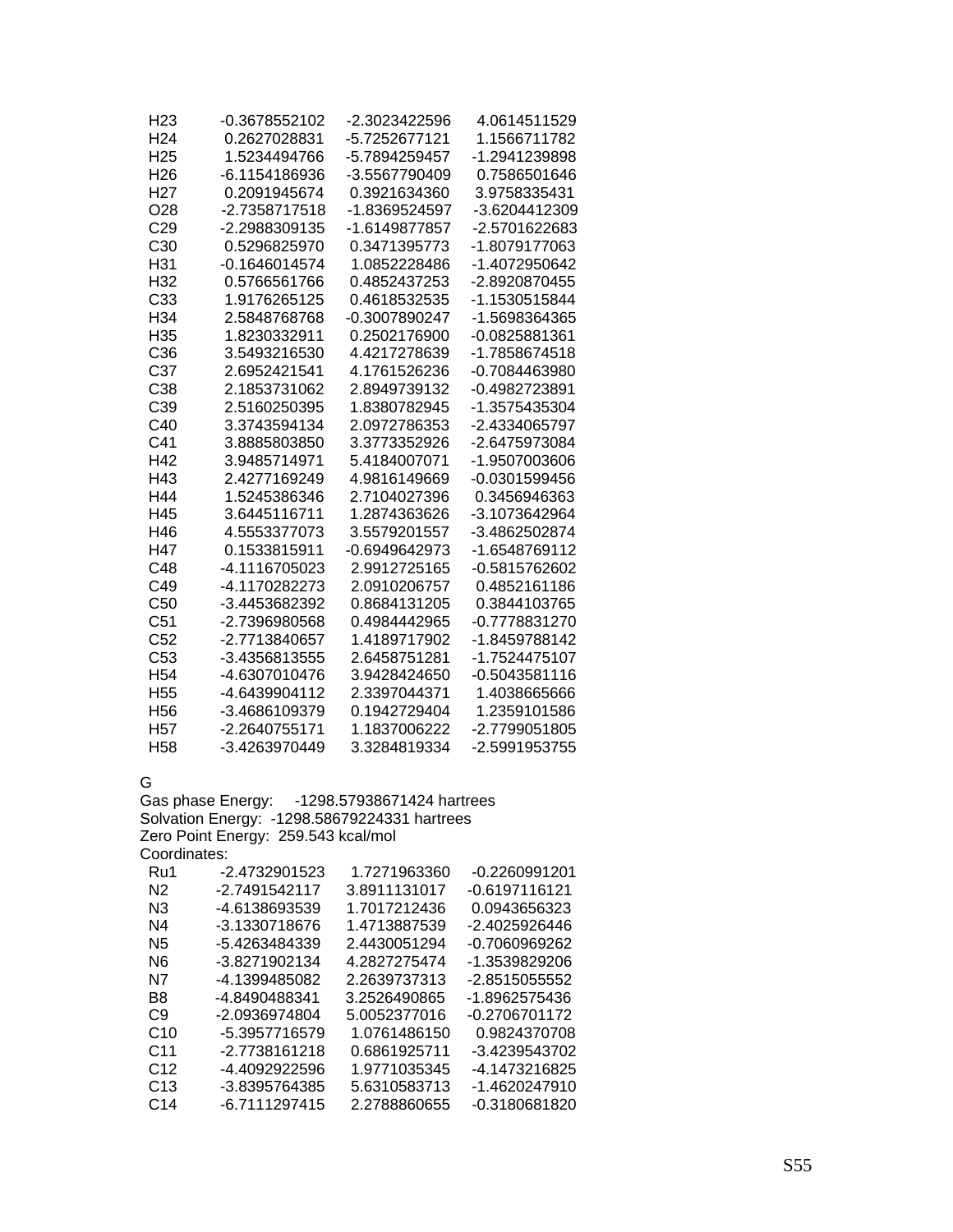| | | | |
|---|---|---|---|
| H23 | -0.3678552102 | -2.3023422596 | 4.0614511529 |
| H24 | 0.2627028831 | -5.7252677121 | 1.1566711782 |
| H25 | 1.5234494766 | -5.7894259457 | -1.2941239898 |
| H26 | -6.1154186936 | -3.5567790409 | 0.7586501646 |
| H27 | 0.2091945674 | 0.3921634360 | 3.9758335431 |
| O28 | -2.7358717518 | -1.8369524597 | -3.6204412309 |
| C29 | -2.2988309135 | -1.6149877857 | -2.5701622683 |
| C30 | 0.5296825970 | 0.3471395773 | -1.8079177063 |
| H31 | -0.1646014574 | 1.0852228486 | -1.4072950642 |
| H32 | 0.5766561766 | 0.4852437253 | -2.8920870455 |
| C33 | 1.9176265125 | 0.4618532535 | -1.1530515844 |
| H34 | 2.5848768768 | -0.3007890247 | -1.5698364365 |
| H35 | 1.8230332911 | 0.2502176900 | -0.0825881361 |
| C36 | 3.5493216530 | 4.4217278639 | -1.7858674518 |
| C37 | 2.6952421541 | 4.1761526236 | -0.7084463980 |
| C38 | 2.1853731062 | 2.8949739132 | -0.4982723891 |
| C39 | 2.5160250395 | 1.8380782945 | -1.3575435304 |
| C40 | 3.3743594134 | 2.0972786353 | -2.4334065797 |
| C41 | 3.8885803850 | 3.3773352926 | -2.6475973084 |
| H42 | 3.9485714971 | 5.4184007071 | -1.9507003606 |
| H43 | 2.4277169249 | 4.9816149669 | -0.0301599456 |
| H44 | 1.5245386346 | 2.7104027396 | 0.3456946363 |
| H45 | 3.6445116711 | 1.2874363626 | -3.1073642964 |
| H46 | 4.5553377073 | 3.5579201557 | -3.4862502874 |
| H47 | 0.1533815911 | -0.6949642973 | -1.6548769112 |
| C48 | -4.1116705023 | 2.9912725165 | -0.5815762602 |
| C49 | -4.1170282273 | 2.0910206757 | 0.4852161186 |
| C50 | -3.4453682392 | 0.8684131205 | 0.3844103765 |
| C51 | -2.7396980568 | 0.4984442965 | -0.7778831270 |
| C52 | -2.7713840657 | 1.4189717902 | -1.8459788142 |
| C53 | -3.4356813555 | 2.6458751281 | -1.7524475107 |
| H54 | -4.6307010476 | 3.9428424650 | -0.5043581116 |
| H55 | -4.6439904112 | 2.3397044371 | 1.4038665666 |
| H56 | -3.4686109379 | 0.1942729404 | 1.2359101586 |
| H57 | -2.2640755171 | 1.1837006222 | -2.7799051805 |
| H58 | -3.4263970449 | 3.3284819334 | -2.5991953755 |

G

Gas phase Energy: -1298.57938671424 hartrees
Solvation Energy: -1298.58679224331 hartrees
Zero Point Energy: 259.543 kcal/mol
Coordinates:

| | | | |
|---|---|---|---|
| Ru1 | -2.4732901523 | 1.7271963360 | -0.2260991201 |
| N2 | -2.7491542117 | 3.8911131017 | -0.6197116121 |
| N3 | -4.6138693539 | 1.7017212436 | 0.0943656323 |
| N4 | -3.1330718676 | 1.4713887539 | -2.4025926446 |
| N5 | -5.4263484339 | 2.4430051294 | -0.7060969262 |
| N6 | -3.8271902134 | 4.2827275474 | -1.3539829206 |
| N7 | -4.1399485082 | 2.2639737313 | -2.8515055552 |
| B8 | -4.8490488341 | 3.2526490865 | -1.8962575436 |
| C9 | -2.0936974804 | 5.0052377016 | -0.2706701172 |
| C10 | -5.3957716579 | 1.0761486150 | 0.9824370708 |
| C11 | -2.7738161218 | 0.6861925711 | -3.4239543702 |
| C12 | -4.4092922596 | 1.9771035345 | -4.1473216825 |
| C13 | -3.8395764385 | 5.6310583713 | -1.4620247910 |
| C14 | -6.7111297415 | 2.2788860655 | -0.3180681820 |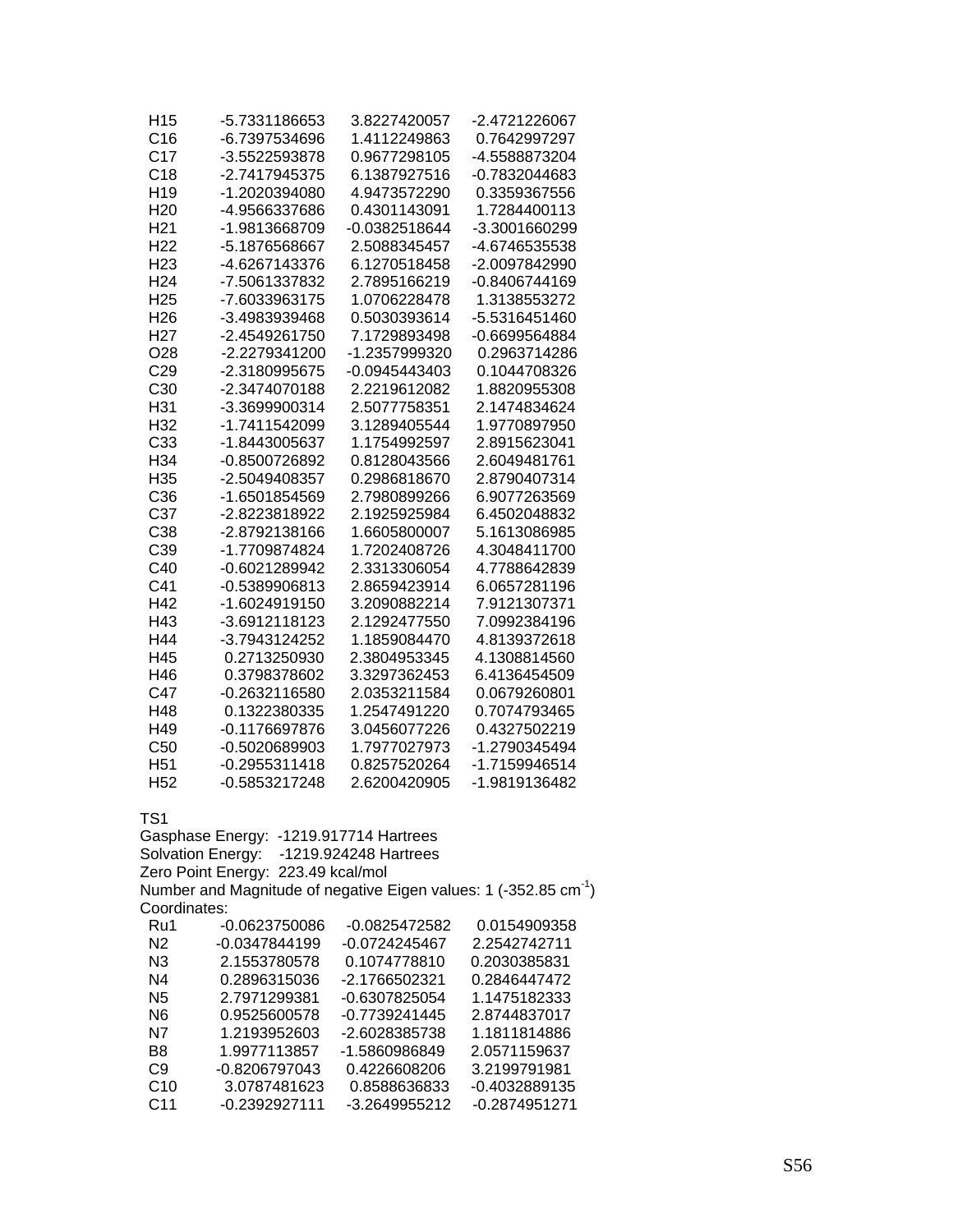| | | | |
|---|---|---|---|
| H15 | -5.7331186653 | 3.8227420057 | -2.4721226067 |
| C16 | -6.7397534696 | 1.4112249863 | 0.7642997297 |
| C17 | -3.5522593878 | 0.9677298105 | -4.5588873204 |
| C18 | -2.7417945375 | 6.1387927516 | -0.7832044683 |
| H19 | -1.2020394080 | 4.9473572290 | 0.3359367556 |
| H20 | -4.9566337686 | 0.4301143091 | 1.7284400113 |
| H21 | -1.9813668709 | -0.0382518644 | -3.3001660299 |
| H22 | -5.1876568667 | 2.5088345457 | -4.6746535538 |
| H23 | -4.6267143376 | 6.1270518458 | -2.0097842990 |
| H24 | -7.5061337832 | 2.7895166219 | -0.8406744169 |
| H25 | -7.6033963175 | 1.0706228478 | 1.3138553272 |
| H26 | -3.4983939468 | 0.5030393614 | -5.5316451460 |
| H27 | -2.4549261750 | 7.1729893498 | -0.6699564884 |
| O28 | -2.2279341200 | -1.2357999320 | 0.2963714286 |
| C29 | -2.3180995675 | -0.0945443403 | 0.1044708326 |
| C30 | -2.3474070188 | 2.2219612082 | 1.8820955308 |
| H31 | -3.3699900314 | 2.5077758351 | 2.1474834624 |
| H32 | -1.7411542099 | 3.1289405544 | 1.9770897950 |
| C33 | -1.8443005637 | 1.1754992597 | 2.8915623041 |
| H34 | -0.8500726892 | 0.8128043566 | 2.6049481761 |
| H35 | -2.5049408357 | 0.2986818670 | 2.8790407314 |
| C36 | -1.6501854569 | 2.7980899266 | 6.9077263569 |
| C37 | -2.8223818922 | 2.1925925984 | 6.4502048832 |
| C38 | -2.8792138166 | 1.6605800007 | 5.1613086985 |
| C39 | -1.7709874824 | 1.7202408726 | 4.3048411700 |
| C40 | -0.6021289942 | 2.3313306054 | 4.7788642839 |
| C41 | -0.5389906813 | 2.8659423914 | 6.0657281196 |
| H42 | -1.6024919150 | 3.2090882214 | 7.9121307371 |
| H43 | -3.6912118123 | 2.1292477550 | 7.0992384196 |
| H44 | -3.7943124252 | 1.1859084470 | 4.8139372618 |
| H45 | 0.2713250930 | 2.3804953345 | 4.1308814560 |
| H46 | 0.3798378602 | 3.3297362453 | 6.4136454509 |
| C47 | -0.2632116580 | 2.0353211584 | 0.0679260801 |
| H48 | 0.1322380335 | 1.2547491220 | 0.7074793465 |
| H49 | -0.1176697876 | 3.0456077226 | 0.4327502219 |
| C50 | -0.5020689903 | 1.7977027973 | -1.2790345494 |
| H51 | -0.2955311418 | 0.8257520264 | -1.7159946514 |
| H52 | -0.5853217248 | 2.6200420905 | -1.9819136482 |

TS1

Gasphase Energy: -1219.917714 Hartrees

Solvation Energy: -1219.924248 Hartrees

Zero Point Energy: 223.49 kcal/mol

Number and Magnitude of negative Eigen values: 1 (-352.85 $cm^{-1}$)

Coordinates:

| | | | |
|---|---|---|---|
| Ru1 | -0.0623750086 | -0.0825472582 | 0.0154909358 |
| N2 | -0.0347844199 | -0.0724245467 | 2.2542742711 |
| N3 | 2.1553780578 | 0.1074778810 | 0.2030385831 |
| N4 | 0.2896315036 | -2.1766502321 | 0.2846447472 |
| N5 | 2.7971299381 | -0.6307825054 | 1.1475182333 |
| N6 | 0.9525600578 | -0.7739241445 | 2.8744837017 |
| N7 | 1.2193952603 | -2.6028385738 | 1.1811814886 |
| B8 | 1.9977113857 | -1.5860986849 | 2.0571159637 |
| C9 | -0.8206797043 | 0.4226608206 | 3.2199791981 |
| C10 | 3.0787481623 | 0.8588636833 | -0.4032889135 |
| C11 | -0.2392927111 | -3.2649955212 | -0.2874951271 |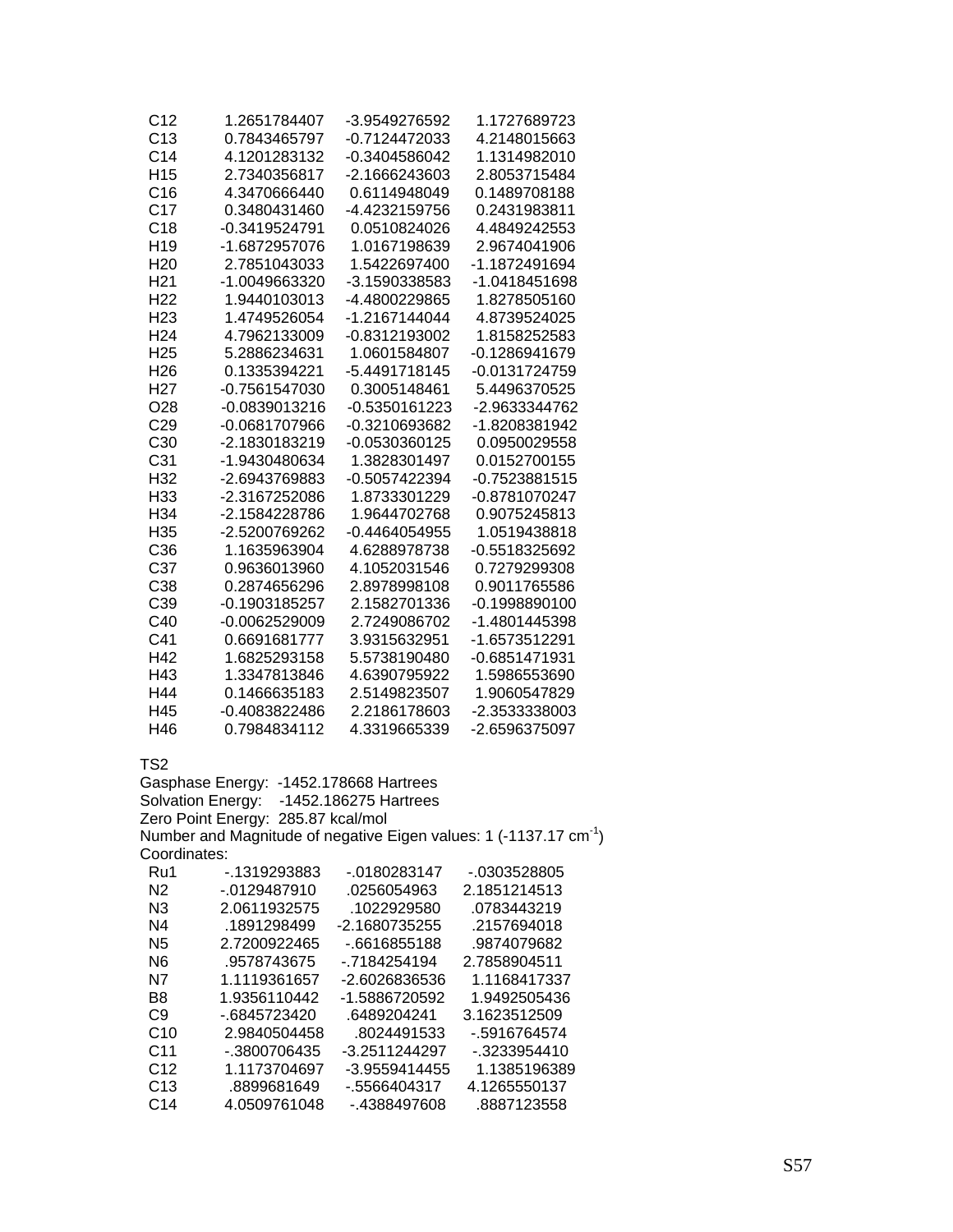| | | | |
|---|---|---|---|
| C12 | 1.2651784407 | -3.9549276592 | 1.1727689723 |
| C13 | 0.7843465797 | -0.7124472033 | 4.2148015663 |
| C14 | 4.1201283132 | -0.3404586042 | 1.1314982010 |
| H15 | 2.7340356817 | -2.1666243603 | 2.8053715484 |
| C16 | 4.3470666440 | 0.6114948049 | 0.1489708188 |
| C17 | 0.3480431460 | -4.4232159756 | 0.2431983811 |
| C18 | -0.3419524791 | 0.0510824026 | 4.4849242553 |
| H19 | -1.6872957076 | 1.0167198639 | 2.9674041906 |
| H20 | 2.7851043033 | 1.5422697400 | -1.1872491694 |
| H21 | -1.0049663320 | -3.1590338583 | -1.0418451698 |
| H22 | 1.9440103013 | -4.4800229865 | 1.8278505160 |
| H23 | 1.4749526054 | -1.2167144044 | 4.8739524025 |
| H24 | 4.7962133009 | -0.8312193002 | 1.8158252583 |
| H25 | 5.2886234631 | 1.0601584807 | -0.1286941679 |
| H26 | 0.1335394221 | -5.4491718145 | -0.0131724759 |
| H27 | -0.7561547030 | 0.3005148461 | 5.4496370525 |
| O28 | -0.0839013216 | -0.5350161223 | -2.9633344762 |
| C29 | -0.0681707966 | -0.3210693682 | -1.8208381942 |
| C30 | -2.1830183219 | -0.0530360125 | 0.0950029558 |
| C31 | -1.9430480634 | 1.3828301497 | 0.0152700155 |
| H32 | -2.6943769883 | -0.5057422394 | -0.7523881515 |
| H33 | -2.3167252086 | 1.8733301229 | -0.8781070247 |
| H34 | -2.1584228786 | 1.9644702768 | 0.9075245813 |
| H35 | -2.5200769262 | -0.4464054955 | 1.0519438818 |
| C36 | 1.1635963904 | 4.6288978738 | -0.5518325692 |
| C37 | 0.9636013960 | 4.1052031546 | 0.7279299308 |
| C38 | 0.2874656296 | 2.8978998108 | 0.9011765586 |
| C39 | -0.1903185257 | 2.1582701336 | -0.1998890100 |
| C40 | -0.0062529009 | 2.7249086702 | -1.4801445398 |
| C41 | 0.6691681777 | 3.9315632951 | -1.6573512291 |
| H42 | 1.6825293158 | 5.5738190480 | -0.6851471931 |
| H43 | 1.3347813846 | 4.6390795922 | 1.5986553690 |
| H44 | 0.1466635183 | 2.5149823507 | 1.9060547829 |
| H45 | -0.4083822486 | 2.2186178603 | -2.3533338003 |
| H46 | 0.7984834112 | 4.3319665339 | -2.6596375097 |

TS2

Gasphase Energy: -1452.178668 Hartrees

Solvation Energy: -1452.186275 Hartrees

Zero Point Energy: 285.87 kcal/mol

Number and Magnitude of negative Eigen values: 1 (-1137.17 $cm^{-1}$)

Coordinates:

| | | | |
|---|---|---|---|
| Ru1 | -.1319293883 | -.0180283147 | -.0303528805 |
| N2 | -.0129487910 | .0256054963 | 2.1851214513 |
| N3 | 2.0611932575 | .1022929580 | .0783443219 |
| N4 | .1891298499 | -2.1680735255 | .2157694018 |
| N5 | 2.7200922465 | -.6616855188 | .9874079682 |
| N6 | .9578743675 | -.7184254194 | 2.7858904511 |
| N7 | 1.1119361657 | -2.6026836536 | 1.1168417337 |
| B8 | 1.9356110442 | -1.5886720592 | 1.9492505436 |
| C9 | -.6845723420 | .6489204241 | 3.1623512509 |
| C10 | 2.9840504458 | .8024491533 | -.5916764574 |
| C11 | -.3800706435 | -3.2511244297 | -.3233954410 |
| C12 | 1.1173704697 | -3.9559414455 | 1.1385196389 |
| C13 | .8899681649 | -.5566404317 | 4.1265550137 |
| C14 | 4.0509761048 | -.4388497608 | .8887123558 |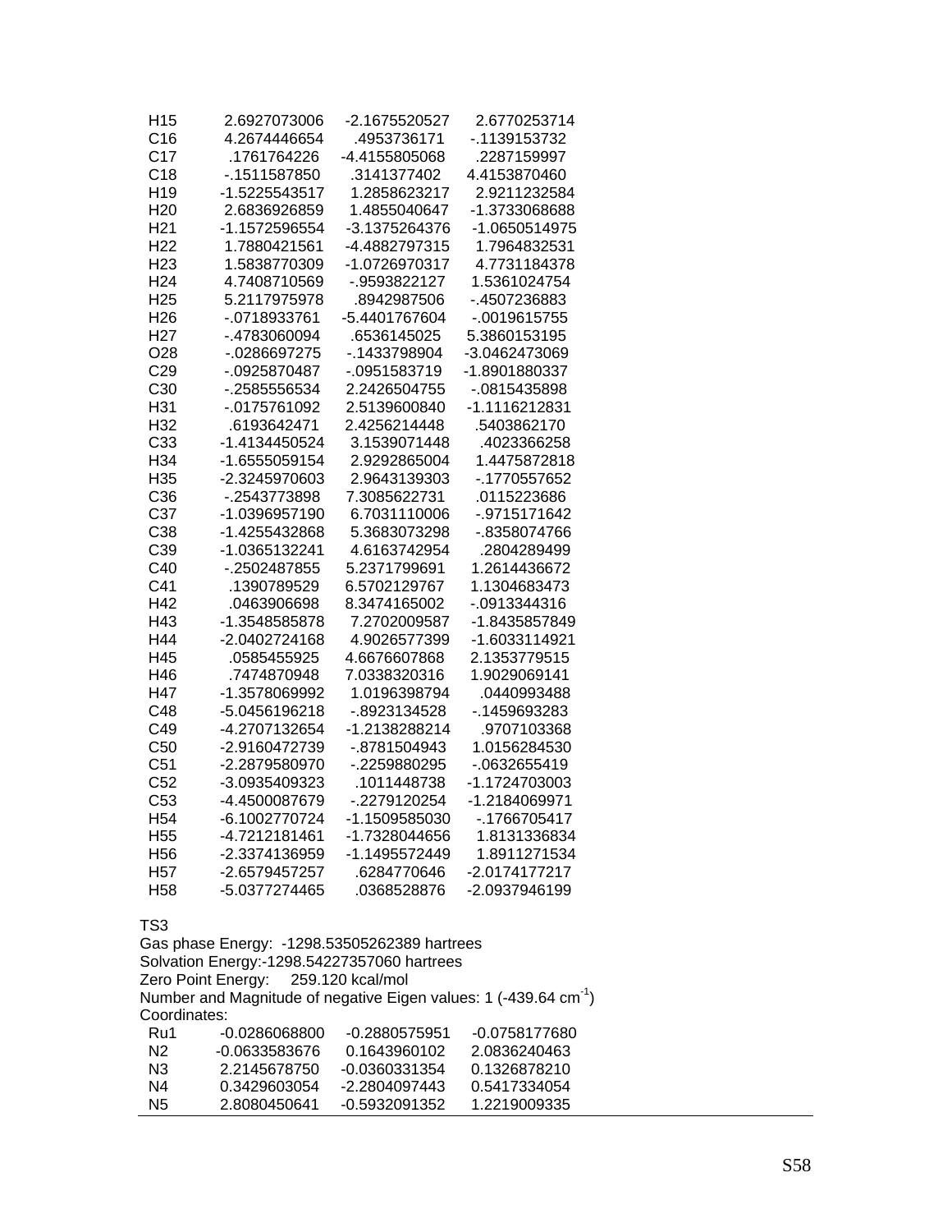| | | | |
|---|---|---|---|
| H15 | 2.6927073006 | -2.1675520527 | 2.6770253714 |
| C16 | 4.2674446654 | .4953736171 | -.1139153732 |
| C17 | .1761764226 | -4.4155805068 | .2287159997 |
| C18 | -.1511587850 | .3141377402 | 4.4153870460 |
| H19 | -1.5225543517 | 1.2858623217 | 2.9211232584 |
| H20 | 2.6836926859 | 1.4855040647 | -1.3733068688 |
| H21 | -1.1572596554 | -3.1375264376 | -1.0650514975 |
| H22 | 1.7880421561 | -4.4882797315 | 1.7964832531 |
| H23 | 1.5838770309 | -1.0726970317 | 4.7731184378 |
| H24 | 4.7408710569 | -.9593822127 | 1.5361024754 |
| H25 | 5.2117975978 | .8942987506 | -.4507236883 |
| H26 | -.0718933761 | -5.4401767604 | -.0019615755 |
| H27 | -.4783060094 | .6536145025 | 5.3860153195 |
| O28 | -.0286697275 | -.1433798904 | -3.0462473069 |
| C29 | -.0925870487 | -.0951583719 | -1.8901880337 |
| C30 | -.2585556534 | 2.2426504755 | -.0815435898 |
| H31 | -.0175761092 | 2.5139600840 | -1.1116212831 |
| H32 | .6193642471 | 2.4256214448 | .5403862170 |
| C33 | -1.4134450524 | 3.1539071448 | .4023366258 |
| H34 | -1.6555059154 | 2.9292865004 | 1.4475872818 |
| H35 | -2.3245970603 | 2.9643139303 | -.1770557652 |
| C36 | -.2543773898 | 7.3085622731 | .0115223686 |
| C37 | -1.0396957190 | 6.7031110006 | -.9715171642 |
| C38 | -1.4255432868 | 5.3683073298 | -.8358074766 |
| C39 | -1.0365132241 | 4.6163742954 | .2804289499 |
| C40 | -.2502487855 | 5.2371799691 | 1.2614436672 |
| C41 | .1390789529 | 6.5702129767 | 1.1304683473 |
| H42 | .0463906698 | 8.3474165002 | -.0913344316 |
| H43 | -1.3548585878 | 7.2702009587 | -1.8435857849 |
| H44 | -2.0402724168 | 4.9026577399 | -1.6033114921 |
| H45 | .0585455925 | 4.6676607868 | 2.1353779515 |
| H46 | .7474870948 | 7.0338320316 | 1.9029069141 |
| H47 | -1.3578069992 | 1.0196398794 | .0440993488 |
| C48 | -5.0456196218 | -.8923134528 | -.1459693283 |
| C49 | -4.2707132654 | -1.2138288214 | .9707103368 |
| C50 | -2.9160472739 | -.8781504943 | 1.0156284530 |
| C51 | -2.2879580970 | -.2259880295 | -.0632655419 |
| C52 | -3.0935409323 | .1011448738 | -1.1724703003 |
| C53 | -4.4500087679 | -.2279120254 | -1.2184069971 |
| H54 | -6.1002770724 | -1.1509585030 | -.1766705417 |
| H55 | -4.7212181461 | -1.7328044656 | 1.8131336834 |
| H56 | -2.3374136959 | -1.1495572449 | 1.8911271534 |
| H57 | -2.6579457257 | .6284770646 | -2.0174177217 |
| H58 | -5.0377274465 | .0368528876 | -2.0937946199 |

TS3

Gas phase Energy: -1298.53505262389 hartrees

Solvation Energy:-1298.54227357060 hartrees

Zero Point Energy: 259.120 kcal/mol

Number and Magnitude of negative Eigen values: 1 (-439.64 $cm^{-1}$)

Coordinates:

| | | | |
|---|---|---|---|
| Ru1 | -0.0286068800 | -0.2880575951 | -0.0758177680 |
| N2 | -0.0633583676 | 0.1643960102 | 2.0836240463 |
| N3 | 2.2145678750 | -0.0360331354 | 0.1326878210 |
| N4 | 0.3429603054 | -2.2804097443 | 0.5417334054 |
| N5 | 2.8080450641 | -0.5932091352 | 1.2219009335 |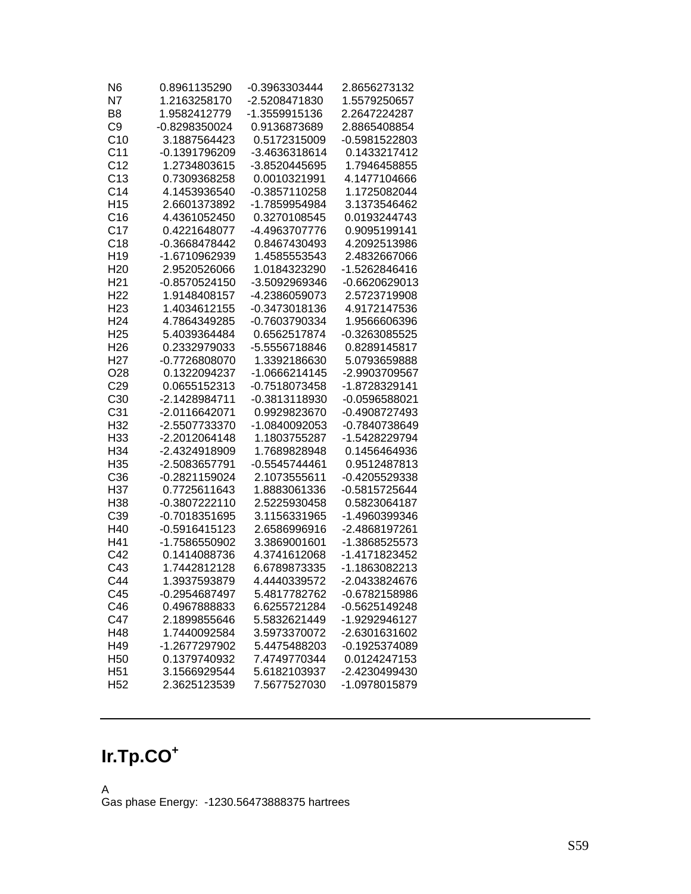| | | | |
|---|---|---|---|
| N6 | 0.8961135290 | -0.3963303444 | 2.8656273132 |
| N7 | 1.2163258170 | -2.5208471830 | 1.5579250657 |
| B8 | 1.9582412779 | -1.3559915136 | 2.2647224287 |
| C9 | -0.8298350024 | 0.9136873689 | 2.8865408854 |
| C10 | 3.1887564423 | 0.5172315009 | -0.5981522803 |
| C11 | -0.1391796209 | -3.4636318614 | 0.1433217412 |
| C12 | 1.2734803615 | -3.8520445695 | 1.7946458855 |
| C13 | 0.7309368258 | 0.0010321991 | 4.1477104666 |
| C14 | 4.1453936540 | -0.3857110258 | 1.1725082044 |
| H15 | 2.6601373892 | -1.7859954984 | 3.1373546462 |
| C16 | 4.4361052450 | 0.3270108545 | 0.0193244743 |
| C17 | 0.4221648077 | -4.4963707776 | 0.9095199141 |
| C18 | -0.3668478442 | 0.8467430493 | 4.2092513986 |
| H19 | -1.6710962939 | 1.4585553543 | 2.4832667066 |
| H20 | 2.9520526066 | 1.0184323290 | -1.5262846416 |
| H21 | -0.8570524150 | -3.5092969346 | -0.6620629013 |
| H22 | 1.9148408157 | -4.2386059073 | 2.5723719908 |
| H23 | 1.4034612155 | -0.3473018136 | 4.9172147536 |
| H24 | 4.7864349285 | -0.7603790334 | 1.9566606396 |
| H25 | 5.4039364484 | 0.6562517874 | -0.3263085525 |
| H26 | 0.2332979033 | -5.5556718846 | 0.8289145817 |
| H27 | -0.7726808070 | 1.3392186630 | 5.0793659888 |
| O28 | 0.1322094237 | -1.0666214145 | -2.9903709567 |
| C29 | 0.0655152313 | -0.7518073458 | -1.8728329141 |
| C30 | -2.1428984711 | -0.3813118930 | -0.0596588021 |
| C31 | -2.0116642071 | 0.9929823670 | -0.4908727493 |
| H32 | -2.5507733370 | -1.0840092053 | -0.7840738649 |
| H33 | -2.2012064148 | 1.1803755287 | -1.5428229794 |
| H34 | -2.4324918909 | 1.7689828948 | 0.1456464936 |
| H35 | -2.5083657791 | -0.5545744461 | 0.9512487813 |
| C36 | -0.2821159024 | 2.1073555611 | -0.4205529338 |
| H37 | 0.7725611643 | 1.8883061336 | -0.5815725644 |
| H38 | -0.3807222110 | 2.5225930458 | 0.5823064187 |
| C39 | -0.7018351695 | 3.1156331965 | -1.4960399346 |
| H40 | -0.5916415123 | 2.6586996916 | -2.4868197261 |
| H41 | -1.7586550902 | 3.3869001601 | -1.3868525573 |
| C42 | 0.1414088736 | 4.3741612068 | -1.4171823452 |
| C43 | 1.7442812128 | 6.6789873335 | -1.1863082213 |
| C44 | 1.3937593879 | 4.4440339572 | -2.0433824676 |
| C45 | -0.2954687497 | 5.4817782762 | -0.6782158986 |
| C46 | 0.4967888833 | 6.6255721284 | -0.5625149248 |
| C47 | 2.1899855646 | 5.5832621449 | -1.9292946127 |
| H48 | 1.7440092584 | 3.5973370072 | -2.6301631602 |
| H49 | -1.2677297902 | 5.4475488203 | -0.1925374089 |
| H50 | 0.1379740932 | 7.4749770344 | 0.0124247153 |
| H51 | 3.1566929544 | 5.6182103937 | -2.4230499430 |
| H52 | 2.3625123539 | 7.5677527030 | -1.0978015879 |

---

## Ir.Tp.CO$^{+}$

A

Gas phase Energy: -1230.56473888375 hartrees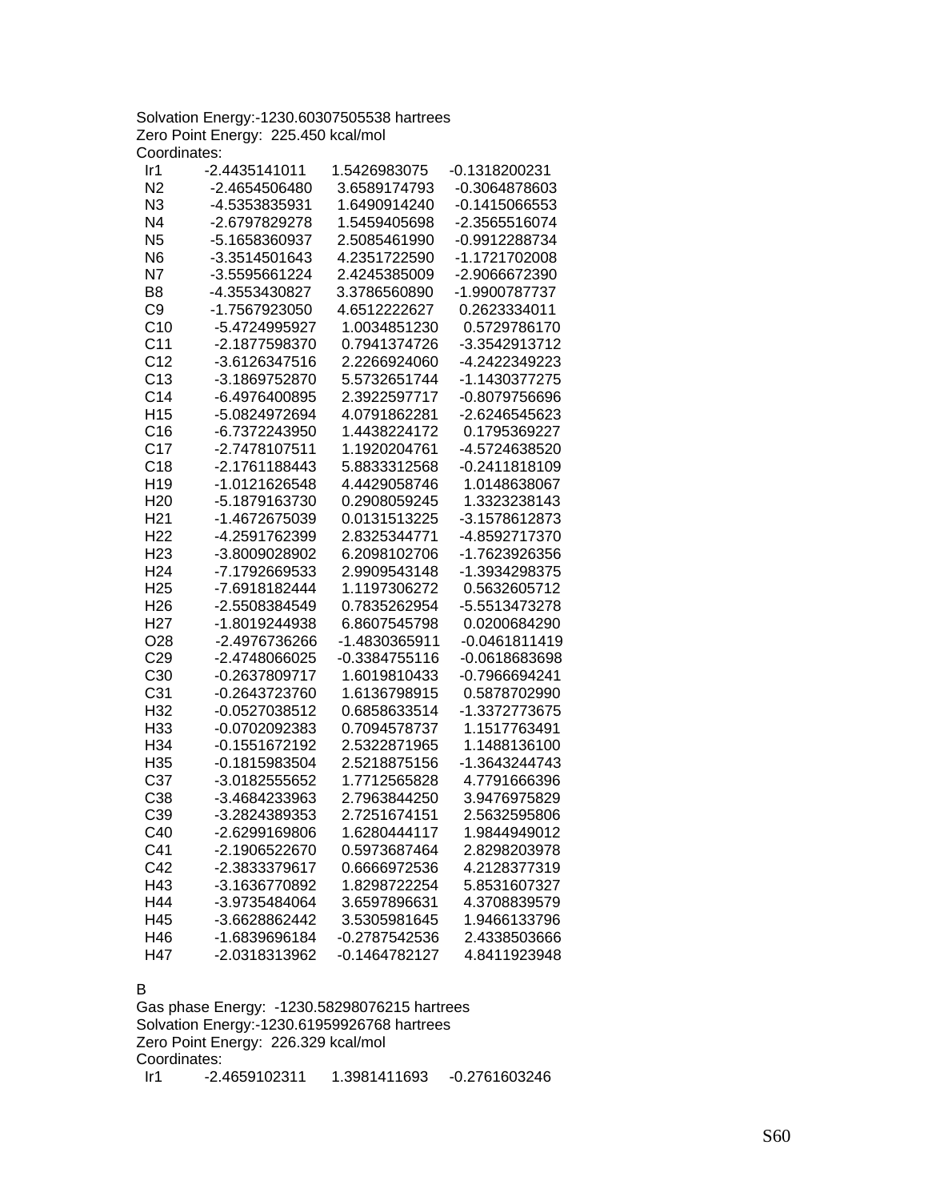Solvation Energy:-1230.60307505538 hartrees
Zero Point Energy: 225.450 kcal/mol
Coordinates:

```
Ir1    -2.4435141011    1.5426983075   -0.1318200231
N2     -2.4654506480    3.6589174793   -0.3064878603
N3     -4.5353835931    1.6490914240   -0.1415066553
N4     -2.6797829278    1.5459405698   -2.3565516074
N5     -5.1658360937    2.5085461990   -0.9912288734
N6     -3.3514501643    4.2351722590   -1.1721702008
N7     -3.5595661224    2.4245385009   -2.9066672390
B8     -4.3553430827    3.3786560890   -1.9900787737
C9     -1.7567923050    4.6512222627    0.2623334011
C10    -5.4724995927    1.0034851230    0.5729786170
C11    -2.1877598370    0.7941374726   -3.3542913712
C12    -3.6126347516    2.2266924060   -4.2422349223
C13    -3.1869752870    5.5732651744   -1.1430377275
C14    -6.4976400895    2.3922597717   -0.8079756696
H15    -5.0824972694    4.0791862281   -2.6246545623
C16    -6.7372243950    1.4438224172    0.1795369227
C17    -2.7478107511    1.1920204761   -4.5724638520
C18    -2.1761188443    5.8833312568   -0.2411818109
H19    -1.0121626548    4.4429058746    1.0148638067
H20    -5.1879163730    0.2908059245    1.3323238143
H21    -1.4672675039    0.0131513225   -3.1578612873
H22    -4.2591762399    2.8325344771   -4.8592717370
H23    -3.8009028902    6.2098102706   -1.7623926356
H24    -7.1792669533    2.9909543148   -1.3934298375
H25    -7.6918182444    1.1197306272    0.5632605712
H26    -2.5508384549    0.7835262954   -5.5513473278
H27    -1.8019244938    6.8607545798    0.0200684290
O28    -2.4976736266   -1.4830365911   -0.0461811419
C29    -2.4748066025   -0.3384755116   -0.0618683698
C30    -0.2637809717    1.6019810433   -0.7966694241
C31    -0.2643723760    1.6136798915    0.5878702990
H32    -0.0527038512    0.6858633514   -1.3372773675
H33    -0.0702092383    0.7094578737    1.1517763491
H34    -0.1551672192    2.5322871965    1.1488136100
H35    -0.1815983504    2.5218875156   -1.3643244743
C37    -3.0182555652    1.7712565828    4.7791666396
C38    -3.4684233963    2.7963844250    3.9476975829
C39    -3.2824389353    2.7251674151    2.5632595806
C40    -2.6299169806    1.6280444117    1.9844949012
C41    -2.1906522670    0.5973687464    2.8298203978
C42    -2.3833379617    0.6666972536    4.2128377319
H43    -3.1636770892    1.8298722254    5.8531607327
H44    -3.9735484064    3.6597896631    4.3708839579
H45    -3.6628862442    3.5305981645    1.9466133796
H46    -1.6839696184   -0.2787542536    2.4338503666
H47    -2.0318313962   -0.1464782127    4.8411923948
```

B
Gas phase Energy: -1230.58298076215 hartrees
Solvation Energy:-1230.61959926768 hartrees
Zero Point Energy: 226.329 kcal/mol
Coordinates:

```
Ir1    -2.4659102311    1.3981411693   -0.2761603246
```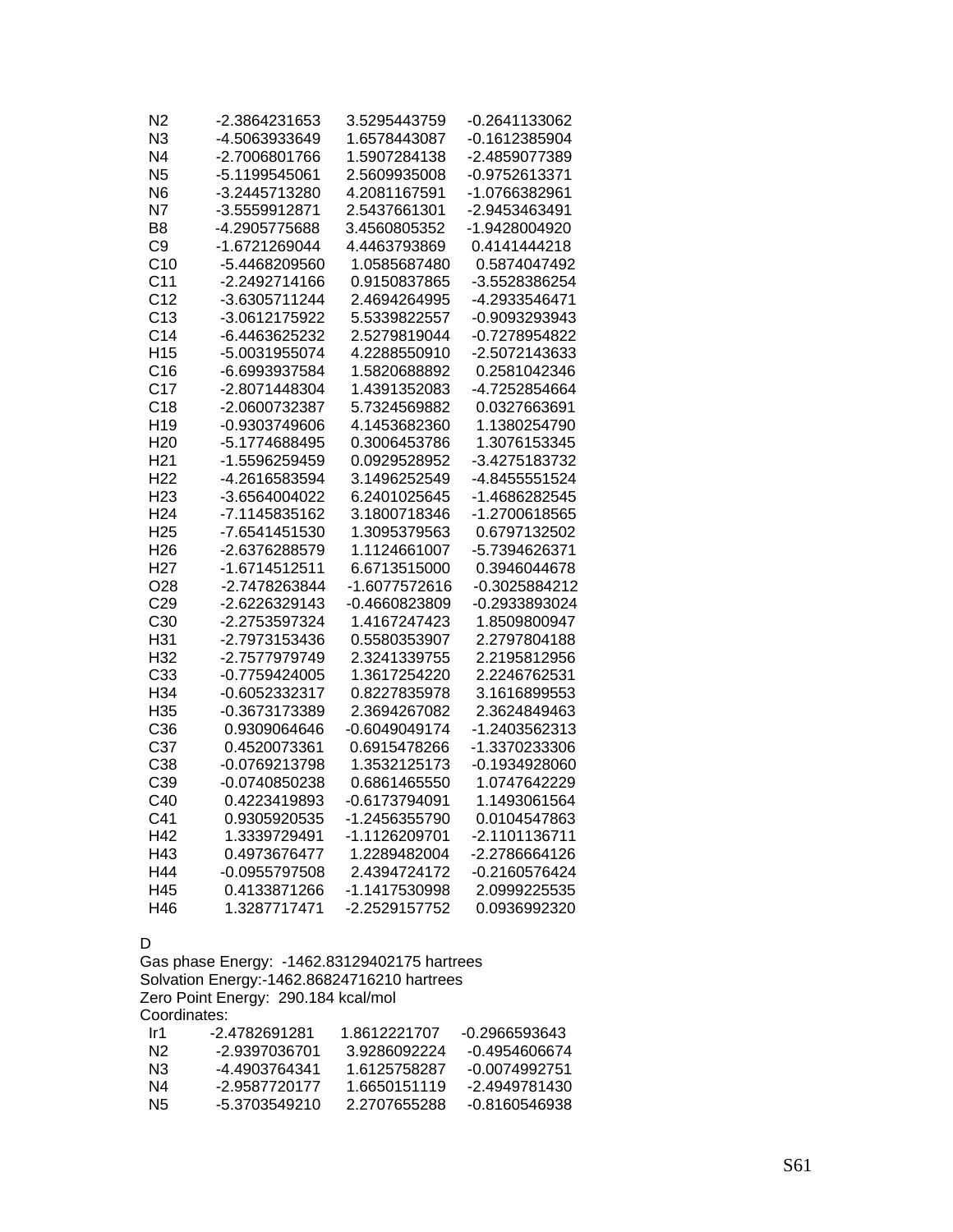| | | | |
|---|---|---|---|
| N2 | -2.3864231653 | 3.5295443759 | -0.2641133062 |
| N3 | -4.5063933649 | 1.6578443087 | -0.1612385904 |
| N4 | -2.7006801766 | 1.5907284138 | -2.4859077389 |
| N5 | -5.1199545061 | 2.5609935008 | -0.9752613371 |
| N6 | -3.2445713280 | 4.2081167591 | -1.0766382961 |
| N7 | -3.5559912871 | 2.5437661301 | -2.9453463491 |
| B8 | -4.2905775688 | 3.4560805352 | -1.9428004920 |
| C9 | -1.6721269044 | 4.4463793869 | 0.4141444218 |
| C10 | -5.4468209560 | 1.0585687480 | 0.5874047492 |
| C11 | -2.2492714166 | 0.9150837865 | -3.5528386254 |
| C12 | -3.6305711244 | 2.4694264995 | -4.2933546471 |
| C13 | -3.0612175922 | 5.5339822557 | -0.9093293943 |
| C14 | -6.4463625232 | 2.5279819044 | -0.7278954822 |
| H15 | -5.0031955074 | 4.2288550910 | -2.5072143633 |
| C16 | -6.6993937584 | 1.5820688892 | 0.2581042346 |
| C17 | -2.8071448304 | 1.4391352083 | -4.7252854664 |
| C18 | -2.0600732387 | 5.7324569882 | 0.0327663691 |
| H19 | -0.9303749606 | 4.1453682360 | 1.1380254790 |
| H20 | -5.1774688495 | 0.3006453786 | 1.3076153345 |
| H21 | -1.5596259459 | 0.0929528952 | -3.4275183732 |
| H22 | -4.2616583594 | 3.1496252549 | -4.8455551524 |
| H23 | -3.6564004022 | 6.2401025645 | -1.4686282545 |
| H24 | -7.1145835162 | 3.1800718346 | -1.2700618565 |
| H25 | -7.6541451530 | 1.3095379563 | 0.6797132502 |
| H26 | -2.6376288579 | 1.1124661007 | -5.7394626371 |
| H27 | -1.6714512511 | 6.6713515000 | 0.3946044678 |
| O28 | -2.7478263844 | -1.6077572616 | -0.3025884212 |
| C29 | -2.6226329143 | -0.4660823809 | -0.2933893024 |
| C30 | -2.2753597324 | 1.4167247423 | 1.8509800947 |
| H31 | -2.7973153436 | 0.5580353907 | 2.2797804188 |
| H32 | -2.7577979749 | 2.3241339755 | 2.2195812956 |
| C33 | -0.7759424005 | 1.3617254220 | 2.2246762531 |
| H34 | -0.6052332317 | 0.8227835978 | 3.1616899553 |
| H35 | -0.3673173389 | 2.3694267082 | 2.3624849463 |
| C36 | 0.9309064646 | -0.6049049174 | -1.2403562313 |
| C37 | 0.4520073361 | 0.6915478266 | -1.3370233306 |
| C38 | -0.0769213798 | 1.3532125173 | -0.1934928060 |
| C39 | -0.0740850238 | 0.6861465550 | 1.0747642229 |
| C40 | 0.4223419893 | -0.6173794091 | 1.1493061564 |
| C41 | 0.9305920535 | -1.2456355790 | 0.0104547863 |
| H42 | 1.3339729491 | -1.1126209701 | -2.1101136711 |
| H43 | 0.4973676477 | 1.2289482004 | -2.2786664126 |
| H44 | -0.0955797508 | 2.4394724172 | -0.2160576424 |
| H45 | 0.4133871266 | -1.1417530998 | 2.0999225535 |
| H46 | 1.3287717471 | -2.2529157752 | 0.0936992320 |

D
Gas phase Energy: -1462.83129402175 hartrees
Solvation Energy:-1462.86824716210 hartrees
Zero Point Energy: 290.184 kcal/mol
Coordinates:

| | | | |
|---|---|---|---|
| Ir1 | -2.4782691281 | 1.8612221707 | -0.2966593643 |
| N2 | -2.9397036701 | 3.9286092224 | -0.4954606674 |
| N3 | -4.4903764341 | 1.6125758287 | -0.0074992751 |
| N4 | -2.9587720177 | 1.6650151119 | -2.4949781430 |
| N5 | -5.3703549210 | 2.2707655288 | -0.8160546938 |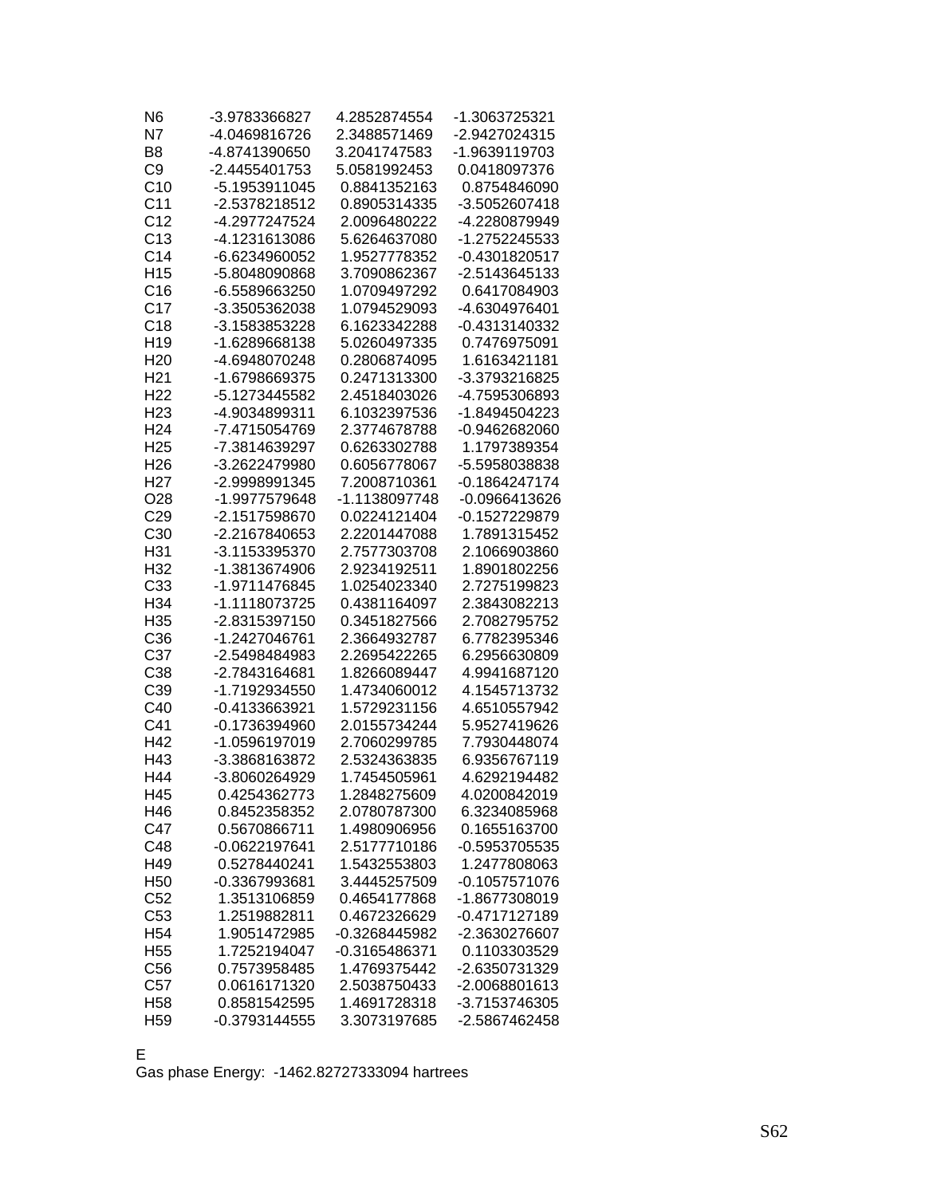| | | | |
|---|---|---|---|
| N6 | -3.9783366827 | 4.2852874554 | -1.3063725321 |
| N7 | -4.0469816726 | 2.3488571469 | -2.9427024315 |
| B8 | -4.8741390650 | 3.2041747583 | -1.9639119703 |
| C9 | -2.4455401753 | 5.0581992453 | 0.0418097376 |
| C10 | -5.1953911045 | 0.8841352163 | 0.8754846090 |
| C11 | -2.5378218512 | 0.8905314335 | -3.5052607418 |
| C12 | -4.2977247524 | 2.0096480222 | -4.2280879949 |
| C13 | -4.1231613086 | 5.6264637080 | -1.2752245533 |
| C14 | -6.6234960052 | 1.9527778352 | -0.4301820517 |
| H15 | -5.8048090868 | 3.7090862367 | -2.5143645133 |
| C16 | -6.5589663250 | 1.0709497292 | 0.6417084903 |
| C17 | -3.3505362038 | 1.0794529093 | -4.6304976401 |
| C18 | -3.1583853228 | 6.1623342288 | -0.4313140332 |
| H19 | -1.6289668138 | 5.0260497335 | 0.7476975091 |
| H20 | -4.6948070248 | 0.2806874095 | 1.6163421181 |
| H21 | -1.6798669375 | 0.2471313300 | -3.3793216825 |
| H22 | -5.1273445582 | 2.4518403026 | -4.7595306893 |
| H23 | -4.9034899311 | 6.1032397536 | -1.8494504223 |
| H24 | -7.4715054769 | 2.3774678788 | -0.9462682060 |
| H25 | -7.3814639297 | 0.6263302788 | 1.1797389354 |
| H26 | -3.2622479980 | 0.6056778067 | -5.5958038838 |
| H27 | -2.9998991345 | 7.2008710361 | -0.1864247174 |
| O28 | -1.9977579648 | -1.1138097748 | -0.0966413626 |
| C29 | -2.1517598670 | 0.0224121404 | -0.1527229879 |
| C30 | -2.2167840653 | 2.2201447088 | 1.7891315452 |
| H31 | -3.1153395370 | 2.7577303708 | 2.1066903860 |
| H32 | -1.3813674906 | 2.9234192511 | 1.8901802256 |
| C33 | -1.9711476845 | 1.0254023340 | 2.7275199823 |
| H34 | -1.1118073725 | 0.4381164097 | 2.3843082213 |
| H35 | -2.8315397150 | 0.3451827566 | 2.7082795752 |
| C36 | -1.2427046761 | 2.3664932787 | 6.7782395346 |
| C37 | -2.5498484983 | 2.2695422265 | 6.2956630809 |
| C38 | -2.7843164681 | 1.8266089447 | 4.9941687120 |
| C39 | -1.7192934550 | 1.4734060012 | 4.1545713732 |
| C40 | -0.4133663921 | 1.5729231156 | 4.6510557942 |
| C41 | -0.1736394960 | 2.0155734244 | 5.9527419626 |
| H42 | -1.0596197019 | 2.7060299785 | 7.7930448074 |
| H43 | -3.3868163872 | 2.5324363835 | 6.9356767119 |
| H44 | -3.8060264929 | 1.7454505961 | 4.6292194482 |
| H45 | 0.4254362773 | 1.2848275609 | 4.0200842019 |
| H46 | 0.8452358352 | 2.0780787300 | 6.3234085968 |
| C47 | 0.5670866711 | 1.4980906956 | 0.1655163700 |
| C48 | -0.0622197641 | 2.5177710186 | -0.5953705535 |
| H49 | 0.5278440241 | 1.5432553803 | 1.2477808063 |
| H50 | -0.3367993681 | 3.4445257509 | -0.1057571076 |
| C52 | 1.3513106859 | 0.4654177868 | -1.8677308019 |
| C53 | 1.2519882811 | 0.4672326629 | -0.4717127189 |
| H54 | 1.9051472985 | -0.3268445982 | -2.3630276607 |
| H55 | 1.7252194047 | -0.3165486371 | 0.1103303529 |
| C56 | 0.7573958485 | 1.4769375442 | -2.6350731329 |
| C57 | 0.0616171320 | 2.5038750433 | -2.0068801613 |
| H58 | 0.8581542595 | 1.4691728318 | -3.7153746305 |
| H59 | -0.3793144555 | 3.3073197685 | -2.5867462458 |

E

Gas phase Energy: -1462.82727333094 hartrees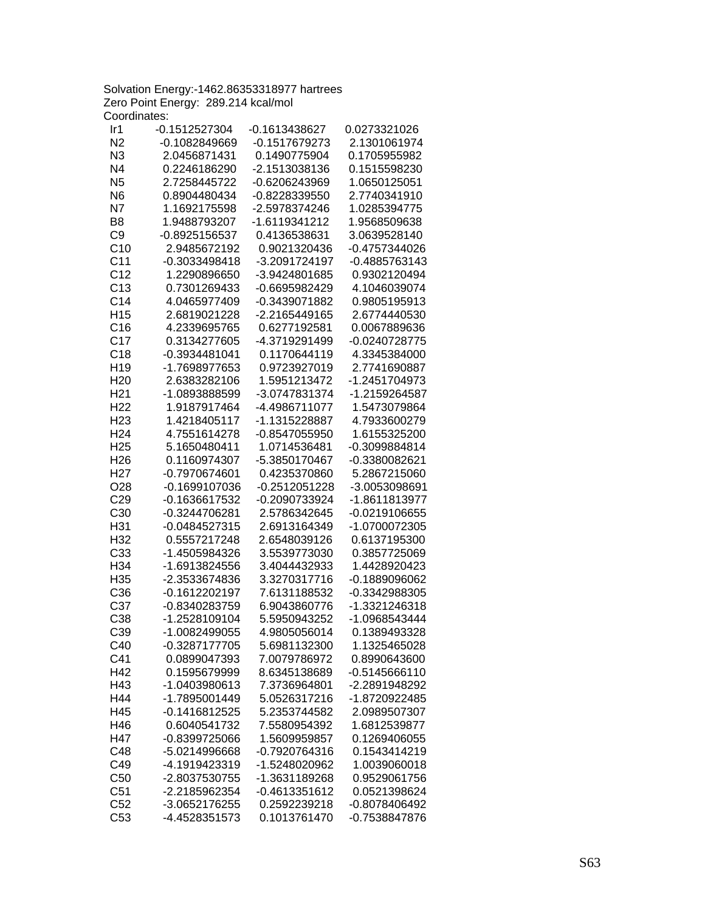Solvation Energy:-1462.86353318977 hartrees
Zero Point Energy: 289.214 kcal/mol
Coordinates:

| | | | |
|---|---|---|---|
| Ir1 | -0.1512527304 | -0.1613438627 | 0.0273321026 |
| N2 | -0.1082849669 | -0.1517679273 | 2.1301061974 |
| N3 | 2.0456871431 | 0.1490775904 | 0.1705955982 |
| N4 | 0.2246186290 | -2.1513038136 | 0.1515598230 |
| N5 | 2.7258445722 | -0.6206243969 | 1.0650125051 |
| N6 | 0.8904480434 | -0.8228339550 | 2.7740341910 |
| N7 | 1.1692175598 | -2.5978374246 | 1.0285394775 |
| B8 | 1.9488793207 | -1.6119341212 | 1.9568509638 |
| C9 | -0.8925156537 | 0.4136538631 | 3.0639528140 |
| C10 | 2.9485672192 | 0.9021320436 | -0.4757344026 |
| C11 | -0.3033498418 | -3.2091724197 | -0.4885763143 |
| C12 | 1.2290896650 | -3.9424801685 | 0.9302120494 |
| C13 | 0.7301269433 | -0.6695982429 | 4.1046039074 |
| C14 | 4.0465977409 | -0.3439071882 | 0.9805195913 |
| H15 | 2.6819021228 | -2.2165449165 | 2.6774440530 |
| C16 | 4.2339695765 | 0.6277192581 | 0.0067889636 |
| C17 | 0.3134277605 | -4.3719291499 | -0.0240728775 |
| C18 | -0.3934481041 | 0.1170644119 | 4.3345384000 |
| H19 | -1.7698977653 | 0.9723927019 | 2.7741690887 |
| H20 | 2.6383282106 | 1.5951213472 | -1.2451704973 |
| H21 | -1.0893888599 | -3.0747831374 | -1.2159264587 |
| H22 | 1.9187917464 | -4.4986711077 | 1.5473079864 |
| H23 | 1.4218405117 | -1.1315228887 | 4.7933600279 |
| H24 | 4.7551614278 | -0.8547055950 | 1.6155325200 |
| H25 | 5.1650480411 | 1.0714536481 | -0.3099884814 |
| H26 | 0.1160974307 | -5.3850170467 | -0.3380082621 |
| H27 | -0.7970674601 | 0.4235370860 | 5.2867215060 |
| O28 | -0.1699107036 | -0.2512051228 | -3.0053098691 |
| C29 | -0.1636617532 | -0.2090733924 | -1.8611813977 |
| C30 | -0.3244706281 | 2.5786342645 | -0.0219106655 |
| H31 | -0.0484527315 | 2.6913164349 | -1.0700072305 |
| H32 | 0.5557217248 | 2.6548039126 | 0.6137195300 |
| C33 | -1.4505984326 | 3.5539773030 | 0.3857725069 |
| H34 | -1.6913824556 | 3.4044432933 | 1.4428920423 |
| H35 | -2.3533674836 | 3.3270317716 | -0.1889096062 |
| C36 | -0.1612202197 | 7.6131188532 | -0.3342988305 |
| C37 | -0.8340283759 | 6.9043860776 | -1.3321246318 |
| C38 | -1.2528109104 | 5.5950943252 | -1.0968543444 |
| C39 | -1.0082499055 | 4.9805056014 | 0.1389493328 |
| C40 | -0.3287177705 | 5.6981132300 | 1.1325465028 |
| C41 | 0.0899047393 | 7.0079786972 | 0.8990643600 |
| H42 | 0.1595679999 | 8.6345138689 | -0.5145666110 |
| H43 | -1.0403980613 | 7.3736964801 | -2.2891948292 |
| H44 | -1.7895001449 | 5.0526317216 | -1.8720922485 |
| H45 | -0.1416812525 | 5.2353744582 | 2.0989507307 |
| H46 | 0.6040541732 | 7.5580954392 | 1.6812539877 |
| H47 | -0.8399725066 | 1.5609959857 | 0.1269406055 |
| C48 | -5.0214996668 | -0.7920764316 | 0.1543414219 |
| C49 | -4.1919423319 | -1.5248020962 | 1.0039060018 |
| C50 | -2.8037530755 | -1.3631189268 | 0.9529061756 |
| C51 | -2.2185962354 | -0.4613351612 | 0.0521398624 |
| C52 | -3.0652176255 | 0.2592239218 | -0.8078406492 |
| C53 | -4.4528351573 | 0.1013761470 | -0.7538847876 |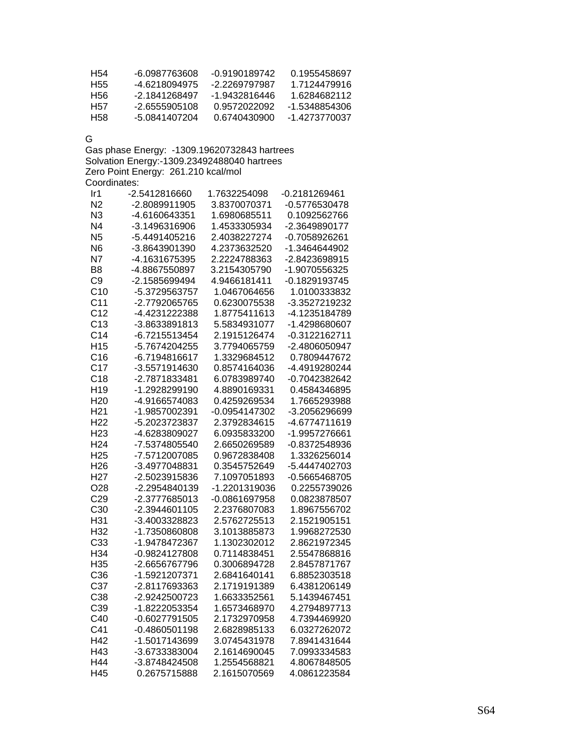| | | | |
|---|---|---|---|
| H54 | -6.0987763608 | -0.9190189742 | 0.1955458697 |
| H55 | -4.6218094975 | -2.2269797987 | 1.7124479916 |
| H56 | -2.1841268497 | -1.9432816446 | 1.6284682112 |
| H57 | -2.6555905108 | 0.9572022092 | -1.5348854306 |
| H58 | -5.0841407204 | 0.6740430900 | -1.4273770037 |

G

Gas phase Energy: -1309.19620732843 hartrees
Solvation Energy:-1309.23492488040 hartrees
Zero Point Energy: 261.210 kcal/mol
Coordinates:

| | | | |
|---|---|---|---|
| Ir1 | -2.5412816660 | 1.7632254098 | -0.2181269461 |
| N2 | -2.8089911905 | 3.8370070371 | -0.5776530478 |
| N3 | -4.6160643351 | 1.6980685511 | 0.1092562766 |
| N4 | -3.1496316906 | 1.4533305934 | -2.3649890177 |
| N5 | -5.4491405216 | 2.4038227274 | -0.7058926261 |
| N6 | -3.8643901390 | 4.2373632520 | -1.3464644902 |
| N7 | -4.1631675395 | 2.2224788363 | -2.8423698915 |
| B8 | -4.8867550897 | 3.2154305790 | -1.9070556325 |
| C9 | -2.1585699494 | 4.9466181411 | -0.1829193745 |
| C10 | -5.3729563757 | 1.0467064656 | 1.0100333832 |
| C11 | -2.7792065765 | 0.6230075538 | -3.3527219232 |
| C12 | -4.4231222388 | 1.8775411613 | -4.1235184789 |
| C13 | -3.8633891813 | 5.5834931077 | -1.4298680607 |
| C14 | -6.7215513454 | 2.1915126474 | -0.3122162711 |
| H15 | -5.7674204255 | 3.7794065759 | -2.4806050947 |
| C16 | -6.7194816617 | 1.3329684512 | 0.7809447672 |
| C17 | -3.5571914630 | 0.8574164036 | -4.4919280244 |
| C18 | -2.7871833481 | 6.0783989740 | -0.7042382642 |
| H19 | -1.2928299190 | 4.8890169331 | 0.4584346895 |
| H20 | -4.9166574083 | 0.4259269534 | 1.7665293988 |
| H21 | -1.9857002391 | -0.0954147302 | -3.2056296699 |
| H22 | -5.2023723837 | 2.3792834615 | -4.6774711619 |
| H23 | -4.6283809027 | 6.0935833200 | -1.9957276661 |
| H24 | -7.5374805540 | 2.6650269589 | -0.8372548936 |
| H25 | -7.5712007085 | 0.9672838408 | 1.3326256014 |
| H26 | -3.4977048831 | 0.3545752649 | -5.4447402703 |
| H27 | -2.5023915836 | 7.1097051893 | -0.5665468705 |
| O28 | -2.2954840139 | -1.2201319036 | 0.2255739026 |
| C29 | -2.3777685013 | -0.0861697958 | 0.0823878507 |
| C30 | -2.3944601105 | 2.2376807083 | 1.8967556702 |
| H31 | -3.4003328823 | 2.5762725513 | 2.1521905151 |
| H32 | -1.7350860808 | 3.1013885873 | 1.9968272530 |
| C33 | -1.9478472367 | 1.1302302012 | 2.8621972345 |
| H34 | -0.9824127808 | 0.7114838451 | 2.5547868816 |
| H35 | -2.6656767796 | 0.3006894728 | 2.8457871767 |
| C36 | -1.5921207371 | 2.6841640141 | 6.8852303518 |
| C37 | -2.8117693363 | 2.1719191389 | 6.4381206149 |
| C38 | -2.9242500723 | 1.6633352561 | 5.1439467451 |
| C39 | -1.8222053354 | 1.6573468970 | 4.2794897713 |
| C40 | -0.6027791505 | 2.1732970958 | 4.7394469920 |
| C41 | -0.4860501198 | 2.6828985133 | 6.0327262072 |
| H42 | -1.5017143699 | 3.0745431978 | 7.8941431644 |
| H43 | -3.6733383004 | 2.1614690045 | 7.0993334583 |
| H44 | -3.8748424508 | 1.2554568821 | 4.8067848505 |
| H45 | 0.2675715888 | 2.1615070569 | 4.0861223584 |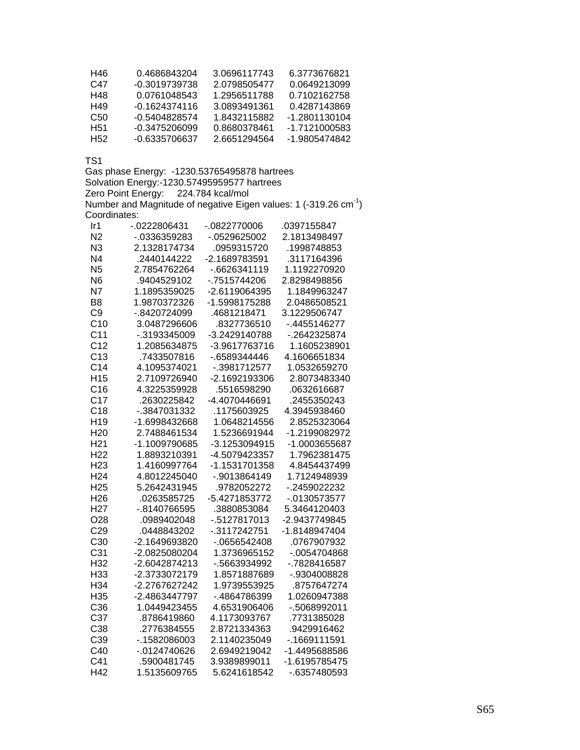| | | | |
|---|---|---|---|
| H46 | 0.4686843204 | 3.0696117743 | 6.3773676821 |
| C47 | -0.3019739738 | 2.0798505477 | 0.0649213099 |
| H48 | 0.0761048543 | 1.2956511788 | 0.7102162758 |
| H49 | -0.1624374116 | 3.0893491361 | 0.4287143869 |
| C50 | -0.5404828574 | 1.8432115882 | -1.2801130104 |
| H51 | -0.3475206099 | 0.8680378461 | -1.7121000583 |
| H52 | -0.6335706637 | 2.6651294564 | -1.9805474842 |

TS1

Gas phase Energy: -1230.53765495878 hartrees

Solvation Energy:-1230.57495959577 hartrees

Zero Point Energy: 224.784 kcal/mol

Number and Magnitude of negative Eigen values: 1 (-319.26 $cm^{-1}$)

Coordinates:

| | | | |
|---|---|---|---|
| Ir1 | -.0222806431 | -.0822770006 | .0397155847 |
| N2 | -.0336359283 | -.0529625002 | 2.1813498497 |
| N3 | 2.1328174734 | .0959315720 | .1998748853 |
| N4 | .2440144222 | -2.1689783591 | .3117164396 |
| N5 | 2.7854762264 | -.6626341119 | 1.1192270920 |
| N6 | .9404529102 | -.7515744206 | 2.8298498856 |
| N7 | 1.1895359025 | -2.6119064395 | 1.1849963247 |
| B8 | 1.9870372326 | -1.5998175288 | 2.0486508521 |
| C9 | -.8420724099 | .4681218471 | 3.1229506747 |
| C10 | 3.0487296606 | .8327736510 | -.4455146277 |
| C11 | -.3193345009 | -3.2429140788 | -.2642325874 |
| C12 | 1.2085634875 | -3.9617763716 | 1.1605238901 |
| C13 | .7433507816 | -.6589344446 | 4.1606651834 |
| C14 | 4.1095374021 | -.3981712577 | 1.0532659270 |
| H15 | 2.7109726940 | -2.1692193306 | 2.8073483340 |
| C16 | 4.3225359928 | .5516598290 | .0632616687 |
| C17 | .2630225842 | -4.4070446691 | .2455350243 |
| C18 | -.3847031332 | .1175603925 | 4.3945938460 |
| H19 | -1.6998432668 | 1.0648214556 | 2.8525323064 |
| H20 | 2.7488461534 | 1.5236691944 | -1.2199082972 |
| H21 | -1.1009790685 | -3.1253094915 | -1.0003655687 |
| H22 | 1.8893210391 | -4.5079423357 | 1.7962381475 |
| H23 | 1.4160997764 | -1.1531701358 | 4.8454437499 |
| H24 | 4.8012245040 | -.9013864149 | 1.7124948939 |
| H25 | 5.2642431945 | .9782052272 | -.2459022232 |
| H26 | .0263585725 | -5.4271853772 | -.0130573577 |
| H27 | -.8140766595 | .3880853084 | 5.3464120403 |
| O28 | .0989402048 | -.5127817013 | -2.9437749845 |
| C29 | .0448843202 | -.3117242751 | -1.8148947404 |
| C30 | -2.1649693820 | -.0656542408 | .0767907932 |
| C31 | -2.0825080204 | 1.3736965152 | -.0054704868 |
| H32 | -2.6042874213 | -.5663934992 | -.7828416587 |
| H33 | -2.3733072179 | 1.8571887689 | -.9304008828 |
| H34 | -2.2767627242 | 1.9739553925 | .8757647274 |
| H35 | -2.4863447797 | -.4864786399 | 1.0260947388 |
| C36 | 1.0449423455 | 4.6531906406 | -.5068992011 |
| C37 | .8786419860 | 4.1173093767 | .7731385028 |
| C38 | .2776384555 | 2.8721334363 | .9429916462 |
| C39 | -.1582086003 | 2.1140235049 | -.1669111591 |
| C40 | -.0124740626 | 2.6949219042 | -1.4495688586 |
| C41 | .5900481745 | 3.9389899011 | -1.6195785475 |
| H42 | 1.5135609765 | 5.6241618542 | -.6357480593 |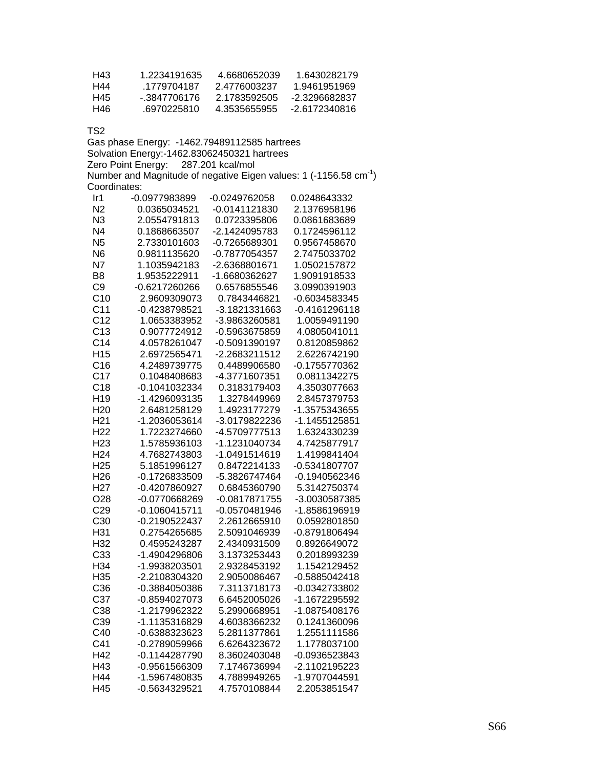| | | | |
|---|---|---|---|
| H43 | 1.2234191635 | 4.6680652039 | 1.6430282179 |
| H44 | .1779704187 | 2.4776003237 | 1.9461951969 |
| H45 | -.3847706176 | 2.1783592505 | -2.3296682837 |
| H46 | .6970225810 | 4.3535655955 | -2.6172340816 |

TS2

Gas phase Energy: -1462.79489112585 hartrees

Solvation Energy:-1462.83062450321 hartrees

Zero Point Energy: 287.201 kcal/mol

Number and Magnitude of negative Eigen values: 1 (-1156.58 $cm^{-1}$)

Coordinates:

| | | | |
|---|---|---|---|
| Ir1 | -0.0977983899 | -0.0249762058 | 0.0248643332 |
| N2 | 0.0365034521 | -0.0141121830 | 2.1376958196 |
| N3 | 2.0554791813 | 0.0723395806 | 0.0861683689 |
| N4 | 0.1868663507 | -2.1424095783 | 0.1724596112 |
| N5 | 2.7330101603 | -0.7265689301 | 0.9567458670 |
| N6 | 0.9811135620 | -0.7877054357 | 2.7475033702 |
| N7 | 1.1035942183 | -2.6368801671 | 1.0502157872 |
| B8 | 1.9535222911 | -1.6680362627 | 1.9091918533 |
| C9 | -0.6217260266 | 0.6576855546 | 3.0990391903 |
| C10 | 2.9609309073 | 0.7843446821 | -0.6034583345 |
| C11 | -0.4238798521 | -3.1821331663 | -0.4161296118 |
| C12 | 1.0653383952 | -3.9863260581 | 1.0059491190 |
| C13 | 0.9077724912 | -0.5963675859 | 4.0805041011 |
| C14 | 4.0578261047 | -0.5091390197 | 0.8120859862 |
| H15 | 2.6972565471 | -2.2683211512 | 2.6226742190 |
| C16 | 4.2489739775 | 0.4489906580 | -0.1755770362 |
| C17 | 0.1048408683 | -4.3771607351 | 0.0811342275 |
| C18 | -0.1041032334 | 0.3183179403 | 4.3503077663 |
| H19 | -1.4296093135 | 1.3278449969 | 2.8457379753 |
| H20 | 2.6481258129 | 1.4923177279 | -1.3575343655 |
| H21 | -1.2036053614 | -3.0179822236 | -1.1455125851 |
| H22 | 1.7223274660 | -4.5709777513 | 1.6324330239 |
| H23 | 1.5785936103 | -1.1231040734 | 4.7425877917 |
| H24 | 4.7682743803 | -1.0491514619 | 1.4199841404 |
| H25 | 5.1851996127 | 0.8472214133 | -0.5341807707 |
| H26 | -0.1726833509 | -5.3826747464 | -0.1940562346 |
| H27 | -0.4207860927 | 0.6845360790 | 5.3142750374 |
| O28 | -0.0770668269 | -0.0817871755 | -3.0030587385 |
| C29 | -0.1060415711 | -0.0570481946 | -1.8586196919 |
| C30 | -0.2190522437 | 2.2612665910 | 0.0592801850 |
| H31 | 0.2754265685 | 2.5091046939 | -0.8791806494 |
| H32 | 0.4595243287 | 2.4340931509 | 0.8926649072 |
| C33 | -1.4904296806 | 3.1373253443 | 0.2018993239 |
| H34 | -1.9938203501 | 2.9328453192 | 1.1542129452 |
| H35 | -2.2108304320 | 2.9050086467 | -0.5885042418 |
| C36 | -0.3884050386 | 7.3113718173 | -0.0342733802 |
| C37 | -0.8594027073 | 6.6452005026 | -1.1672295592 |
| C38 | -1.2179962322 | 5.2990668951 | -1.0875408176 |
| C39 | -1.1135316829 | 4.6038366232 | 0.1241360096 |
| C40 | -0.6388323623 | 5.2811377861 | 1.2551111586 |
| C41 | -0.2789059966 | 6.6264323672 | 1.1778037100 |
| H42 | -0.1144287790 | 8.3602403048 | -0.0936523843 |
| H43 | -0.9561566309 | 7.1746736994 | -2.1102195223 |
| H44 | -1.5967480835 | 4.7889949265 | -1.9707044591 |
| H45 | -0.5634329521 | 4.7570108844 | 2.2053851547 |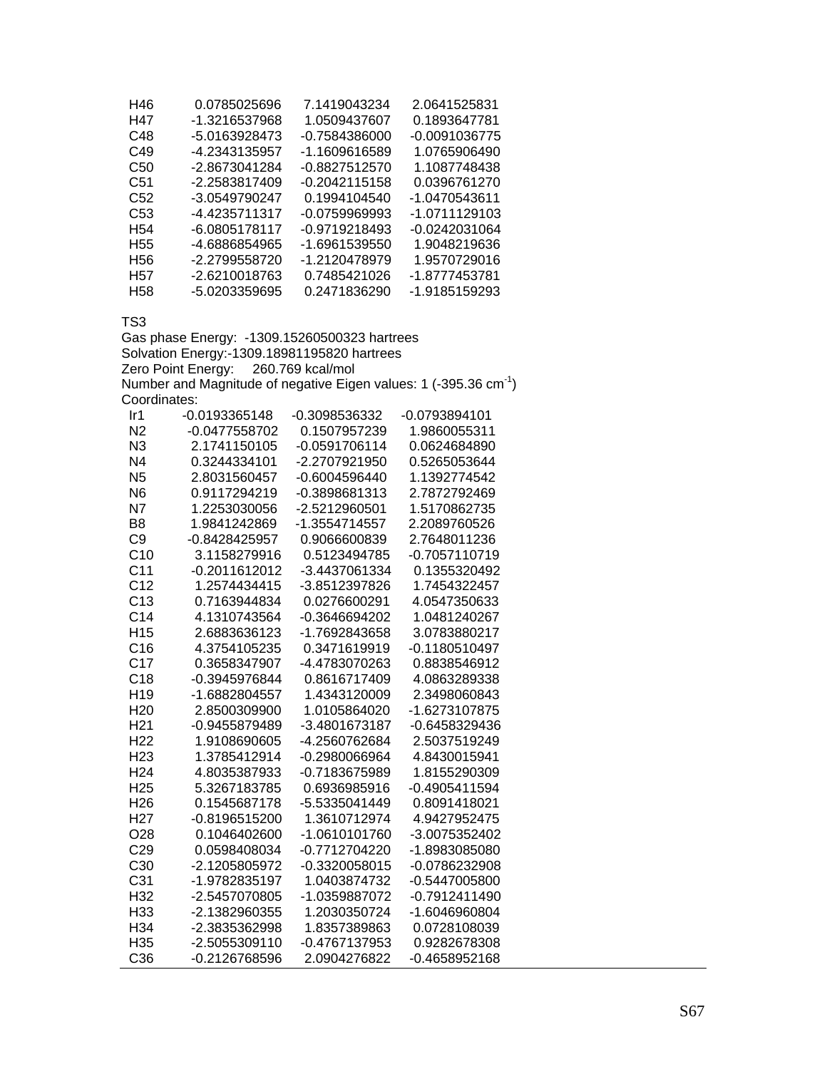| | | | |
|---|---|---|---|
| H46 | 0.0785025696 | 7.1419043234 | 2.0641525831 |
| H47 | -1.3216537968 | 1.0509437607 | 0.1893647781 |
| C48 | -5.0163928473 | -0.7584386000 | -0.0091036775 |
| C49 | -4.2343135957 | -1.1609616589 | 1.0765906490 |
| C50 | -2.8673041284 | -0.8827512570 | 1.1087748438 |
| C51 | -2.2583817409 | -0.2042115158 | 0.0396761270 |
| C52 | -3.0549790247 | 0.1994104540 | -1.0470543611 |
| C53 | -4.4235711317 | -0.0759969993 | -1.0711129103 |
| H54 | -6.0805178117 | -0.9719218493 | -0.0242031064 |
| H55 | -4.6886854965 | -1.6961539550 | 1.9048219636 |
| H56 | -2.2799558720 | -1.2120478979 | 1.9570729016 |
| H57 | -2.6210018763 | 0.7485421026 | -1.8777453781 |
| H58 | -5.0203359695 | 0.2471836290 | -1.9185159293 |

TS3

Gas phase Energy: -1309.15260500323 hartrees

Solvation Energy:-1309.18981195820 hartrees

Zero Point Energy: 260.769 kcal/mol

Number and Magnitude of negative Eigen values: 1 (-395.36 $cm^{-1}$)

Coordinates:

| | | | |
|---|---|---|---|
| Ir1 | -0.0193365148 | -0.3098536332 | -0.0793894101 |
| N2 | -0.0477558702 | 0.1507957239 | 1.9860055311 |
| N3 | 2.1741150105 | -0.0591706114 | 0.0624684890 |
| N4 | 0.3244334101 | -2.2707921950 | 0.5265053644 |
| N5 | 2.8031560457 | -0.6004596440 | 1.1392774542 |
| N6 | 0.9117294219 | -0.3898681313 | 2.7872792469 |
| N7 | 1.2253030056 | -2.5212960501 | 1.5170862735 |
| B8 | 1.9841242869 | -1.3554714557 | 2.2089760526 |
| C9 | -0.8428425957 | 0.9066600839 | 2.7648011236 |
| C10 | 3.1158279916 | 0.5123494785 | -0.7057110719 |
| C11 | -0.2011612012 | -3.4437061334 | 0.1355320492 |
| C12 | 1.2574434415 | -3.8512397826 | 1.7454322457 |
| C13 | 0.7163944834 | 0.0276600291 | 4.0547350633 |
| C14 | 4.1310743564 | -0.3646694202 | 1.0481240267 |
| H15 | 2.6883636123 | -1.7692843658 | 3.0783880217 |
| C16 | 4.3754105235 | 0.3471619919 | -0.1180510497 |
| C17 | 0.3658347907 | -4.4783070263 | 0.8838546912 |
| C18 | -0.3945976844 | 0.8616717409 | 4.0863289338 |
| H19 | -1.6882804557 | 1.4343120009 | 2.3498060843 |
| H20 | 2.8500309900 | 1.0105864020 | -1.6273107875 |
| H21 | -0.9455879489 | -3.4801673187 | -0.6458329436 |
| H22 | 1.9108690605 | -4.2560762684 | 2.5037519249 |
| H23 | 1.3785412914 | -0.2980066964 | 4.8430015941 |
| H24 | 4.8035387933 | -0.7183675989 | 1.8155290309 |
| H25 | 5.3267183785 | 0.6936985916 | -0.4905411594 |
| H26 | 0.1545687178 | -5.5335041449 | 0.8091418021 |
| H27 | -0.8196515200 | 1.3610712974 | 4.9427952475 |
| O28 | 0.1046402600 | -1.0610101760 | -3.0075352402 |
| C29 | 0.0598408034 | -0.7712704220 | -1.8983085080 |
| C30 | -2.1205805972 | -0.3320058015 | -0.0786232908 |
| C31 | -1.9782835197 | 1.0403874732 | -0.5447005800 |
| H32 | -2.5457070805 | -1.0359887072 | -0.7912411490 |
| H33 | -2.1382960355 | 1.2030350724 | -1.6046960804 |
| H34 | -2.3835362998 | 1.8357389863 | 0.0728108039 |
| H35 | -2.5055309110 | -0.4767137953 | 0.9282678308 |
| C36 | -0.2126768596 | 2.0904276822 | -0.4658952168 |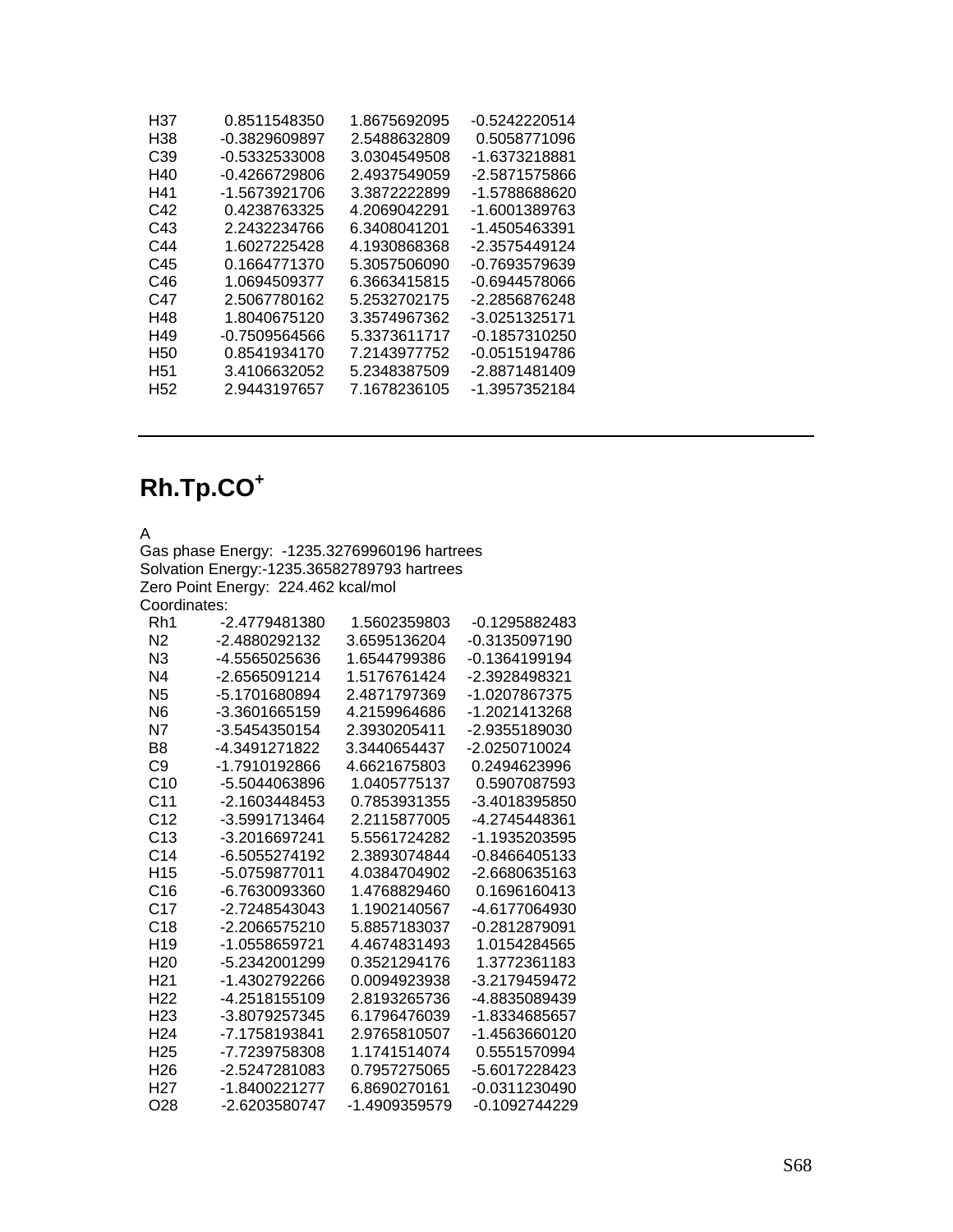| | | | |
|---|---|---|---|
| H37 | 0.8511548350 | 1.8675692095 | -0.5242220514 |
| H38 | -0.3829609897 | 2.5488632809 | 0.5058771096 |
| C39 | -0.5332533008 | 3.0304549508 | -1.6373218881 |
| H40 | -0.4266729806 | 2.4937549059 | -2.5871575866 |
| H41 | -1.5673921706 | 3.3872222899 | -1.5788688620 |
| C42 | 0.4238763325 | 4.2069042291 | -1.6001389763 |
| C43 | 2.2432234766 | 6.3408041201 | -1.4505463391 |
| C44 | 1.6027225428 | 4.1930868368 | -2.3575449124 |
| C45 | 0.1664771370 | 5.3057506090 | -0.7693579639 |
| C46 | 1.0694509377 | 6.3663415815 | -0.6944578066 |
| C47 | 2.5067780162 | 5.2532702175 | -2.2856876248 |
| H48 | 1.8040675120 | 3.3574967362 | -3.0251325171 |
| H49 | -0.7509564566 | 5.3373611717 | -0.1857310250 |
| H50 | 0.8541934170 | 7.2143977752 | -0.0515194786 |
| H51 | 3.4106632052 | 5.2348387509 | -2.8871481409 |
| H52 | 2.9443197657 | 7.1678236105 | -1.3957352184 |

---

# Rh.Tp.CO$^{+}$

A

Gas phase Energy: -1235.32769960196 hartrees

Solvation Energy:-1235.36582789793 hartrees

Zero Point Energy: 224.462 kcal/mol

Coordinates:

| | | | |
|---|---|---|---|
| Rh1 | -2.4779481380 | 1.5602359803 | -0.1295882483 |
| N2 | -2.4880292132 | 3.6595136204 | -0.3135097190 |
| N3 | -4.5565025636 | 1.6544799386 | -0.1364199194 |
| N4 | -2.6565091214 | 1.5176761424 | -2.3928498321 |
| N5 | -5.1701680894 | 2.4871797369 | -1.0207867375 |
| N6 | -3.3601665159 | 4.2159964686 | -1.2021413268 |
| N7 | -3.5454350154 | 2.3930205411 | -2.9355189030 |
| B8 | -4.3491271822 | 3.3440654437 | -2.0250710024 |
| C9 | -1.7910192866 | 4.6621675803 | 0.2494623996 |
| C10 | -5.5044063896 | 1.0405775137 | 0.5907087593 |
| C11 | -2.1603448453 | 0.7853931355 | -3.4018395850 |
| C12 | -3.5991713464 | 2.2115877005 | -4.2745448361 |
| C13 | -3.2016697241 | 5.5561724282 | -1.1935203595 |
| C14 | -6.5055274192 | 2.3893074844 | -0.8466405133 |
| H15 | -5.0759877011 | 4.0384704902 | -2.6680635163 |
| C16 | -6.7630093360 | 1.4768829460 | 0.1696160413 |
| C17 | -2.7248543043 | 1.1902140567 | -4.6177064930 |
| C18 | -2.2066575210 | 5.8857183037 | -0.2812879091 |
| H19 | -1.0558659721 | 4.4674831493 | 1.0154284565 |
| H20 | -5.2342001299 | 0.3521294176 | 1.3772361183 |
| H21 | -1.4302792266 | 0.0094923938 | -3.2179459472 |
| H22 | -4.2518155109 | 2.8193265736 | -4.8835089439 |
| H23 | -3.8079257345 | 6.1796476039 | -1.8334685657 |
| H24 | -7.1758193841 | 2.9765810507 | -1.4563660120 |
| H25 | -7.7239758308 | 1.1741514074 | 0.5551570994 |
| H26 | -2.5247281083 | 0.7957275065 | -5.6017228423 |
| H27 | -1.8400221277 | 6.8690270161 | -0.0311230490 |
| O28 | -2.6203580747 | -1.4909359579 | -0.1092744229 |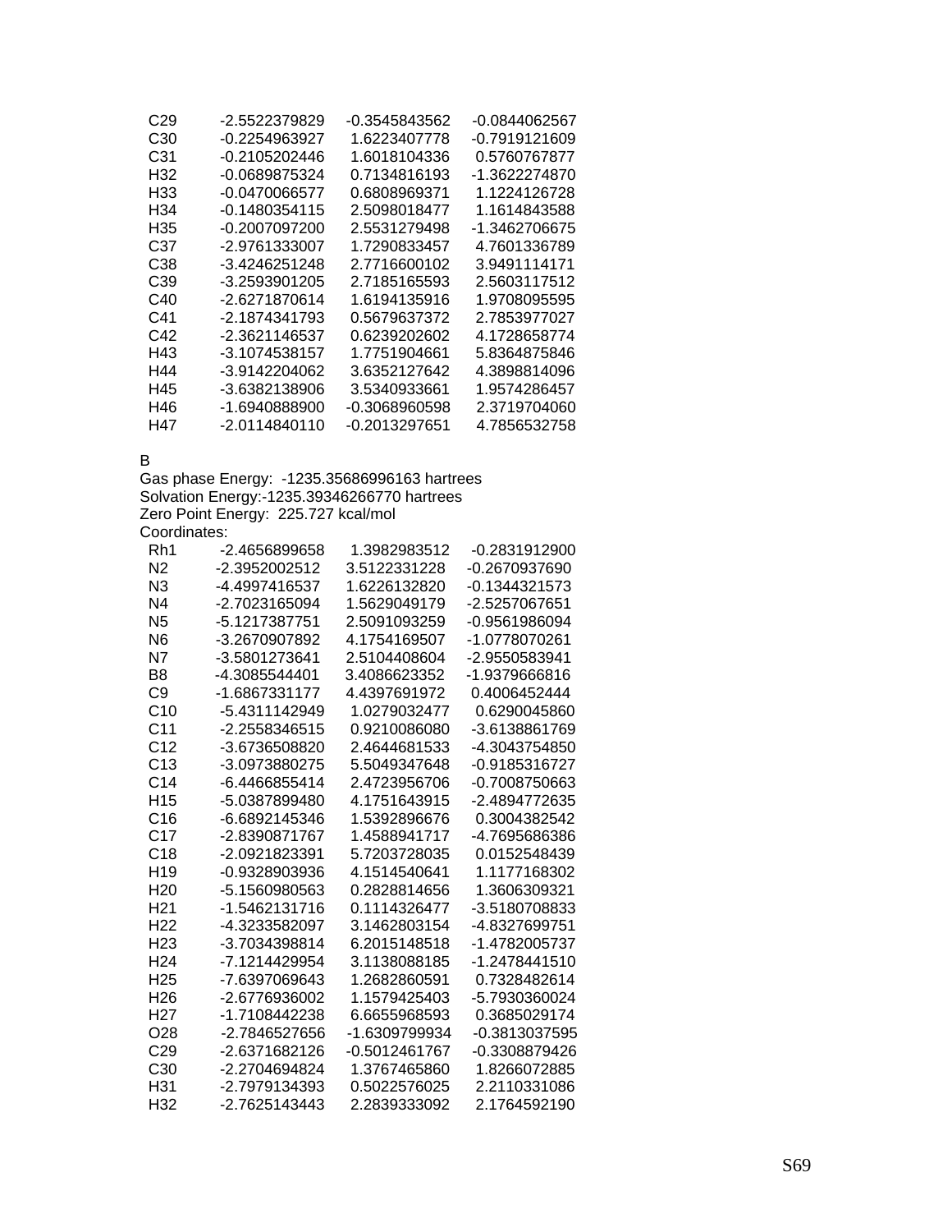| | | | |
|---|---|---|---|
| C29 | -2.5522379829 | -0.3545843562 | -0.0844062567 |
| C30 | -0.2254963927 | 1.6223407778 | -0.7919121609 |
| C31 | -0.2105202446 | 1.6018104336 | 0.5760767877 |
| H32 | -0.0689875324 | 0.7134816193 | -1.3622274870 |
| H33 | -0.0470066577 | 0.6808969371 | 1.1224126728 |
| H34 | -0.1480354115 | 2.5098018477 | 1.1614843588 |
| H35 | -0.2007097200 | 2.5531279498 | -1.3462706675 |
| C37 | -2.9761333007 | 1.7290833457 | 4.7601336789 |
| C38 | -3.4246251248 | 2.7716600102 | 3.9491114171 |
| C39 | -3.2593901205 | 2.7185165593 | 2.5603117512 |
| C40 | -2.6271870614 | 1.6194135916 | 1.9708095595 |
| C41 | -2.1874341793 | 0.5679637372 | 2.7853977027 |
| C42 | -2.3621146537 | 0.6239202602 | 4.1728658774 |
| H43 | -3.1074538157 | 1.7751904661 | 5.8364875846 |
| H44 | -3.9142204062 | 3.6352127642 | 4.3898814096 |
| H45 | -3.6382138906 | 3.5340933661 | 1.9574286457 |
| H46 | -1.6940888900 | -0.3068960598 | 2.3719704060 |
| H47 | -2.0114840110 | -0.2013297651 | 4.7856532758 |

B

Gas phase Energy: -1235.35686996163 hartrees

Solvation Energy:-1235.39346266770 hartrees

Zero Point Energy: 225.727 kcal/mol

Coordinates:

| | | | |
|---|---|---|---|
| Rh1 | -2.4656899658 | 1.3982983512 | -0.2831912900 |
| N2 | -2.3952002512 | 3.5122331228 | -0.2670937690 |
| N3 | -4.4997416537 | 1.6226132820 | -0.1344321573 |
| N4 | -2.7023165094 | 1.5629049179 | -2.5257067651 |
| N5 | -5.1217387751 | 2.5091093259 | -0.9561986094 |
| N6 | -3.2670907892 | 4.1754169507 | -1.0778070261 |
| N7 | -3.5801273641 | 2.5104408604 | -2.9550583941 |
| B8 | -4.3085544401 | 3.4086623352 | -1.9379666816 |
| C9 | -1.6867331177 | 4.4397691972 | 0.4006452444 |
| C10 | -5.4311142949 | 1.0279032477 | 0.6290045860 |
| C11 | -2.2558346515 | 0.9210086080 | -3.6138861769 |
| C12 | -3.6736508820 | 2.4644681533 | -4.3043754850 |
| C13 | -3.0973880275 | 5.5049347648 | -0.9185316727 |
| C14 | -6.4466855414 | 2.4723956706 | -0.7008750663 |
| H15 | -5.0387899480 | 4.1751643915 | -2.4894772635 |
| C16 | -6.6892145346 | 1.5392896676 | 0.3004382542 |
| C17 | -2.8390871767 | 1.4588941717 | -4.7695686386 |
| C18 | -2.0921823391 | 5.7203728035 | 0.0152548439 |
| H19 | -0.9328903936 | 4.1514540641 | 1.1177168302 |
| H20 | -5.1560980563 | 0.2828814656 | 1.3606309321 |
| H21 | -1.5462131716 | 0.1114326477 | -3.5180708833 |
| H22 | -4.3233582097 | 3.1462803154 | -4.8327699751 |
| H23 | -3.7034398814 | 6.2015148518 | -1.4782005737 |
| H24 | -7.1214429954 | 3.1138088185 | -1.2478441510 |
| H25 | -7.6397069643 | 1.2682860591 | 0.7328482614 |
| H26 | -2.6776936002 | 1.1579425403 | -5.7930360024 |
| H27 | -1.7108442238 | 6.6655968593 | 0.3685029174 |
| O28 | -2.7846527656 | -1.6309799934 | -0.3813037595 |
| C29 | -2.6371682126 | -0.5012461767 | -0.3308879426 |
| C30 | -2.2704694824 | 1.3767465860 | 1.8266072885 |
| H31 | -2.7979134393 | 0.5022576025 | 2.2110331086 |
| H32 | -2.7625143443 | 2.2839333092 | 2.1764592190 |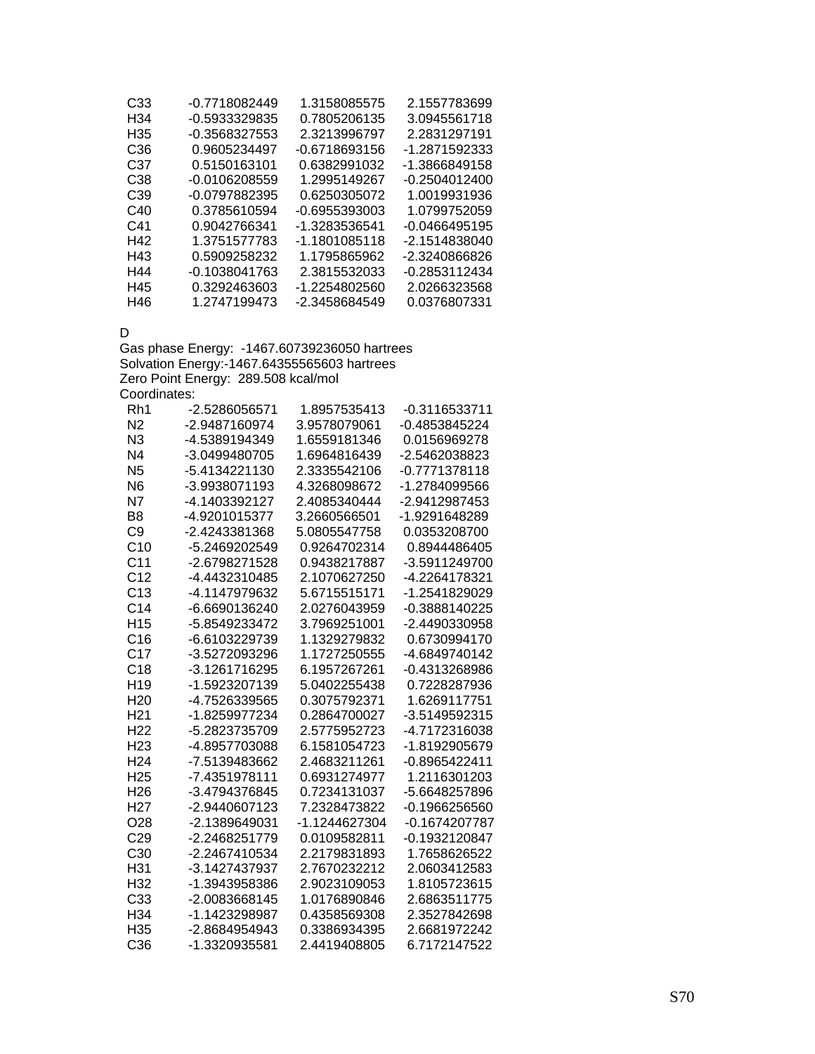| | | | |
|---|---|---|---|
| C33 | -0.7718082449 | 1.3158085575 | 2.1557783699 |
| H34 | -0.5933329835 | 0.7805206135 | 3.0945561718 |
| H35 | -0.3568327553 | 2.3213996797 | 2.2831297191 |
| C36 | 0.9605234497 | -0.6718693156 | -1.2871592333 |
| C37 | 0.5150163101 | 0.6382991032 | -1.3866849158 |
| C38 | -0.0106208559 | 1.2995149267 | -0.2504012400 |
| C39 | -0.0797882395 | 0.6250305072 | 1.0019931936 |
| C40 | 0.3785610594 | -0.6955393003 | 1.0799752059 |
| C41 | 0.9042766341 | -1.3283536541 | -0.0466495195 |
| H42 | 1.3751577783 | -1.1801085118 | -2.1514838040 |
| H43 | 0.5909258232 | 1.1795865962 | -2.3240866826 |
| H44 | -0.1038041763 | 2.3815532033 | -0.2853112434 |
| H45 | 0.3292463603 | -1.2254802560 | 2.0266323568 |
| H46 | 1.2747199473 | -2.3458684549 | 0.0376807331 |

D

Gas phase Energy: -1467.60739236050 hartrees

Solvation Energy:-1467.64355565603 hartrees

Zero Point Energy: 289.508 kcal/mol

Coordinates:

| | | | |
|---|---|---|---|
| Rh1 | -2.5286056571 | 1.8957535413 | -0.3116533711 |
| N2 | -2.9487160974 | 3.9578079061 | -0.4853845224 |
| N3 | -4.5389194349 | 1.6559181346 | 0.0156969278 |
| N4 | -3.0499480705 | 1.6964816439 | -2.5462038823 |
| N5 | -5.4134221130 | 2.3335542106 | -0.7771378118 |
| N6 | -3.9938071193 | 4.3268098672 | -1.2784099566 |
| N7 | -4.1403392127 | 2.4085340444 | -2.9412987453 |
| B8 | -4.9201015377 | 3.2660566501 | -1.9291648289 |
| C9 | -2.4243381368 | 5.0805547758 | 0.0353208700 |
| C10 | -5.2469202549 | 0.9264702314 | 0.8944486405 |
| C11 | -2.6798271528 | 0.9438217887 | -3.5911249700 |
| C12 | -4.4432310485 | 2.1070627250 | -4.2264178321 |
| C13 | -4.1147979632 | 5.6715515171 | -1.2541829029 |
| C14 | -6.6690136240 | 2.0276043959 | -0.3888140225 |
| H15 | -5.8549233472 | 3.7969251001 | -2.4490330958 |
| C16 | -6.6103229739 | 1.1329279832 | 0.6730994170 |
| C17 | -3.5272093296 | 1.1727250555 | -4.6849740142 |
| C18 | -3.1261716295 | 6.1957267261 | -0.4313268986 |
| H19 | -1.5923207139 | 5.0402255438 | 0.7228287936 |
| H20 | -4.7526339565 | 0.3075792371 | 1.6269117751 |
| H21 | -1.8259977234 | 0.2864700027 | -3.5149592315 |
| H22 | -5.2823735709 | 2.5775952723 | -4.7172316038 |
| H23 | -4.8957703088 | 6.1581054723 | -1.8192905679 |
| H24 | -7.5139483662 | 2.4683211261 | -0.8965422411 |
| H25 | -7.4351978111 | 0.6931274977 | 1.2116301203 |
| H26 | -3.4794376845 | 0.7234131037 | -5.6648257896 |
| H27 | -2.9440607123 | 7.2328473822 | -0.1966256560 |
| O28 | -2.1389649031 | -1.1244627304 | -0.1674207787 |
| C29 | -2.2468251779 | 0.0109582811 | -0.1932120847 |
| C30 | -2.2467410534 | 2.2179831893 | 1.7658626522 |
| H31 | -3.1427437937 | 2.7670232212 | 2.0603412583 |
| H32 | -1.3943958386 | 2.9023109053 | 1.8105723615 |
| C33 | -2.0083668145 | 1.0176890846 | 2.6863511775 |
| H34 | -1.1423298987 | 0.4358569308 | 2.3527842698 |
| H35 | -2.8684954943 | 0.3386934395 | 2.6681972242 |
| C36 | -1.3320935581 | 2.4419408805 | 6.7172147522 |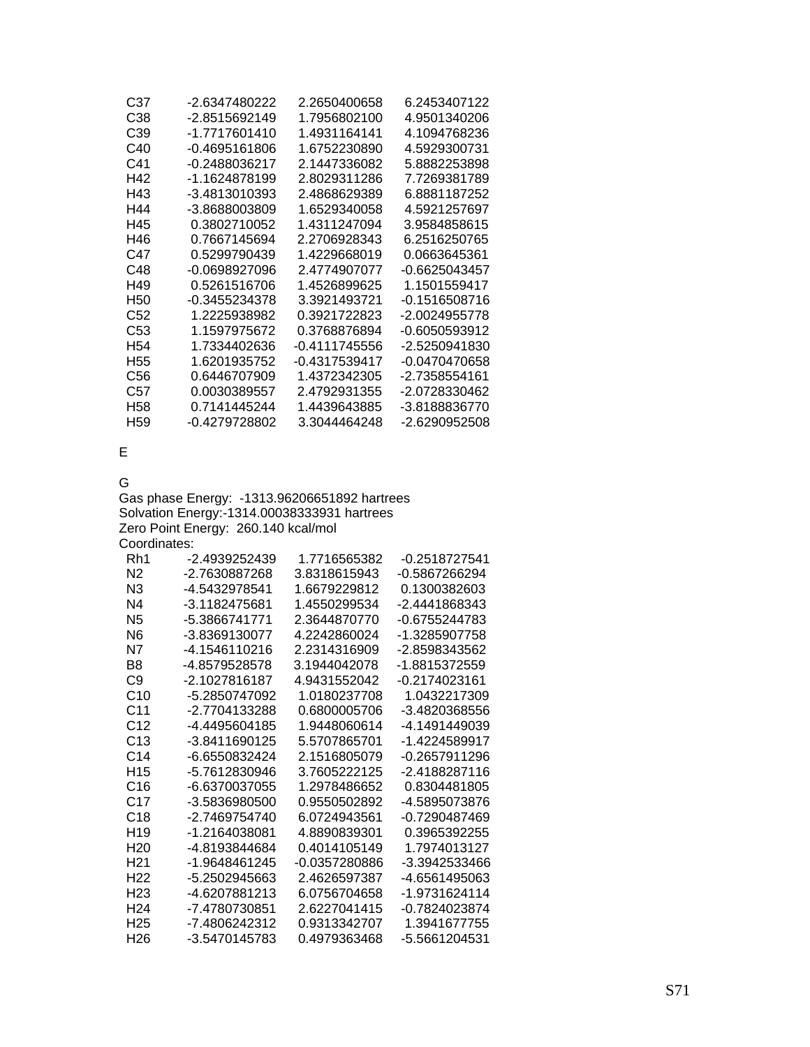| | | | |
|---|---|---|---|
| C37 | -2.6347480222 | 2.2650400658 | 6.2453407122 |
| C38 | -2.8515692149 | 1.7956802100 | 4.9501340206 |
| C39 | -1.7717601410 | 1.4931164141 | 4.1094768236 |
| C40 | -0.4695161806 | 1.6752230890 | 4.5929300731 |
| C41 | -0.2488036217 | 2.1447336082 | 5.8882253898 |
| H42 | -1.1624878199 | 2.8029311286 | 7.7269381789 |
| H43 | -3.4813010393 | 2.4868629389 | 6.8881187252 |
| H44 | -3.8688003809 | 1.6529340058 | 4.5921257697 |
| H45 | 0.3802710052 | 1.4311247094 | 3.9584858615 |
| H46 | 0.7667145694 | 2.2706928343 | 6.2516250765 |
| C47 | 0.5299790439 | 1.4229668019 | 0.0663645361 |
| C48 | -0.0698927096 | 2.4774907077 | -0.6625043457 |
| H49 | 0.5261516706 | 1.4526899625 | 1.1501559417 |
| H50 | -0.3455234378 | 3.3921493721 | -0.1516508716 |
| C52 | 1.2225938982 | 0.3921722823 | -2.0024955778 |
| C53 | 1.1597975672 | 0.3768876894 | -0.6050593912 |
| H54 | 1.7334402636 | -0.4111745556 | -2.5250941830 |
| H55 | 1.6201935752 | -0.4317539417 | -0.0470470658 |
| C56 | 0.6446707909 | 1.4372342305 | -2.7358554161 |
| C57 | 0.0030389557 | 2.4792931355 | -2.0728330462 |
| H58 | 0.7141445244 | 1.4439643885 | -3.8188836770 |
| H59 | -0.4279728802 | 3.3044464248 | -2.6290952508 |

E

G

Gas phase Energy: -1313.96206651892 hartrees
Solvation Energy:-1314.00038333931 hartrees
Zero Point Energy: 260.140 kcal/mol
Coordinates:

| | | | |
|---|---|---|---|
| Rh1 | -2.4939252439 | 1.7716565382 | -0.2518727541 |
| N2 | -2.7630887268 | 3.8318615943 | -0.5867266294 |
| N3 | -4.5432978541 | 1.6679229812 | 0.1300382603 |
| N4 | -3.1182475681 | 1.4550299534 | -2.4441868343 |
| N5 | -5.3866741771 | 2.3644870770 | -0.6755244783 |
| N6 | -3.8369130077 | 4.2242860024 | -1.3285907758 |
| N7 | -4.1546110216 | 2.2314316909 | -2.8598343562 |
| B8 | -4.8579528578 | 3.1944042078 | -1.8815372559 |
| C9 | -2.1027816187 | 4.9431552042 | -0.2174023161 |
| C10 | -5.2850747092 | 1.0180237708 | 1.0432217309 |
| C11 | -2.7704133288 | 0.6800005706 | -3.4820368556 |
| C12 | -4.4495604185 | 1.9448060614 | -4.1491449039 |
| C13 | -3.8411690125 | 5.5707865701 | -1.4224589917 |
| C14 | -6.6550832424 | 2.1516805079 | -0.2657911296 |
| H15 | -5.7612830946 | 3.7605222125 | -2.4188287116 |
| C16 | -6.6370037055 | 1.2978486652 | 0.8304481805 |
| C17 | -3.5836980500 | 0.9550502892 | -4.5895073876 |
| C18 | -2.7469754740 | 6.0724943561 | -0.7290487469 |
| H19 | -1.2164038081 | 4.8890839301 | 0.3965392255 |
| H20 | -4.8193844684 | 0.4014105149 | 1.7974013127 |
| H21 | -1.9648461245 | -0.0357280886 | -3.3942533466 |
| H22 | -5.2502945663 | 2.4626597387 | -4.6561495063 |
| H23 | -4.6207881213 | 6.0756704658 | -1.9731624114 |
| H24 | -7.4780730851 | 2.6227041415 | -0.7824023874 |
| H25 | -7.4806242312 | 0.9313342707 | 1.3941677755 |
| H26 | -3.5470145783 | 0.4979363468 | -5.5661204531 |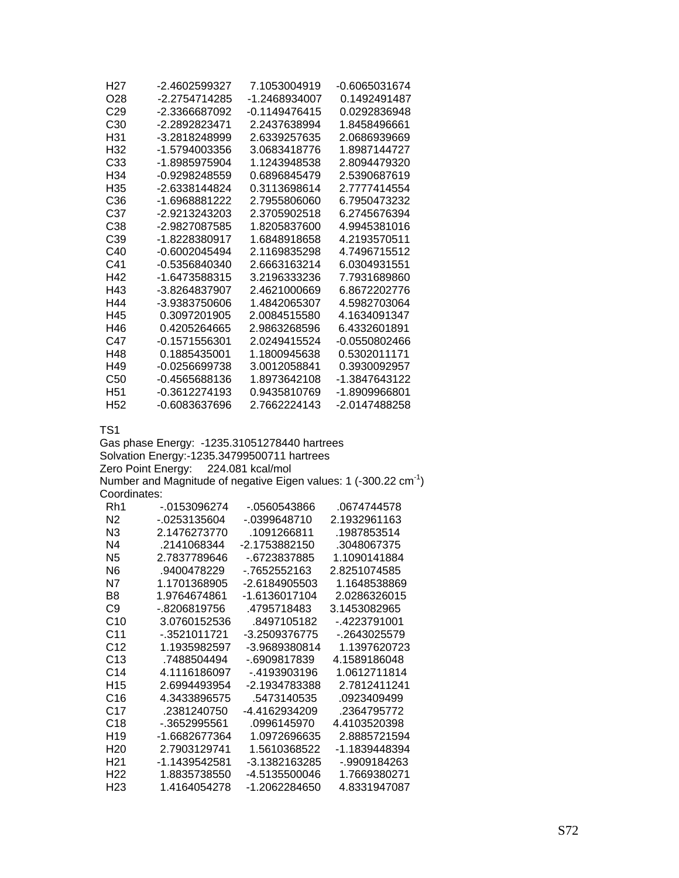| | | | |
|---|---|---|---|
| H27 | -2.4602599327 | 7.1053004919 | -0.6065031674 |
| O28 | -2.2754714285 | -1.2468934007 | 0.1492491487 |
| C29 | -2.3366687092 | -0.1149476415 | 0.0292836948 |
| C30 | -2.2892823471 | 2.2437638994 | 1.8458496661 |
| H31 | -3.2818248999 | 2.6339257635 | 2.0686939669 |
| H32 | -1.5794003356 | 3.0683418776 | 1.8987144727 |
| C33 | -1.8985975904 | 1.1243948538 | 2.8094479320 |
| H34 | -0.9298248559 | 0.6896845479 | 2.5390687619 |
| H35 | -2.6338144824 | 0.3113698614 | 2.7777414554 |
| C36 | -1.6968881222 | 2.7955806060 | 6.7950473232 |
| C37 | -2.9213243203 | 2.3705902518 | 6.2745676394 |
| C38 | -2.9827087585 | 1.8205837600 | 4.9945381016 |
| C39 | -1.8228380917 | 1.6848918658 | 4.2193570511 |
| C40 | -0.6002045494 | 2.1169835298 | 4.7496715512 |
| C41 | -0.5356840340 | 2.6663163214 | 6.0304931551 |
| H42 | -1.6473588315 | 3.2196333236 | 7.7931689860 |
| H43 | -3.8264837907 | 2.4621000669 | 6.8672202776 |
| H44 | -3.9383750606 | 1.4842065307 | 4.5982703064 |
| H45 | 0.3097201905 | 2.0084515580 | 4.1634091347 |
| H46 | 0.4205264665 | 2.9863268596 | 6.4332601891 |
| C47 | -0.1571556301 | 2.0249415524 | -0.0550802466 |
| H48 | 0.1885435001 | 1.1800945638 | 0.5302011171 |
| H49 | -0.0256699738 | 3.0012058841 | 0.3930092957 |
| C50 | -0.4565688136 | 1.8973642108 | -1.3847643122 |
| H51 | -0.3612274193 | 0.9435810769 | -1.8909966801 |
| H52 | -0.6083637696 | 2.7662224143 | -2.0147488258 |

TS1

Gas phase Energy: -1235.31051278440 hartrees
Solvation Energy:-1235.34799500711 hartrees
Zero Point Energy: 224.081 kcal/mol
Number and Magnitude of negative Eigen values: 1 (-300.22 $cm^{-1}$)
Coordinates:

| | | | |
|---|---|---|---|
| Rh1 | -.0153096274 | -.0560543866 | .0674744578 |
| N2 | -.0253135604 | -.0399648710 | 2.1932961163 |
| N3 | 2.1476273770 | .1091266811 | .1987853514 |
| N4 | .2141068344 | -2.1753882150 | .3048067375 |
| N5 | 2.7837789646 | -.6723837885 | 1.1090141884 |
| N6 | .9400478229 | -.7652552163 | 2.8251074585 |
| N7 | 1.1701368905 | -2.6184905503 | 1.1648538869 |
| B8 | 1.9764674861 | -1.6136017104 | 2.0286326015 |
| C9 | -.8206819756 | .4795718483 | 3.1453082965 |
| C10 | 3.0760152536 | .8497105182 | -.4223791001 |
| C11 | -.3521011721 | -3.2509376775 | -.2643025579 |
| C12 | 1.1935982597 | -3.9689380814 | 1.1397620723 |
| C13 | .7488504494 | -.6909817839 | 4.1589186048 |
| C14 | 4.1116186097 | -.4193903196 | 1.0612711814 |
| H15 | 2.6994493954 | -2.1934783388 | 2.7812411241 |
| C16 | 4.3433896575 | .5473140535 | .0923409499 |
| C17 | .2381240750 | -4.4162934209 | .2364795772 |
| C18 | -.3652995561 | .0996145970 | 4.4103520398 |
| H19 | -1.6682677364 | 1.0972696635 | 2.8885721594 |
| H20 | 2.7903129741 | 1.5610368522 | -1.1839448394 |
| H21 | -1.1439542581 | -3.1382163285 | -.9909184263 |
| H22 | 1.8835738550 | -4.5135500046 | 1.7669380271 |
| H23 | 1.4164054278 | -1.2062284650 | 4.8331947087 |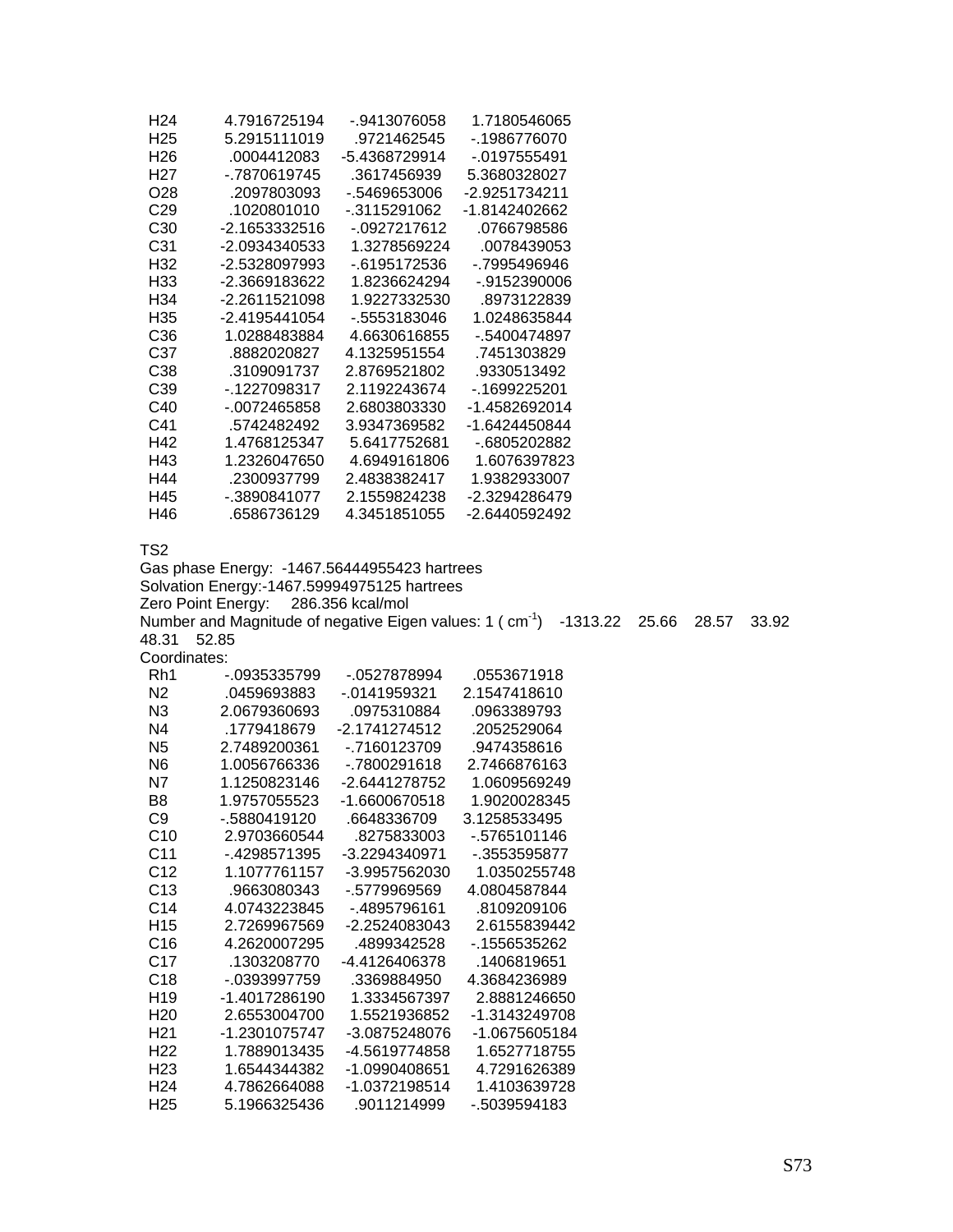| | | | |
|---|---|---|---|
| H24 | 4.7916725194 | -.9413076058 | 1.7180546065 |
| H25 | 5.2915111019 | .9721462545 | -.1986776070 |
| H26 | .0004412083 | -5.4368729914 | -.0197555491 |
| H27 | -.7870619745 | .3617456939 | 5.3680328027 |
| O28 | .2097803093 | -.5469653006 | -2.9251734211 |
| C29 | .1020801010 | -.3115291062 | -1.8142402662 |
| C30 | -2.1653332516 | -.0927217612 | .0766798586 |
| C31 | -2.0934340533 | 1.3278569224 | .0078439053 |
| H32 | -2.5328097993 | -.6195172536 | -.7995496946 |
| H33 | -2.3669183622 | 1.8236624294 | -.9152390006 |
| H34 | -2.2611521098 | 1.9227332530 | .8973122839 |
| H35 | -2.4195441054 | -.5553183046 | 1.0248635844 |
| C36 | 1.0288483884 | 4.6630616855 | -.5400474897 |
| C37 | .8882020827 | 4.1325951554 | .7451303829 |
| C38 | .3109091737 | 2.8769521802 | .9330513492 |
| C39 | -.1227098317 | 2.1192243674 | -.1699225201 |
| C40 | -.0072465858 | 2.6803803330 | -1.4582692014 |
| C41 | .5742482492 | 3.9347369582 | -1.6424450844 |
| H42 | 1.4768125347 | 5.6417752681 | -.6805202882 |
| H43 | 1.2326047650 | 4.6949161806 | 1.6076397823 |
| H44 | .2300937799 | 2.4838382417 | 1.9382933007 |
| H45 | -.3890841077 | 2.1559824238 | -2.3294286479 |
| H46 | .6586736129 | 4.3451851055 | -2.6440592492 |

TS2
Gas phase Energy: -1467.56444955423 hartrees
Solvation Energy:-1467.59994975125 hartrees
Zero Point Energy: 286.356 kcal/mol
Number and Magnitude of negative Eigen values: 1 ( $cm^{-1}$) -1313.22 25.66 28.57 33.92 48.31 52.85
Coordinates:

| | | | |
|---|---|---|---|
| Rh1 | -.0935335799 | -.0527878994 | .0553671918 |
| N2 | .0459693883 | -.0141959321 | 2.1547418610 |
| N3 | 2.0679360693 | .0975310884 | .0963389793 |
| N4 | .1779418679 | -2.1741274512 | .2052529064 |
| N5 | 2.7489200361 | -.7160123709 | .9474358616 |
| N6 | 1.0056766336 | -.7800291618 | 2.7466876163 |
| N7 | 1.1250823146 | -2.6441278752 | 1.0609569249 |
| B8 | 1.9757055523 | -1.6600670518 | 1.9020028345 |
| C9 | -.5880419120 | .6648336709 | 3.1258533495 |
| C10 | 2.9703660544 | .8275833003 | -.5765101146 |
| C11 | -.4298571395 | -3.2294340971 | -.3553595877 |
| C12 | 1.1077761157 | -3.9957562030 | 1.0350255748 |
| C13 | .9663080343 | -.5779969569 | 4.0804587844 |
| C14 | 4.0743223845 | -.4895796161 | .8109209106 |
| H15 | 2.7269967569 | -2.2524083043 | 2.6155839442 |
| C16 | 4.2620007295 | .4899342528 | -.1556535262 |
| C17 | .1303208770 | -4.4126406378 | .1406819651 |
| C18 | -.0393997759 | .3369884950 | 4.3684236989 |
| H19 | -1.4017286190 | 1.3334567397 | 2.8881246650 |
| H20 | 2.6553004700 | 1.5521936852 | -1.3143249708 |
| H21 | -1.2301075747 | -3.0875248076 | -1.0675605184 |
| H22 | 1.7889013435 | -4.5619774858 | 1.6527718755 |
| H23 | 1.6544344382 | -1.0990408651 | 4.7291626389 |
| H24 | 4.7862664088 | -1.0372198514 | 1.4103639728 |
| H25 | 5.1966325436 | .9011214999 | -.5039594183 |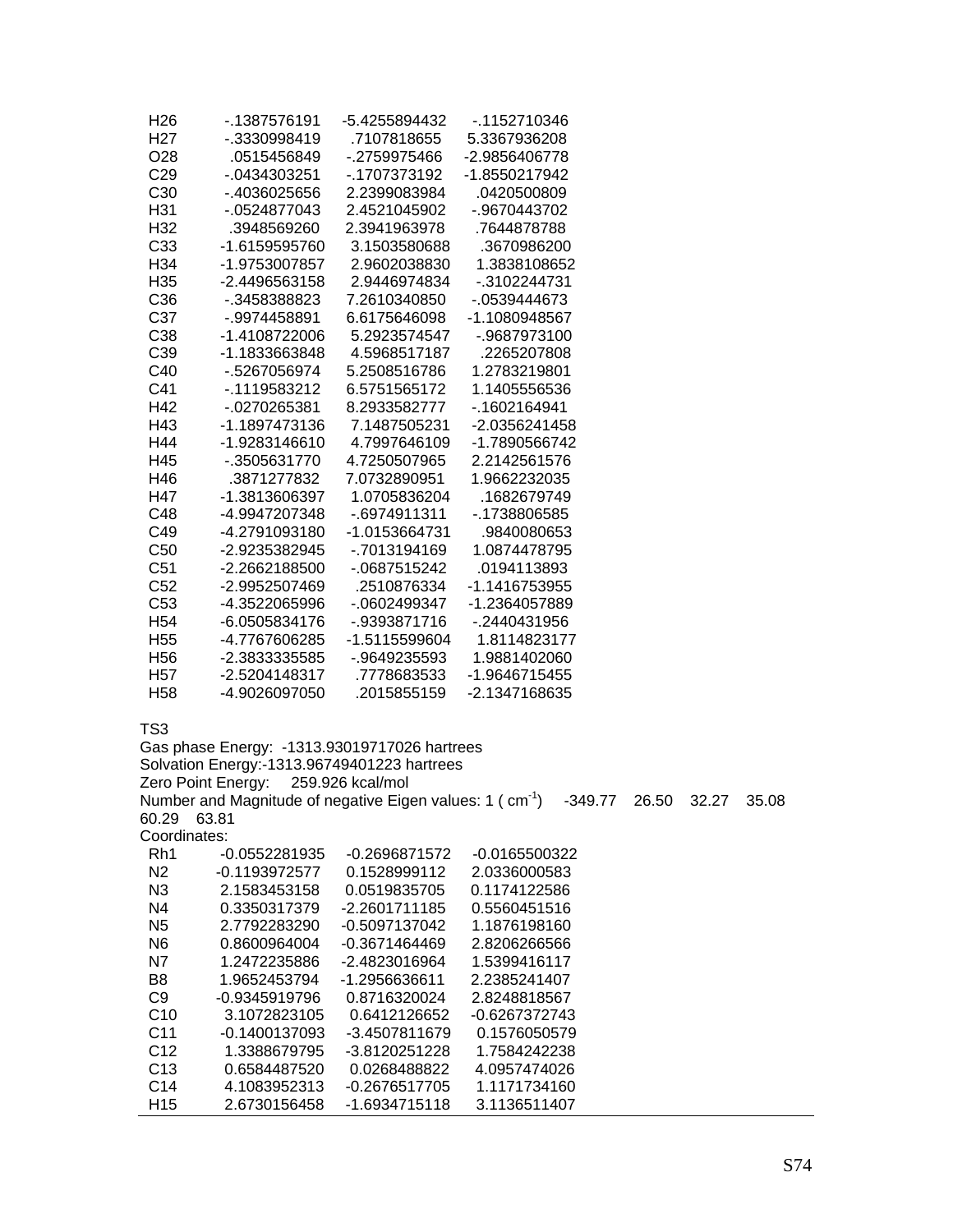| | | | |
|---|---|---|---|
| H26 | -.1387576191 | -5.4255894432 | -.1152710346 |
| H27 | -.3330998419 | .7107818655 | 5.3367936208 |
| O28 | .0515456849 | -.2759975466 | -2.9856406778 |
| C29 | -.0434303251 | -.1707373192 | -1.8550217942 |
| C30 | -.4036025656 | 2.2399083984 | .0420500809 |
| H31 | -.0524877043 | 2.4521045902 | -.9670443702 |
| H32 | .3948569260 | 2.3941963978 | .7644878788 |
| C33 | -1.6159595760 | 3.1503580688 | .3670986200 |
| H34 | -1.9753007857 | 2.9602038830 | 1.3838108652 |
| H35 | -2.4496563158 | 2.9446974834 | -.3102244731 |
| C36 | -.3458388823 | 7.2610340850 | -.0539444673 |
| C37 | -.9974458891 | 6.6175646098 | -1.1080948567 |
| C38 | -1.4108722006 | 5.2923574547 | -.9687973100 |
| C39 | -1.1833663848 | 4.5968517187 | .2265207808 |
| C40 | -.5267056974 | 5.2508516786 | 1.2783219801 |
| C41 | -.1119583212 | 6.5751565172 | 1.1405556536 |
| H42 | -.0270265381 | 8.2933582777 | -.1602164941 |
| H43 | -1.1897473136 | 7.1487505231 | -2.0356241458 |
| H44 | -1.9283146610 | 4.7997646109 | -1.7890566742 |
| H45 | -.3505631770 | 4.7250507965 | 2.2142561576 |
| H46 | .3871277832 | 7.0732890951 | 1.9662232035 |
| H47 | -1.3813606397 | 1.0705836204 | .1682679749 |
| C48 | -4.9947207348 | -.6974911311 | -.1738806585 |
| C49 | -4.2791093180 | -1.0153664731 | .9840080653 |
| C50 | -2.9235382945 | -.7013194169 | 1.0874478795 |
| C51 | -2.2662188500 | -.0687515242 | .0194113893 |
| C52 | -2.9952507469 | .2510876334 | -1.1416753955 |
| C53 | -4.3522065996 | -.0602499347 | -1.2364057889 |
| H54 | -6.0505834176 | -.9393871716 | -.2440431956 |
| H55 | -4.7767606285 | -1.5115599604 | 1.8114823177 |
| H56 | -2.3833335585 | -.9649235593 | 1.9881402060 |
| H57 | -2.5204148317 | .7778683533 | -1.9646715455 |
| H58 | -4.9026097050 | .2015855159 | -2.1347168635 |

TS3

Gas phase Energy: -1313.93019717026 hartrees

Solvation Energy:-1313.96749401223 hartrees

Zero Point Energy: 259.926 kcal/mol

Number and Magnitude of negative Eigen values: 1 ( $cm^{-1}$) -349.77 26.50 32.27 35.08 60.29 63.81

Coordinates:

| | | | |
|---|---|---|---|
| Rh1 | -0.0552281935 | -0.2696871572 | -0.0165500322 |
| N2 | -0.1193972577 | 0.1528999112 | 2.0336000583 |
| N3 | 2.1583453158 | 0.0519835705 | 0.1174122586 |
| N4 | 0.3350317379 | -2.2601711185 | 0.5560451516 |
| N5 | 2.7792283290 | -0.5097137042 | 1.1876198160 |
| N6 | 0.8600964004 | -0.3671464469 | 2.8206266566 |
| N7 | 1.2472235886 | -2.4823016964 | 1.5399416117 |
| B8 | 1.9652453794 | -1.2956636611 | 2.2385241407 |
| C9 | -0.9345919796 | 0.8716320024 | 2.8248818567 |
| C10 | 3.1072823105 | 0.6412126652 | -0.6267372743 |
| C11 | -0.1400137093 | -3.4507811679 | 0.1576050579 |
| C12 | 1.3388679795 | -3.8120251228 | 1.7584242238 |
| C13 | 0.6584487520 | 0.0268488822 | 4.0957474026 |
| C14 | 4.1083952313 | -0.2676517705 | 1.1171734160 |
| H15 | 2.6730156458 | -1.6934715118 | 3.1136511407 |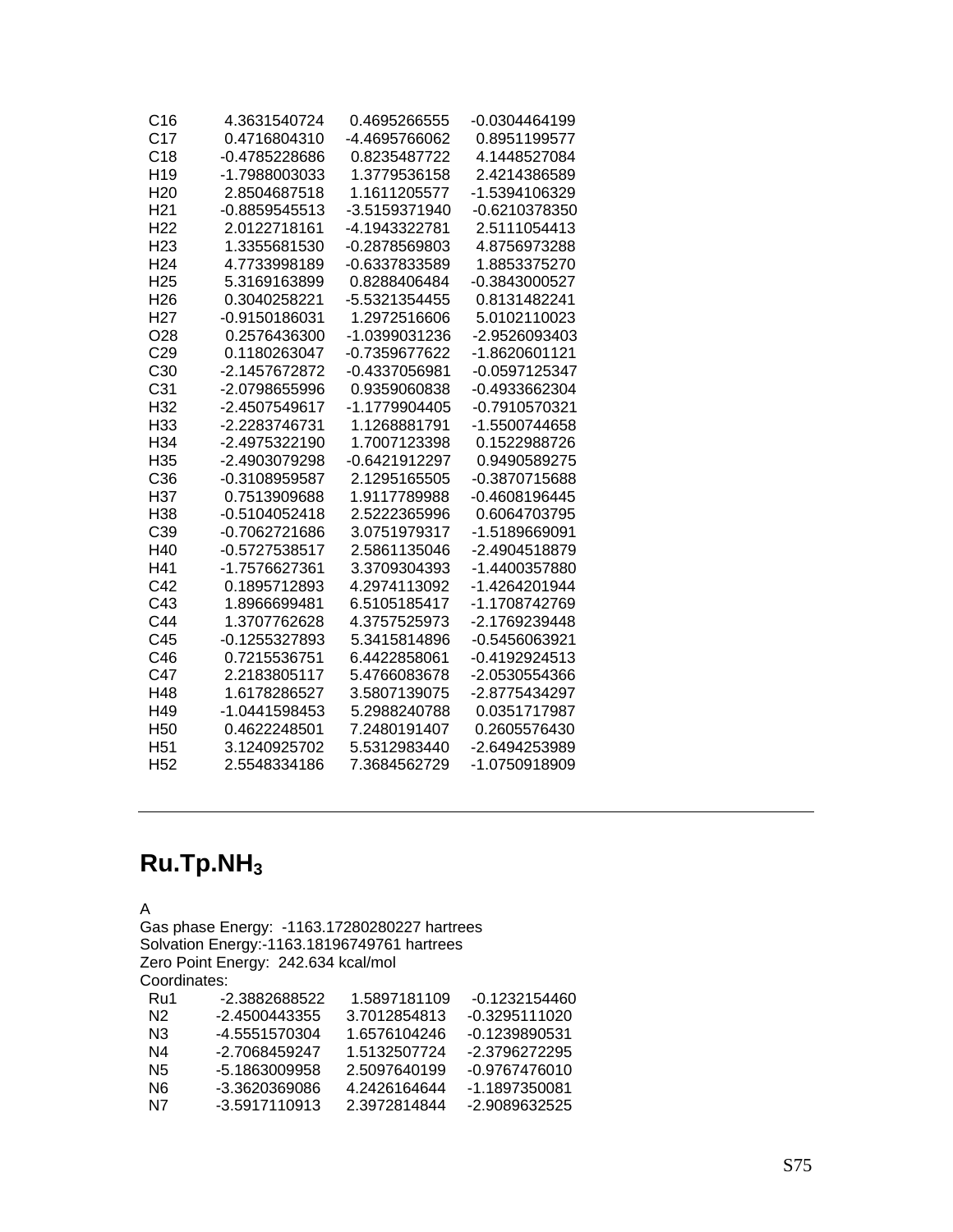| | | | |
|---|---|---|---|
| C16 | 4.3631540724 | 0.4695266555 | -0.0304464199 |
| C17 | 0.4716804310 | -4.4695766062 | 0.8951199577 |
| C18 | -0.4785228686 | 0.8235487722 | 4.1448527084 |
| H19 | -1.7988003033 | 1.3779536158 | 2.4214386589 |
| H20 | 2.8504687518 | 1.1611205577 | -1.5394106329 |
| H21 | -0.8859545513 | -3.5159371940 | -0.6210378350 |
| H22 | 2.0122718161 | -4.1943322781 | 2.5111054413 |
| H23 | 1.3355681530 | -0.2878569803 | 4.8756973288 |
| H24 | 4.7733998189 | -0.6337833589 | 1.8853375270 |
| H25 | 5.3169163899 | 0.8288406484 | -0.3843000527 |
| H26 | 0.3040258221 | -5.5321354455 | 0.8131482241 |
| H27 | -0.9150186031 | 1.2972516606 | 5.0102110023 |
| O28 | 0.2576436300 | -1.0399031236 | -2.9526093403 |
| C29 | 0.1180263047 | -0.7359677622 | -1.8620601121 |
| C30 | -2.1457672872 | -0.4337056981 | -0.0597125347 |
| C31 | -2.0798655996 | 0.9359060838 | -0.4933662304 |
| H32 | -2.4507549617 | -1.1779904405 | -0.7910570321 |
| H33 | -2.2283746731 | 1.1268881791 | -1.5500744658 |
| H34 | -2.4975322190 | 1.7007123398 | 0.1522988726 |
| H35 | -2.4903079298 | -0.6421912297 | 0.9490589275 |
| C36 | -0.3108959587 | 2.1295165505 | -0.3870715688 |
| H37 | 0.7513909688 | 1.9117789988 | -0.4608196445 |
| H38 | -0.5104052418 | 2.5222365996 | 0.6064703795 |
| C39 | -0.7062721686 | 3.0751979317 | -1.5189669091 |
| H40 | -0.5727538517 | 2.5861135046 | -2.4904518879 |
| H41 | -1.7576627361 | 3.3709304393 | -1.4400357880 |
| C42 | 0.1895712893 | 4.2974113092 | -1.4264201944 |
| C43 | 1.8966699481 | 6.5105185417 | -1.1708742769 |
| C44 | 1.3707762628 | 4.3757525973 | -2.1769239448 |
| C45 | -0.1255327893 | 5.3415814896 | -0.5456063921 |
| C46 | 0.7215536751 | 6.4422858061 | -0.4192924513 |
| C47 | 2.2183805117 | 5.4766083678 | -2.0530554366 |
| H48 | 1.6178286527 | 3.5807139075 | -2.8775434297 |
| H49 | -1.0441598453 | 5.2988240788 | 0.0351717987 |
| H50 | 0.4622248501 | 7.2480191407 | 0.2605576430 |
| H51 | 3.1240925702 | 5.5312983440 | -2.6494253989 |
| H52 | 2.5548334186 | 7.3684562729 | -1.0750918909 |

---

## Ru.Tp.$NH_3$

A

Gas phase Energy: -1163.17280280227 hartrees
Solvation Energy:-1163.18196749761 hartrees
Zero Point Energy: 242.634 kcal/mol
Coordinates:

| | | | |
|---|---|---|---|
| Ru1 | -2.3882688522 | 1.5897181109 | -0.1232154460 |
| N2 | -2.4500443355 | 3.7012854813 | -0.3295111020 |
| N3 | -4.5551570304 | 1.6576104246 | -0.1239890531 |
| N4 | -2.7068459247 | 1.5132507724 | -2.3796272295 |
| N5 | -5.1863009958 | 2.5097640199 | -0.9767476010 |
| N6 | -3.3620369086 | 4.2426164644 | -1.1897350081 |
| N7 | -3.5917110913 | 2.3972814844 | -2.9089632525 |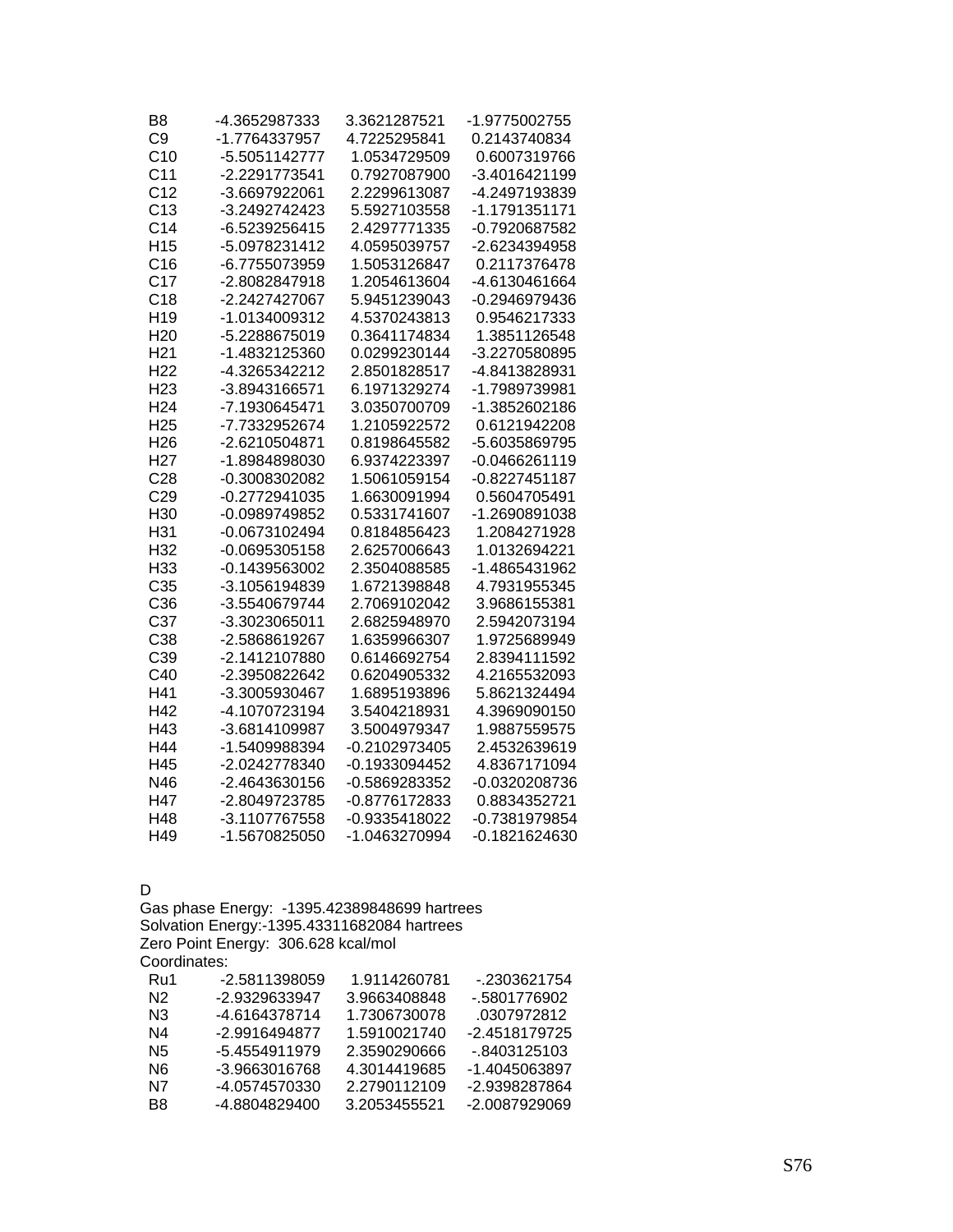| | | | |
|---|---|---|---|
| B8 | -4.3652987333 | 3.3621287521 | -1.9775002755 |
| C9 | -1.7764337957 | 4.7225295841 | 0.2143740834 |
| C10 | -5.5051142777 | 1.0534729509 | 0.6007319766 |
| C11 | -2.2291773541 | 0.7927087900 | -3.4016421199 |
| C12 | -3.6697922061 | 2.2299613087 | -4.2497193839 |
| C13 | -3.2492742423 | 5.5927103558 | -1.1791351171 |
| C14 | -6.5239256415 | 2.4297771335 | -0.7920687582 |
| H15 | -5.0978231412 | 4.0595039757 | -2.6234394958 |
| C16 | -6.7755073959 | 1.5053126847 | 0.2117376478 |
| C17 | -2.8082847918 | 1.2054613604 | -4.6130461664 |
| C18 | -2.2427427067 | 5.9451239043 | -0.2946979436 |
| H19 | -1.0134009312 | 4.5370243813 | 0.9546217333 |
| H20 | -5.2288675019 | 0.3641174834 | 1.3851126548 |
| H21 | -1.4832125360 | 0.0299230144 | -3.2270580895 |
| H22 | -4.3265342212 | 2.8501828517 | -4.8413828931 |
| H23 | -3.8943166571 | 6.1971329274 | -1.7989739981 |
| H24 | -7.1930645471 | 3.0350700709 | -1.3852602186 |
| H25 | -7.7332952674 | 1.2105922572 | 0.6121942208 |
| H26 | -2.6210504871 | 0.8198645582 | -5.6035869795 |
| H27 | -1.8984898030 | 6.9374223397 | -0.0466261119 |
| C28 | -0.3008302082 | 1.5061059154 | -0.8227451187 |
| C29 | -0.2772941035 | 1.6630091994 | 0.5604705491 |
| H30 | -0.0989749852 | 0.5331741607 | -1.2690891038 |
| H31 | -0.0673102494 | 0.8184856423 | 1.2084271928 |
| H32 | -0.0695305158 | 2.6257006643 | 1.0132694221 |
| H33 | -0.1439563002 | 2.3504088585 | -1.4865431962 |
| C35 | -3.1056194839 | 1.6721398848 | 4.7931955345 |
| C36 | -3.5540679744 | 2.7069102042 | 3.9686155381 |
| C37 | -3.3023065011 | 2.6825948970 | 2.5942073194 |
| C38 | -2.5868619267 | 1.6359966307 | 1.9725689949 |
| C39 | -2.1412107880 | 0.6146692754 | 2.8394111592 |
| C40 | -2.3950822642 | 0.6204905332 | 4.2165532093 |
| H41 | -3.3005930467 | 1.6895193896 | 5.8621324494 |
| H42 | -4.1070723194 | 3.5404218931 | 4.3969090150 |
| H43 | -3.6814109987 | 3.5004979347 | 1.9887559575 |
| H44 | -1.5409988394 | -0.2102973405 | 2.4532639619 |
| H45 | -2.0242778340 | -0.1933094452 | 4.8367171094 |
| N46 | -2.4643630156 | -0.5869283352 | -0.0320208736 |
| H47 | -2.8049723785 | -0.8776172833 | 0.8834352721 |
| H48 | -3.1107767558 | -0.9335418022 | -0.7381979854 |
| H49 | -1.5670825050 | -1.0463270994 | -0.1821624630 |

D

Gas phase Energy: -1395.42389848699 hartrees
Solvation Energy:-1395.43311682084 hartrees
Zero Point Energy: 306.628 kcal/mol
Coordinates:

| | | | |
|---|---|---|---|
| Ru1 | -2.5811398059 | 1.9114260781 | -.2303621754 |
| N2 | -2.9329633947 | 3.9663408848 | -.5801776902 |
| N3 | -4.6164378714 | 1.7306730078 | .0307972812 |
| N4 | -2.9916494877 | 1.5910021740 | -2.4518179725 |
| N5 | -5.4554911979 | 2.3590290666 | -.8403125103 |
| N6 | -3.9663016768 | 4.3014419685 | -1.4045063897 |
| N7 | -4.0574570330 | 2.2790112109 | -2.9398287864 |
| B8 | -4.8804829400 | 3.2053455521 | -2.0087929069 |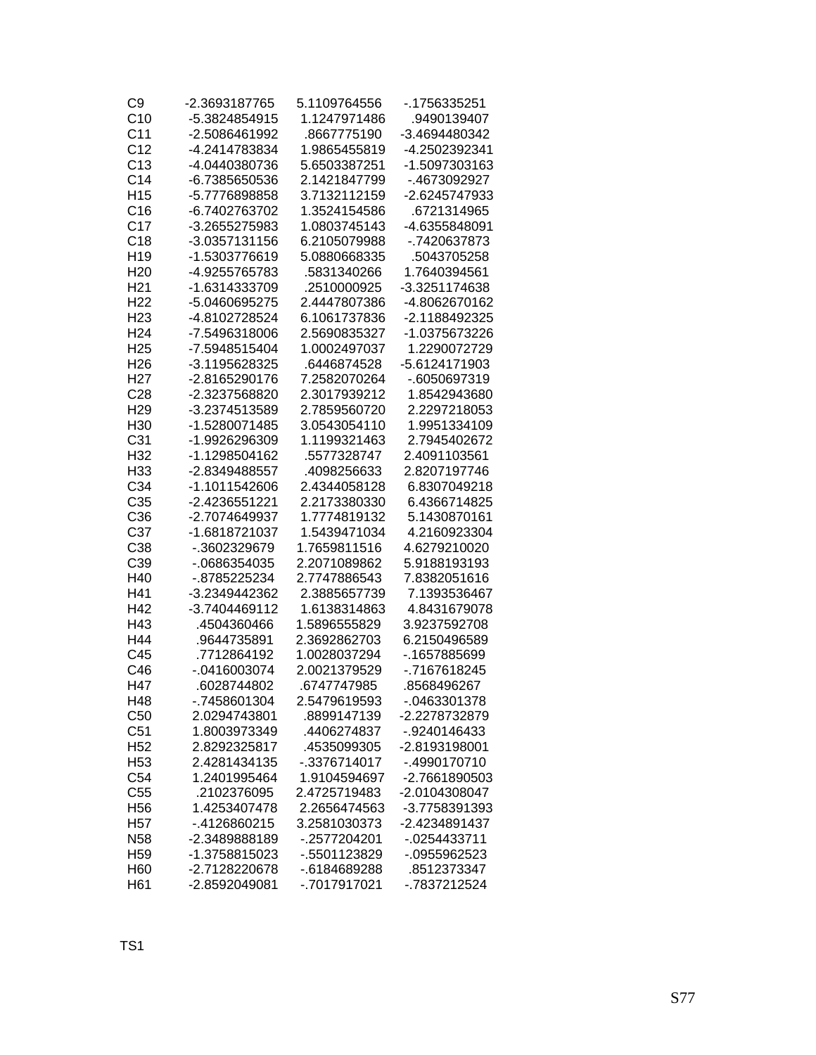| | | | |
|---|---|---|---|
| C9 | -2.3693187765 | 5.1109764556 | -.1756335251 |
| C10 | -5.3824854915 | 1.1247971486 | .9490139407 |
| C11 | -2.5086461992 | .8667775190 | -3.4694480342 |
| C12 | -4.2414783834 | 1.9865455819 | -4.2502392341 |
| C13 | -4.0440380736 | 5.6503387251 | -1.5097303163 |
| C14 | -6.7385650536 | 2.1421847799 | -.4673092927 |
| H15 | -5.7776898858 | 3.7132112159 | -2.6245747933 |
| C16 | -6.7402763702 | 1.3524154586 | .6721314965 |
| C17 | -3.2655275983 | 1.0803745143 | -4.6355848091 |
| C18 | -3.0357131156 | 6.2105079988 | -.7420637873 |
| H19 | -1.5303776619 | 5.0880668335 | .5043705258 |
| H20 | -4.9255765783 | .5831340266 | 1.7640394561 |
| H21 | -1.6314333709 | .2510000925 | -3.3251174638 |
| H22 | -5.0460695275 | 2.4447807386 | -4.8062670162 |
| H23 | -4.8102728524 | 6.1061737836 | -2.1188492325 |
| H24 | -7.5496318006 | 2.5690835327 | -1.0375673226 |
| H25 | -7.5948515404 | 1.0002497037 | 1.2290072729 |
| H26 | -3.1195628325 | .6446874528 | -5.6124171903 |
| H27 | -2.8165290176 | 7.2582070264 | -.6050697319 |
| C28 | -2.3237568820 | 2.3017939212 | 1.8542943680 |
| H29 | -3.2374513589 | 2.7859560720 | 2.2297218053 |
| H30 | -1.5280071485 | 3.0543054110 | 1.9951334109 |
| C31 | -1.9926296309 | 1.1199321463 | 2.7945402672 |
| H32 | -1.1298504162 | .5577328747 | 2.4091103561 |
| H33 | -2.8349488557 | .4098256633 | 2.8207197746 |
| C34 | -1.1011542606 | 2.4344058128 | 6.8307049218 |
| C35 | -2.4236551221 | 2.2173380330 | 6.4366714825 |
| C36 | -2.7074649937 | 1.7774819132 | 5.1430870161 |
| C37 | -1.6818721037 | 1.5439471034 | 4.2160923304 |
| C38 | -.3602329679 | 1.7659811516 | 4.6279210020 |
| C39 | -.0686354035 | 2.2071089862 | 5.9188193193 |
| H40 | -.8785225234 | 2.7747886543 | 7.8382051616 |
| H41 | -3.2349442362 | 2.3885657739 | 7.1393536467 |
| H42 | -3.7404469112 | 1.6138314863 | 4.8431679078 |
| H43 | .4504360466 | 1.5896555829 | 3.9237592708 |
| H44 | .9644735891 | 2.3692862703 | 6.2150496589 |
| C45 | .7712864192 | 1.0028037294 | -.1657885699 |
| C46 | -.0416003074 | 2.0021379529 | -.7167618245 |
| H47 | .6028744802 | .6747747985 | .8568496267 |
| H48 | -.7458601304 | 2.5479619593 | -.0463301378 |
| C50 | 2.0294743801 | .8899147139 | -2.2278732879 |
| C51 | 1.8003973349 | .4406274837 | -.9240146433 |
| H52 | 2.8292325817 | .4535099305 | -2.8193198001 |
| H53 | 2.4281434135 | -.3376714017 | -.4990170710 |
| C54 | 1.2401995464 | 1.9104594697 | -2.7661890503 |
| C55 | .2102376095 | 2.4725719483 | -2.0104308047 |
| H56 | 1.4253407478 | 2.2656474563 | -3.7758391393 |
| H57 | -.4126860215 | 3.2581030373 | -2.4234891437 |
| N58 | -2.3489888189 | -.2577204201 | -.0254433711 |
| H59 | -1.3758815023 | -.5501123829 | -.0955962523 |
| H60 | -2.7128220678 | -.6184689288 | .8512373347 |
| H61 | -2.8592049081 | -.7017917021 | -.7837212524 |

TS1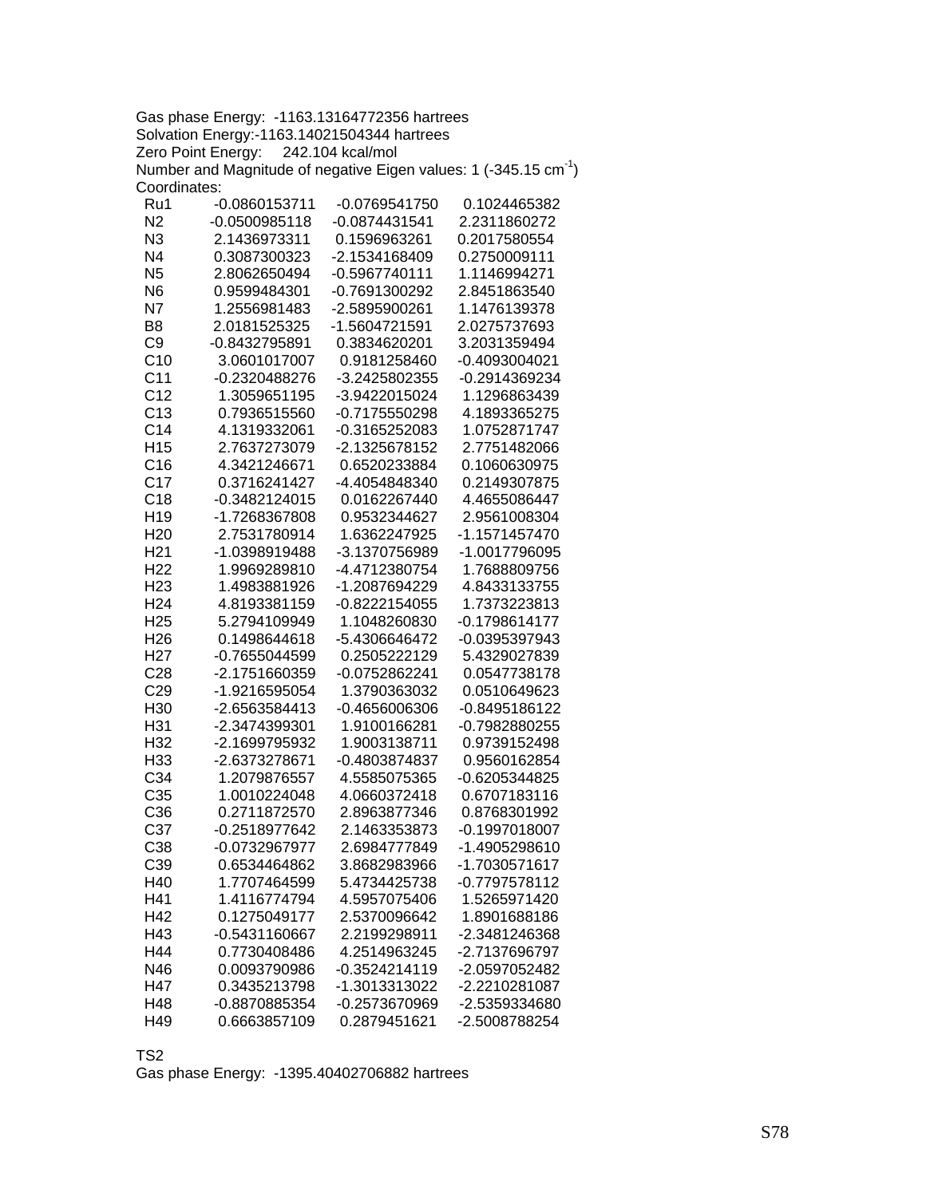Gas phase Energy: -1163.13164772356 hartrees
Solvation Energy:-1163.14021504344 hartrees
Zero Point Energy: 242.104 kcal/mol
Number and Magnitude of negative Eigen values: 1 (-345.15 $cm^{-1}$)
Coordinates:

| | | | |
|---|---|---|---|
| Ru1 | -0.0860153711 | -0.0769541750 | 0.1024465382 |
| N2 | -0.0500985118 | -0.0874431541 | 2.2311860272 |
| N3 | 2.1436973311 | 0.1596963261 | 0.2017580554 |
| N4 | 0.3087300323 | -2.1534168409 | 0.2750009111 |
| N5 | 2.8062650494 | -0.5967740111 | 1.1146994271 |
| N6 | 0.9599484301 | -0.7691300292 | 2.8451863540 |
| N7 | 1.2556981483 | -2.5895900261 | 1.1476139378 |
| B8 | 2.0181525325 | -1.5604721591 | 2.0275737693 |
| C9 | -0.8432795891 | 0.3834620201 | 3.2031359494 |
| C10 | 3.0601017007 | 0.9181258460 | -0.4093004021 |
| C11 | -0.2320488276 | -3.2425802355 | -0.2914369234 |
| C12 | 1.3059651195 | -3.9422015024 | 1.1296863439 |
| C13 | 0.7936515560 | -0.7175550298 | 4.1893365275 |
| C14 | 4.1319332061 | -0.3165252083 | 1.0752871747 |
| H15 | 2.7637273079 | -2.1325678152 | 2.7751482066 |
| C16 | 4.3421246671 | 0.6520233884 | 0.1060630975 |
| C17 | 0.3716241427 | -4.4054848340 | 0.2149307875 |
| C18 | -0.3482124015 | 0.0162267440 | 4.4655086447 |
| H19 | -1.7268367808 | 0.9532344627 | 2.9561008304 |
| H20 | 2.7531780914 | 1.6362247925 | -1.1571457470 |
| H21 | -1.0398919488 | -3.1370756989 | -1.0017796095 |
| H22 | 1.9969289810 | -4.4712380754 | 1.7688809756 |
| H23 | 1.4983881926 | -1.2087694229 | 4.8433133755 |
| H24 | 4.8193381159 | -0.8222154055 | 1.7373223813 |
| H25 | 5.2794109949 | 1.1048260830 | -0.1798614177 |
| H26 | 0.1498644618 | -5.4306646472 | -0.0395397943 |
| H27 | -0.7655044599 | 0.2505222129 | 5.4329027839 |
| C28 | -2.1751660359 | -0.0752862241 | 0.0547738178 |
| C29 | -1.9216595054 | 1.3790363032 | 0.0510649623 |
| H30 | -2.6563584413 | -0.4656006306 | -0.8495186122 |
| H31 | -2.3474399301 | 1.9100166281 | -0.7982880255 |
| H32 | -2.1699795932 | 1.9003138711 | 0.9739152498 |
| H33 | -2.6373278671 | -0.4803874837 | 0.9560162854 |
| C34 | 1.2079876557 | 4.5585075365 | -0.6205344825 |
| C35 | 1.0010224048 | 4.0660372418 | 0.6707183116 |
| C36 | 0.2711872570 | 2.8963877346 | 0.8768301992 |
| C37 | -0.2518977642 | 2.1463353873 | -0.1997018007 |
| C38 | -0.0732967977 | 2.6984777849 | -1.4905298610 |
| C39 | 0.6534464862 | 3.8682983966 | -1.7030571617 |
| H40 | 1.7707464599 | 5.4734425738 | -0.7797578112 |
| H41 | 1.4116774794 | 4.5957075406 | 1.5265971420 |
| H42 | 0.1275049177 | 2.5370096642 | 1.8901688186 |
| H43 | -0.5431160667 | 2.2199298911 | -2.3481246368 |
| H44 | 0.7730408486 | 4.2514963245 | -2.7137696797 |
| N46 | 0.0093790986 | -0.3524214119 | -2.0597052482 |
| H47 | 0.3435213798 | -1.3013313022 | -2.2210281087 |
| H48 | -0.8870885354 | -0.2573670969 | -2.5359334680 |
| H49 | 0.6663857109 | 0.2879451621 | -2.5008788254 |

TS2
Gas phase Energy: -1395.40402706882 hartrees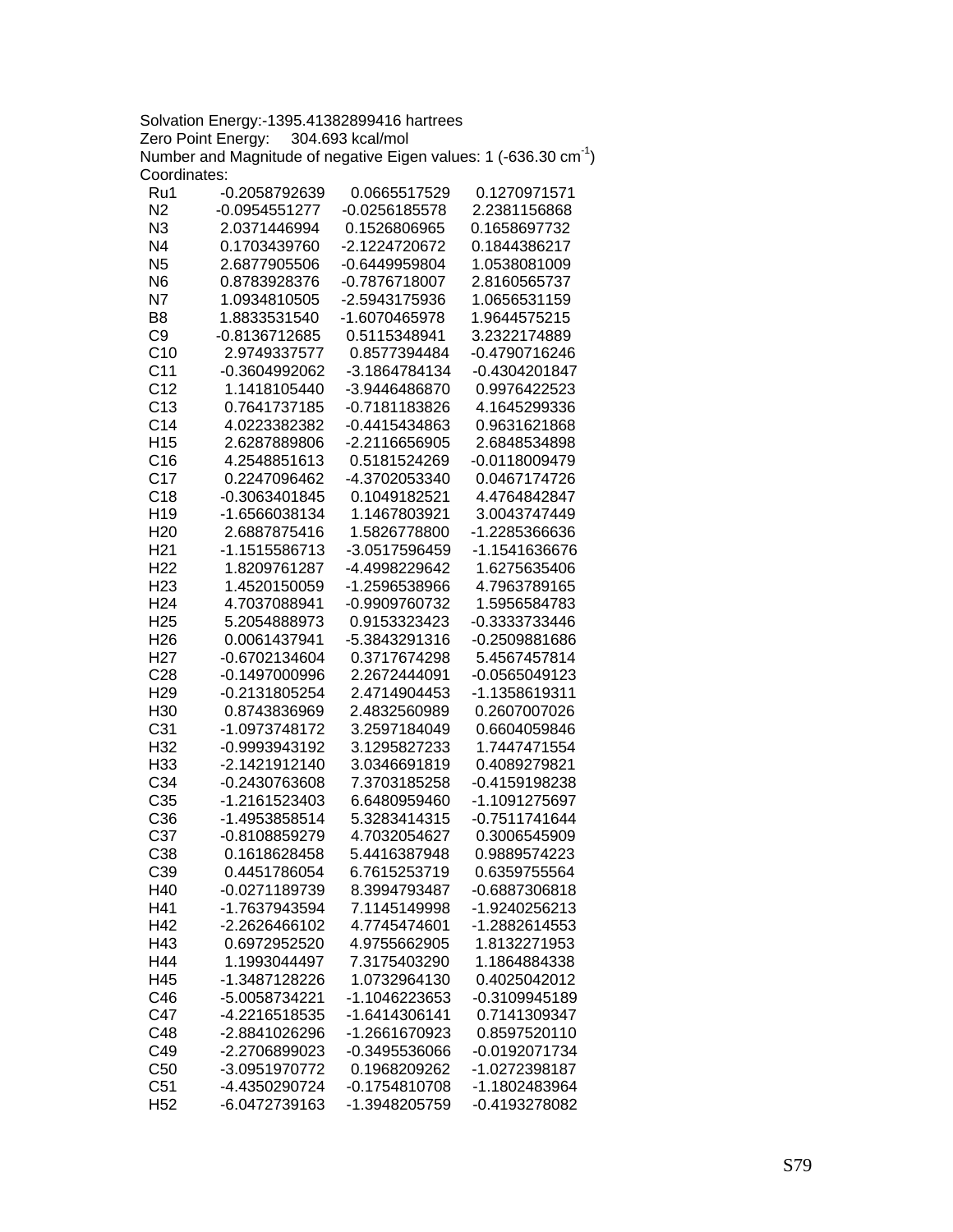Solvation Energy:-1395.41382899416 hartrees
Zero Point Energy: 304.693 kcal/mol
Number and Magnitude of negative Eigen values: 1 (-636.30 $cm^{-1}$)
Coordinates:

| | | | |
|---|---|---|---|
| Ru1 | -0.2058792639 | 0.0665517529 | 0.1270971571 |
| N2 | -0.0954551277 | -0.0256185578 | 2.2381156868 |
| N3 | 2.0371446994 | 0.1526806965 | 0.1658697732 |
| N4 | 0.1703439760 | -2.1224720672 | 0.1844386217 |
| N5 | 2.6877905506 | -0.6449959804 | 1.0538081009 |
| N6 | 0.8783928376 | -0.7876718007 | 2.8160565737 |
| N7 | 1.0934810505 | -2.5943175936 | 1.0656531159 |
| B8 | 1.8833531540 | -1.6070465978 | 1.9644575215 |
| C9 | -0.8136712685 | 0.5115348941 | 3.2322174889 |
| C10 | 2.9749337577 | 0.8577394484 | -0.4790716246 |
| C11 | -0.3604992062 | -3.1864784134 | -0.4304201847 |
| C12 | 1.1418105440 | -3.9446486870 | 0.9976422523 |
| C13 | 0.7641737185 | -0.7181183826 | 4.1645299336 |
| C14 | 4.0223382382 | -0.4415434863 | 0.9631621868 |
| H15 | 2.6287889806 | -2.2116656905 | 2.6848534898 |
| C16 | 4.2548851613 | 0.5181524269 | -0.0118009479 |
| C17 | 0.2247096462 | -4.3702053340 | 0.0467174726 |
| C18 | -0.3063401845 | 0.1049182521 | 4.4764842847 |
| H19 | -1.6566038134 | 1.1467803921 | 3.0043747449 |
| H20 | 2.6887875416 | 1.5826778800 | -1.2285366636 |
| H21 | -1.1515586713 | -3.0517596459 | -1.1541636676 |
| H22 | 1.8209761287 | -4.4998229642 | 1.6275635406 |
| H23 | 1.4520150059 | -1.2596538966 | 4.7963789165 |
| H24 | 4.7037088941 | -0.9909760732 | 1.5956584783 |
| H25 | 5.2054888973 | 0.9153323423 | -0.3333733446 |
| H26 | 0.0061437941 | -5.3843291316 | -0.2509881686 |
| H27 | -0.6702134604 | 0.3717674298 | 5.4567457814 |
| C28 | -0.1497000996 | 2.2672444091 | -0.0565049123 |
| H29 | -0.2131805254 | 2.4714904453 | -1.1358619311 |
| H30 | 0.8743836969 | 2.4832560989 | 0.2607007026 |
| C31 | -1.0973748172 | 3.2597184049 | 0.6604059846 |
| H32 | -0.9993943192 | 3.1295827233 | 1.7447471554 |
| H33 | -2.1421912140 | 3.0346691819 | 0.4089279821 |
| C34 | -0.2430763608 | 7.3703185258 | -0.4159198238 |
| C35 | -1.2161523403 | 6.6480959460 | -1.1091275697 |
| C36 | -1.4953858514 | 5.3283414315 | -0.7511741644 |
| C37 | -0.8108859279 | 4.7032054627 | 0.3006545909 |
| C38 | 0.1618628458 | 5.4416387948 | 0.9889574223 |
| C39 | 0.4451786054 | 6.7615253719 | 0.6359755564 |
| H40 | -0.0271189739 | 8.3994793487 | -0.6887306818 |
| H41 | -1.7637943594 | 7.1145149998 | -1.9240256213 |
| H42 | -2.2626466102 | 4.7745474601 | -1.2882614553 |
| H43 | 0.6972952520 | 4.9755662905 | 1.8132271953 |
| H44 | 1.1993044497 | 7.3175403290 | 1.1864884338 |
| H45 | -1.3487128226 | 1.0732964130 | 0.4025042012 |
| C46 | -5.0058734221 | -1.1046223653 | -0.3109945189 |
| C47 | -4.2216518535 | -1.6414306141 | 0.7141309347 |
| C48 | -2.8841026296 | -1.2661670923 | 0.8597520110 |
| C49 | -2.2706899023 | -0.3495536066 | -0.0192071734 |
| C50 | -3.0951970772 | 0.1968209262 | -1.0272398187 |
| C51 | -4.4350290724 | -0.1754810708 | -1.1802483964 |
| H52 | -6.0472739163 | -1.3948205759 | -0.4193278082 |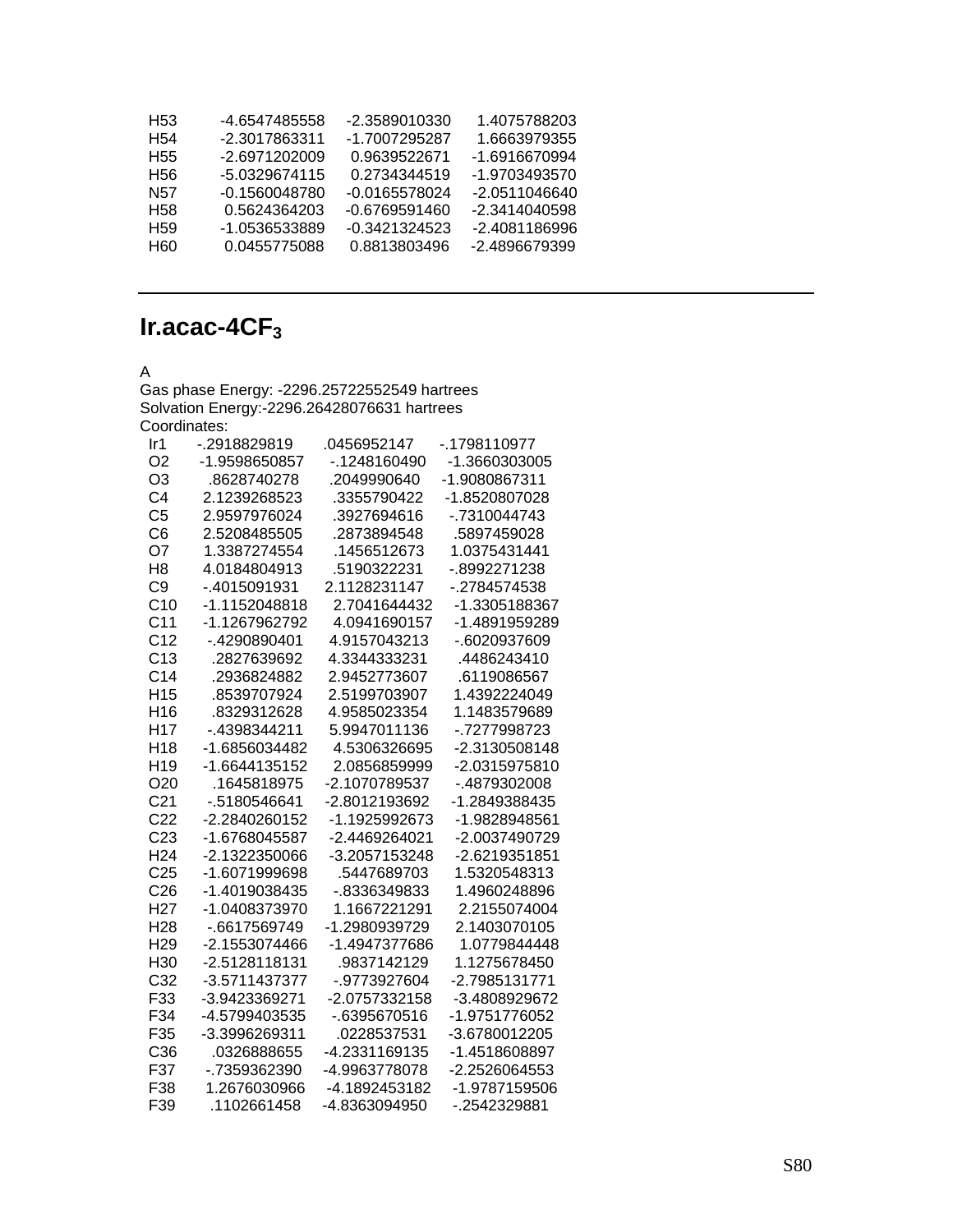| | | | |
|---|---|---|---|
| H53 | -4.6547485558 | -2.3589010330 | 1.4075788203 |
| H54 | -2.3017863311 | -1.7007295287 | 1.6663979355 |
| H55 | -2.6971202009 | 0.9639522671 | -1.6916670994 |
| H56 | -5.0329674115 | 0.2734344519 | -1.9703493570 |
| N57 | -0.1560048780 | -0.0165578024 | -2.0511046640 |
| H58 | 0.5624364203 | -0.6769591460 | -2.3414040598 |
| H59 | -1.0536533889 | -0.3421324523 | -2.4081186996 |
| H60 | 0.0455775088 | 0.8813803496 | -2.4896679399 |

---

## Ir.acac-4CF$_3$

A
Gas phase Energy: -2296.25722552549 hartrees
Solvation Energy:-2296.26428076631 hartrees
Coordinates:

| | | | |
|---|---|---|---|
| Ir1 | -.2918829819 | .0456952147 | -.1798110977 |
| O2 | -1.9598650857 | -.1248160490 | -1.3660303005 |
| O3 | .8628740278 | .2049990640 | -1.9080867311 |
| C4 | 2.1239268523 | .3355790422 | -1.8520807028 |
| C5 | 2.9597976024 | .3927694616 | -.7310044743 |
| C6 | 2.5208485505 | .2873894548 | .5897459028 |
| O7 | 1.3387274554 | .1456512673 | 1.0375431441 |
| H8 | 4.0184804913 | .5190322231 | -.8992271238 |
| C9 | -.4015091931 | 2.1128231147 | -.2784574538 |
| C10 | -1.1152048818 | 2.7041644432 | -1.3305188367 |
| C11 | -1.1267962792 | 4.0941690157 | -1.4891959289 |
| C12 | -.4290890401 | 4.9157043213 | -.6020937609 |
| C13 | .2827639692 | 4.3344333231 | .4486243410 |
| C14 | .2936824882 | 2.9452773607 | .6119086567 |
| H15 | .8539707924 | 2.5199703907 | 1.4392224049 |
| H16 | .8329312628 | 4.9585023354 | 1.1483579689 |
| H17 | -.4398344211 | 5.9947011136 | -.7277998723 |
| H18 | -1.6856034482 | 4.5306326695 | -2.3130508148 |
| H19 | -1.6644135152 | 2.0856859999 | -2.0315975810 |
| O20 | .1645818975 | -2.1070789537 | -.4879302008 |
| C21 | -.5180546641 | -2.8012193692 | -1.2849388435 |
| C22 | -2.2840260152 | -1.1925992673 | -1.9828948561 |
| C23 | -1.6768045587 | -2.4469264021 | -2.0037490729 |
| H24 | -2.1322350066 | -3.2057153248 | -2.6219351851 |
| C25 | -1.6071999698 | .5447689703 | 1.5320548313 |
| C26 | -1.4019038435 | -.8336349833 | 1.4960248896 |
| H27 | -1.0408373970 | 1.1667221291 | 2.2155074004 |
| H28 | -.6617569749 | -1.2980939729 | 2.1403070105 |
| H29 | -2.1553074466 | -1.4947377686 | 1.0779844448 |
| H30 | -2.5128118131 | .9837142129 | 1.1275678450 |
| C32 | -3.5711437377 | -.9773927604 | -2.7985131771 |
| F33 | -3.9423369271 | -2.0757332158 | -3.4808929672 |
| F34 | -4.5799403535 | -.6395670516 | -1.9751776052 |
| F35 | -3.3996269311 | .0228537531 | -3.6780012205 |
| C36 | .0326888655 | -4.2331169135 | -1.4518608897 |
| F37 | -.7359362390 | -4.9963778078 | -2.2526064553 |
| F38 | 1.2676030966 | -4.1892453182 | -1.9787159506 |
| F39 | .1102661458 | -4.8363094950 | -.2542329881 |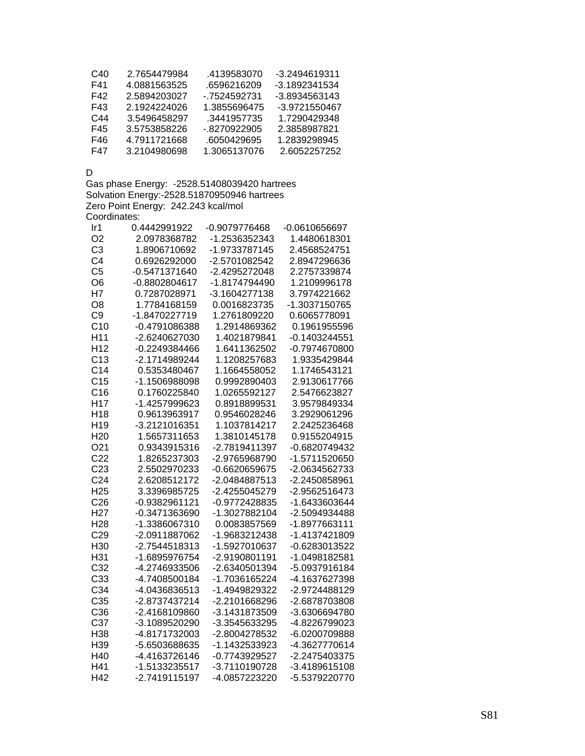```
C40    2.7654479984    .4139583070   -3.2494619311
F41    4.0881563525    .6596216209   -3.1892341534
F42    2.5894203027   -.7524592731   -3.8934563143
F43    2.1924224026   1.3855696475   -3.9721550467
C44    3.5496458297    .3441957735    1.7290429348
F45    3.5753858226   -.8270922905    2.3858987821
F46    4.7911721668    .6050429695    1.2839298945
F47    3.2104980698   1.3065137076    2.6052257252
```

D

Gas phase Energy: -2528.51408039420 hartrees
Solvation Energy:-2528.51870950946 hartrees
Zero Point Energy: 242.243 kcal/mol
Coordinates:

```
Ir1    0.4442991922   -0.9079776468   -0.0610656697
O2     2.0978368782   -1.2536352343    1.4480618301
C3     1.8906710692   -1.9733787145    2.4568524751
C4     0.6926292000   -2.5701082542    2.8947296636
C5    -0.5471371640   -2.4295272048    2.2757339874
O6    -0.8802804617   -1.8174794490    1.2109996178
H7     0.7287028971   -3.1604277138    3.7974221662
O8     1.7784168159    0.0016823735   -1.3037150765
C9    -1.8470227719    1.2761809220    0.6065778091
C10   -0.4791086388    1.2914869362    0.1961955596
H11   -2.6240627030    1.4021879841   -0.1403244551
H12   -0.2249384466    1.6411362502   -0.7974670800
C13   -2.1714989244    1.1208257683    1.9335429844
C14    0.5353480467    1.1664558052    1.1746543121
C15   -1.1506988098    0.9992890403    2.9130617766
C16    0.1760225840    1.0265592127    2.5476623827
H17   -1.4257999623    0.8918899531    3.9579849334
H18    0.9613963917    0.9546028246    3.2929061296
H19   -3.2121016351    1.1037814217    2.2425236468
H20    1.5657311653    1.3810145178    0.9155204915
O21    0.9343915316   -2.7819411397   -0.6820749432
C22    1.8265237303   -2.9765968790   -1.5711520650
C23    2.5502970233   -0.6620659675   -2.0634562733
C24    2.6208512172   -2.0484887513   -2.2450858961
H25    3.3396985725   -2.4255045279   -2.9562516473
C26   -0.9382961121   -0.9772428835   -1.6433603644
H27   -0.3471363690   -1.3027882104   -2.5094934488
H28   -1.3386067310    0.0083857569   -1.8977663111
C29   -2.0911887062   -1.9683212438   -1.4137421809
H30   -2.7544518313   -1.5927010637   -0.6283013522
H31   -1.6895976754   -2.9190801191   -1.0498182581
C32   -4.2746933506   -2.6340501394   -5.0937916184
C33   -4.7408500184   -1.7036165224   -4.1637627398
C34   -4.0436836513   -1.4949829322   -2.9724488129
C35   -2.8737437214   -2.2101668296   -2.6878703808
C36   -2.4168109860   -3.1431873509   -3.6306694780
C37   -3.1089520290   -3.3545633295   -4.8226799023
H38   -4.8171732003   -2.8004278532   -6.0200709888
H39   -5.6503688635   -1.1432533923   -4.3627770614
H40   -4.4163726146   -0.7743929527   -2.2475403375
H41   -1.5133235517   -3.7110190728   -3.4189615108
H42   -2.7419115197   -4.0857223220   -5.5379220770
```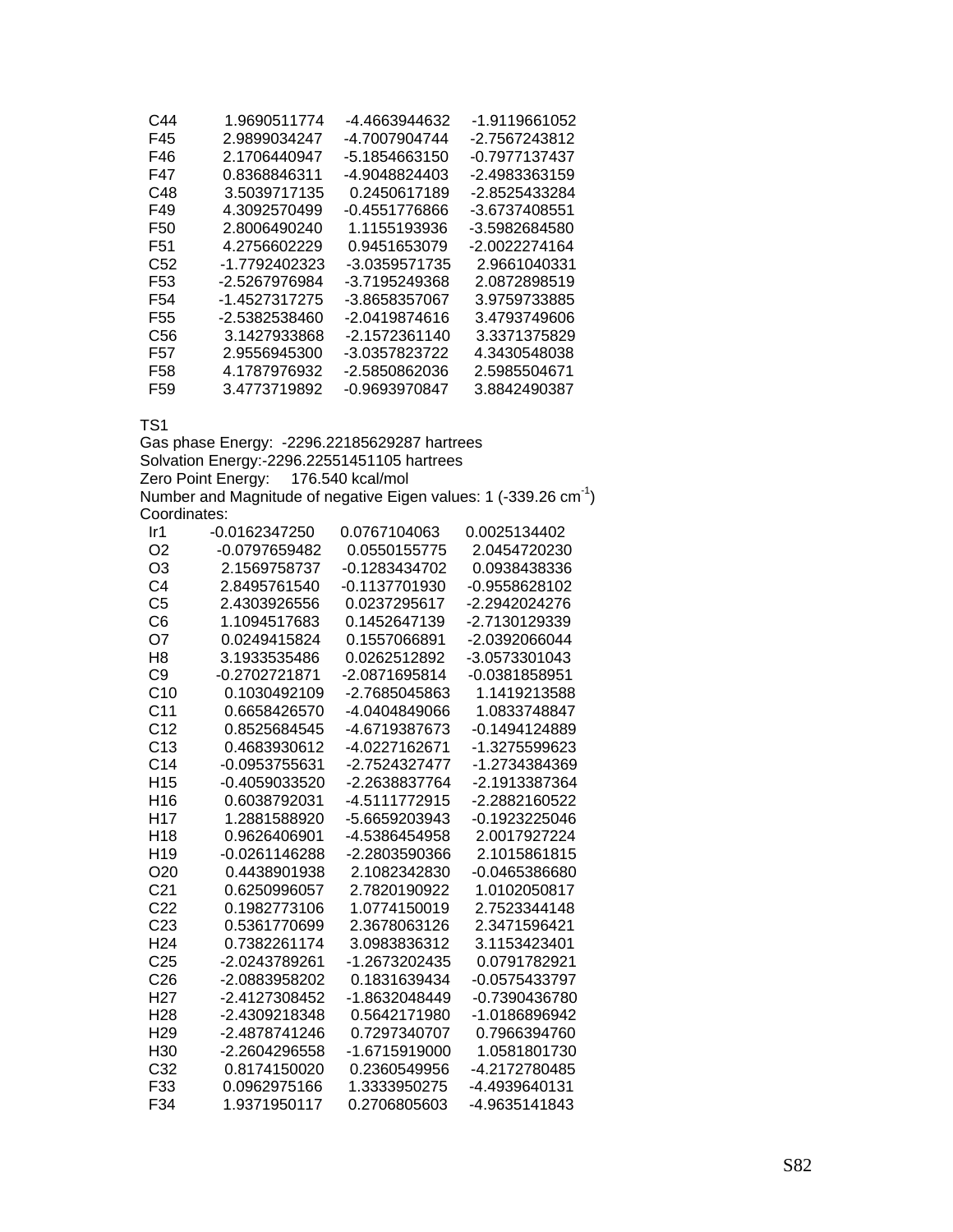| | | | |
|---|---|---|---|
| C44 | 1.9690511774 | -4.4663944632 | -1.9119661052 |
| F45 | 2.9899034247 | -4.7007904744 | -2.7567243812 |
| F46 | 2.1706440947 | -5.1854663150 | -0.7977137437 |
| F47 | 0.8368846311 | -4.9048824403 | -2.4983363159 |
| C48 | 3.5039717135 | 0.2450617189 | -2.8525433284 |
| F49 | 4.3092570499 | -0.4551776866 | -3.6737408551 |
| F50 | 2.8006490240 | 1.1155193936 | -3.5982684580 |
| F51 | 4.2756602229 | 0.9451653079 | -2.0022274164 |
| C52 | -1.7792402323 | -3.0359571735 | 2.9661040331 |
| F53 | -2.5267976984 | -3.7195249368 | 2.0872898519 |
| F54 | -1.4527317275 | -3.8658357067 | 3.9759733885 |
| F55 | -2.5382538460 | -2.0419874616 | 3.4793749606 |
| C56 | 3.1427933868 | -2.1572361140 | 3.3371375829 |
| F57 | 2.9556945300 | -3.0357823722 | 4.3430548038 |
| F58 | 4.1787976932 | -2.5850862036 | 2.5985504671 |
| F59 | 3.4773719892 | -0.9693970847 | 3.8842490387 |

TS1
Gas phase Energy: -2296.22185629287 hartrees
Solvation Energy:-2296.22551451105 hartrees
Zero Point Energy: 176.540 kcal/mol
Number and Magnitude of negative Eigen values: 1 (-339.26 $cm^{-1}$)
Coordinates:

| | | | |
|---|---|---|---|
| Ir1 | -0.0162347250 | 0.0767104063 | 0.0025134402 |
| O2 | -0.0797659482 | 0.0550155775 | 2.0454720230 |
| O3 | 2.1569758737 | -0.1283434702 | 0.0938438336 |
| C4 | 2.8495761540 | -0.1137701930 | -0.9558628102 |
| C5 | 2.4303926556 | 0.0237295617 | -2.2942024276 |
| C6 | 1.1094517683 | 0.1452647139 | -2.7130129339 |
| O7 | 0.0249415824 | 0.1557066891 | -2.0392066044 |
| H8 | 3.1933535486 | 0.0262512892 | -3.0573301043 |
| C9 | -0.2702721871 | -2.0871695814 | -0.0381858951 |
| C10 | 0.1030492109 | -2.7685045863 | 1.1419213588 |
| C11 | 0.6658426570 | -4.0404849066 | 1.0833748847 |
| C12 | 0.8525684545 | -4.6719387673 | -0.1494124889 |
| C13 | 0.4683930612 | -4.0227162671 | -1.3275599623 |
| C14 | -0.0953755631 | -2.7524327477 | -1.2734384369 |
| H15 | -0.4059033520 | -2.2638837764 | -2.1913387364 |
| H16 | 0.6038792031 | -4.5111772915 | -2.2882160522 |
| H17 | 1.2881588920 | -5.6659203943 | -0.1923225046 |
| H18 | 0.9626406901 | -4.5386454958 | 2.0017927224 |
| H19 | -0.0261146288 | -2.2803590366 | 2.1015861815 |
| O20 | 0.4438901938 | 2.1082342830 | -0.0465386680 |
| C21 | 0.6250996057 | 2.7820190922 | 1.0102050817 |
| C22 | 0.1982773106 | 1.0774150019 | 2.7523344148 |
| C23 | 0.5361770699 | 2.3678063126 | 2.3471596421 |
| H24 | 0.7382261174 | 3.0983836312 | 3.1153423401 |
| C25 | -2.0243789261 | -1.2673202435 | 0.0791782921 |
| C26 | -2.0883958202 | 0.1831639434 | -0.0575433797 |
| H27 | -2.4127308452 | -1.8632048449 | -0.7390436780 |
| H28 | -2.4309218348 | 0.5642171980 | -1.0186896942 |
| H29 | -2.4878741246 | 0.7297340707 | 0.7966394760 |
| H30 | -2.2604296558 | -1.6715919000 | 1.0581801730 |
| C32 | 0.8174150020 | 0.2360549956 | -4.2172780485 |
| F33 | 0.0962975166 | 1.3333950275 | -4.4939640131 |
| F34 | 1.9371950117 | 0.2706805603 | -4.9635141843 |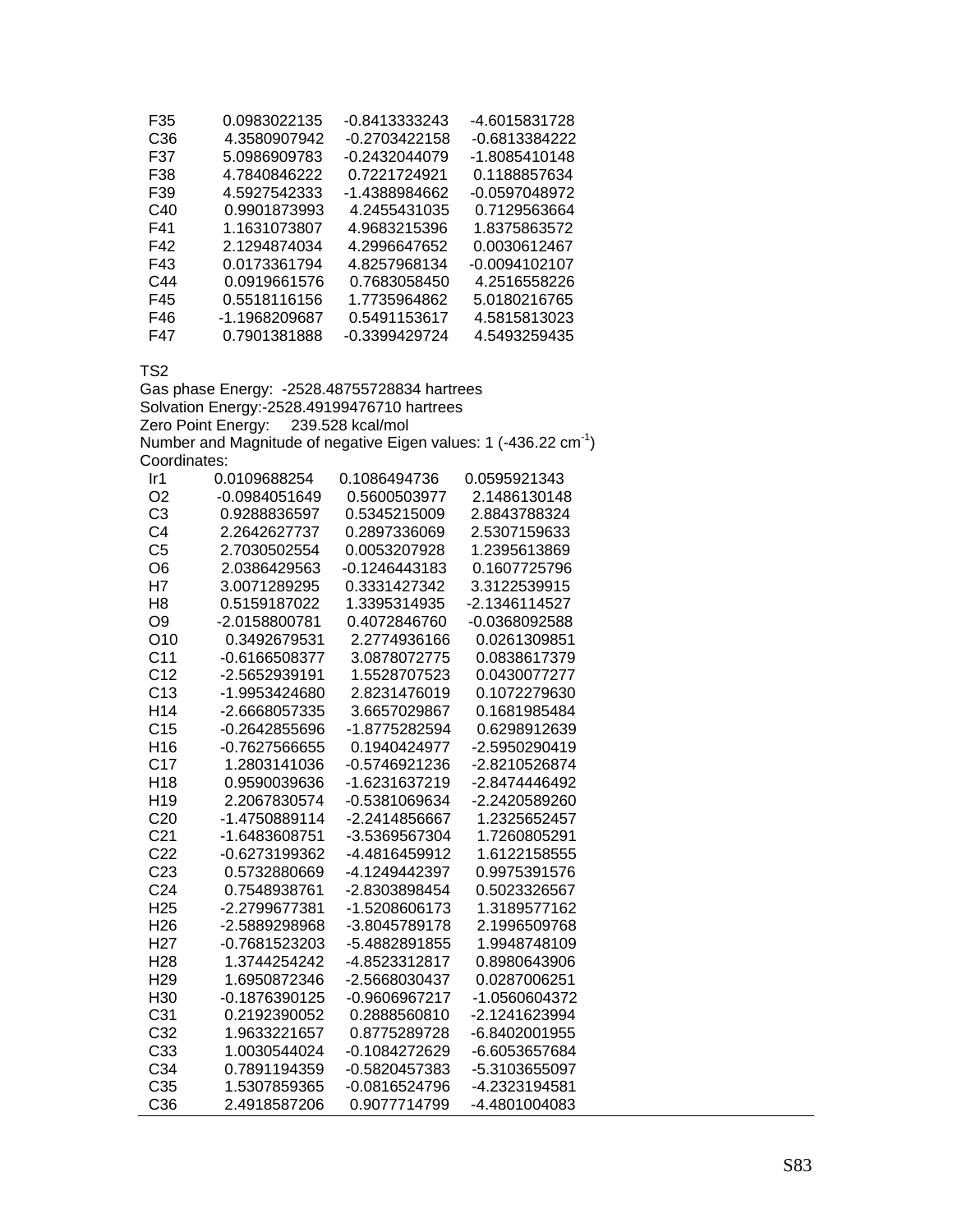| | | | |
|---|---|---|---|
| F35 | 0.0983022135 | -0.8413333243 | -4.6015831728 |
| C36 | 4.3580907942 | -0.2703422158 | -0.6813384222 |
| F37 | 5.0986909783 | -0.2432044079 | -1.8085410148 |
| F38 | 4.7840846222 | 0.7221724921 | 0.1188857634 |
| F39 | 4.5927542333 | -1.4388984662 | -0.0597048972 |
| C40 | 0.9901873993 | 4.2455431035 | 0.7129563664 |
| F41 | 1.1631073807 | 4.9683215396 | 1.8375863572 |
| F42 | 2.1294874034 | 4.2996647652 | 0.0030612467 |
| F43 | 0.0173361794 | 4.8257968134 | -0.0094102107 |
| C44 | 0.0919661576 | 0.7683058450 | 4.2516558226 |
| F45 | 0.5518116156 | 1.7735964862 | 5.0180216765 |
| F46 | -1.1968209687 | 0.5491153617 | 4.5815813023 |
| F47 | 0.7901381888 | -0.3399429724 | 4.5493259435 |

TS2

Gas phase Energy: -2528.48755728834 hartrees

Solvation Energy:-2528.49199476710 hartrees

Zero Point Energy: 239.528 kcal/mol

Number and Magnitude of negative Eigen values: 1 (-436.22 $cm^{-1}$)

Coordinates:

| | | | |
|---|---|---|---|
| Ir1 | 0.0109688254 | 0.1086494736 | 0.0595921343 |
| O2 | -0.0984051649 | 0.5600503977 | 2.1486130148 |
| C3 | 0.9288836597 | 0.5345215009 | 2.8843788324 |
| C4 | 2.2642627737 | 0.2897336069 | 2.5307159633 |
| C5 | 2.7030502554 | 0.0053207928 | 1.2395613869 |
| O6 | 2.0386429563 | -0.1246443183 | 0.1607725796 |
| H7 | 3.0071289295 | 0.3331427342 | 3.3122539915 |
| H8 | 0.5159187022 | 1.3395314935 | -2.1346114527 |
| O9 | -2.0158800781 | 0.4072846760 | -0.0368092588 |
| O10 | 0.3492679531 | 2.2774936166 | 0.0261309851 |
| C11 | -0.6166508377 | 3.0878072775 | 0.0838617379 |
| C12 | -2.5652939191 | 1.5528707523 | 0.0430077277 |
| C13 | -1.9953424680 | 2.8231476019 | 0.1072279630 |
| H14 | -2.6668057335 | 3.6657029867 | 0.1681985484 |
| C15 | -0.2642855696 | -1.8775282594 | 0.6298912639 |
| H16 | -0.7627566655 | 0.1940424977 | -2.5950290419 |
| C17 | 1.2803141036 | -0.5746921236 | -2.8210526874 |
| H18 | 0.9590039636 | -1.6231637219 | -2.8474446492 |
| H19 | 2.2067830574 | -0.5381069634 | -2.2420589260 |
| C20 | -1.4750889114 | -2.2414856667 | 1.2325652457 |
| C21 | -1.6483608751 | -3.5369567304 | 1.7260805291 |
| C22 | -0.6273199362 | -4.4816459912 | 1.6122158555 |
| C23 | 0.5732880669 | -4.1249442397 | 0.9975391576 |
| C24 | 0.7548938761 | -2.8303898454 | 0.5023326567 |
| H25 | -2.2799677381 | -1.5208606173 | 1.3189577162 |
| H26 | -2.5889298968 | -3.8045789178 | 2.1996509768 |
| H27 | -0.7681523203 | -5.4882891855 | 1.9948748109 |
| H28 | 1.3744254242 | -4.8523312817 | 0.8980643906 |
| H29 | 1.6950872346 | -2.5668030437 | 0.0287006251 |
| H30 | -0.1876390125 | -0.9606967217 | -1.0560604372 |
| C31 | 0.2192390052 | 0.2888560810 | -2.1241623994 |
| C32 | 1.9633221657 | 0.8775289728 | -6.8402001955 |
| C33 | 1.0030544024 | -0.1084272629 | -6.6053657684 |
| C34 | 0.7891194359 | -0.5820457383 | -5.3103655097 |
| C35 | 1.5307859365 | -0.0816524796 | -4.2323194581 |
| C36 | 2.4918587206 | 0.9077714799 | -4.4801004083 |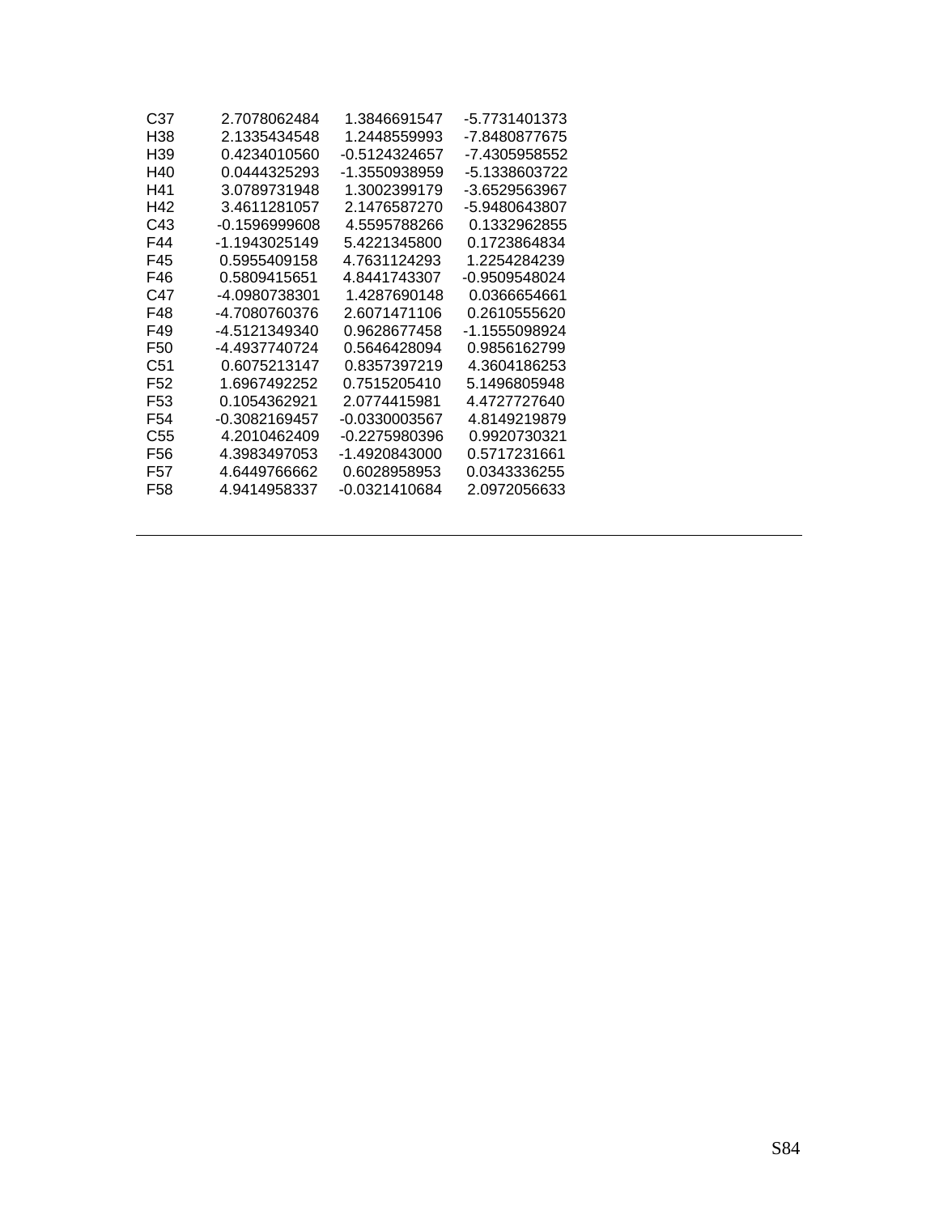| | | | |
|---|---|---|---|
| C37 | 2.7078062484 | 1.3846691547 | -5.7731401373 |
| H38 | 2.1335434548 | 1.2448559993 | -7.8480877675 |
| H39 | 0.4234010560 | -0.5124324657 | -7.4305958552 |
| H40 | 0.0444325293 | -1.3550938959 | -5.1338603722 |
| H41 | 3.0789731948 | 1.3002399179 | -3.6529563967 |
| H42 | 3.4611281057 | 2.1476587270 | -5.9480643807 |
| C43 | -0.1596999608 | 4.5595788266 | 0.1332962855 |
| F44 | -1.1943025149 | 5.4221345800 | 0.1723864834 |
| F45 | 0.5955409158 | 4.7631124293 | 1.2254284239 |
| F46 | 0.5809415651 | 4.8441743307 | -0.9509548024 |
| C47 | -4.0980738301 | 1.4287690148 | 0.0366654661 |
| F48 | -4.7080760376 | 2.6071471106 | 0.2610555620 |
| F49 | -4.5121349340 | 0.9628677458 | -1.1555098924 |
| F50 | -4.4937740724 | 0.5646428094 | 0.9856162799 |
| C51 | 0.6075213147 | 0.8357397219 | 4.3604186253 |
| F52 | 1.6967492252 | 0.7515205410 | 5.1496805948 |
| F53 | 0.1054362921 | 2.0774415981 | 4.4727727640 |
| F54 | -0.3082169457 | -0.0330003567 | 4.8149219879 |
| C55 | 4.2010462409 | -0.2275980396 | 0.9920730321 |
| F56 | 4.3983497053 | -1.4920843000 | 0.5717231661 |
| F57 | 4.6449766662 | 0.6028958953 | 0.0343336255 |
| F58 | 4.9414958337 | -0.0321410684 | 2.0972056633 |